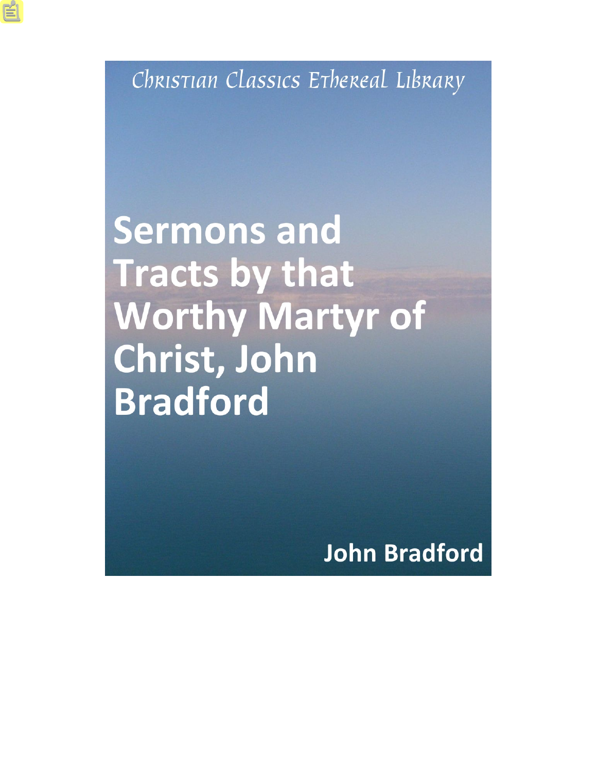Christian Classics Ethereal Library

# Sermons and Tracts by that Worthy Martyr of Christ, John Bradford

John Bradford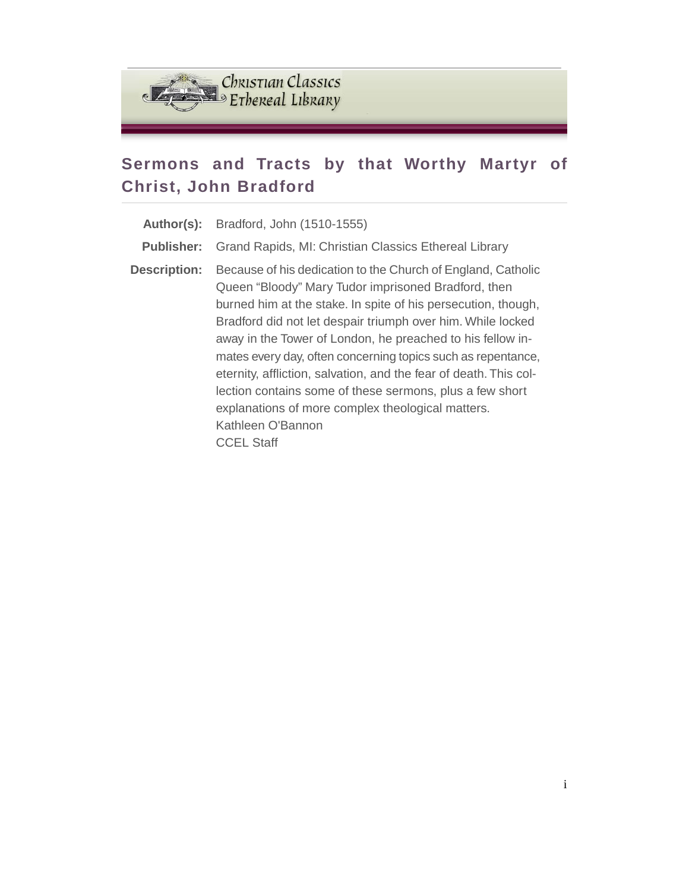# Sermons and Tracts by that Worthy Martyr of Christ, John Bradford

**Author(s):** Bradford, John (1510-1555)

**Publisher:** Grand Rapids, MI: Christian Classics Ethereal Library

**Description:** Because of his dedication to the Church of England, Catholic Queen "Bloody" Mary Tudor imprisoned Bradford, then burned him at the stake. In spite of his persecution, though, Bradford did not let despair triumph over him. While locked away in the Tower of London, he preached to his fellow inmates every day, often concerning topics such as repentance, eternity, affliction, salvation, and the fear of death. This collection contains some of these sermons, plus a few short explanations of more complex theological matters.
Kathleen O'Bannon
CCEL Staff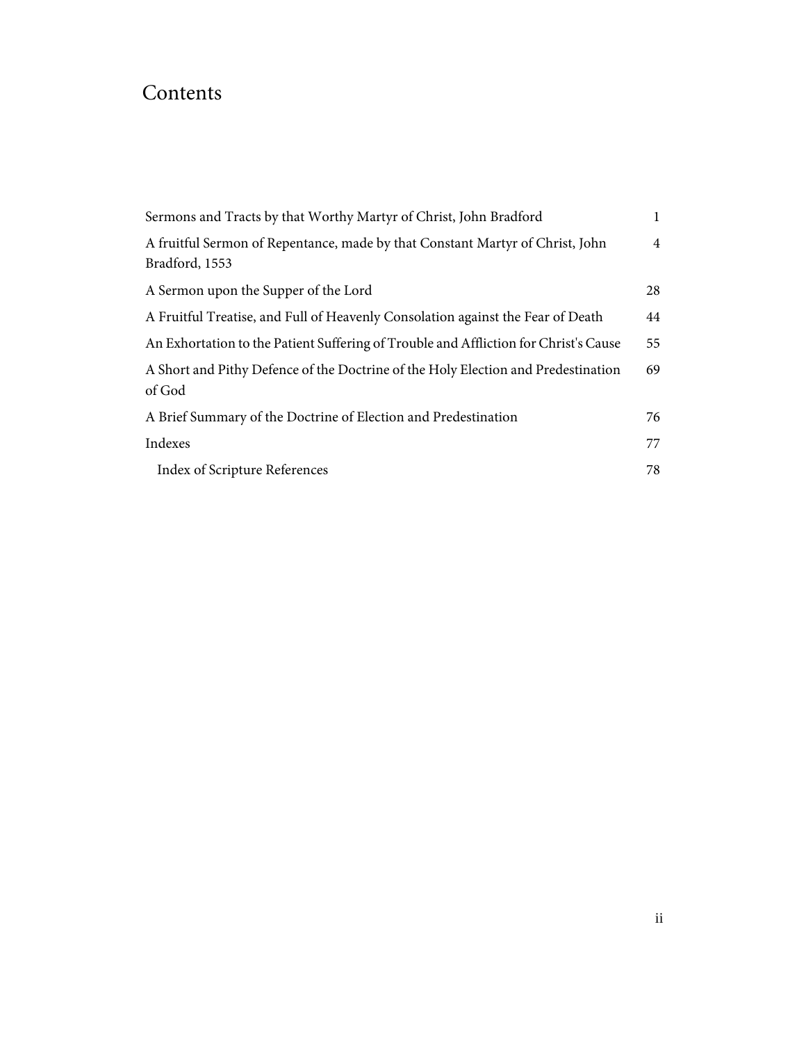# Contents

| | |
|---|---|
| Sermons and Tracts by that Worthy Martyr of Christ, John Bradford | 1 |
| A fruitful Sermon of Repentance, made by that Constant Martyr of Christ, John Bradford, 1553 | 4 |
| A Sermon upon the Supper of the Lord | 28 |
| A Fruitful Treatise, and Full of Heavenly Consolation against the Fear of Death | 44 |
| An Exhortation to the Patient Suffering of Trouble and Affliction for Christ's Cause | 55 |
| A Short and Pithy Defence of the Doctrine of the Holy Election and Predestination of God | 69 |
| A Brief Summary of the Doctrine of Election and Predestination | 76 |
| Indexes | 77 |
| Index of Scripture References | 78 |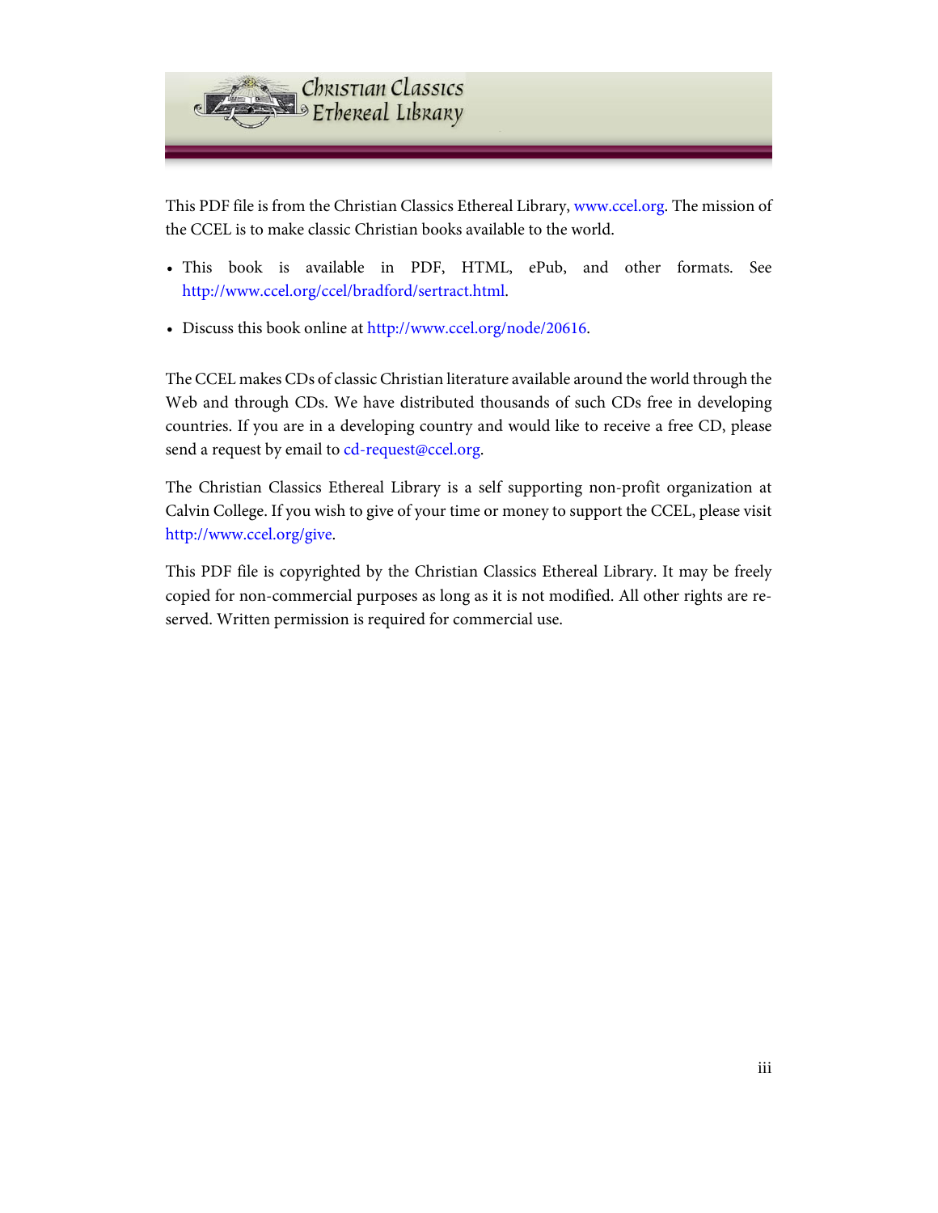This PDF file is from the Christian Classics Ethereal Library, www.ccel.org. The mission of the CCEL is to make classic Christian books available to the world.

- This book is available in PDF, HTML, ePub, and other formats. See http://www.ccel.org/ccel/bradford/sertract.html.
- Discuss this book online at http://www.ccel.org/node/20616.

The CCEL makes CDs of classic Christian literature available around the world through the Web and through CDs. We have distributed thousands of such CDs free in developing countries. If you are in a developing country and would like to receive a free CD, please send a request by email to cd-request@ccel.org.

The Christian Classics Ethereal Library is a self supporting non-profit organization at Calvin College. If you wish to give of your time or money to support the CCEL, please visit http://www.ccel.org/give.

This PDF file is copyrighted by the Christian Classics Ethereal Library. It may be freely copied for non-commercial purposes as long as it is not modified. All other rights are reserved. Written permission is required for commercial use.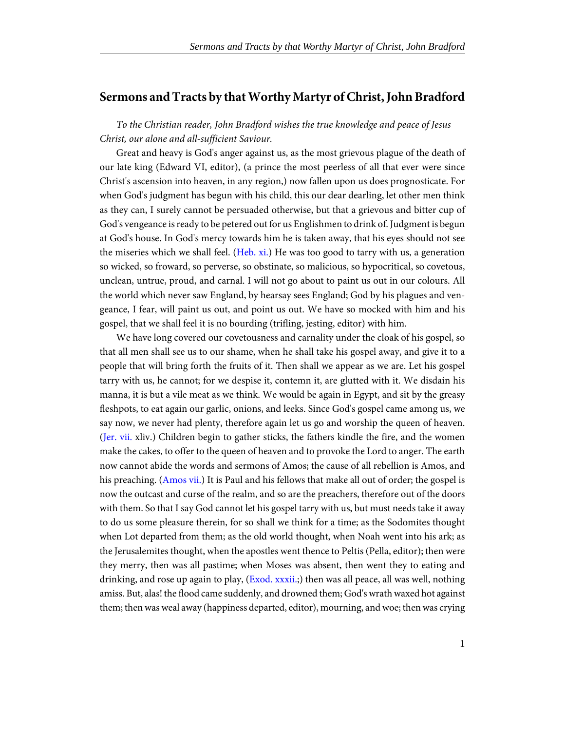# Sermons and Tracts by that Worthy Martyr of Christ, John Bradford

*To the Christian reader, John Bradford wishes the true knowledge and peace of Jesus Christ, our alone and all-sufficient Saviour.*

Great and heavy is God's anger against us, as the most grievous plague of the death of our late king (Edward VI, editor), (a prince the most peerless of all that ever were since Christ's ascension into heaven, in any region,) now fallen upon us does prognosticate. For when God's judgment has begun with his child, this our dear dearling, let other men think as they can, I surely cannot be persuaded otherwise, but that a grievous and bitter cup of God's vengeance is ready to be petered out for us Englishmen to drink of. Judgment is begun at God's house. In God's mercy towards him he is taken away, that his eyes should not see the miseries which we shall feel. (Heb. xi.) He was too good to tarry with us, a generation so wicked, so froward, so perverse, so obstinate, so malicious, so hypocritical, so covetous, unclean, untrue, proud, and carnal. I will not go about to paint us out in our colours. All the world which never saw England, by hearsay sees England; God by his plagues and vengeance, I fear, will paint us out, and point us out. We have so mocked with him and his gospel, that we shall feel it is no bourding (trifling, jesting, editor) with him.

We have long covered our covetousness and carnality under the cloak of his gospel, so that all men shall see us to our shame, when he shall take his gospel away, and give it to a people that will bring forth the fruits of it. Then shall we appear as we are. Let his gospel tarry with us, he cannot; for we despise it, contemn it, are glutted with it. We disdain his manna, it is but a vile meat as we think. We would be again in Egypt, and sit by the greasy fleshpots, to eat again our garlic, onions, and leeks. Since God's gospel came among us, we say now, we never had plenty, therefore again let us go and worship the queen of heaven. (Jer. vii. xliv.) Children begin to gather sticks, the fathers kindle the fire, and the women make the cakes, to offer to the queen of heaven and to provoke the Lord to anger. The earth now cannot abide the words and sermons of Amos; the cause of all rebellion is Amos, and his preaching. (Amos vii.) It is Paul and his fellows that make all out of order; the gospel is now the outcast and curse of the realm, and so are the preachers, therefore out of the doors with them. So that I say God cannot let his gospel tarry with us, but must needs take it away to do us some pleasure therein, for so shall we think for a time; as the Sodomites thought when Lot departed from them; as the old world thought, when Noah went into his ark; as the Jerusalemites thought, when the apostles went thence to Peltis (Pella, editor); then were they merry, then was all pastime; when Moses was absent, then went they to eating and drinking, and rose up again to play, (Exod. xxxii.;) then was all peace, all was well, nothing amiss. But, alas! the flood came suddenly, and drowned them; God's wrath waxed hot against them; then was weal away (happiness departed, editor), mourning, and woe; then was crying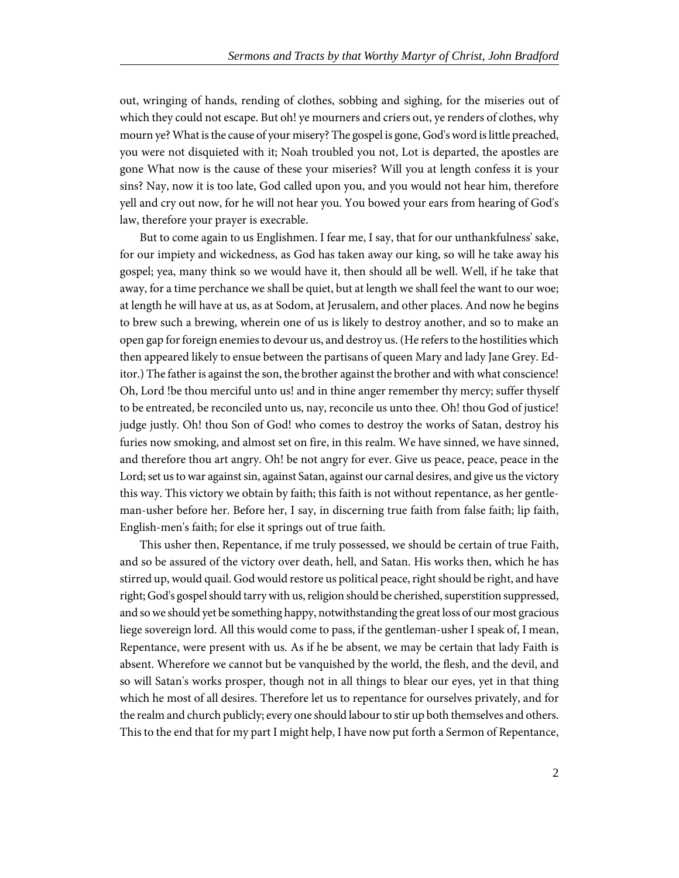out, wringing of hands, rending of clothes, sobbing and sighing, for the miseries out of which they could not escape. But oh! ye mourners and criers out, ye renders of clothes, why mourn ye? What is the cause of your misery? The gospel is gone, God's word is little preached, you were not disquieted with it; Noah troubled you not, Lot is departed, the apostles are gone What now is the cause of these your miseries? Will you at length confess it is your sins? Nay, now it is too late, God called upon you, and you would not hear him, therefore yell and cry out now, for he will not hear you. You bowed your ears from hearing of God's law, therefore your prayer is execrable.

But to come again to us Englishmen. I fear me, I say, that for our unthankfulness' sake, for our impiety and wickedness, as God has taken away our king, so will he take away his gospel; yea, many think so we would have it, then should all be well. Well, if he take that away, for a time perchance we shall be quiet, but at length we shall feel the want to our woe; at length he will have at us, as at Sodom, at Jerusalem, and other places. And now he begins to brew such a brewing, wherein one of us is likely to destroy another, and so to make an open gap for foreign enemies to devour us, and destroy us. (He refers to the hostilities which then appeared likely to ensue between the partisans of queen Mary and lady Jane Grey. Editor.) The father is against the son, the brother against the brother and with what conscience! Oh, Lord !be thou merciful unto us! and in thine anger remember thy mercy; suffer thyself to be entreated, be reconciled unto us, nay, reconcile us unto thee. Oh! thou God of justice! judge justly. Oh! thou Son of God! who comes to destroy the works of Satan, destroy his furies now smoking, and almost set on fire, in this realm. We have sinned, we have sinned, and therefore thou art angry. Oh! be not angry for ever. Give us peace, peace, peace in the Lord; set us to war against sin, against Satan, against our carnal desires, and give us the victory this way. This victory we obtain by faith; this faith is not without repentance, as her gentleman-usher before her. Before her, I say, in discerning true faith from false faith; lip faith, English-men's faith; for else it springs out of true faith.

This usher then, Repentance, if me truly possessed, we should be certain of true Faith, and so be assured of the victory over death, hell, and Satan. His works then, which he has stirred up, would quail. God would restore us political peace, right should be right, and have right; God's gospel should tarry with us, religion should be cherished, superstition suppressed, and so we should yet be something happy, notwithstanding the great loss of our most gracious liege sovereign lord. All this would come to pass, if the gentleman-usher I speak of, I mean, Repentance, were present with us. As if he be absent, we may be certain that lady Faith is absent. Wherefore we cannot but be vanquished by the world, the flesh, and the devil, and so will Satan's works prosper, though not in all things to blear our eyes, yet in that thing which he most of all desires. Therefore let us to repentance for ourselves privately, and for the realm and church publicly; every one should labour to stir up both themselves and others. This to the end that for my part I might help, I have now put forth a Sermon of Repentance,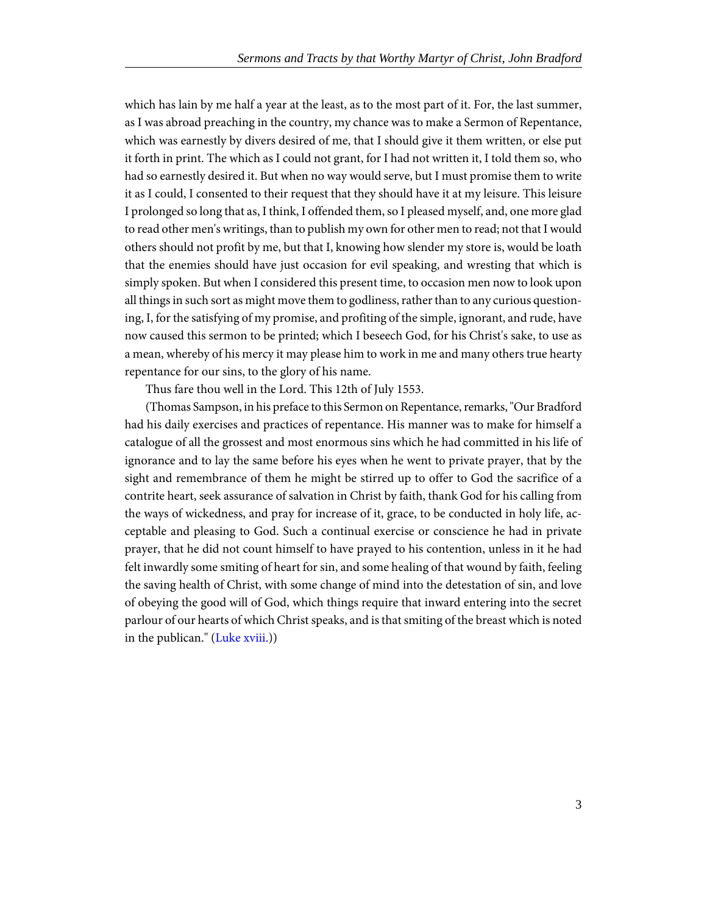which has lain by me half a year at the least, as to the most part of it. For, the last summer, as I was abroad preaching in the country, my chance was to make a Sermon of Repentance, which was earnestly by divers desired of me, that I should give it them written, or else put it forth in print. The which as I could not grant, for I had not written it, I told them so, who had so earnestly desired it. But when no way would serve, but I must promise them to write it as I could, I consented to their request that they should have it at my leisure. This leisure I prolonged so long that as, I think, I offended them, so I pleased myself, and, one more glad to read other men's writings, than to publish my own for other men to read; not that I would others should not profit by me, but that I, knowing how slender my store is, would be loath that the enemies should have just occasion for evil speaking, and wresting that which is simply spoken. But when I considered this present time, to occasion men now to look upon all things in such sort as might move them to godliness, rather than to any curious questioning, I, for the satisfying of my promise, and profiting of the simple, ignorant, and rude, have now caused this sermon to be printed; which I beseech God, for his Christ's sake, to use as a mean, whereby of his mercy it may please him to work in me and many others true hearty repentance for our sins, to the glory of his name.

Thus fare thou well in the Lord. This 12th of July 1553.

(Thomas Sampson, in his preface to this Sermon on Repentance, remarks, "Our Bradford had his daily exercises and practices of repentance. His manner was to make for himself a catalogue of all the grossest and most enormous sins which he had committed in his life of ignorance and to lay the same before his eyes when he went to private prayer, that by the sight and remembrance of them he might be stirred up to offer to God the sacrifice of a contrite heart, seek assurance of salvation in Christ by faith, thank God for his calling from the ways of wickedness, and pray for increase of it, grace, to be conducted in holy life, acceptable and pleasing to God. Such a continual exercise or conscience he had in private prayer, that he did not count himself to have prayed to his contention, unless in it he had felt inwardly some smiting of heart for sin, and some healing of that wound by faith, feeling the saving health of Christ, with some change of mind into the detestation of sin, and love of obeying the good will of God, which things require that inward entering into the secret parlour of our hearts of which Christ speaks, and is that smiting of the breast which is noted in the publican." (Luke xviii.))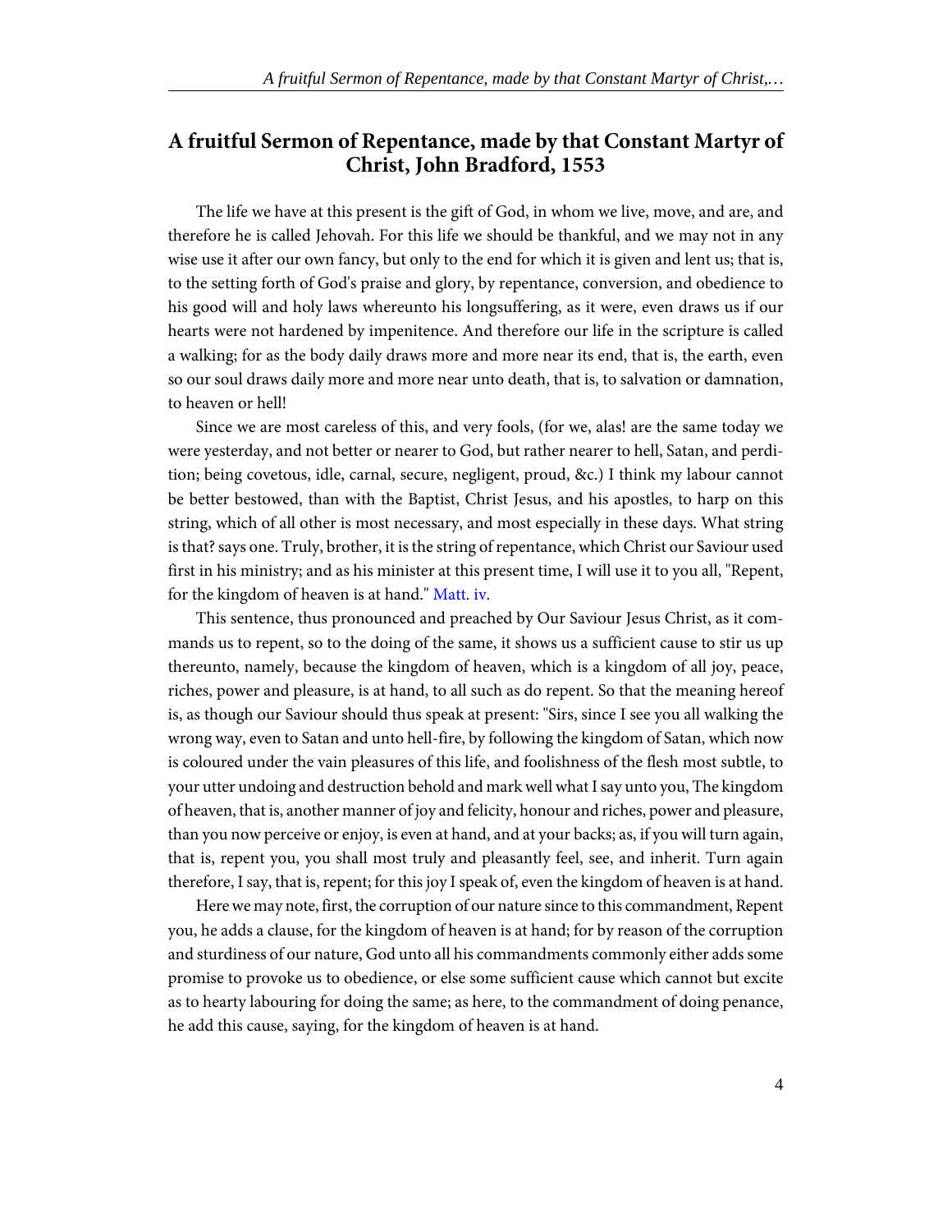## A fruitful Sermon of Repentance, made by that Constant Martyr of Christ, John Bradford, 1553

The life we have at this present is the gift of God, in whom we live, move, and are, and therefore he is called Jehovah. For this life we should be thankful, and we may not in any wise use it after our own fancy, but only to the end for which it is given and lent us; that is, to the setting forth of God's praise and glory, by repentance, conversion, and obedience to his good will and holy laws whereunto his longsuffering, as it were, even draws us if our hearts were not hardened by impenitence. And therefore our life in the scripture is called a walking; for as the body daily draws more and more near its end, that is, the earth, even so our soul draws daily more and more near unto death, that is, to salvation or damnation, to heaven or hell!

Since we are most careless of this, and very fools, (for we, alas! are the same today we were yesterday, and not better or nearer to God, but rather nearer to hell, Satan, and perdition; being covetous, idle, carnal, secure, negligent, proud, &c.) I think my labour cannot be better bestowed, than with the Baptist, Christ Jesus, and his apostles, to harp on this string, which of all other is most necessary, and most especially in these days. What string is that? says one. Truly, brother, it is the string of repentance, which Christ our Saviour used first in his ministry; and as his minister at this present time, I will use it to you all, "Repent, for the kingdom of heaven is at hand." Matt. iv.

This sentence, thus pronounced and preached by Our Saviour Jesus Christ, as it commands us to repent, so to the doing of the same, it shows us a sufficient cause to stir us up thereunto, namely, because the kingdom of heaven, which is a kingdom of all joy, peace, riches, power and pleasure, is at hand, to all such as do repent. So that the meaning hereof is, as though our Saviour should thus speak at present: "Sirs, since I see you all walking the wrong way, even to Satan and unto hell-fire, by following the kingdom of Satan, which now is coloured under the vain pleasures of this life, and foolishness of the flesh most subtle, to your utter undoing and destruction behold and mark well what I say unto you, The kingdom of heaven, that is, another manner of joy and felicity, honour and riches, power and pleasure, than you now perceive or enjoy, is even at hand, and at your backs; as, if you will turn again, that is, repent you, you shall most truly and pleasantly feel, see, and inherit. Turn again therefore, I say, that is, repent; for this joy I speak of, even the kingdom of heaven is at hand.

Here we may note, first, the corruption of our nature since to this commandment, Repent you, he adds a clause, for the kingdom of heaven is at hand; for by reason of the corruption and sturdiness of our nature, God unto all his commandments commonly either adds some promise to provoke us to obedience, or else some sufficient cause which cannot but excite as to hearty labouring for doing the same; as here, to the commandment of doing penance, he add this cause, saying, for the kingdom of heaven is at hand.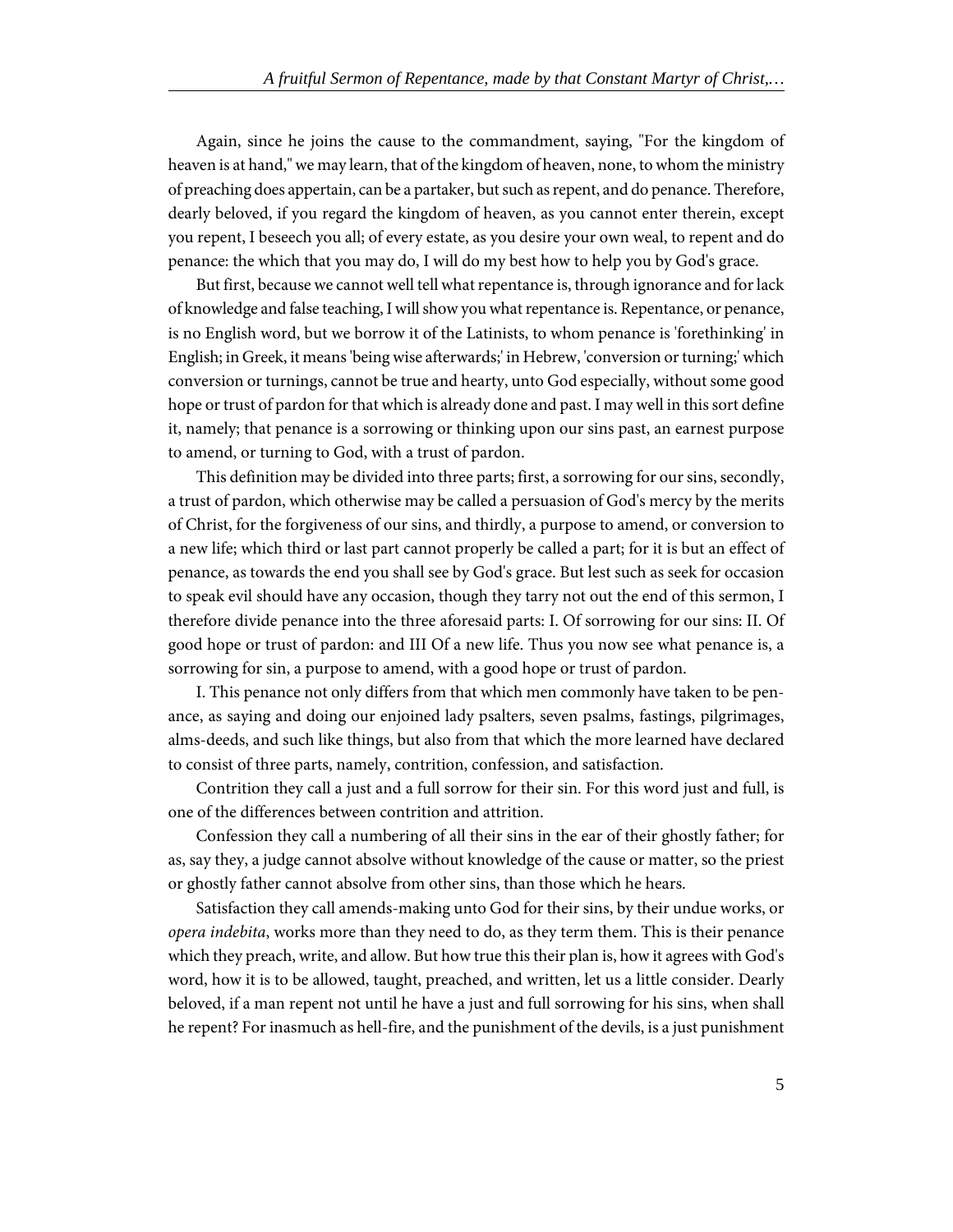Again, since he joins the cause to the commandment, saying, "For the kingdom of heaven is at hand," we may learn, that of the kingdom of heaven, none, to whom the ministry of preaching does appertain, can be a partaker, but such as repent, and do penance. Therefore, dearly beloved, if you regard the kingdom of heaven, as you cannot enter therein, except you repent, I beseech you all; of every estate, as you desire your own weal, to repent and do penance: the which that you may do, I will do my best how to help you by God's grace.

But first, because we cannot well tell what repentance is, through ignorance and for lack of knowledge and false teaching, I will show you what repentance is. Repentance, or penance, is no English word, but we borrow it of the Latinists, to whom penance is 'forethinking' in English; in Greek, it means 'being wise afterwards;' in Hebrew, 'conversion or turning;' which conversion or turnings, cannot be true and hearty, unto God especially, without some good hope or trust of pardon for that which is already done and past. I may well in this sort define it, namely; that penance is a sorrowing or thinking upon our sins past, an earnest purpose to amend, or turning to God, with a trust of pardon.

This definition may be divided into three parts; first, a sorrowing for our sins, secondly, a trust of pardon, which otherwise may be called a persuasion of God's mercy by the merits of Christ, for the forgiveness of our sins, and thirdly, a purpose to amend, or conversion to a new life; which third or last part cannot properly be called a part; for it is but an effect of penance, as towards the end you shall see by God's grace. But lest such as seek for occasion to speak evil should have any occasion, though they tarry not out the end of this sermon, I therefore divide penance into the three aforesaid parts: I. Of sorrowing for our sins: II. Of good hope or trust of pardon: and III Of a new life. Thus you now see what penance is, a sorrowing for sin, a purpose to amend, with a good hope or trust of pardon.

I. This penance not only differs from that which men commonly have taken to be penance, as saying and doing our enjoined lady psalters, seven psalms, fastings, pilgrimages, alms-deeds, and such like things, but also from that which the more learned have declared to consist of three parts, namely, contrition, confession, and satisfaction.

Contrition they call a just and a full sorrow for their sin. For this word just and full, is one of the differences between contrition and attrition.

Confession they call a numbering of all their sins in the ear of their ghostly father; for as, say they, a judge cannot absolve without knowledge of the cause or matter, so the priest or ghostly father cannot absolve from other sins, than those which he hears.

Satisfaction they call amends-making unto God for their sins, by their undue works, or *opera indebita*, works more than they need to do, as they term them. This is their penance which they preach, write, and allow. But how true this their plan is, how it agrees with God's word, how it is to be allowed, taught, preached, and written, let us a little consider. Dearly beloved, if a man repent not until he have a just and full sorrowing for his sins, when shall he repent? For inasmuch as hell-fire, and the punishment of the devils, is a just punishment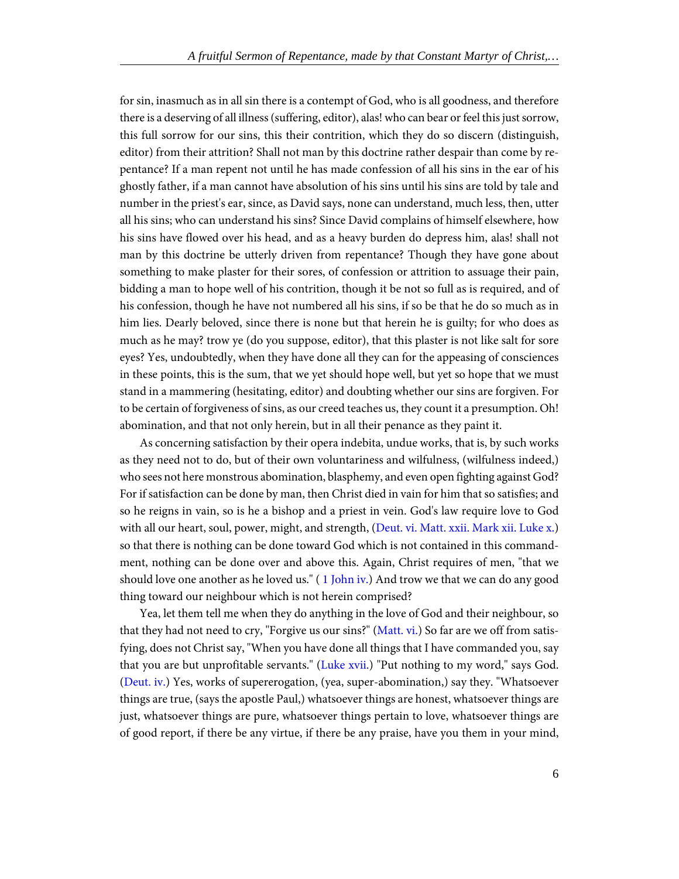for sin, inasmuch as in all sin there is a contempt of God, who is all goodness, and therefore there is a deserving of all illness (suffering, editor), alas! who can bear or feel this just sorrow, this full sorrow for our sins, this their contrition, which they do so discern (distinguish, editor) from their attrition? Shall not man by this doctrine rather despair than come by repentance? If a man repent not until he has made confession of all his sins in the ear of his ghostly father, if a man cannot have absolution of his sins until his sins are told by tale and number in the priest's ear, since, as David says, none can understand, much less, then, utter all his sins; who can understand his sins? Since David complains of himself elsewhere, how his sins have flowed over his head, and as a heavy burden do depress him, alas! shall not man by this doctrine be utterly driven from repentance? Though they have gone about something to make plaster for their sores, of confession or attrition to assuage their pain, bidding a man to hope well of his contrition, though it be not so full as is required, and of his confession, though he have not numbered all his sins, if so be that he do so much as in him lies. Dearly beloved, since there is none but that herein he is guilty; for who does as much as he may? trow ye (do you suppose, editor), that this plaster is not like salt for sore eyes? Yes, undoubtedly, when they have done all they can for the appeasing of consciences in these points, this is the sum, that we yet should hope well, but yet so hope that we must stand in a mammering (hesitating, editor) and doubting whether our sins are forgiven. For to be certain of forgiveness of sins, as our creed teaches us, they count it a presumption. Oh! abomination, and that not only herein, but in all their penance as they paint it.

As concerning satisfaction by their opera indebita, undue works, that is, by such works as they need not to do, but of their own voluntariness and wilfulness, (wilfulness indeed,) who sees not here monstrous abomination, blasphemy, and even open fighting against God? For if satisfaction can be done by man, then Christ died in vain for him that so satisfies; and so he reigns in vain, so is he a bishop and a priest in vein. God's law require love to God with all our heart, soul, power, might, and strength, (Deut. vi. Matt. xxii. Mark xii. Luke x.) so that there is nothing can be done toward God which is not contained in this commandment, nothing can be done over and above this. Again, Christ requires of men, "that we should love one another as he loved us." ( 1 John iv.) And trow we that we can do any good thing toward our neighbour which is not herein comprised?

Yea, let them tell me when they do anything in the love of God and their neighbour, so that they had not need to cry, "Forgive us our sins?" (Matt. vi.) So far are we off from satisfying, does not Christ say, "When you have done all things that I have commanded you, say that you are but unprofitable servants." (Luke xvii.) "Put nothing to my word," says God. (Deut. iv.) Yes, works of supererogation, (yea, super-abomination,) say they. "Whatsoever things are true, (says the apostle Paul,) whatsoever things are honest, whatsoever things are just, whatsoever things are pure, whatsoever things pertain to love, whatsoever things are of good report, if there be any virtue, if there be any praise, have you them in your mind,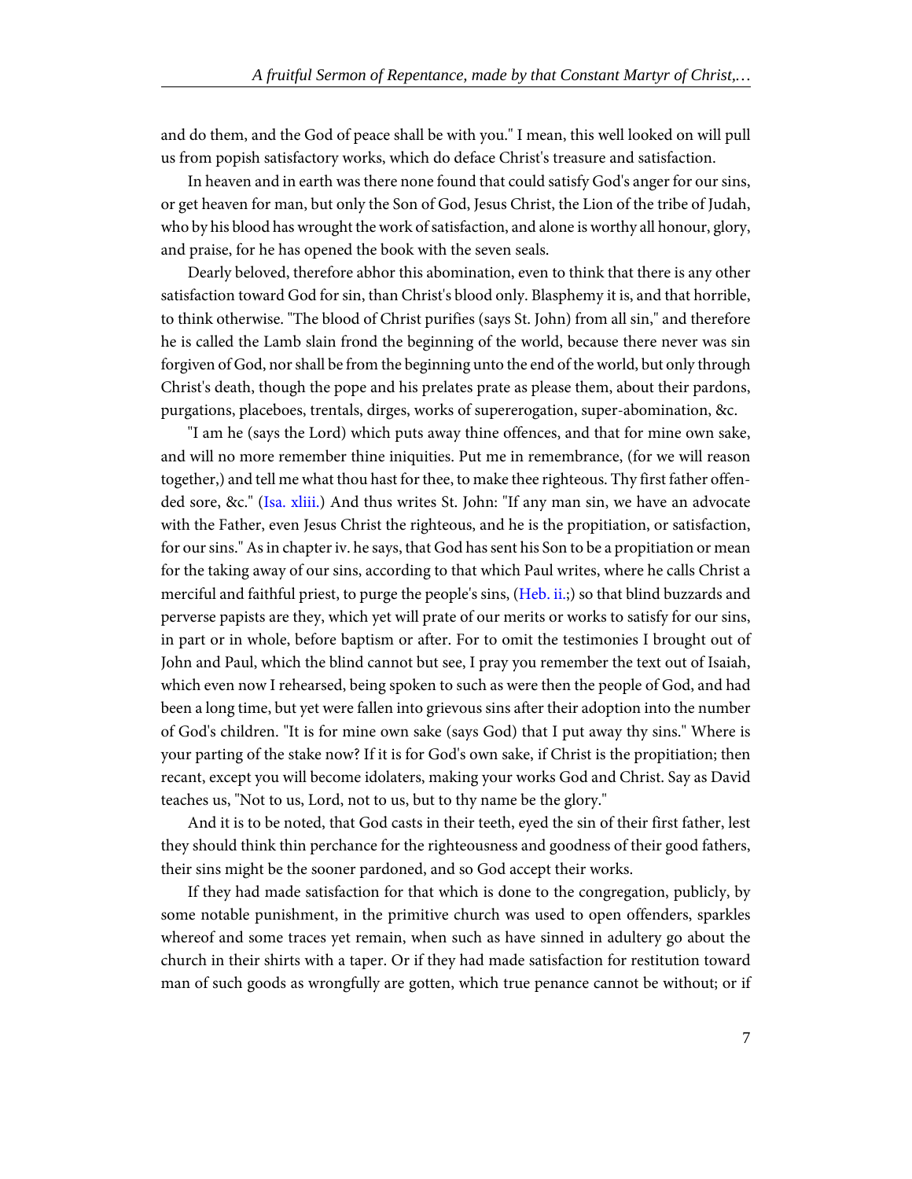and do them, and the God of peace shall be with you." I mean, this well looked on will pull us from popish satisfactory works, which do deface Christ's treasure and satisfaction.

In heaven and in earth was there none found that could satisfy God's anger for our sins, or get heaven for man, but only the Son of God, Jesus Christ, the Lion of the tribe of Judah, who by his blood has wrought the work of satisfaction, and alone is worthy all honour, glory, and praise, for he has opened the book with the seven seals.

Dearly beloved, therefore abhor this abomination, even to think that there is any other satisfaction toward God for sin, than Christ's blood only. Blasphemy it is, and that horrible, to think otherwise. "The blood of Christ purifies (says St. John) from all sin," and therefore he is called the Lamb slain frond the beginning of the world, because there never was sin forgiven of God, nor shall be from the beginning unto the end of the world, but only through Christ's death, though the pope and his prelates prate as please them, about their pardons, purgations, placeboes, trentals, dirges, works of supererogation, super-abomination, &c.

"I am he (says the Lord) which puts away thine offences, and that for mine own sake, and will no more remember thine iniquities. Put me in remembrance, (for we will reason together,) and tell me what thou hast for thee, to make thee righteous. Thy first father offended sore, &c." (Isa. xliii.) And thus writes St. John: "If any man sin, we have an advocate with the Father, even Jesus Christ the righteous, and he is the propitiation, or satisfaction, for our sins." As in chapter iv. he says, that God has sent his Son to be a propitiation or mean for the taking away of our sins, according to that which Paul writes, where he calls Christ a merciful and faithful priest, to purge the people's sins, (Heb. ii.;) so that blind buzzards and perverse papists are they, which yet will prate of our merits or works to satisfy for our sins, in part or in whole, before baptism or after. For to omit the testimonies I brought out of John and Paul, which the blind cannot but see, I pray you remember the text out of Isaiah, which even now I rehearsed, being spoken to such as were then the people of God, and had been a long time, but yet were fallen into grievous sins after their adoption into the number of God's children. "It is for mine own sake (says God) that I put away thy sins." Where is your parting of the stake now? If it is for God's own sake, if Christ is the propitiation; then recant, except you will become idolaters, making your works God and Christ. Say as David teaches us, "Not to us, Lord, not to us, but to thy name be the glory."

And it is to be noted, that God casts in their teeth, eyed the sin of their first father, lest they should think thin perchance for the righteousness and goodness of their good fathers, their sins might be the sooner pardoned, and so God accept their works.

If they had made satisfaction for that which is done to the congregation, publicly, by some notable punishment, in the primitive church was used to open offenders, sparkles whereof and some traces yet remain, when such as have sinned in adultery go about the church in their shirts with a taper. Or if they had made satisfaction for restitution toward man of such goods as wrongfully are gotten, which true penance cannot be without; or if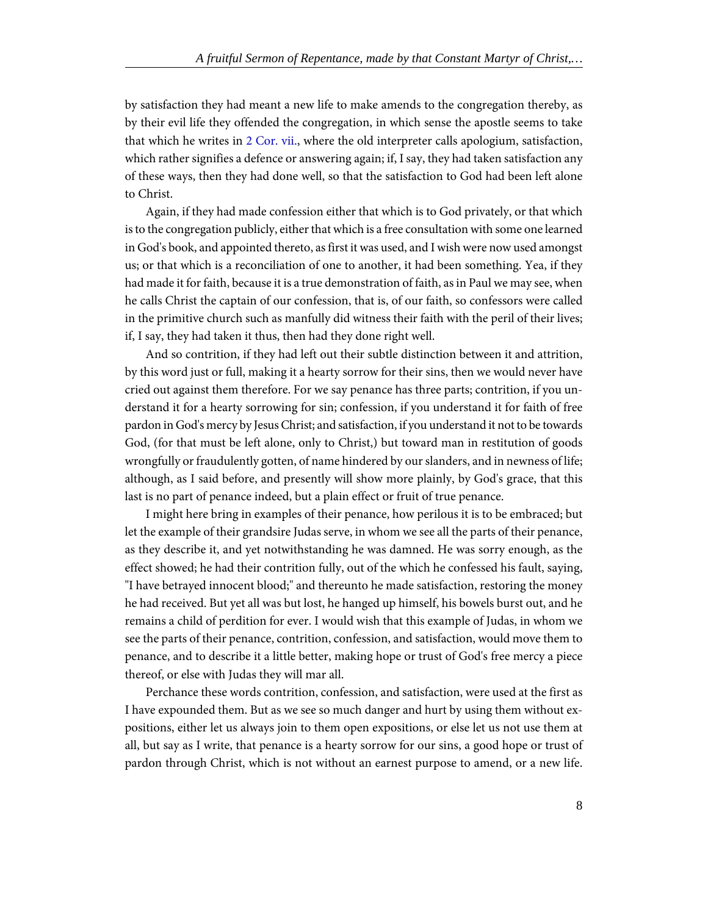by satisfaction they had meant a new life to make amends to the congregation thereby, as by their evil life they offended the congregation, in which sense the apostle seems to take that which he writes in 2 Cor. vii., where the old interpreter calls apologium, satisfaction, which rather signifies a defence or answering again; if, I say, they had taken satisfaction any of these ways, then they had done well, so that the satisfaction to God had been left alone to Christ.

Again, if they had made confession either that which is to God privately, or that which is to the congregation publicly, either that which is a free consultation with some one learned in God's book, and appointed thereto, as first it was used, and I wish were now used amongst us; or that which is a reconciliation of one to another, it had been something. Yea, if they had made it for faith, because it is a true demonstration of faith, as in Paul we may see, when he calls Christ the captain of our confession, that is, of our faith, so confessors were called in the primitive church such as manfully did witness their faith with the peril of their lives; if, I say, they had taken it thus, then had they done right well.

And so contrition, if they had left out their subtle distinction between it and attrition, by this word just or full, making it a hearty sorrow for their sins, then we would never have cried out against them therefore. For we say penance has three parts; contrition, if you understand it for a hearty sorrowing for sin; confession, if you understand it for faith of free pardon in God's mercy by Jesus Christ; and satisfaction, if you understand it not to be towards God, (for that must be left alone, only to Christ,) but toward man in restitution of goods wrongfully or fraudulently gotten, of name hindered by our slanders, and in newness of life; although, as I said before, and presently will show more plainly, by God's grace, that this last is no part of penance indeed, but a plain effect or fruit of true penance.

I might here bring in examples of their penance, how perilous it is to be embraced; but let the example of their grandsire Judas serve, in whom we see all the parts of their penance, as they describe it, and yet notwithstanding he was damned. He was sorry enough, as the effect showed; he had their contrition fully, out of the which he confessed his fault, saying, "I have betrayed innocent blood;" and thereunto he made satisfaction, restoring the money he had received. But yet all was but lost, he hanged up himself, his bowels burst out, and he remains a child of perdition for ever. I would wish that this example of Judas, in whom we see the parts of their penance, contrition, confession, and satisfaction, would move them to penance, and to describe it a little better, making hope or trust of God's free mercy a piece thereof, or else with Judas they will mar all.

Perchance these words contrition, confession, and satisfaction, were used at the first as I have expounded them. But as we see so much danger and hurt by using them without expositions, either let us always join to them open expositions, or else let us not use them at all, but say as I write, that penance is a hearty sorrow for our sins, a good hope or trust of pardon through Christ, which is not without an earnest purpose to amend, or a new life.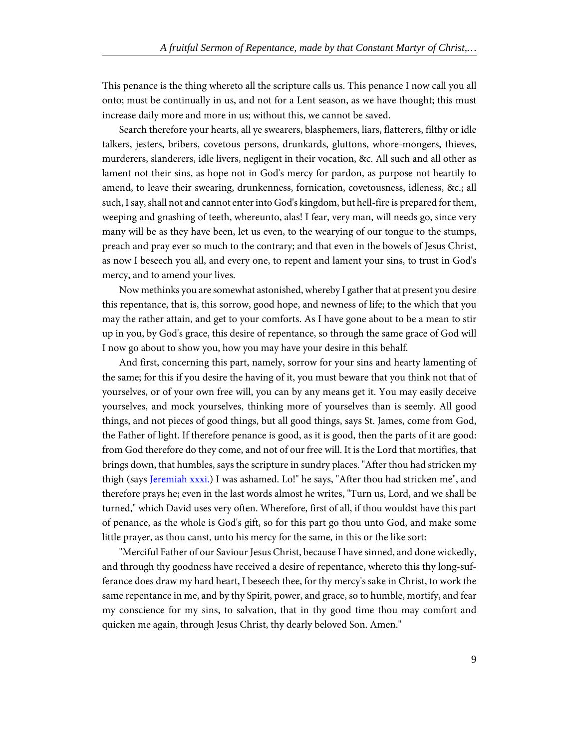This penance is the thing whereto all the scripture calls us. This penance I now call you all onto; must be continually in us, and not for a Lent season, as we have thought; this must increase daily more and more in us; without this, we cannot be saved.

Search therefore your hearts, all ye swearers, blasphemers, liars, flatterers, filthy or idle talkers, jesters, bribers, covetous persons, drunkards, gluttons, whore-mongers, thieves, murderers, slanderers, idle livers, negligent in their vocation, &c. All such and all other as lament not their sins, as hope not in God's mercy for pardon, as purpose not heartily to amend, to leave their swearing, drunkenness, fornication, covetousness, idleness, &c.; all such, I say, shall not and cannot enter into God's kingdom, but hell-fire is prepared for them, weeping and gnashing of teeth, whereunto, alas! I fear, very man, will needs go, since very many will be as they have been, let us even, to the wearying of our tongue to the stumps, preach and pray ever so much to the contrary; and that even in the bowels of Jesus Christ, as now I beseech you all, and every one, to repent and lament your sins, to trust in God's mercy, and to amend your lives.

Now methinks you are somewhat astonished, whereby I gather that at present you desire this repentance, that is, this sorrow, good hope, and newness of life; to the which that you may the rather attain, and get to your comforts. As I have gone about to be a mean to stir up in you, by God's grace, this desire of repentance, so through the same grace of God will I now go about to show you, how you may have your desire in this behalf.

And first, concerning this part, namely, sorrow for your sins and hearty lamenting of the same; for this if you desire the having of it, you must beware that you think not that of yourselves, or of your own free will, you can by any means get it. You may easily deceive yourselves, and mock yourselves, thinking more of yourselves than is seemly. All good things, and not pieces of good things, but all good things, says St. James, come from God, the Father of light. If therefore penance is good, as it is good, then the parts of it are good: from God therefore do they come, and not of our free will. It is the Lord that mortifies, that brings down, that humbles, says the scripture in sundry places. "After thou had stricken my thigh (says Jeremiah xxxi.) I was ashamed. Lo!" he says, "After thou had stricken me", and therefore prays he; even in the last words almost he writes, "Turn us, Lord, and we shall be turned," which David uses very often. Wherefore, first of all, if thou wouldst have this part of penance, as the whole is God's gift, so for this part go thou unto God, and make some little prayer, as thou canst, unto his mercy for the same, in this or the like sort:

"Merciful Father of our Saviour Jesus Christ, because I have sinned, and done wickedly, and through thy goodness have received a desire of repentance, whereto this thy long-sufferance does draw my hard heart, I beseech thee, for thy mercy's sake in Christ, to work the same repentance in me, and by thy Spirit, power, and grace, so to humble, mortify, and fear my conscience for my sins, to salvation, that in thy good time thou may comfort and quicken me again, through Jesus Christ, thy dearly beloved Son. Amen."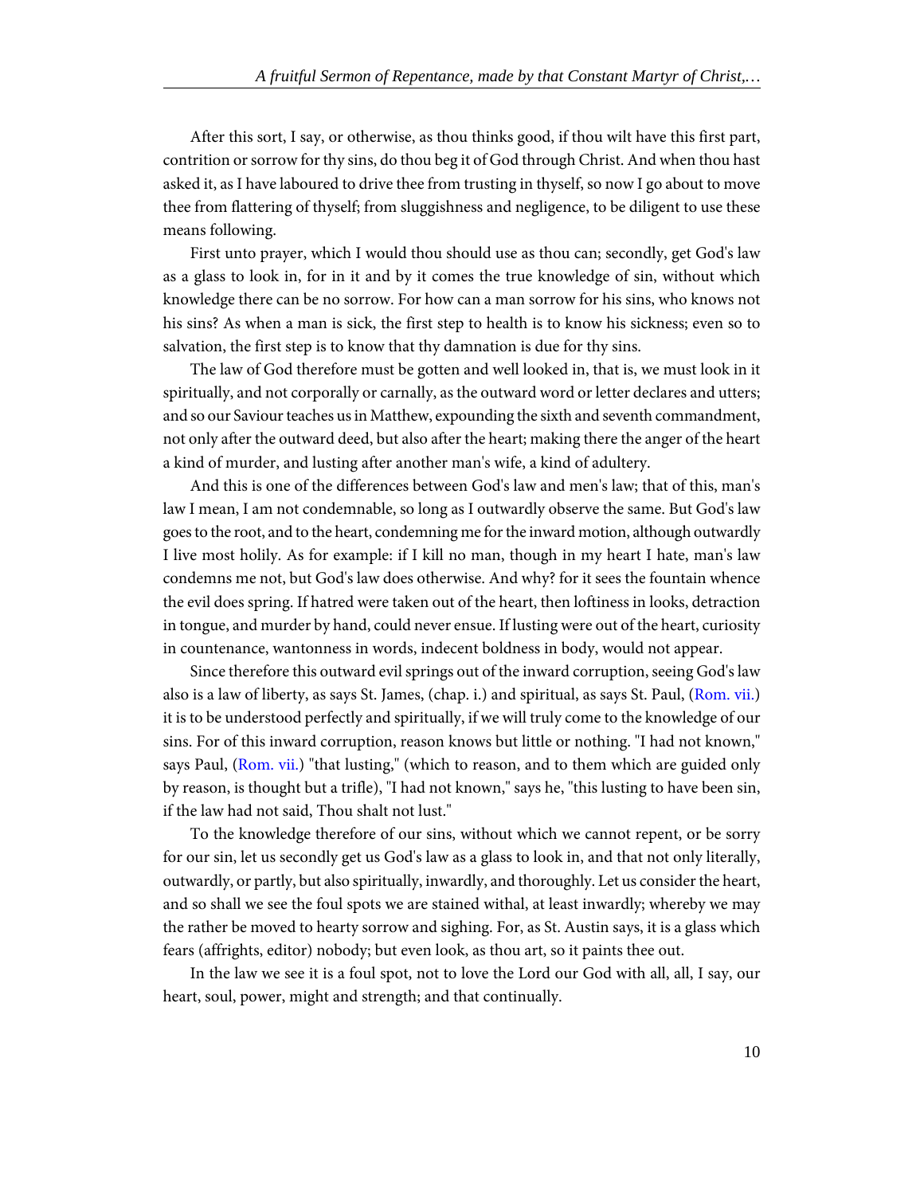After this sort, I say, or otherwise, as thou thinks good, if thou wilt have this first part, contrition or sorrow for thy sins, do thou beg it of God through Christ. And when thou hast asked it, as I have laboured to drive thee from trusting in thyself, so now I go about to move thee from flattering of thyself; from sluggishness and negligence, to be diligent to use these means following.

First unto prayer, which I would thou should use as thou can; secondly, get God's law as a glass to look in, for in it and by it comes the true knowledge of sin, without which knowledge there can be no sorrow. For how can a man sorrow for his sins, who knows not his sins? As when a man is sick, the first step to health is to know his sickness; even so to salvation, the first step is to know that thy damnation is due for thy sins.

The law of God therefore must be gotten and well looked in, that is, we must look in it spiritually, and not corporally or carnally, as the outward word or letter declares and utters; and so our Saviour teaches us in Matthew, expounding the sixth and seventh commandment, not only after the outward deed, but also after the heart; making there the anger of the heart a kind of murder, and lusting after another man's wife, a kind of adultery.

And this is one of the differences between God's law and men's law; that of this, man's law I mean, I am not condemnable, so long as I outwardly observe the same. But God's law goes to the root, and to the heart, condemning me for the inward motion, although outwardly I live most holily. As for example: if I kill no man, though in my heart I hate, man's law condemns me not, but God's law does otherwise. And why? for it sees the fountain whence the evil does spring. If hatred were taken out of the heart, then loftiness in looks, detraction in tongue, and murder by hand, could never ensue. If lusting were out of the heart, curiosity in countenance, wantonness in words, indecent boldness in body, would not appear.

Since therefore this outward evil springs out of the inward corruption, seeing God's law also is a law of liberty, as says St. James, (chap. i.) and spiritual, as says St. Paul, (Rom. vii.) it is to be understood perfectly and spiritually, if we will truly come to the knowledge of our sins. For of this inward corruption, reason knows but little or nothing. "I had not known," says Paul, (Rom. vii.) "that lusting," (which to reason, and to them which are guided only by reason, is thought but a trifle), "I had not known," says he, "this lusting to have been sin, if the law had not said, Thou shalt not lust."

To the knowledge therefore of our sins, without which we cannot repent, or be sorry for our sin, let us secondly get us God's law as a glass to look in, and that not only literally, outwardly, or partly, but also spiritually, inwardly, and thoroughly. Let us consider the heart, and so shall we see the foul spots we are stained withal, at least inwardly; whereby we may the rather be moved to hearty sorrow and sighing. For, as St. Austin says, it is a glass which fears (affrights, editor) nobody; but even look, as thou art, so it paints thee out.

In the law we see it is a foul spot, not to love the Lord our God with all, all, I say, our heart, soul, power, might and strength; and that continually.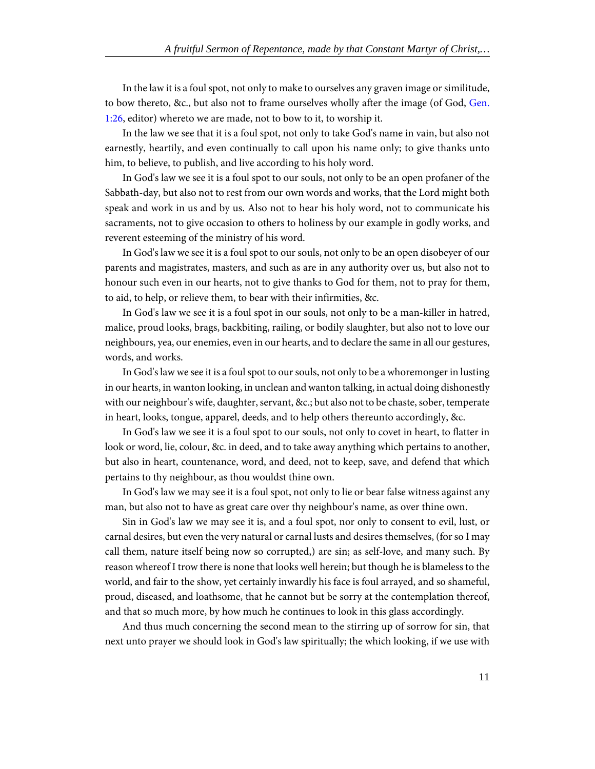In the law it is a foul spot, not only to make to ourselves any graven image or similitude, to bow thereto, &c., but also not to frame ourselves wholly after the image (of God, Gen. 1:26, editor) whereto we are made, not to bow to it, to worship it.

In the law we see that it is a foul spot, not only to take God's name in vain, but also not earnestly, heartily, and even continually to call upon his name only; to give thanks unto him, to believe, to publish, and live according to his holy word.

In God's law we see it is a foul spot to our souls, not only to be an open profaner of the Sabbath-day, but also not to rest from our own words and works, that the Lord might both speak and work in us and by us. Also not to hear his holy word, not to communicate his sacraments, not to give occasion to others to holiness by our example in godly works, and reverent esteeming of the ministry of his word.

In God's law we see it is a foul spot to our souls, not only to be an open disobeyer of our parents and magistrates, masters, and such as are in any authority over us, but also not to honour such even in our hearts, not to give thanks to God for them, not to pray for them, to aid, to help, or relieve them, to bear with their infirmities, &c.

In God's law we see it is a foul spot in our souls, not only to be a man-killer in hatred, malice, proud looks, brags, backbiting, railing, or bodily slaughter, but also not to love our neighbours, yea, our enemies, even in our hearts, and to declare the same in all our gestures, words, and works.

In God's law we see it is a foul spot to our souls, not only to be a whoremonger in lusting in our hearts, in wanton looking, in unclean and wanton talking, in actual doing dishonestly with our neighbour's wife, daughter, servant, &c.; but also not to be chaste, sober, temperate in heart, looks, tongue, apparel, deeds, and to help others thereunto accordingly, &c.

In God's law we see it is a foul spot to our souls, not only to covet in heart, to flatter in look or word, lie, colour, &c. in deed, and to take away anything which pertains to another, but also in heart, countenance, word, and deed, not to keep, save, and defend that which pertains to thy neighbour, as thou wouldst thine own.

In God's law we may see it is a foul spot, not only to lie or bear false witness against any man, but also not to have as great care over thy neighbour's name, as over thine own.

Sin in God's law we may see it is, and a foul spot, nor only to consent to evil, lust, or carnal desires, but even the very natural or carnal lusts and desires themselves, (for so I may call them, nature itself being now so corrupted,) are sin; as self-love, and many such. By reason whereof I trow there is none that looks well herein; but though he is blameless to the world, and fair to the show, yet certainly inwardly his face is foul arrayed, and so shameful, proud, diseased, and loathsome, that he cannot but be sorry at the contemplation thereof, and that so much more, by how much he continues to look in this glass accordingly.

And thus much concerning the second mean to the stirring up of sorrow for sin, that next unto prayer we should look in God's law spiritually; the which looking, if we use with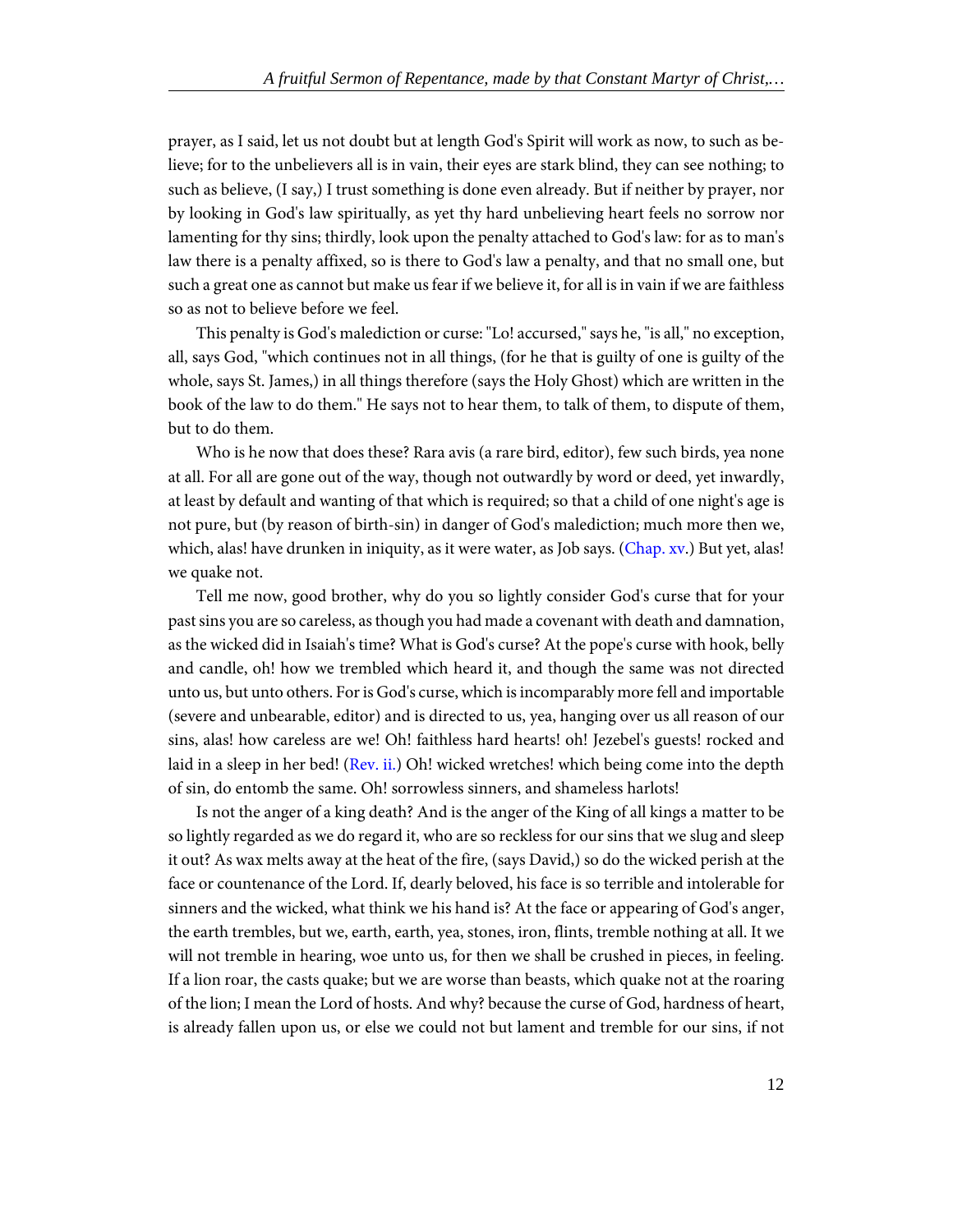prayer, as I said, let us not doubt but at length God's Spirit will work as now, to such as believe; for to the unbelievers all is in vain, their eyes are stark blind, they can see nothing; to such as believe, (I say,) I trust something is done even already. But if neither by prayer, nor by looking in God's law spiritually, as yet thy hard unbelieving heart feels no sorrow nor lamenting for thy sins; thirdly, look upon the penalty attached to God's law: for as to man's law there is a penalty affixed, so is there to God's law a penalty, and that no small one, but such a great one as cannot but make us fear if we believe it, for all is in vain if we are faithless so as not to believe before we feel.

This penalty is God's malediction or curse: "Lo! accursed," says he, "is all," no exception, all, says God, "which continues not in all things, (for he that is guilty of one is guilty of the whole, says St. James,) in all things therefore (says the Holy Ghost) which are written in the book of the law to do them." He says not to hear them, to talk of them, to dispute of them, but to do them.

Who is he now that does these? Rara avis (a rare bird, editor), few such birds, yea none at all. For all are gone out of the way, though not outwardly by word or deed, yet inwardly, at least by default and wanting of that which is required; so that a child of one night's age is not pure, but (by reason of birth-sin) in danger of God's malediction; much more then we, which, alas! have drunken in iniquity, as it were water, as Job says. (Chap. xv.) But yet, alas! we quake not.

Tell me now, good brother, why do you so lightly consider God's curse that for your past sins you are so careless, as though you had made a covenant with death and damnation, as the wicked did in Isaiah's time? What is God's curse? At the pope's curse with hook, belly and candle, oh! how we trembled which heard it, and though the same was not directed unto us, but unto others. For is God's curse, which is incomparably more fell and importable (severe and unbearable, editor) and is directed to us, yea, hanging over us all reason of our sins, alas! how careless are we! Oh! faithless hard hearts! oh! Jezebel's guests! rocked and laid in a sleep in her bed! (Rev. ii.) Oh! wicked wretches! which being come into the depth of sin, do entomb the same. Oh! sorrowless sinners, and shameless harlots!

Is not the anger of a king death? And is the anger of the King of all kings a matter to be so lightly regarded as we do regard it, who are so reckless for our sins that we slug and sleep it out? As wax melts away at the heat of the fire, (says David,) so do the wicked perish at the face or countenance of the Lord. If, dearly beloved, his face is so terrible and intolerable for sinners and the wicked, what think we his hand is? At the face or appearing of God's anger, the earth trembles, but we, earth, earth, yea, stones, iron, flints, tremble nothing at all. It we will not tremble in hearing, woe unto us, for then we shall be crushed in pieces, in feeling. If a lion roar, the casts quake; but we are worse than beasts, which quake not at the roaring of the lion; I mean the Lord of hosts. And why? because the curse of God, hardness of heart, is already fallen upon us, or else we could not but lament and tremble for our sins, if not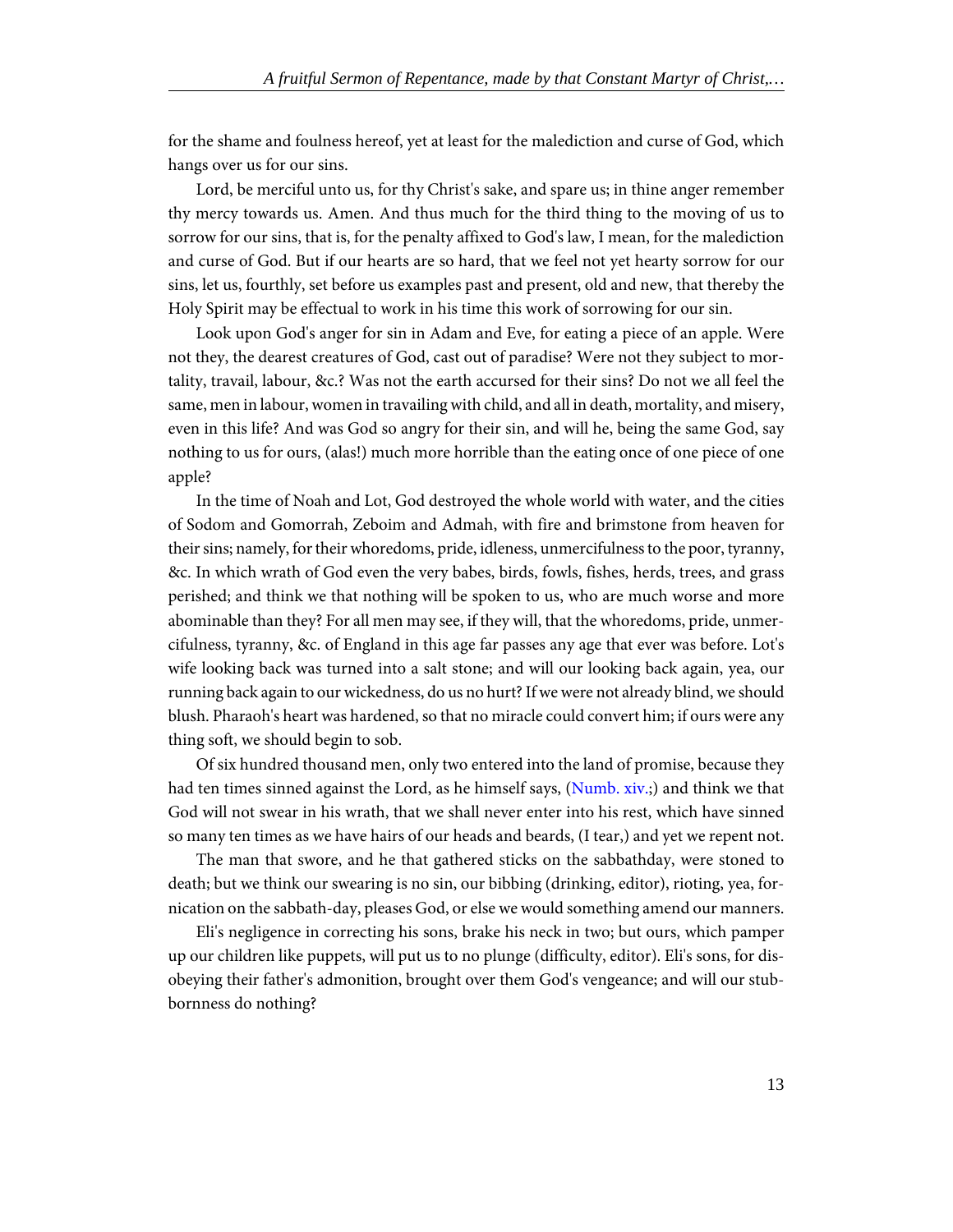for the shame and foulness hereof, yet at least for the malediction and curse of God, which hangs over us for our sins.

Lord, be merciful unto us, for thy Christ's sake, and spare us; in thine anger remember thy mercy towards us. Amen. And thus much for the third thing to the moving of us to sorrow for our sins, that is, for the penalty affixed to God's law, I mean, for the malediction and curse of God. But if our hearts are so hard, that we feel not yet hearty sorrow for our sins, let us, fourthly, set before us examples past and present, old and new, that thereby the Holy Spirit may be effectual to work in his time this work of sorrowing for our sin.

Look upon God's anger for sin in Adam and Eve, for eating a piece of an apple. Were not they, the dearest creatures of God, cast out of paradise? Were not they subject to mortality, travail, labour, &c.? Was not the earth accursed for their sins? Do not we all feel the same, men in labour, women in travailing with child, and all in death, mortality, and misery, even in this life? And was God so angry for their sin, and will he, being the same God, say nothing to us for ours, (alas!) much more horrible than the eating once of one piece of one apple?

In the time of Noah and Lot, God destroyed the whole world with water, and the cities of Sodom and Gomorrah, Zeboim and Admah, with fire and brimstone from heaven for their sins; namely, for their whoredoms, pride, idleness, unmercifulness to the poor, tyranny, &c. In which wrath of God even the very babes, birds, fowls, fishes, herds, trees, and grass perished; and think we that nothing will be spoken to us, who are much worse and more abominable than they? For all men may see, if they will, that the whoredoms, pride, unmercifulness, tyranny, &c. of England in this age far passes any age that ever was before. Lot's wife looking back was turned into a salt stone; and will our looking back again, yea, our running back again to our wickedness, do us no hurt? If we were not already blind, we should blush. Pharaoh's heart was hardened, so that no miracle could convert him; if ours were any thing soft, we should begin to sob.

Of six hundred thousand men, only two entered into the land of promise, because they had ten times sinned against the Lord, as he himself says, (Numb. xiv.;) and think we that God will not swear in his wrath, that we shall never enter into his rest, which have sinned so many ten times as we have hairs of our heads and beards, (I tear,) and yet we repent not.

The man that swore, and he that gathered sticks on the sabbathday, were stoned to death; but we think our swearing is no sin, our bibbing (drinking, editor), rioting, yea, fornication on the sabbath-day, pleases God, or else we would something amend our manners.

Eli's negligence in correcting his sons, brake his neck in two; but ours, which pamper up our children like puppets, will put us to no plunge (difficulty, editor). Eli's sons, for disobeying their father's admonition, brought over them God's vengeance; and will our stubbornness do nothing?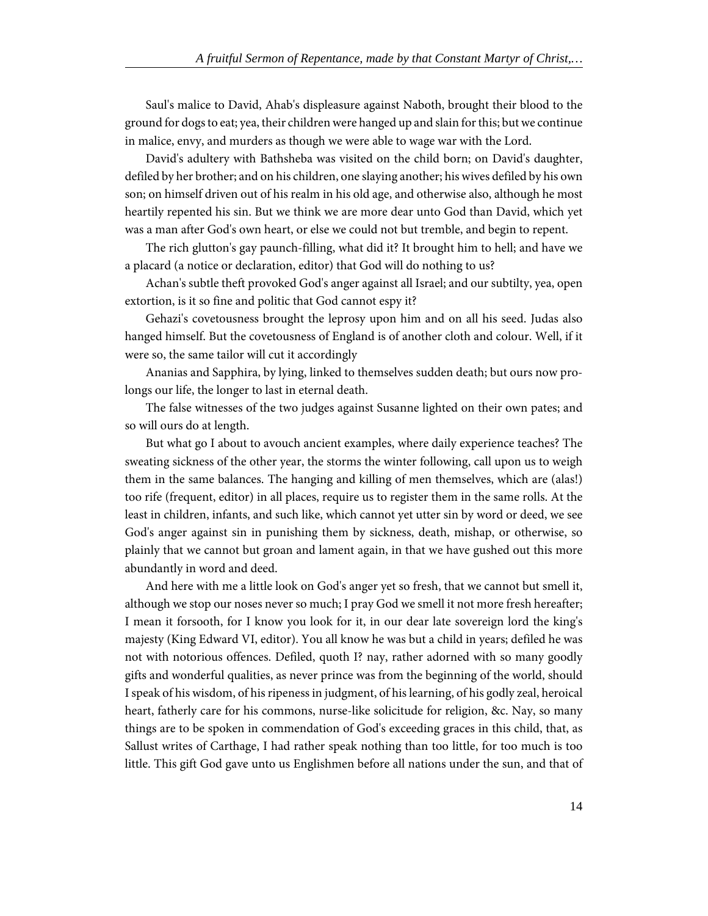Saul's malice to David, Ahab's displeasure against Naboth, brought their blood to the ground for dogs to eat; yea, their children were hanged up and slain for this; but we continue in malice, envy, and murders as though we were able to wage war with the Lord.

David's adultery with Bathsheba was visited on the child born; on David's daughter, defiled by her brother; and on his children, one slaying another; his wives defiled by his own son; on himself driven out of his realm in his old age, and otherwise also, although he most heartily repented his sin. But we think we are more dear unto God than David, which yet was a man after God's own heart, or else we could not but tremble, and begin to repent.

The rich glutton's gay paunch-filling, what did it? It brought him to hell; and have we a placard (a notice or declaration, editor) that God will do nothing to us?

Achan's subtle theft provoked God's anger against all Israel; and our subtilty, yea, open extortion, is it so fine and politic that God cannot espy it?

Gehazi's covetousness brought the leprosy upon him and on all his seed. Judas also hanged himself. But the covetousness of England is of another cloth and colour. Well, if it were so, the same tailor will cut it accordingly

Ananias and Sapphira, by lying, linked to themselves sudden death; but ours now prolongs our life, the longer to last in eternal death.

The false witnesses of the two judges against Susanne lighted on their own pates; and so will ours do at length.

But what go I about to avouch ancient examples, where daily experience teaches? The sweating sickness of the other year, the storms the winter following, call upon us to weigh them in the same balances. The hanging and killing of men themselves, which are (alas!) too rife (frequent, editor) in all places, require us to register them in the same rolls. At the least in children, infants, and such like, which cannot yet utter sin by word or deed, we see God's anger against sin in punishing them by sickness, death, mishap, or otherwise, so plainly that we cannot but groan and lament again, in that we have gushed out this more abundantly in word and deed.

And here with me a little look on God's anger yet so fresh, that we cannot but smell it, although we stop our noses never so much; I pray God we smell it not more fresh hereafter; I mean it forsooth, for I know you look for it, in our dear late sovereign lord the king's majesty (King Edward VI, editor). You all know he was but a child in years; defiled he was not with notorious offences. Defiled, quoth I? nay, rather adorned with so many goodly gifts and wonderful qualities, as never prince was from the beginning of the world, should I speak of his wisdom, of his ripeness in judgment, of his learning, of his godly zeal, heroical heart, fatherly care for his commons, nurse-like solicitude for religion, &c. Nay, so many things are to be spoken in commendation of God's exceeding graces in this child, that, as Sallust writes of Carthage, I had rather speak nothing than too little, for too much is too little. This gift God gave unto us Englishmen before all nations under the sun, and that of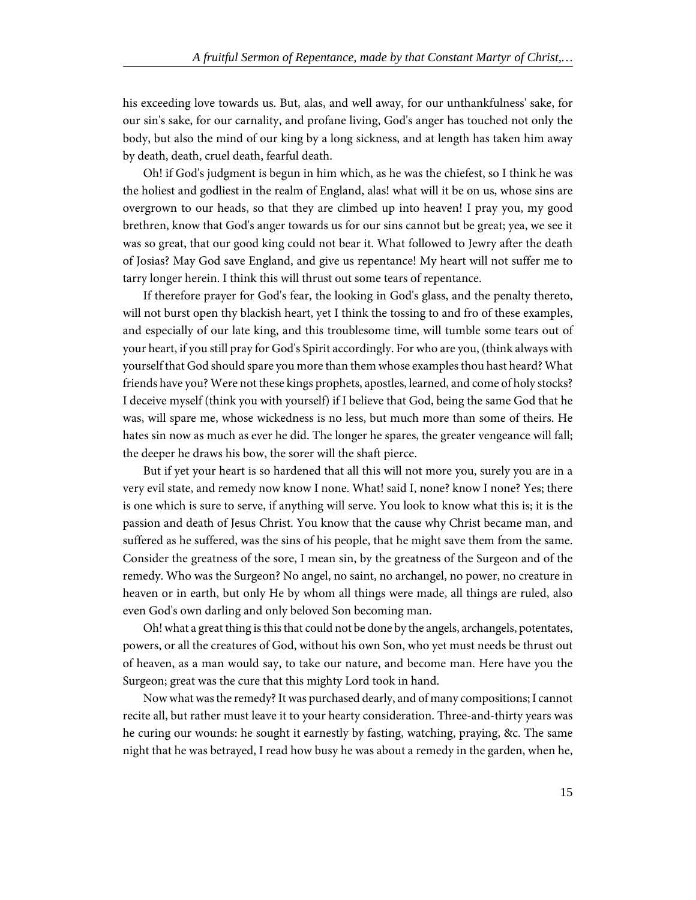his exceeding love towards us. But, alas, and well away, for our unthankfulness' sake, for our sin's sake, for our carnality, and profane living, God's anger has touched not only the body, but also the mind of our king by a long sickness, and at length has taken him away by death, death, cruel death, fearful death.

Oh! if God's judgment is begun in him which, as he was the chiefest, so I think he was the holiest and godliest in the realm of England, alas! what will it be on us, whose sins are overgrown to our heads, so that they are climbed up into heaven! I pray you, my good brethren, know that God's anger towards us for our sins cannot but be great; yea, we see it was so great, that our good king could not bear it. What followed to Jewry after the death of Josias? May God save England, and give us repentance! My heart will not suffer me to tarry longer herein. I think this will thrust out some tears of repentance.

If therefore prayer for God's fear, the looking in God's glass, and the penalty thereto, will not burst open thy blackish heart, yet I think the tossing to and fro of these examples, and especially of our late king, and this troublesome time, will tumble some tears out of your heart, if you still pray for God's Spirit accordingly. For who are you, (think always with yourself that God should spare you more than them whose examples thou hast heard? What friends have you? Were not these kings prophets, apostles, learned, and come of holy stocks? I deceive myself (think you with yourself) if I believe that God, being the same God that he was, will spare me, whose wickedness is no less, but much more than some of theirs. He hates sin now as much as ever he did. The longer he spares, the greater vengeance will fall; the deeper he draws his bow, the sorer will the shaft pierce.

But if yet your heart is so hardened that all this will not more you, surely you are in a very evil state, and remedy now know I none. What! said I, none? know I none? Yes; there is one which is sure to serve, if anything will serve. You look to know what this is; it is the passion and death of Jesus Christ. You know that the cause why Christ became man, and suffered as he suffered, was the sins of his people, that he might save them from the same. Consider the greatness of the sore, I mean sin, by the greatness of the Surgeon and of the remedy. Who was the Surgeon? No angel, no saint, no archangel, no power, no creature in heaven or in earth, but only He by whom all things were made, all things are ruled, also even God's own darling and only beloved Son becoming man.

Oh! what a great thing is this that could not be done by the angels, archangels, potentates, powers, or all the creatures of God, without his own Son, who yet must needs be thrust out of heaven, as a man would say, to take our nature, and become man. Here have you the Surgeon; great was the cure that this mighty Lord took in hand.

Now what was the remedy? It was purchased dearly, and of many compositions; I cannot recite all, but rather must leave it to your hearty consideration. Three-and-thirty years was he curing our wounds: he sought it earnestly by fasting, watching, praying, &c. The same night that he was betrayed, I read how busy he was about a remedy in the garden, when he,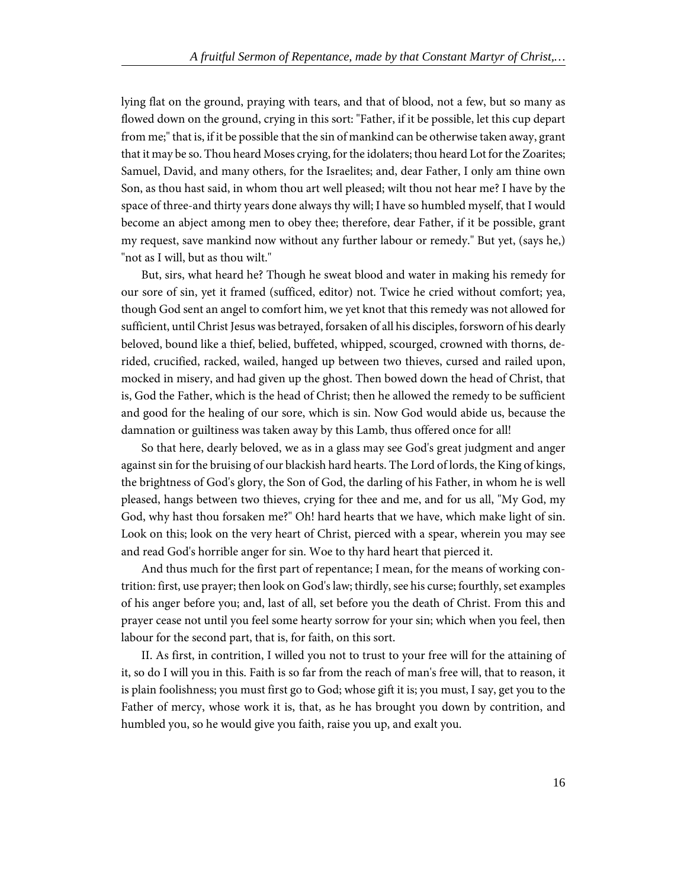lying flat on the ground, praying with tears, and that of blood, not a few, but so many as flowed down on the ground, crying in this sort: "Father, if it be possible, let this cup depart from me;" that is, if it be possible that the sin of mankind can be otherwise taken away, grant that it may be so. Thou heard Moses crying, for the idolaters; thou heard Lot for the Zoarites; Samuel, David, and many others, for the Israelites; and, dear Father, I only am thine own Son, as thou hast said, in whom thou art well pleased; wilt thou not hear me? I have by the space of three-and thirty years done always thy will; I have so humbled myself, that I would become an abject among men to obey thee; therefore, dear Father, if it be possible, grant my request, save mankind now without any further labour or remedy." But yet, (says he,) "not as I will, but as thou wilt."

But, sirs, what heard he? Though he sweat blood and water in making his remedy for our sore of sin, yet it framed (sufficed, editor) not. Twice he cried without comfort; yea, though God sent an angel to comfort him, we yet knot that this remedy was not allowed for sufficient, until Christ Jesus was betrayed, forsaken of all his disciples, forsworn of his dearly beloved, bound like a thief, belied, buffeted, whipped, scourged, crowned with thorns, derided, crucified, racked, wailed, hanged up between two thieves, cursed and railed upon, mocked in misery, and had given up the ghost. Then bowed down the head of Christ, that is, God the Father, which is the head of Christ; then he allowed the remedy to be sufficient and good for the healing of our sore, which is sin. Now God would abide us, because the damnation or guiltiness was taken away by this Lamb, thus offered once for all!

So that here, dearly beloved, we as in a glass may see God's great judgment and anger against sin for the bruising of our blackish hard hearts. The Lord of lords, the King of kings, the brightness of God's glory, the Son of God, the darling of his Father, in whom he is well pleased, hangs between two thieves, crying for thee and me, and for us all, "My God, my God, why hast thou forsaken me?" Oh! hard hearts that we have, which make light of sin. Look on this; look on the very heart of Christ, pierced with a spear, wherein you may see and read God's horrible anger for sin. Woe to thy hard heart that pierced it.

And thus much for the first part of repentance; I mean, for the means of working contrition: first, use prayer; then look on God's law; thirdly, see his curse; fourthly, set examples of his anger before you; and, last of all, set before you the death of Christ. From this and prayer cease not until you feel some hearty sorrow for your sin; which when you feel, then labour for the second part, that is, for faith, on this sort.

II. As first, in contrition, I willed you not to trust to your free will for the attaining of it, so do I will you in this. Faith is so far from the reach of man's free will, that to reason, it is plain foolishness; you must first go to God; whose gift it is; you must, I say, get you to the Father of mercy, whose work it is, that, as he has brought you down by contrition, and humbled you, so he would give you faith, raise you up, and exalt you.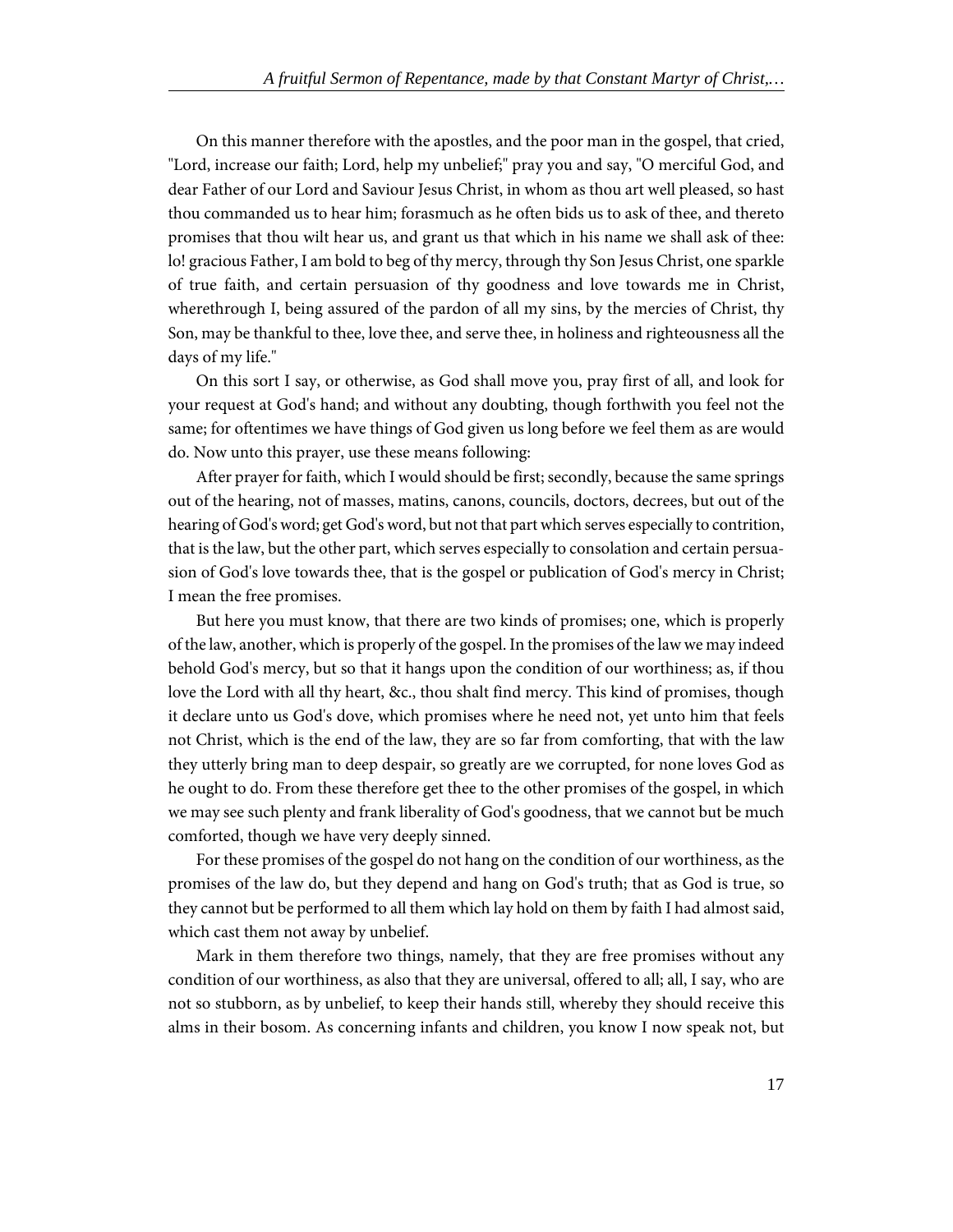On this manner therefore with the apostles, and the poor man in the gospel, that cried, "Lord, increase our faith; Lord, help my unbelief;" pray you and say, "O merciful God, and dear Father of our Lord and Saviour Jesus Christ, in whom as thou art well pleased, so hast thou commanded us to hear him; forasmuch as he often bids us to ask of thee, and thereto promises that thou wilt hear us, and grant us that which in his name we shall ask of thee: lo! gracious Father, I am bold to beg of thy mercy, through thy Son Jesus Christ, one sparkle of true faith, and certain persuasion of thy goodness and love towards me in Christ, wherethrough I, being assured of the pardon of all my sins, by the mercies of Christ, thy Son, may be thankful to thee, love thee, and serve thee, in holiness and righteousness all the days of my life."

On this sort I say, or otherwise, as God shall move you, pray first of all, and look for your request at God's hand; and without any doubting, though forthwith you feel not the same; for oftentimes we have things of God given us long before we feel them as are would do. Now unto this prayer, use these means following:

After prayer for faith, which I would should be first; secondly, because the same springs out of the hearing, not of masses, matins, canons, councils, doctors, decrees, but out of the hearing of God's word; get God's word, but not that part which serves especially to contrition, that is the law, but the other part, which serves especially to consolation and certain persuasion of God's love towards thee, that is the gospel or publication of God's mercy in Christ; I mean the free promises.

But here you must know, that there are two kinds of promises; one, which is properly of the law, another, which is properly of the gospel. In the promises of the law we may indeed behold God's mercy, but so that it hangs upon the condition of our worthiness; as, if thou love the Lord with all thy heart, &c., thou shalt find mercy. This kind of promises, though it declare unto us God's dove, which promises where he need not, yet unto him that feels not Christ, which is the end of the law, they are so far from comforting, that with the law they utterly bring man to deep despair, so greatly are we corrupted, for none loves God as he ought to do. From these therefore get thee to the other promises of the gospel, in which we may see such plenty and frank liberality of God's goodness, that we cannot but be much comforted, though we have very deeply sinned.

For these promises of the gospel do not hang on the condition of our worthiness, as the promises of the law do, but they depend and hang on God's truth; that as God is true, so they cannot but be performed to all them which lay hold on them by faith I had almost said, which cast them not away by unbelief.

Mark in them therefore two things, namely, that they are free promises without any condition of our worthiness, as also that they are universal, offered to all; all, I say, who are not so stubborn, as by unbelief, to keep their hands still, whereby they should receive this alms in their bosom. As concerning infants and children, you know I now speak not, but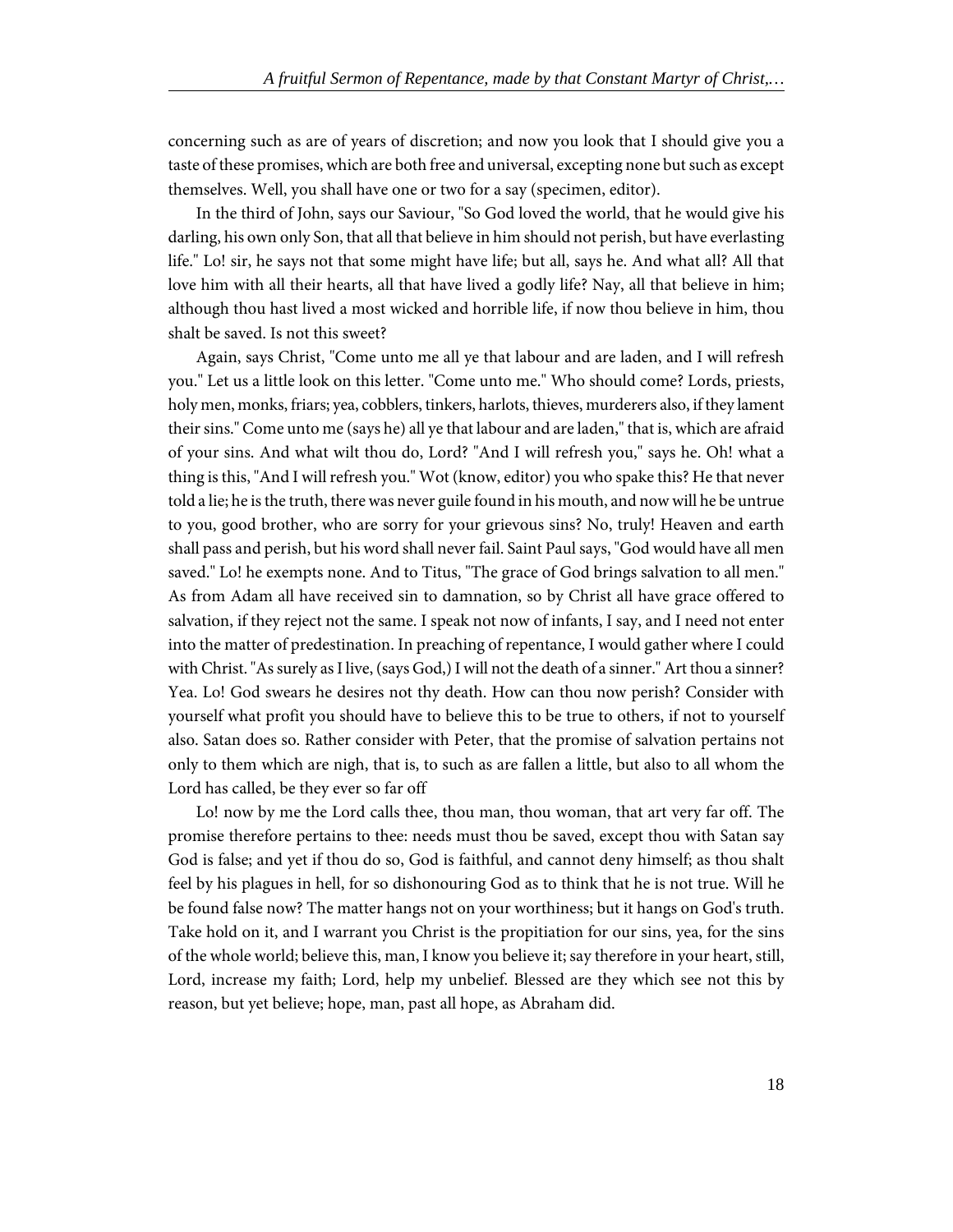concerning such as are of years of discretion; and now you look that I should give you a taste of these promises, which are both free and universal, excepting none but such as except themselves. Well, you shall have one or two for a say (specimen, editor).

In the third of John, says our Saviour, "So God loved the world, that he would give his darling, his own only Son, that all that believe in him should not perish, but have everlasting life." Lo! sir, he says not that some might have life; but all, says he. And what all? All that love him with all their hearts, all that have lived a godly life? Nay, all that believe in him; although thou hast lived a most wicked and horrible life, if now thou believe in him, thou shalt be saved. Is not this sweet?

Again, says Christ, "Come unto me all ye that labour and are laden, and I will refresh you." Let us a little look on this letter. "Come unto me." Who should come? Lords, priests, holy men, monks, friars; yea, cobblers, tinkers, harlots, thieves, murderers also, if they lament their sins." Come unto me (says he) all ye that labour and are laden," that is, which are afraid of your sins. And what wilt thou do, Lord? "And I will refresh you," says he. Oh! what a thing is this, "And I will refresh you." Wot (know, editor) you who spake this? He that never told a lie; he is the truth, there was never guile found in his mouth, and now will he be untrue to you, good brother, who are sorry for your grievous sins? No, truly! Heaven and earth shall pass and perish, but his word shall never fail. Saint Paul says, "God would have all men saved." Lo! he exempts none. And to Titus, "The grace of God brings salvation to all men." As from Adam all have received sin to damnation, so by Christ all have grace offered to salvation, if they reject not the same. I speak not now of infants, I say, and I need not enter into the matter of predestination. In preaching of repentance, I would gather where I could with Christ. "As surely as I live, (says God,) I will not the death of a sinner." Art thou a sinner? Yea. Lo! God swears he desires not thy death. How can thou now perish? Consider with yourself what profit you should have to believe this to be true to others, if not to yourself also. Satan does so. Rather consider with Peter, that the promise of salvation pertains not only to them which are nigh, that is, to such as are fallen a little, but also to all whom the Lord has called, be they ever so far off

Lo! now by me the Lord calls thee, thou man, thou woman, that art very far off. The promise therefore pertains to thee: needs must thou be saved, except thou with Satan say God is false; and yet if thou do so, God is faithful, and cannot deny himself; as thou shalt feel by his plagues in hell, for so dishonouring God as to think that he is not true. Will he be found false now? The matter hangs not on your worthiness; but it hangs on God's truth. Take hold on it, and I warrant you Christ is the propitiation for our sins, yea, for the sins of the whole world; believe this, man, I know you believe it; say therefore in your heart, still, Lord, increase my faith; Lord, help my unbelief. Blessed are they which see not this by reason, but yet believe; hope, man, past all hope, as Abraham did.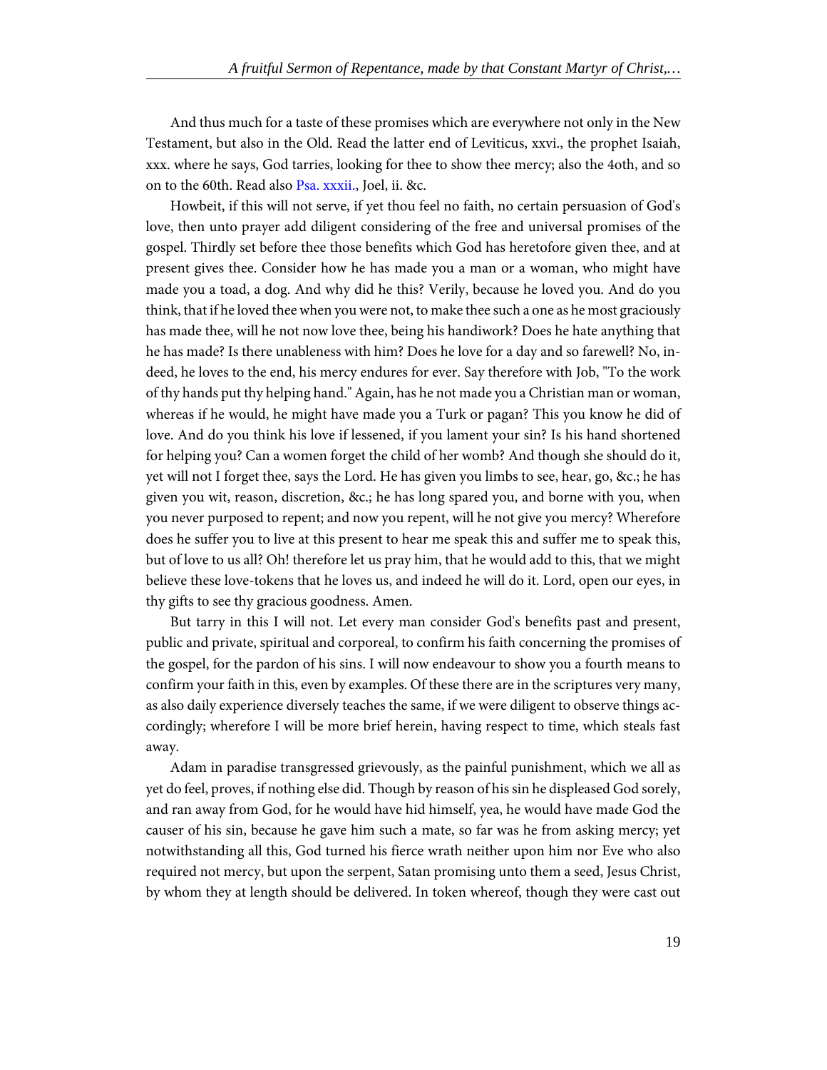And thus much for a taste of these promises which are everywhere not only in the New Testament, but also in the Old. Read the latter end of Leviticus, xxvi., the prophet Isaiah, xxx. where he says, God tarries, looking for thee to show thee mercy; also the 4oth, and so on to the 60th. Read also Psa. xxxii., Joel, ii. &c.

Howbeit, if this will not serve, if yet thou feel no faith, no certain persuasion of God's love, then unto prayer add diligent considering of the free and universal promises of the gospel. Thirdly set before thee those benefits which God has heretofore given thee, and at present gives thee. Consider how he has made you a man or a woman, who might have made you a toad, a dog. And why did he this? Verily, because he loved you. And do you think, that if he loved thee when you were not, to make thee such a one as he most graciously has made thee, will he not now love thee, being his handiwork? Does he hate anything that he has made? Is there unableness with him? Does he love for a day and so farewell? No, indeed, he loves to the end, his mercy endures for ever. Say therefore with Job, "To the work of thy hands put thy helping hand." Again, has he not made you a Christian man or woman, whereas if he would, he might have made you a Turk or pagan? This you know he did of love. And do you think his love if lessened, if you lament your sin? Is his hand shortened for helping you? Can a women forget the child of her womb? And though she should do it, yet will not I forget thee, says the Lord. He has given you limbs to see, hear, go, &c.; he has given you wit, reason, discretion, &c.; he has long spared you, and borne with you, when you never purposed to repent; and now you repent, will he not give you mercy? Wherefore does he suffer you to live at this present to hear me speak this and suffer me to speak this, but of love to us all? Oh! therefore let us pray him, that he would add to this, that we might believe these love-tokens that he loves us, and indeed he will do it. Lord, open our eyes, in thy gifts to see thy gracious goodness. Amen.

But tarry in this I will not. Let every man consider God's benefits past and present, public and private, spiritual and corporeal, to confirm his faith concerning the promises of the gospel, for the pardon of his sins. I will now endeavour to show you a fourth means to confirm your faith in this, even by examples. Of these there are in the scriptures very many, as also daily experience diversely teaches the same, if we were diligent to observe things accordingly; wherefore I will be more brief herein, having respect to time, which steals fast away.

Adam in paradise transgressed grievously, as the painful punishment, which we all as yet do feel, proves, if nothing else did. Though by reason of his sin he displeased God sorely, and ran away from God, for he would have hid himself, yea, he would have made God the causer of his sin, because he gave him such a mate, so far was he from asking mercy; yet notwithstanding all this, God turned his fierce wrath neither upon him nor Eve who also required not mercy, but upon the serpent, Satan promising unto them a seed, Jesus Christ, by whom they at length should be delivered. In token whereof, though they were cast out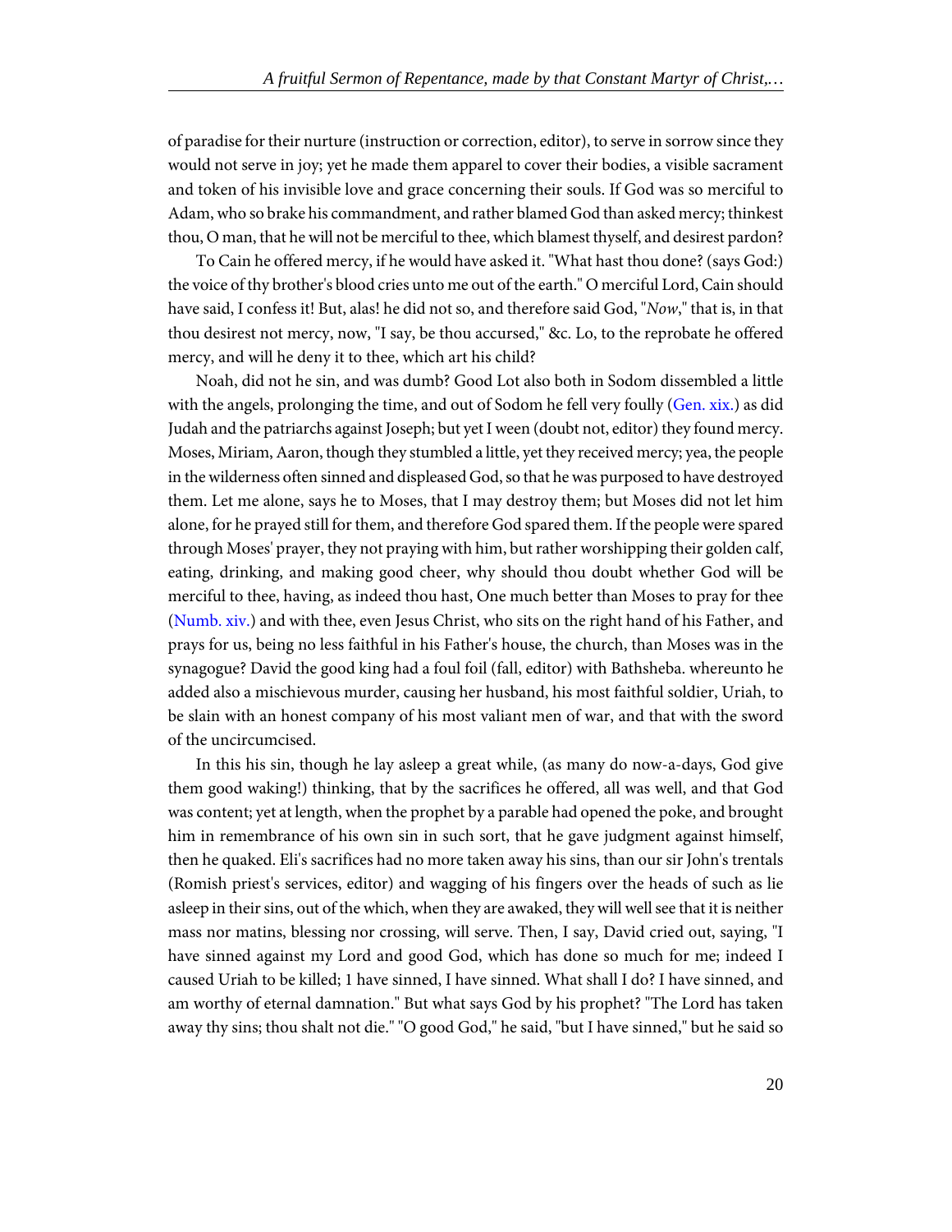of paradise for their nurture (instruction or correction, editor), to serve in sorrow since they would not serve in joy; yet he made them apparel to cover their bodies, a visible sacrament and token of his invisible love and grace concerning their souls. If God was so merciful to Adam, who so brake his commandment, and rather blamed God than asked mercy; thinkest thou, O man, that he will not be merciful to thee, which blamest thyself, and desirest pardon?

To Cain he offered mercy, if he would have asked it. "What hast thou done? (says God:) the voice of thy brother's blood cries unto me out of the earth." O merciful Lord, Cain should have said, I confess it! But, alas! he did not so, and therefore said God, "*Now*," that is, in that thou desirest not mercy, now, "I say, be thou accursed," &c. Lo, to the reprobate he offered mercy, and will he deny it to thee, which art his child?

Noah, did not he sin, and was dumb? Good Lot also both in Sodom dissembled a little with the angels, prolonging the time, and out of Sodom he fell very foully (Gen. xix.) as did Judah and the patriarchs against Joseph; but yet I ween (doubt not, editor) they found mercy. Moses, Miriam, Aaron, though they stumbled a little, yet they received mercy; yea, the people in the wilderness often sinned and displeased God, so that he was purposed to have destroyed them. Let me alone, says he to Moses, that I may destroy them; but Moses did not let him alone, for he prayed still for them, and therefore God spared them. If the people were spared through Moses' prayer, they not praying with him, but rather worshipping their golden calf, eating, drinking, and making good cheer, why should thou doubt whether God will be merciful to thee, having, as indeed thou hast, One much better than Moses to pray for thee (Numb. xiv.) and with thee, even Jesus Christ, who sits on the right hand of his Father, and prays for us, being no less faithful in his Father's house, the church, than Moses was in the synagogue? David the good king had a foul foil (fall, editor) with Bathsheba. whereunto he added also a mischievous murder, causing her husband, his most faithful soldier, Uriah, to be slain with an honest company of his most valiant men of war, and that with the sword of the uncircumcised.

In this his sin, though he lay asleep a great while, (as many do now-a-days, God give them good waking!) thinking, that by the sacrifices he offered, all was well, and that God was content; yet at length, when the prophet by a parable had opened the poke, and brought him in remembrance of his own sin in such sort, that he gave judgment against himself, then he quaked. Eli's sacrifices had no more taken away his sins, than our sir John's trentals (Romish priest's services, editor) and wagging of his fingers over the heads of such as lie asleep in their sins, out of the which, when they are awaked, they will well see that it is neither mass nor matins, blessing nor crossing, will serve. Then, I say, David cried out, saying, "I have sinned against my Lord and good God, which has done so much for me; indeed I caused Uriah to be killed; 1 have sinned, I have sinned. What shall I do? I have sinned, and am worthy of eternal damnation." But what says God by his prophet? "The Lord has taken away thy sins; thou shalt not die." "O good God," he said, "but I have sinned," but he said so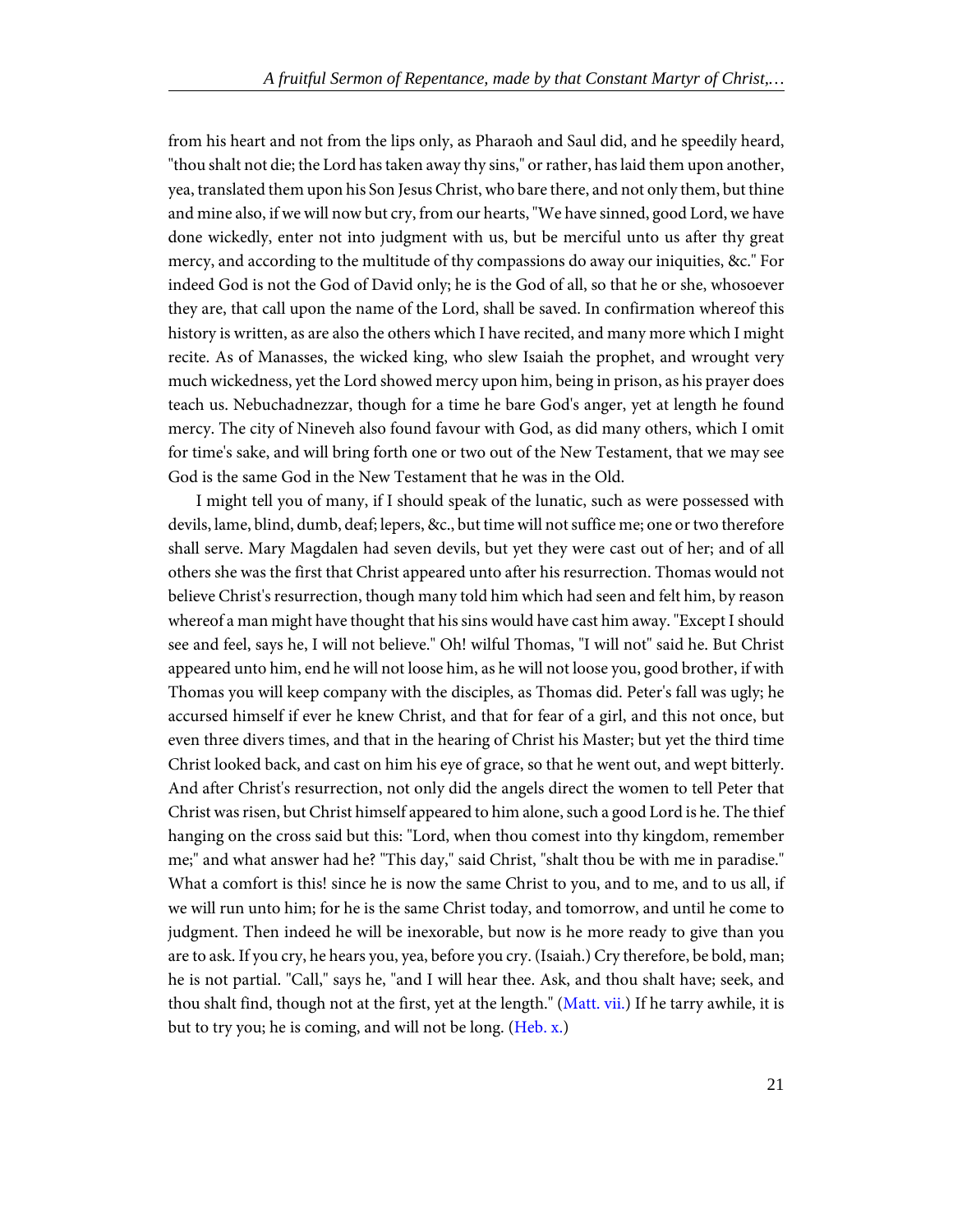from his heart and not from the lips only, as Pharaoh and Saul did, and he speedily heard, "thou shalt not die; the Lord has taken away thy sins," or rather, has laid them upon another, yea, translated them upon his Son Jesus Christ, who bare there, and not only them, but thine and mine also, if we will now but cry, from our hearts, "We have sinned, good Lord, we have done wickedly, enter not into judgment with us, but be merciful unto us after thy great mercy, and according to the multitude of thy compassions do away our iniquities, &c." For indeed God is not the God of David only; he is the God of all, so that he or she, whosoever they are, that call upon the name of the Lord, shall be saved. In confirmation whereof this history is written, as are also the others which I have recited, and many more which I might recite. As of Manasses, the wicked king, who slew Isaiah the prophet, and wrought very much wickedness, yet the Lord showed mercy upon him, being in prison, as his prayer does teach us. Nebuchadnezzar, though for a time he bare God's anger, yet at length he found mercy. The city of Nineveh also found favour with God, as did many others, which I omit for time's sake, and will bring forth one or two out of the New Testament, that we may see God is the same God in the New Testament that he was in the Old.

I might tell you of many, if I should speak of the lunatic, such as were possessed with devils, lame, blind, dumb, deaf; lepers, &c., but time will not suffice me; one or two therefore shall serve. Mary Magdalen had seven devils, but yet they were cast out of her; and of all others she was the first that Christ appeared unto after his resurrection. Thomas would not believe Christ's resurrection, though many told him which had seen and felt him, by reason whereof a man might have thought that his sins would have cast him away. "Except I should see and feel, says he, I will not believe." Oh! wilful Thomas, "I will not" said he. But Christ appeared unto him, end he will not loose him, as he will not loose you, good brother, if with Thomas you will keep company with the disciples, as Thomas did. Peter's fall was ugly; he accursed himself if ever he knew Christ, and that for fear of a girl, and this not once, but even three divers times, and that in the hearing of Christ his Master; but yet the third time Christ looked back, and cast on him his eye of grace, so that he went out, and wept bitterly. And after Christ's resurrection, not only did the angels direct the women to tell Peter that Christ was risen, but Christ himself appeared to him alone, such a good Lord is he. The thief hanging on the cross said but this: "Lord, when thou comest into thy kingdom, remember me;" and what answer had he? "This day," said Christ, "shalt thou be with me in paradise." What a comfort is this! since he is now the same Christ to you, and to me, and to us all, if we will run unto him; for he is the same Christ today, and tomorrow, and until he come to judgment. Then indeed he will be inexorable, but now is he more ready to give than you are to ask. If you cry, he hears you, yea, before you cry. (Isaiah.) Cry therefore, be bold, man; he is not partial. "Call," says he, "and I will hear thee. Ask, and thou shalt have; seek, and thou shalt find, though not at the first, yet at the length." (Matt. vii.) If he tarry awhile, it is but to try you; he is coming, and will not be long. (Heb. x.)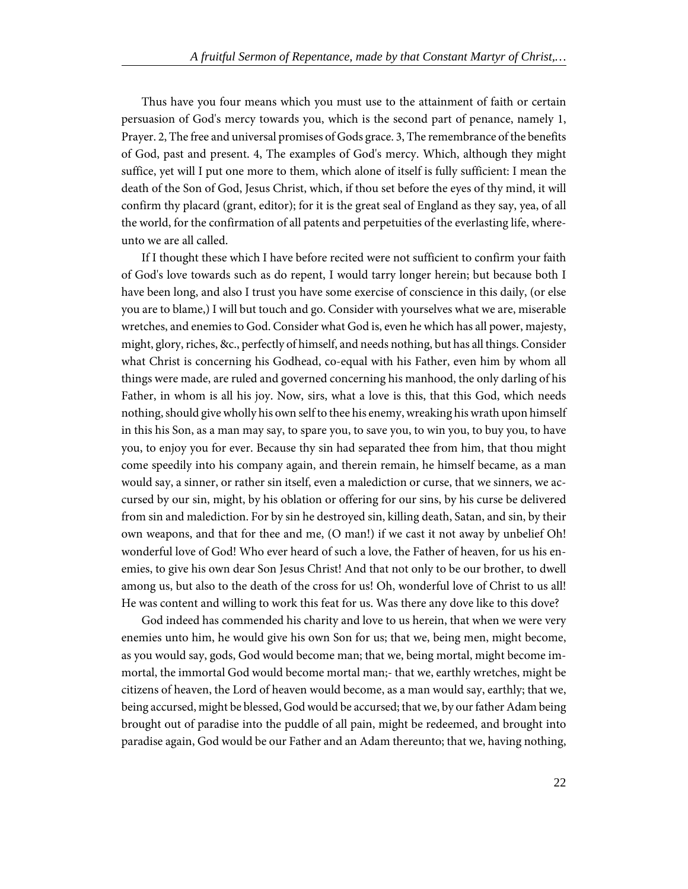Thus have you four means which you must use to the attainment of faith or certain persuasion of God's mercy towards you, which is the second part of penance, namely 1, Prayer. 2, The free and universal promises of Gods grace. 3, The remembrance of the benefits of God, past and present. 4, The examples of God's mercy. Which, although they might suffice, yet will I put one more to them, which alone of itself is fully sufficient: I mean the death of the Son of God, Jesus Christ, which, if thou set before the eyes of thy mind, it will confirm thy placard (grant, editor); for it is the great seal of England as they say, yea, of all the world, for the confirmation of all patents and perpetuities of the everlasting life, whereunto we are all called.

If I thought these which I have before recited were not sufficient to confirm your faith of God's love towards such as do repent, I would tarry longer herein; but because both I have been long, and also I trust you have some exercise of conscience in this daily, (or else you are to blame,) I will but touch and go. Consider with yourselves what we are, miserable wretches, and enemies to God. Consider what God is, even he which has all power, majesty, might, glory, riches, &c., perfectly of himself, and needs nothing, but has all things. Consider what Christ is concerning his Godhead, co-equal with his Father, even him by whom all things were made, are ruled and governed concerning his manhood, the only darling of his Father, in whom is all his joy. Now, sirs, what a love is this, that this God, which needs nothing, should give wholly his own self to thee his enemy, wreaking his wrath upon himself in this his Son, as a man may say, to spare you, to save you, to win you, to buy you, to have you, to enjoy you for ever. Because thy sin had separated thee from him, that thou might come speedily into his company again, and therein remain, he himself became, as a man would say, a sinner, or rather sin itself, even a malediction or curse, that we sinners, we accursed by our sin, might, by his oblation or offering for our sins, by his curse be delivered from sin and malediction. For by sin he destroyed sin, killing death, Satan, and sin, by their own weapons, and that for thee and me, (O man!) if we cast it not away by unbelief Oh! wonderful love of God! Who ever heard of such a love, the Father of heaven, for us his enemies, to give his own dear Son Jesus Christ! And that not only to be our brother, to dwell among us, but also to the death of the cross for us! Oh, wonderful love of Christ to us all! He was content and willing to work this feat for us. Was there any dove like to this dove?

God indeed has commended his charity and love to us herein, that when we were very enemies unto him, he would give his own Son for us; that we, being men, might become, as you would say, gods, God would become man; that we, being mortal, might become immortal, the immortal God would become mortal man;- that we, earthly wretches, might be citizens of heaven, the Lord of heaven would become, as a man would say, earthly; that we, being accursed, might be blessed, God would be accursed; that we, by our father Adam being brought out of paradise into the puddle of all pain, might be redeemed, and brought into paradise again, God would be our Father and an Adam thereunto; that we, having nothing,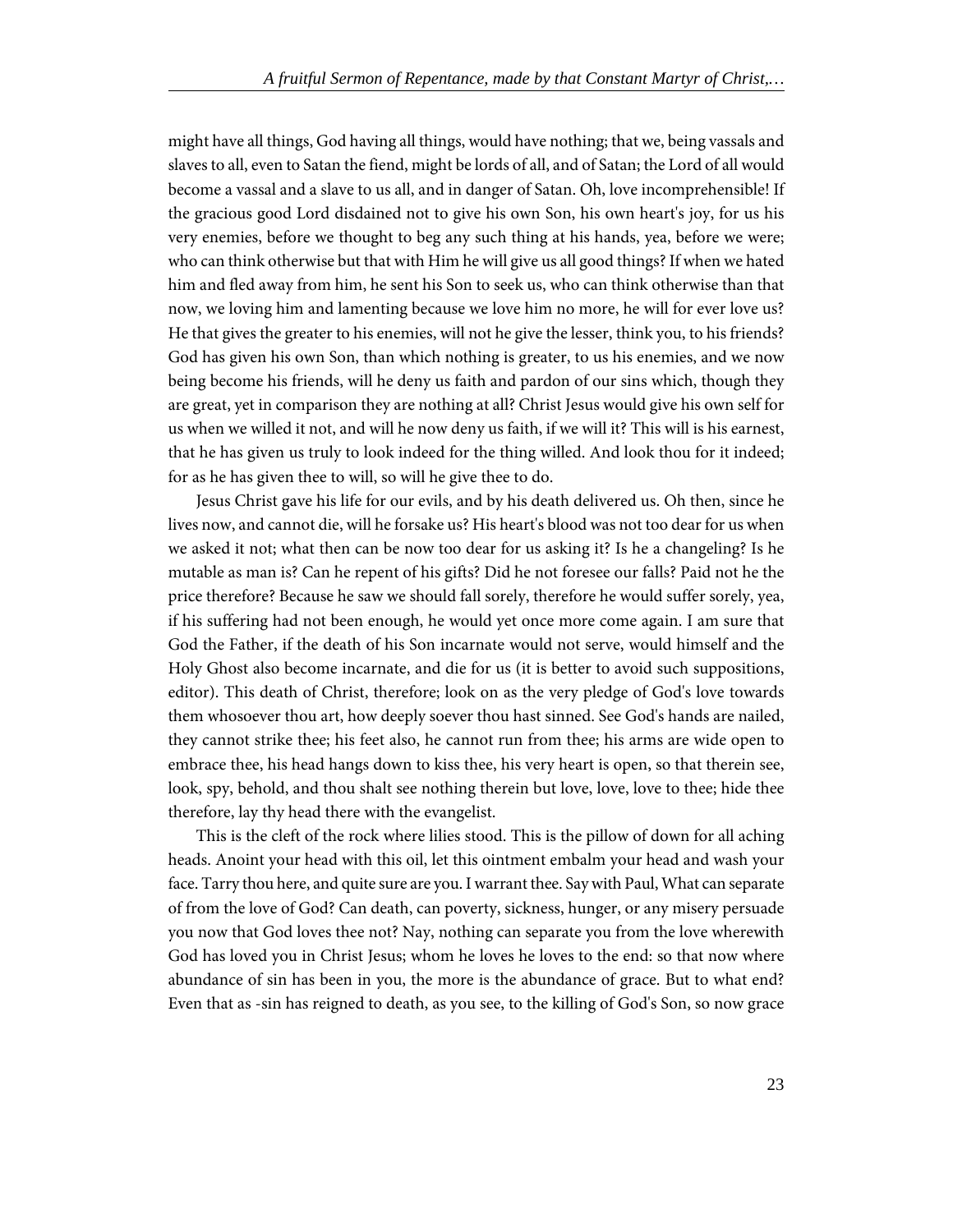might have all things, God having all things, would have nothing; that we, being vassals and slaves to all, even to Satan the fiend, might be lords of all, and of Satan; the Lord of all would become a vassal and a slave to us all, and in danger of Satan. Oh, love incomprehensible! If the gracious good Lord disdained not to give his own Son, his own heart's joy, for us his very enemies, before we thought to beg any such thing at his hands, yea, before we were; who can think otherwise but that with Him he will give us all good things? If when we hated him and fled away from him, he sent his Son to seek us, who can think otherwise than that now, we loving him and lamenting because we love him no more, he will for ever love us? He that gives the greater to his enemies, will not he give the lesser, think you, to his friends? God has given his own Son, than which nothing is greater, to us his enemies, and we now being become his friends, will he deny us faith and pardon of our sins which, though they are great, yet in comparison they are nothing at all? Christ Jesus would give his own self for us when we willed it not, and will he now deny us faith, if we will it? This will is his earnest, that he has given us truly to look indeed for the thing willed. And look thou for it indeed; for as he has given thee to will, so will he give thee to do.

Jesus Christ gave his life for our evils, and by his death delivered us. Oh then, since he lives now, and cannot die, will he forsake us? His heart's blood was not too dear for us when we asked it not; what then can be now too dear for us asking it? Is he a changeling? Is he mutable as man is? Can he repent of his gifts? Did he not foresee our falls? Paid not he the price therefore? Because he saw we should fall sorely, therefore he would suffer sorely, yea, if his suffering had not been enough, he would yet once more come again. I am sure that God the Father, if the death of his Son incarnate would not serve, would himself and the Holy Ghost also become incarnate, and die for us (it is better to avoid such suppositions, editor). This death of Christ, therefore; look on as the very pledge of God's love towards them whosoever thou art, how deeply soever thou hast sinned. See God's hands are nailed, they cannot strike thee; his feet also, he cannot run from thee; his arms are wide open to embrace thee, his head hangs down to kiss thee, his very heart is open, so that therein see, look, spy, behold, and thou shalt see nothing therein but love, love, love to thee; hide thee therefore, lay thy head there with the evangelist.

This is the cleft of the rock where lilies stood. This is the pillow of down for all aching heads. Anoint your head with this oil, let this ointment embalm your head and wash your face. Tarry thou here, and quite sure are you. I warrant thee. Say with Paul, What can separate of from the love of God? Can death, can poverty, sickness, hunger, or any misery persuade you now that God loves thee not? Nay, nothing can separate you from the love wherewith God has loved you in Christ Jesus; whom he loves he loves to the end: so that now where abundance of sin has been in you, the more is the abundance of grace. But to what end? Even that as -sin has reigned to death, as you see, to the killing of God's Son, so now grace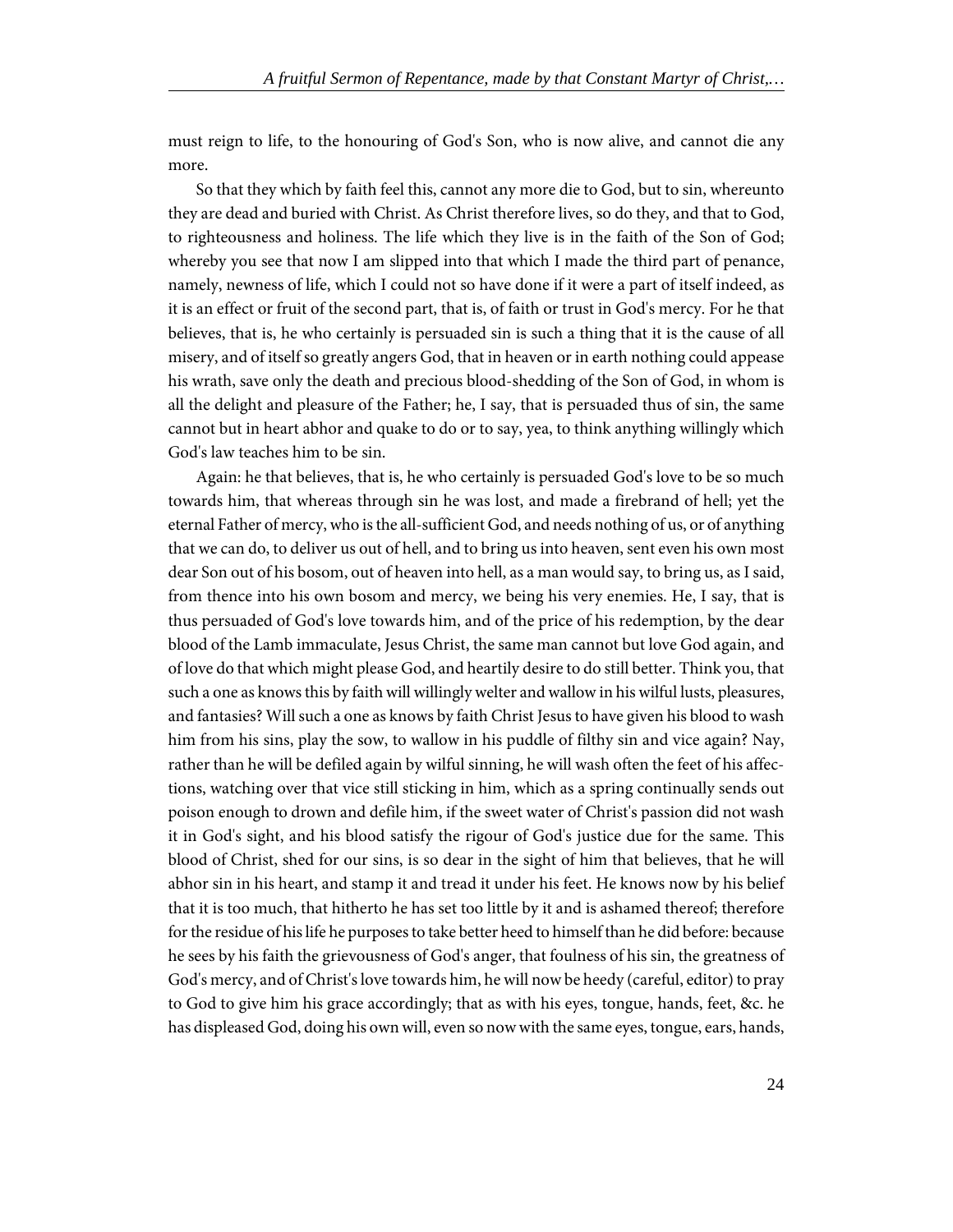must reign to life, to the honouring of God's Son, who is now alive, and cannot die any more.

So that they which by faith feel this, cannot any more die to God, but to sin, whereunto they are dead and buried with Christ. As Christ therefore lives, so do they, and that to God, to righteousness and holiness. The life which they live is in the faith of the Son of God; whereby you see that now I am slipped into that which I made the third part of penance, namely, newness of life, which I could not so have done if it were a part of itself indeed, as it is an effect or fruit of the second part, that is, of faith or trust in God's mercy. For he that believes, that is, he who certainly is persuaded sin is such a thing that it is the cause of all misery, and of itself so greatly angers God, that in heaven or in earth nothing could appease his wrath, save only the death and precious blood-shedding of the Son of God, in whom is all the delight and pleasure of the Father; he, I say, that is persuaded thus of sin, the same cannot but in heart abhor and quake to do or to say, yea, to think anything willingly which God's law teaches him to be sin.

Again: he that believes, that is, he who certainly is persuaded God's love to be so much towards him, that whereas through sin he was lost, and made a firebrand of hell; yet the eternal Father of mercy, who is the all-sufficient God, and needs nothing of us, or of anything that we can do, to deliver us out of hell, and to bring us into heaven, sent even his own most dear Son out of his bosom, out of heaven into hell, as a man would say, to bring us, as I said, from thence into his own bosom and mercy, we being his very enemies. He, I say, that is thus persuaded of God's love towards him, and of the price of his redemption, by the dear blood of the Lamb immaculate, Jesus Christ, the same man cannot but love God again, and of love do that which might please God, and heartily desire to do still better. Think you, that such a one as knows this by faith will willingly welter and wallow in his wilful lusts, pleasures, and fantasies? Will such a one as knows by faith Christ Jesus to have given his blood to wash him from his sins, play the sow, to wallow in his puddle of filthy sin and vice again? Nay, rather than he will be defiled again by wilful sinning, he will wash often the feet of his affections, watching over that vice still sticking in him, which as a spring continually sends out poison enough to drown and defile him, if the sweet water of Christ's passion did not wash it in God's sight, and his blood satisfy the rigour of God's justice due for the same. This blood of Christ, shed for our sins, is so dear in the sight of him that believes, that he will abhor sin in his heart, and stamp it and tread it under his feet. He knows now by his belief that it is too much, that hitherto he has set too little by it and is ashamed thereof; therefore for the residue of his life he purposes to take better heed to himself than he did before: because he sees by his faith the grievousness of God's anger, that foulness of his sin, the greatness of God's mercy, and of Christ's love towards him, he will now be heedy (careful, editor) to pray to God to give him his grace accordingly; that as with his eyes, tongue, hands, feet, &c. he has displeased God, doing his own will, even so now with the same eyes, tongue, ears, hands,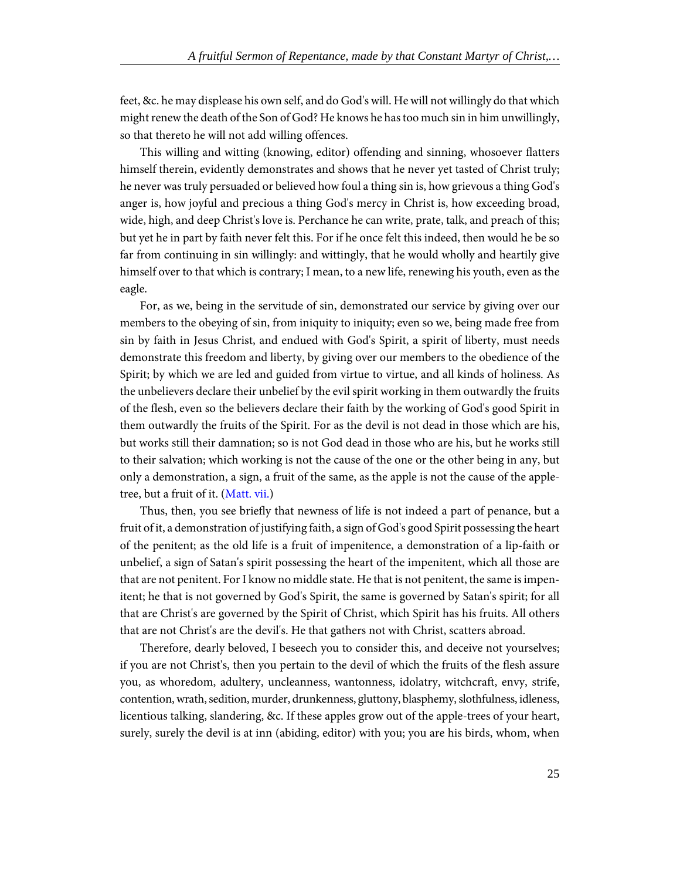feet, &c. he may displease his own self, and do God's will. He will not willingly do that which might renew the death of the Son of God? He knows he has too much sin in him unwillingly, so that thereto he will not add willing offences.

This willing and witting (knowing, editor) offending and sinning, whosoever flatters himself therein, evidently demonstrates and shows that he never yet tasted of Christ truly; he never was truly persuaded or believed how foul a thing sin is, how grievous a thing God's anger is, how joyful and precious a thing God's mercy in Christ is, how exceeding broad, wide, high, and deep Christ's love is. Perchance he can write, prate, talk, and preach of this; but yet he in part by faith never felt this. For if he once felt this indeed, then would he be so far from continuing in sin willingly: and wittingly, that he would wholly and heartily give himself over to that which is contrary; I mean, to a new life, renewing his youth, even as the eagle.

For, as we, being in the servitude of sin, demonstrated our service by giving over our members to the obeying of sin, from iniquity to iniquity; even so we, being made free from sin by faith in Jesus Christ, and endued with God's Spirit, a spirit of liberty, must needs demonstrate this freedom and liberty, by giving over our members to the obedience of the Spirit; by which we are led and guided from virtue to virtue, and all kinds of holiness. As the unbelievers declare their unbelief by the evil spirit working in them outwardly the fruits of the flesh, even so the believers declare their faith by the working of God's good Spirit in them outwardly the fruits of the Spirit. For as the devil is not dead in those which are his, but works still their damnation; so is not God dead in those who are his, but he works still to their salvation; which working is not the cause of the one or the other being in any, but only a demonstration, a sign, a fruit of the same, as the apple is not the cause of the apple-tree, but a fruit of it. (Matt. vii.)

Thus, then, you see briefly that newness of life is not indeed a part of penance, but a fruit of it, a demonstration of justifying faith, a sign of God's good Spirit possessing the heart of the penitent; as the old life is a fruit of impenitence, a demonstration of a lip-faith or unbelief, a sign of Satan's spirit possessing the heart of the impenitent, which all those are that are not penitent. For I know no middle state. He that is not penitent, the same is impenitent; he that is not governed by God's Spirit, the same is governed by Satan's spirit; for all that are Christ's are governed by the Spirit of Christ, which Spirit has his fruits. All others that are not Christ's are the devil's. He that gathers not with Christ, scatters abroad.

Therefore, dearly beloved, I beseech you to consider this, and deceive not yourselves; if you are not Christ's, then you pertain to the devil of which the fruits of the flesh assure you, as whoredom, adultery, uncleanness, wantonness, idolatry, witchcraft, envy, strife, contention, wrath, sedition, murder, drunkenness, gluttony, blasphemy, slothfulness, idleness, licentious talking, slandering, &c. If these apples grow out of the apple-trees of your heart, surely, surely the devil is at inn (abiding, editor) with you; you are his birds, whom, when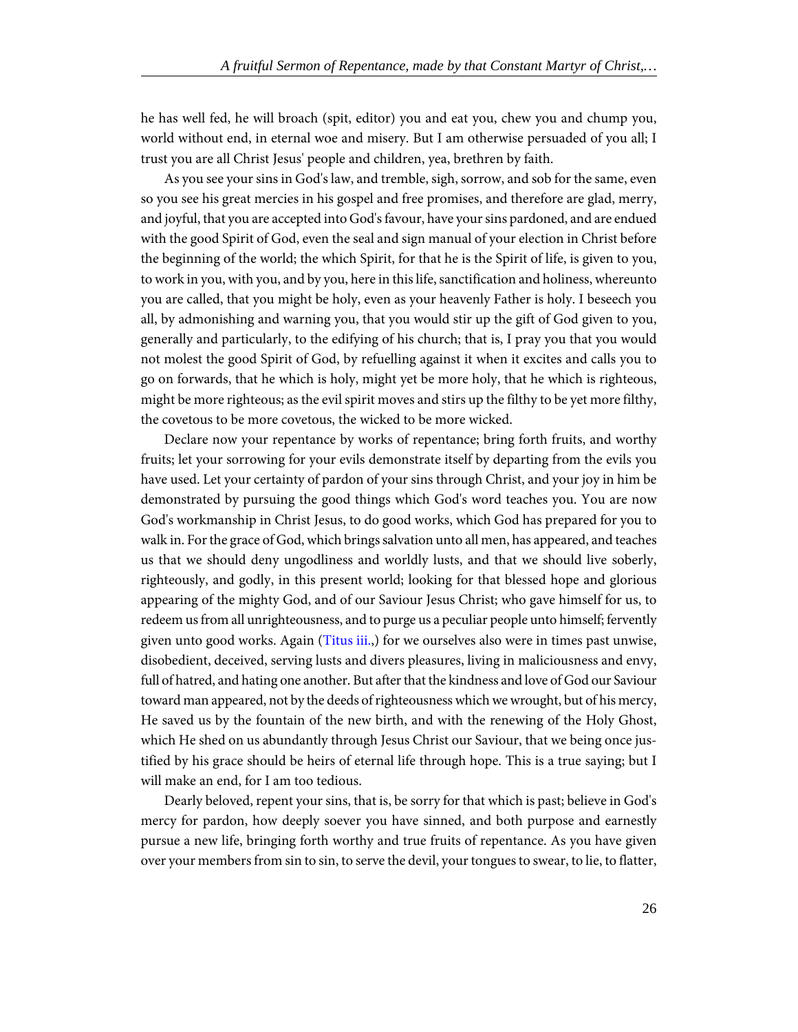he has well fed, he will broach (spit, editor) you and eat you, chew you and chump you, world without end, in eternal woe and misery. But I am otherwise persuaded of you all; I trust you are all Christ Jesus' people and children, yea, brethren by faith.

As you see your sins in God's law, and tremble, sigh, sorrow, and sob for the same, even so you see his great mercies in his gospel and free promises, and therefore are glad, merry, and joyful, that you are accepted into God's favour, have your sins pardoned, and are endued with the good Spirit of God, even the seal and sign manual of your election in Christ before the beginning of the world; the which Spirit, for that he is the Spirit of life, is given to you, to work in you, with you, and by you, here in this life, sanctification and holiness, whereunto you are called, that you might be holy, even as your heavenly Father is holy. I beseech you all, by admonishing and warning you, that you would stir up the gift of God given to you, generally and particularly, to the edifying of his church; that is, I pray you that you would not molest the good Spirit of God, by refuelling against it when it excites and calls you to go on forwards, that he which is holy, might yet be more holy, that he which is righteous, might be more righteous; as the evil spirit moves and stirs up the filthy to be yet more filthy, the covetous to be more covetous, the wicked to be more wicked.

Declare now your repentance by works of repentance; bring forth fruits, and worthy fruits; let your sorrowing for your evils demonstrate itself by departing from the evils you have used. Let your certainty of pardon of your sins through Christ, and your joy in him be demonstrated by pursuing the good things which God's word teaches you. You are now God's workmanship in Christ Jesus, to do good works, which God has prepared for you to walk in. For the grace of God, which brings salvation unto all men, has appeared, and teaches us that we should deny ungodliness and worldly lusts, and that we should live soberly, righteously, and godly, in this present world; looking for that blessed hope and glorious appearing of the mighty God, and of our Saviour Jesus Christ; who gave himself for us, to redeem us from all unrighteousness, and to purge us a peculiar people unto himself; fervently given unto good works. Again (Titus iii.,) for we ourselves also were in times past unwise, disobedient, deceived, serving lusts and divers pleasures, living in maliciousness and envy, full of hatred, and hating one another. But after that the kindness and love of God our Saviour toward man appeared, not by the deeds of righteousness which we wrought, but of his mercy, He saved us by the fountain of the new birth, and with the renewing of the Holy Ghost, which He shed on us abundantly through Jesus Christ our Saviour, that we being once justified by his grace should be heirs of eternal life through hope. This is a true saying; but I will make an end, for I am too tedious.

Dearly beloved, repent your sins, that is, be sorry for that which is past; believe in God's mercy for pardon, how deeply soever you have sinned, and both purpose and earnestly pursue a new life, bringing forth worthy and true fruits of repentance. As you have given over your members from sin to sin, to serve the devil, your tongues to swear, to lie, to flatter,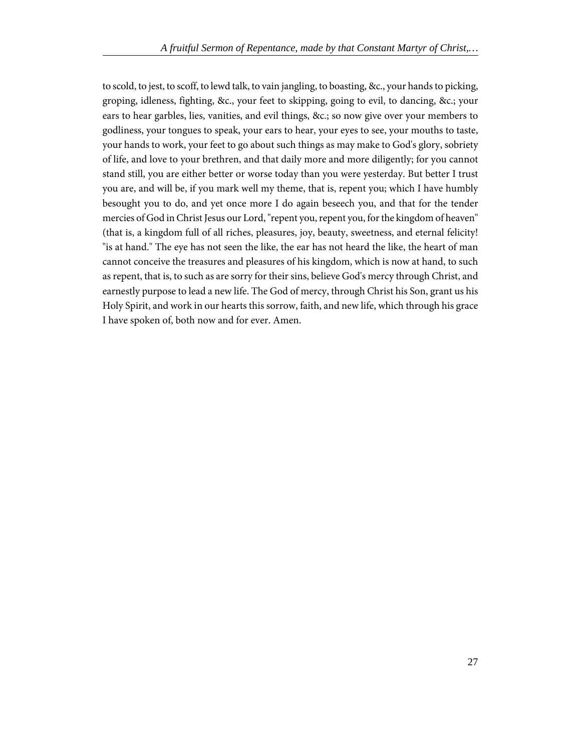to scold, to jest, to scoff, to lewd talk, to vain jangling, to boasting, &c., your hands to picking, groping, idleness, fighting, &c., your feet to skipping, going to evil, to dancing, &c.; your ears to hear garbles, lies, vanities, and evil things, &c.; so now give over your members to godliness, your tongues to speak, your ears to hear, your eyes to see, your mouths to taste, your hands to work, your feet to go about such things as may make to God's glory, sobriety of life, and love to your brethren, and that daily more and more diligently; for you cannot stand still, you are either better or worse today than you were yesterday. But better I trust you are, and will be, if you mark well my theme, that is, repent you; which I have humbly besought you to do, and yet once more I do again beseech you, and that for the tender mercies of God in Christ Jesus our Lord, "repent you, repent you, for the kingdom of heaven" (that is, a kingdom full of all riches, pleasures, joy, beauty, sweetness, and eternal felicity! "is at hand." The eye has not seen the like, the ear has not heard the like, the heart of man cannot conceive the treasures and pleasures of his kingdom, which is now at hand, to such as repent, that is, to such as are sorry for their sins, believe God's mercy through Christ, and earnestly purpose to lead a new life. The God of mercy, through Christ his Son, grant us his Holy Spirit, and work in our hearts this sorrow, faith, and new life, which through his grace I have spoken of, both now and for ever. Amen.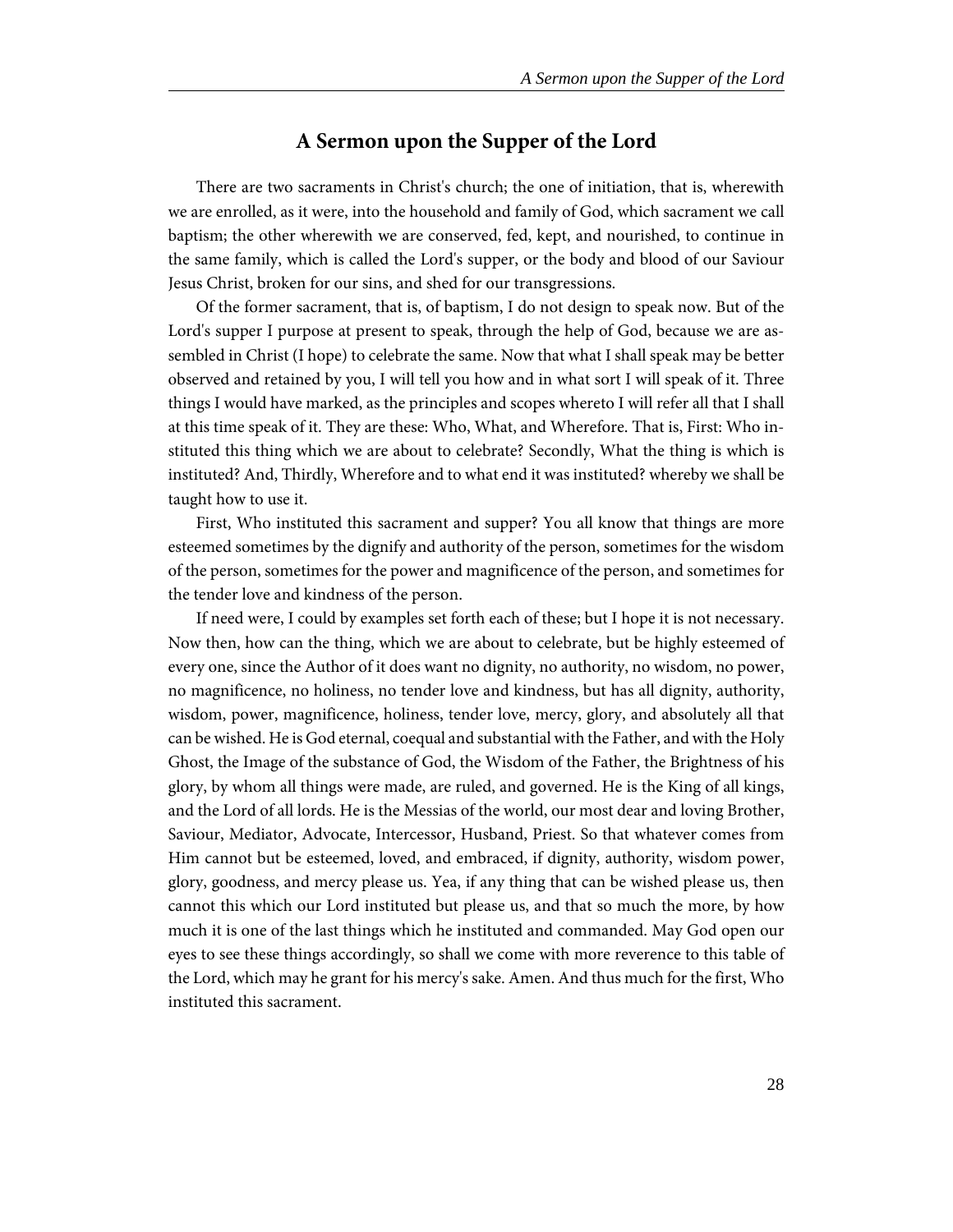## A Sermon upon the Supper of the Lord

There are two sacraments in Christ's church; the one of initiation, that is, wherewith we are enrolled, as it were, into the household and family of God, which sacrament we call baptism; the other wherewith we are conserved, fed, kept, and nourished, to continue in the same family, which is called the Lord's supper, or the body and blood of our Saviour Jesus Christ, broken for our sins, and shed for our transgressions.

Of the former sacrament, that is, of baptism, I do not design to speak now. But of the Lord's supper I purpose at present to speak, through the help of God, because we are assembled in Christ (I hope) to celebrate the same. Now that what I shall speak may be better observed and retained by you, I will tell you how and in what sort I will speak of it. Three things I would have marked, as the principles and scopes whereto I will refer all that I shall at this time speak of it. They are these: Who, What, and Wherefore. That is, First: Who instituted this thing which we are about to celebrate? Secondly, What the thing is which is instituted? And, Thirdly, Wherefore and to what end it was instituted? whereby we shall be taught how to use it.

First, Who instituted this sacrament and supper? You all know that things are more esteemed sometimes by the dignify and authority of the person, sometimes for the wisdom of the person, sometimes for the power and magnificence of the person, and sometimes for the tender love and kindness of the person.

If need were, I could by examples set forth each of these; but I hope it is not necessary. Now then, how can the thing, which we are about to celebrate, but be highly esteemed of every one, since the Author of it does want no dignity, no authority, no wisdom, no power, no magnificence, no holiness, no tender love and kindness, but has all dignity, authority, wisdom, power, magnificence, holiness, tender love, mercy, glory, and absolutely all that can be wished. He is God eternal, coequal and substantial with the Father, and with the Holy Ghost, the Image of the substance of God, the Wisdom of the Father, the Brightness of his glory, by whom all things were made, are ruled, and governed. He is the King of all kings, and the Lord of all lords. He is the Messias of the world, our most dear and loving Brother, Saviour, Mediator, Advocate, Intercessor, Husband, Priest. So that whatever comes from Him cannot but be esteemed, loved, and embraced, if dignity, authority, wisdom power, glory, goodness, and mercy please us. Yea, if any thing that can be wished please us, then cannot this which our Lord instituted but please us, and that so much the more, by how much it is one of the last things which he instituted and commanded. May God open our eyes to see these things accordingly, so shall we come with more reverence to this table of the Lord, which may he grant for his mercy's sake. Amen. And thus much for the first, Who instituted this sacrament.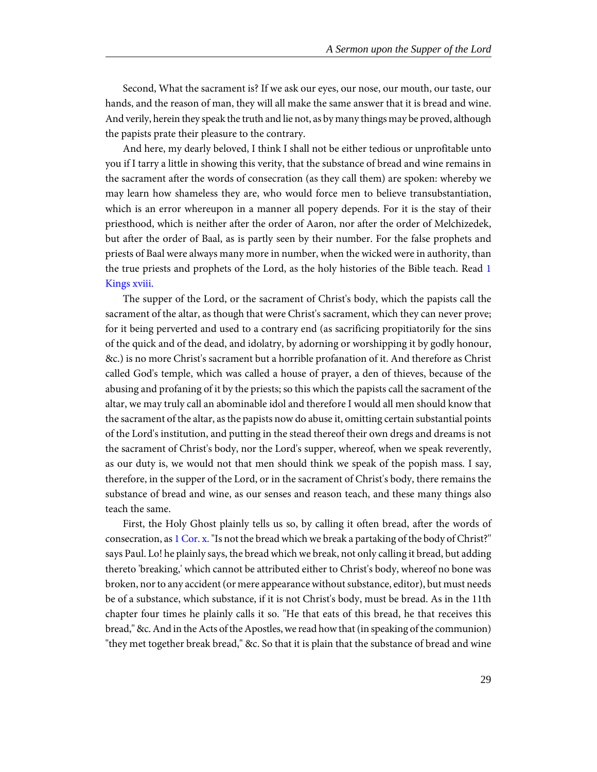Second, What the sacrament is? If we ask our eyes, our nose, our mouth, our taste, our hands, and the reason of man, they will all make the same answer that it is bread and wine. And verily, herein they speak the truth and lie not, as by many things may be proved, although the papists prate their pleasure to the contrary.

And here, my dearly beloved, I think I shall not be either tedious or unprofitable unto you if I tarry a little in showing this verity, that the substance of bread and wine remains in the sacrament after the words of consecration (as they call them) are spoken: whereby we may learn how shameless they are, who would force men to believe transubstantiation, which is an error whereupon in a manner all popery depends. For it is the stay of their priesthood, which is neither after the order of Aaron, nor after the order of Melchizedek, but after the order of Baal, as is partly seen by their number. For the false prophets and priests of Baal were always many more in number, when the wicked were in authority, than the true priests and prophets of the Lord, as the holy histories of the Bible teach. Read 1 Kings xviii.

The supper of the Lord, or the sacrament of Christ's body, which the papists call the sacrament of the altar, as though that were Christ's sacrament, which they can never prove; for it being perverted and used to a contrary end (as sacrificing propitiatorily for the sins of the quick and of the dead, and idolatry, by adorning or worshipping it by godly honour, &c.) is no more Christ's sacrament but a horrible profanation of it. And therefore as Christ called God's temple, which was called a house of prayer, a den of thieves, because of the abusing and profaning of it by the priests; so this which the papists call the sacrament of the altar, we may truly call an abominable idol and therefore I would all men should know that the sacrament of the altar, as the papists now do abuse it, omitting certain substantial points of the Lord's institution, and putting in the stead thereof their own dregs and dreams is not the sacrament of Christ's body, nor the Lord's supper, whereof, when we speak reverently, as our duty is, we would not that men should think we speak of the popish mass. I say, therefore, in the supper of the Lord, or in the sacrament of Christ's body, there remains the substance of bread and wine, as our senses and reason teach, and these many things also teach the same.

First, the Holy Ghost plainly tells us so, by calling it often bread, after the words of consecration, as 1 Cor. x. "Is not the bread which we break a partaking of the body of Christ?" says Paul. Lo! he plainly says, the bread which we break, not only calling it bread, but adding thereto 'breaking,' which cannot be attributed either to Christ's body, whereof no bone was broken, nor to any accident (or mere appearance without substance, editor), but must needs be of a substance, which substance, if it is not Christ's body, must be bread. As in the 11th chapter four times he plainly calls it so. "He that eats of this bread, he that receives this bread," &c. And in the Acts of the Apostles, we read how that (in speaking of the communion) "they met together break bread," &c. So that it is plain that the substance of bread and wine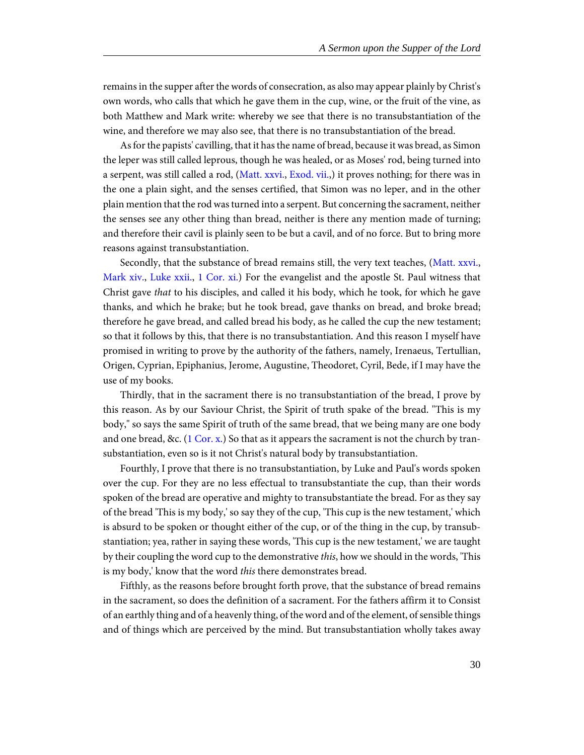remains in the supper after the words of consecration, as also may appear plainly by Christ's own words, who calls that which he gave them in the cup, wine, or the fruit of the vine, as both Matthew and Mark write: whereby we see that there is no transubstantiation of the wine, and therefore we may also see, that there is no transubstantiation of the bread.

As for the papists' cavilling, that it has the name of bread, because it was bread, as Simon the leper was still called leprous, though he was healed, or as Moses' rod, being turned into a serpent, was still called a rod, (Matt. xxvi., Exod. vii.,) it proves nothing; for there was in the one a plain sight, and the senses certified, that Simon was no leper, and in the other plain mention that the rod was turned into a serpent. But concerning the sacrament, neither the senses see any other thing than bread, neither is there any mention made of turning; and therefore their cavil is plainly seen to be but a cavil, and of no force. But to bring more reasons against transubstantiation.

Secondly, that the substance of bread remains still, the very text teaches, (Matt. xxvi., Mark xiv., Luke xxii., 1 Cor. xi.) For the evangelist and the apostle St. Paul witness that Christ gave *that* to his disciples, and called it his body, which he took, for which he gave thanks, and which he brake; but he took bread, gave thanks on bread, and broke bread; therefore he gave bread, and called bread his body, as he called the cup the new testament; so that it follows by this, that there is no transubstantiation. And this reason I myself have promised in writing to prove by the authority of the fathers, namely, Irenaeus, Tertullian, Origen, Cyprian, Epiphanius, Jerome, Augustine, Theodoret, Cyril, Bede, if I may have the use of my books.

Thirdly, that in the sacrament there is no transubstantiation of the bread, I prove by this reason. As by our Saviour Christ, the Spirit of truth spake of the bread. "This is my body," so says the same Spirit of truth of the same bread, that we being many are one body and one bread, &c. (1 Cor. x.) So that as it appears the sacrament is not the church by transubstantiation, even so is it not Christ's natural body by transubstantiation.

Fourthly, I prove that there is no transubstantiation, by Luke and Paul's words spoken over the cup. For they are no less effectual to transubstantiate the cup, than their words spoken of the bread are operative and mighty to transubstantiate the bread. For as they say of the bread 'This is my body,' so say they of the cup, 'This cup is the new testament,' which is absurd to be spoken or thought either of the cup, or of the thing in the cup, by transubstantiation; yea, rather in saying these words, 'This cup is the new testament,' we are taught by their coupling the word cup to the demonstrative *this*, how we should in the words, 'This is my body,' know that the word *this* there demonstrates bread.

Fifthly, as the reasons before brought forth prove, that the substance of bread remains in the sacrament, so does the definition of a sacrament. For the fathers affirm it to Consist of an earthly thing and of a heavenly thing, of the word and of the element, of sensible things and of things which are perceived by the mind. But transubstantiation wholly takes away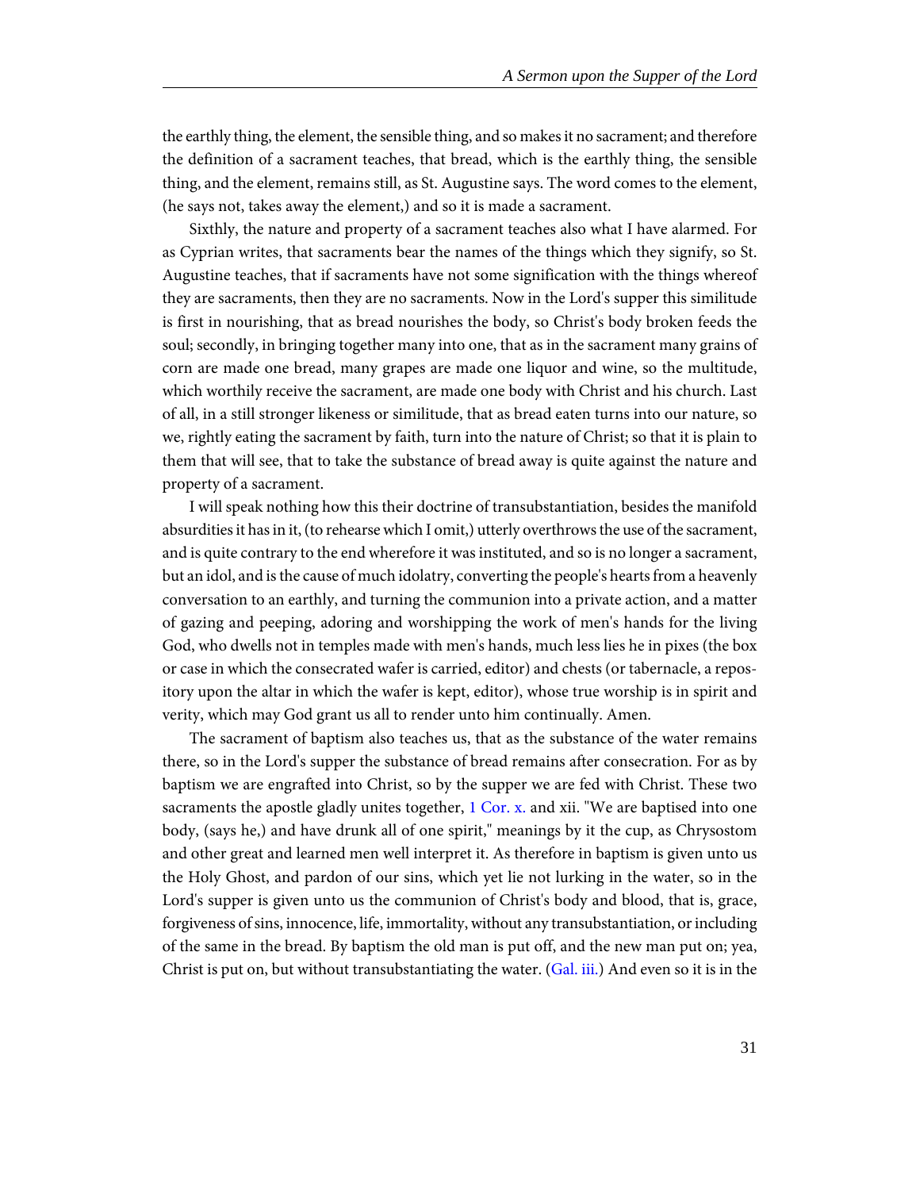the earthly thing, the element, the sensible thing, and so makes it no sacrament; and therefore the definition of a sacrament teaches, that bread, which is the earthly thing, the sensible thing, and the element, remains still, as St. Augustine says. The word comes to the element, (he says not, takes away the element,) and so it is made a sacrament.

Sixthly, the nature and property of a sacrament teaches also what I have alarmed. For as Cyprian writes, that sacraments bear the names of the things which they signify, so St. Augustine teaches, that if sacraments have not some signification with the things whereof they are sacraments, then they are no sacraments. Now in the Lord's supper this similitude is first in nourishing, that as bread nourishes the body, so Christ's body broken feeds the soul; secondly, in bringing together many into one, that as in the sacrament many grains of corn are made one bread, many grapes are made one liquor and wine, so the multitude, which worthily receive the sacrament, are made one body with Christ and his church. Last of all, in a still stronger likeness or similitude, that as bread eaten turns into our nature, so we, rightly eating the sacrament by faith, turn into the nature of Christ; so that it is plain to them that will see, that to take the substance of bread away is quite against the nature and property of a sacrament.

I will speak nothing how this their doctrine of transubstantiation, besides the manifold absurdities it has in it, (to rehearse which I omit,) utterly overthrows the use of the sacrament, and is quite contrary to the end wherefore it was instituted, and so is no longer a sacrament, but an idol, and is the cause of much idolatry, converting the people's hearts from a heavenly conversation to an earthly, and turning the communion into a private action, and a matter of gazing and peeping, adoring and worshipping the work of men's hands for the living God, who dwells not in temples made with men's hands, much less lies he in pixes (the box or case in which the consecrated wafer is carried, editor) and chests (or tabernacle, a repository upon the altar in which the wafer is kept, editor), whose true worship is in spirit and verity, which may God grant us all to render unto him continually. Amen.

The sacrament of baptism also teaches us, that as the substance of the water remains there, so in the Lord's supper the substance of bread remains after consecration. For as by baptism we are engrafted into Christ, so by the supper we are fed with Christ. These two sacraments the apostle gladly unites together, 1 Cor. x. and xii. "We are baptised into one body, (says he,) and have drunk all of one spirit," meanings by it the cup, as Chrysostom and other great and learned men well interpret it. As therefore in baptism is given unto us the Holy Ghost, and pardon of our sins, which yet lie not lurking in the water, so in the Lord's supper is given unto us the communion of Christ's body and blood, that is, grace, forgiveness of sins, innocence, life, immortality, without any transubstantiation, or including of the same in the bread. By baptism the old man is put off, and the new man put on; yea, Christ is put on, but without transubstantiating the water. (Gal. iii.) And even so it is in the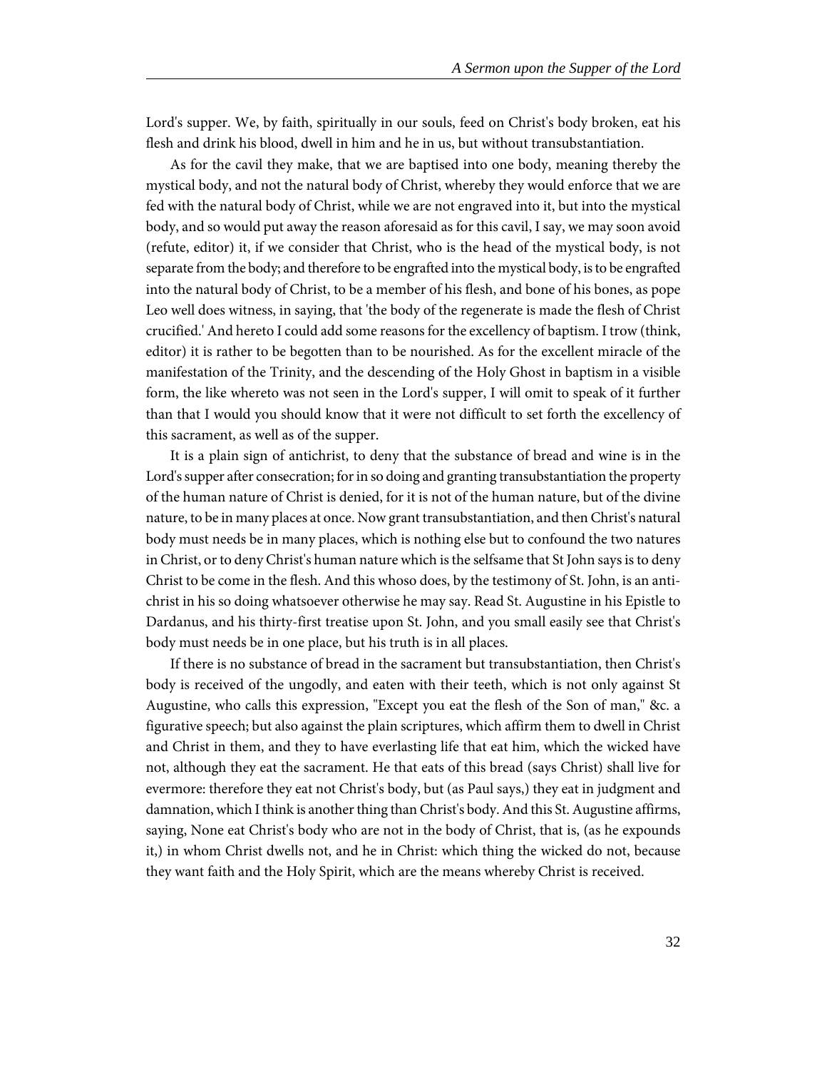Lord's supper. We, by faith, spiritually in our souls, feed on Christ's body broken, eat his flesh and drink his blood, dwell in him and he in us, but without transubstantiation.

As for the cavil they make, that we are baptised into one body, meaning thereby the mystical body, and not the natural body of Christ, whereby they would enforce that we are fed with the natural body of Christ, while we are not engraved into it, but into the mystical body, and so would put away the reason aforesaid as for this cavil, I say, we may soon avoid (refute, editor) it, if we consider that Christ, who is the head of the mystical body, is not separate from the body; and therefore to be engrafted into the mystical body, is to be engrafted into the natural body of Christ, to be a member of his flesh, and bone of his bones, as pope Leo well does witness, in saying, that 'the body of the regenerate is made the flesh of Christ crucified.' And hereto I could add some reasons for the excellency of baptism. I trow (think, editor) it is rather to be begotten than to be nourished. As for the excellent miracle of the manifestation of the Trinity, and the descending of the Holy Ghost in baptism in a visible form, the like whereto was not seen in the Lord's supper, I will omit to speak of it further than that I would you should know that it were not difficult to set forth the excellency of this sacrament, as well as of the supper.

It is a plain sign of antichrist, to deny that the substance of bread and wine is in the Lord's supper after consecration; for in so doing and granting transubstantiation the property of the human nature of Christ is denied, for it is not of the human nature, but of the divine nature, to be in many places at once. Now grant transubstantiation, and then Christ's natural body must needs be in many places, which is nothing else but to confound the two natures in Christ, or to deny Christ's human nature which is the selfsame that St John says is to deny Christ to be come in the flesh. And this whoso does, by the testimony of St. John, is an antichrist in his so doing whatsoever otherwise he may say. Read St. Augustine in his Epistle to Dardanus, and his thirty-first treatise upon St. John, and you small easily see that Christ's body must needs be in one place, but his truth is in all places.

If there is no substance of bread in the sacrament but transubstantiation, then Christ's body is received of the ungodly, and eaten with their teeth, which is not only against St Augustine, who calls this expression, "Except you eat the flesh of the Son of man," &c. a figurative speech; but also against the plain scriptures, which affirm them to dwell in Christ and Christ in them, and they to have everlasting life that eat him, which the wicked have not, although they eat the sacrament. He that eats of this bread (says Christ) shall live for evermore: therefore they eat not Christ's body, but (as Paul says,) they eat in judgment and damnation, which I think is another thing than Christ's body. And this St. Augustine affirms, saying, None eat Christ's body who are not in the body of Christ, that is, (as he expounds it,) in whom Christ dwells not, and he in Christ: which thing the wicked do not, because they want faith and the Holy Spirit, which are the means whereby Christ is received.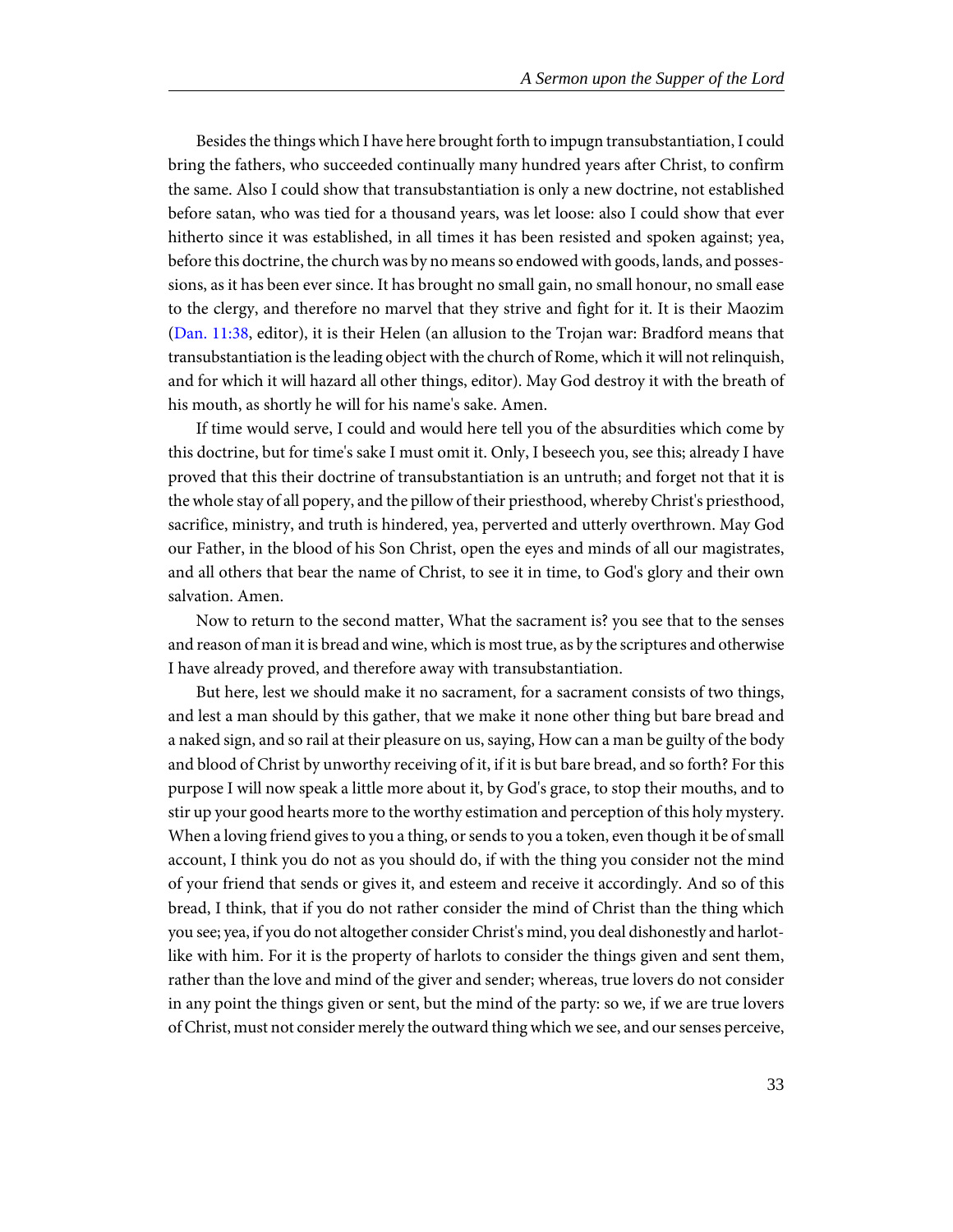Besides the things which I have here brought forth to impugn transubstantiation, I could bring the fathers, who succeeded continually many hundred years after Christ, to confirm the same. Also I could show that transubstantiation is only a new doctrine, not established before satan, who was tied for a thousand years, was let loose: also I could show that ever hitherto since it was established, in all times it has been resisted and spoken against; yea, before this doctrine, the church was by no means so endowed with goods, lands, and possessions, as it has been ever since. It has brought no small gain, no small honour, no small ease to the clergy, and therefore no marvel that they strive and fight for it. It is their Maozim (Dan. 11:38, editor), it is their Helen (an allusion to the Trojan war: Bradford means that transubstantiation is the leading object with the church of Rome, which it will not relinquish, and for which it will hazard all other things, editor). May God destroy it with the breath of his mouth, as shortly he will for his name's sake. Amen.

If time would serve, I could and would here tell you of the absurdities which come by this doctrine, but for time's sake I must omit it. Only, I beseech you, see this; already I have proved that this their doctrine of transubstantiation is an untruth; and forget not that it is the whole stay of all popery, and the pillow of their priesthood, whereby Christ's priesthood, sacrifice, ministry, and truth is hindered, yea, perverted and utterly overthrown. May God our Father, in the blood of his Son Christ, open the eyes and minds of all our magistrates, and all others that bear the name of Christ, to see it in time, to God's glory and their own salvation. Amen.

Now to return to the second matter, What the sacrament is? you see that to the senses and reason of man it is bread and wine, which is most true, as by the scriptures and otherwise I have already proved, and therefore away with transubstantiation.

But here, lest we should make it no sacrament, for a sacrament consists of two things, and lest a man should by this gather, that we make it none other thing but bare bread and a naked sign, and so rail at their pleasure on us, saying, How can a man be guilty of the body and blood of Christ by unworthy receiving of it, if it is but bare bread, and so forth? For this purpose I will now speak a little more about it, by God's grace, to stop their mouths, and to stir up your good hearts more to the worthy estimation and perception of this holy mystery. When a loving friend gives to you a thing, or sends to you a token, even though it be of small account, I think you do not as you should do, if with the thing you consider not the mind of your friend that sends or gives it, and esteem and receive it accordingly. And so of this bread, I think, that if you do not rather consider the mind of Christ than the thing which you see; yea, if you do not altogether consider Christ's mind, you deal dishonestly and harlot-like with him. For it is the property of harlots to consider the things given and sent them, rather than the love and mind of the giver and sender; whereas, true lovers do not consider in any point the things given or sent, but the mind of the party: so we, if we are true lovers of Christ, must not consider merely the outward thing which we see, and our senses perceive,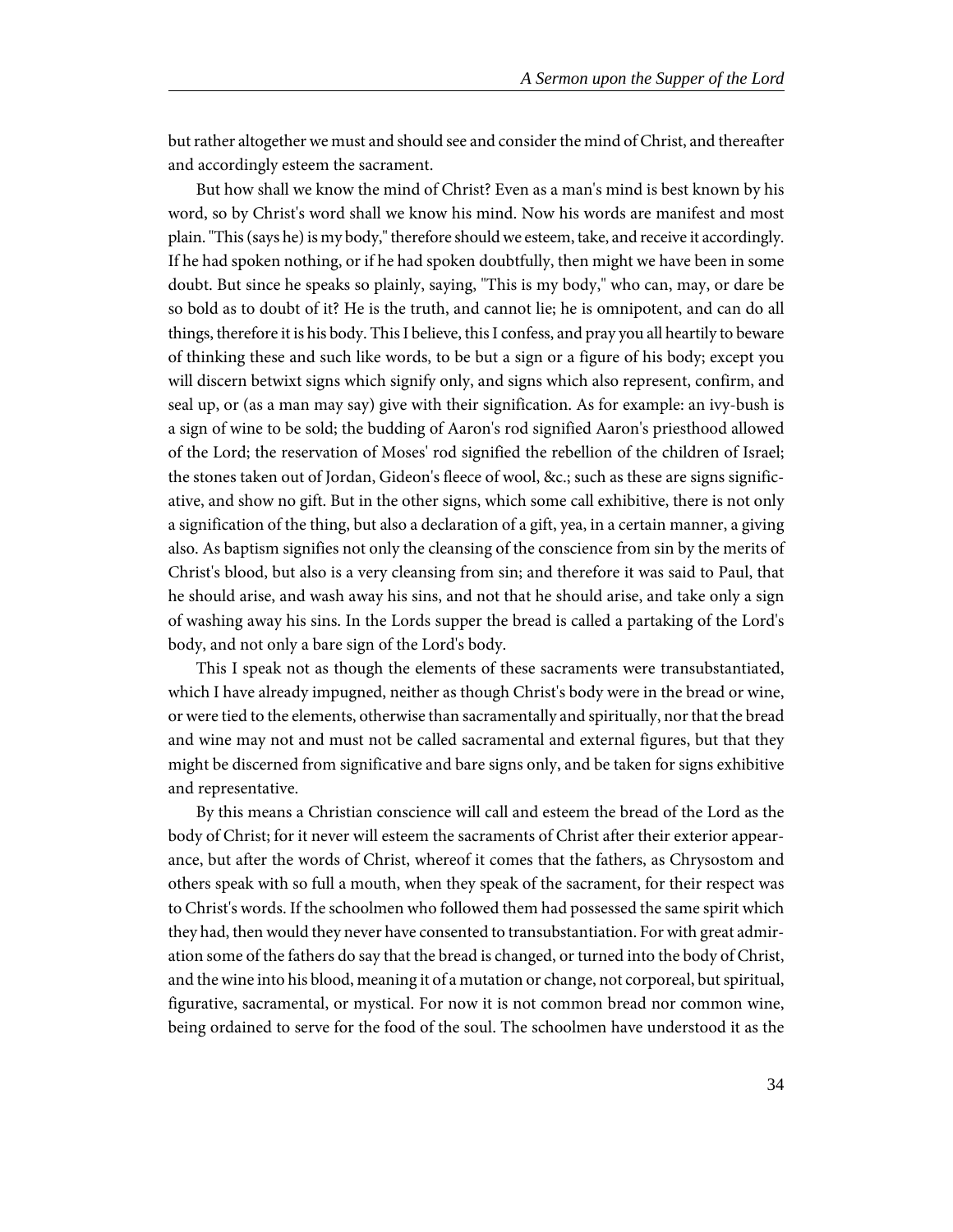but rather altogether we must and should see and consider the mind of Christ, and thereafter and accordingly esteem the sacrament.

But how shall we know the mind of Christ? Even as a man's mind is best known by his word, so by Christ's word shall we know his mind. Now his words are manifest and most plain. "This (says he) is my body," therefore should we esteem, take, and receive it accordingly. If he had spoken nothing, or if he had spoken doubtfully, then might we have been in some doubt. But since he speaks so plainly, saying, "This is my body," who can, may, or dare be so bold as to doubt of it? He is the truth, and cannot lie; he is omnipotent, and can do all things, therefore it is his body. This I believe, this I confess, and pray you all heartily to beware of thinking these and such like words, to be but a sign or a figure of his body; except you will discern betwixt signs which signify only, and signs which also represent, confirm, and seal up, or (as a man may say) give with their signification. As for example: an ivy-bush is a sign of wine to be sold; the budding of Aaron's rod signified Aaron's priesthood allowed of the Lord; the reservation of Moses' rod signified the rebellion of the children of Israel; the stones taken out of Jordan, Gideon's fleece of wool, &c.; such as these are signs significative, and show no gift. But in the other signs, which some call exhibitive, there is not only a signification of the thing, but also a declaration of a gift, yea, in a certain manner, a giving also. As baptism signifies not only the cleansing of the conscience from sin by the merits of Christ's blood, but also is a very cleansing from sin; and therefore it was said to Paul, that he should arise, and wash away his sins, and not that he should arise, and take only a sign of washing away his sins. In the Lords supper the bread is called a partaking of the Lord's body, and not only a bare sign of the Lord's body.

This I speak not as though the elements of these sacraments were transubstantiated, which I have already impugned, neither as though Christ's body were in the bread or wine, or were tied to the elements, otherwise than sacramentally and spiritually, nor that the bread and wine may not and must not be called sacramental and external figures, but that they might be discerned from significative and bare signs only, and be taken for signs exhibitive and representative.

By this means a Christian conscience will call and esteem the bread of the Lord as the body of Christ; for it never will esteem the sacraments of Christ after their exterior appearance, but after the words of Christ, whereof it comes that the fathers, as Chrysostom and others speak with so full a mouth, when they speak of the sacrament, for their respect was to Christ's words. If the schoolmen who followed them had possessed the same spirit which they had, then would they never have consented to transubstantiation. For with great admiration some of the fathers do say that the bread is changed, or turned into the body of Christ, and the wine into his blood, meaning it of a mutation or change, not corporeal, but spiritual, figurative, sacramental, or mystical. For now it is not common bread nor common wine, being ordained to serve for the food of the soul. The schoolmen have understood it as the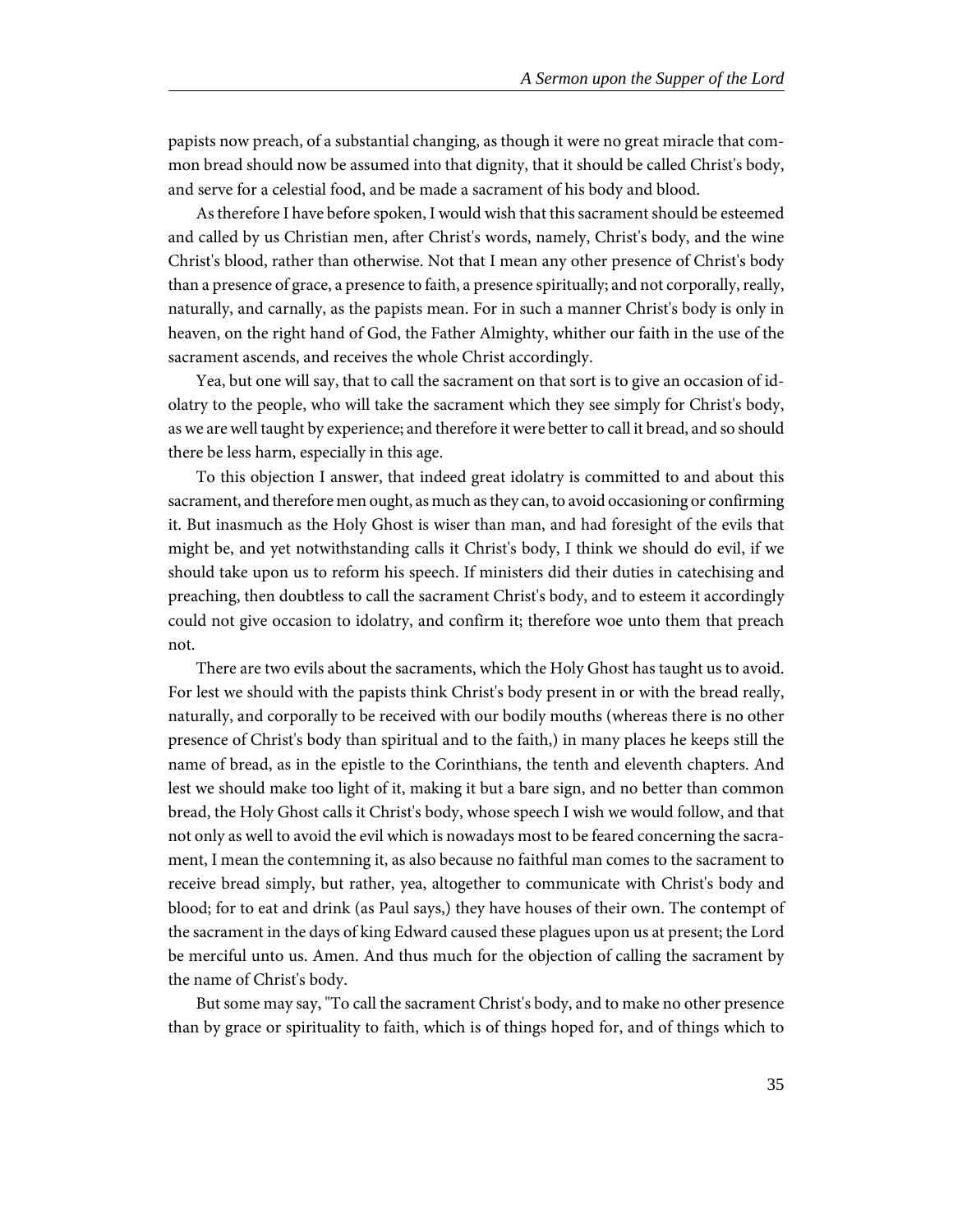papists now preach, of a substantial changing, as though it were no great miracle that common bread should now be assumed into that dignity, that it should be called Christ's body, and serve for a celestial food, and be made a sacrament of his body and blood.

As therefore I have before spoken, I would wish that this sacrament should be esteemed and called by us Christian men, after Christ's words, namely, Christ's body, and the wine Christ's blood, rather than otherwise. Not that I mean any other presence of Christ's body than a presence of grace, a presence to faith, a presence spiritually; and not corporally, really, naturally, and carnally, as the papists mean. For in such a manner Christ's body is only in heaven, on the right hand of God, the Father Almighty, whither our faith in the use of the sacrament ascends, and receives the whole Christ accordingly.

Yea, but one will say, that to call the sacrament on that sort is to give an occasion of idolatry to the people, who will take the sacrament which they see simply for Christ's body, as we are well taught by experience; and therefore it were better to call it bread, and so should there be less harm, especially in this age.

To this objection I answer, that indeed great idolatry is committed to and about this sacrament, and therefore men ought, as much as they can, to avoid occasioning or confirming it. But inasmuch as the Holy Ghost is wiser than man, and had foresight of the evils that might be, and yet notwithstanding calls it Christ's body, I think we should do evil, if we should take upon us to reform his speech. If ministers did their duties in catechising and preaching, then doubtless to call the sacrament Christ's body, and to esteem it accordingly could not give occasion to idolatry, and confirm it; therefore woe unto them that preach not.

There are two evils about the sacraments, which the Holy Ghost has taught us to avoid. For lest we should with the papists think Christ's body present in or with the bread really, naturally, and corporally to be received with our bodily mouths (whereas there is no other presence of Christ's body than spiritual and to the faith,) in many places he keeps still the name of bread, as in the epistle to the Corinthians, the tenth and eleventh chapters. And lest we should make too light of it, making it but a bare sign, and no better than common bread, the Holy Ghost calls it Christ's body, whose speech I wish we would follow, and that not only as well to avoid the evil which is nowadays most to be feared concerning the sacrament, I mean the contemning it, as also because no faithful man comes to the sacrament to receive bread simply, but rather, yea, altogether to communicate with Christ's body and blood; for to eat and drink (as Paul says,) they have houses of their own. The contempt of the sacrament in the days of king Edward caused these plagues upon us at present; the Lord be merciful unto us. Amen. And thus much for the objection of calling the sacrament by the name of Christ's body.

But some may say, "To call the sacrament Christ's body, and to make no other presence than by grace or spirituality to faith, which is of things hoped for, and of things which to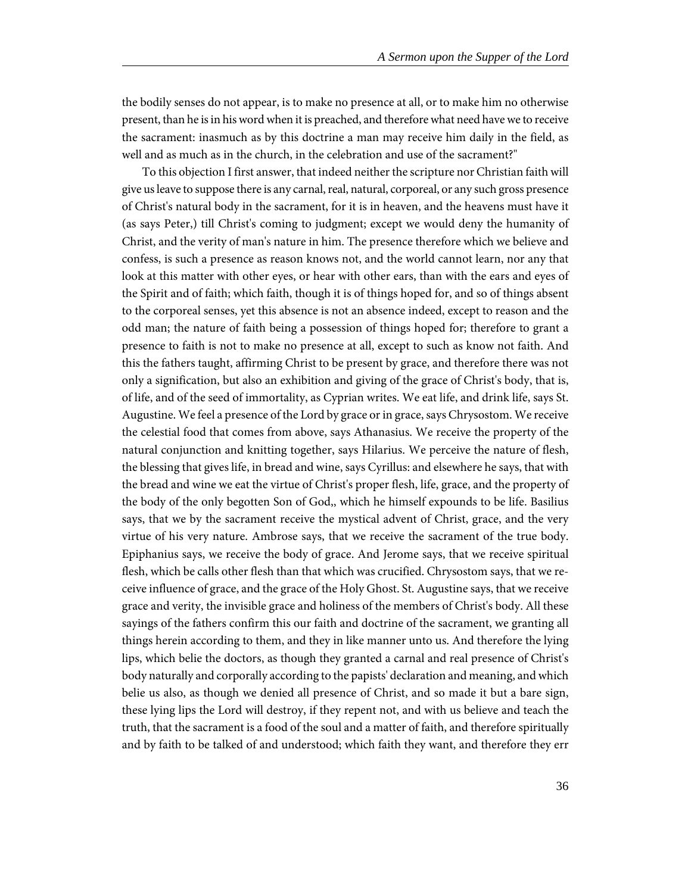the bodily senses do not appear, is to make no presence at all, or to make him no otherwise present, than he is in his word when it is preached, and therefore what need have we to receive the sacrament: inasmuch as by this doctrine a man may receive him daily in the field, as well and as much as in the church, in the celebration and use of the sacrament?"

To this objection I first answer, that indeed neither the scripture nor Christian faith will give us leave to suppose there is any carnal, real, natural, corporeal, or any such gross presence of Christ's natural body in the sacrament, for it is in heaven, and the heavens must have it (as says Peter,) till Christ's coming to judgment; except we would deny the humanity of Christ, and the verity of man's nature in him. The presence therefore which we believe and confess, is such a presence as reason knows not, and the world cannot learn, nor any that look at this matter with other eyes, or hear with other ears, than with the ears and eyes of the Spirit and of faith; which faith, though it is of things hoped for, and so of things absent to the corporeal senses, yet this absence is not an absence indeed, except to reason and the odd man; the nature of faith being a possession of things hoped for; therefore to grant a presence to faith is not to make no presence at all, except to such as know not faith. And this the fathers taught, affirming Christ to be present by grace, and therefore there was not only a signification, but also an exhibition and giving of the grace of Christ's body, that is, of life, and of the seed of immortality, as Cyprian writes. We eat life, and drink life, says St. Augustine. We feel a presence of the Lord by grace or in grace, says Chrysostom. We receive the celestial food that comes from above, says Athanasius. We receive the property of the natural conjunction and knitting together, says Hilarius. We perceive the nature of flesh, the blessing that gives life, in bread and wine, says Cyrillus: and elsewhere he says, that with the bread and wine we eat the virtue of Christ's proper flesh, life, grace, and the property of the body of the only begotten Son of God,, which he himself expounds to be life. Basilius says, that we by the sacrament receive the mystical advent of Christ, grace, and the very virtue of his very nature. Ambrose says, that we receive the sacrament of the true body. Epiphanius says, we receive the body of grace. And Jerome says, that we receive spiritual flesh, which be calls other flesh than that which was crucified. Chrysostom says, that we receive influence of grace, and the grace of the Holy Ghost. St. Augustine says, that we receive grace and verity, the invisible grace and holiness of the members of Christ's body. All these sayings of the fathers confirm this our faith and doctrine of the sacrament, we granting all things herein according to them, and they in like manner unto us. And therefore the lying lips, which belie the doctors, as though they granted a carnal and real presence of Christ's body naturally and corporally according to the papists' declaration and meaning, and which belie us also, as though we denied all presence of Christ, and so made it but a bare sign, these lying lips the Lord will destroy, if they repent not, and with us believe and teach the truth, that the sacrament is a food of the soul and a matter of faith, and therefore spiritually and by faith to be talked of and understood; which faith they want, and therefore they err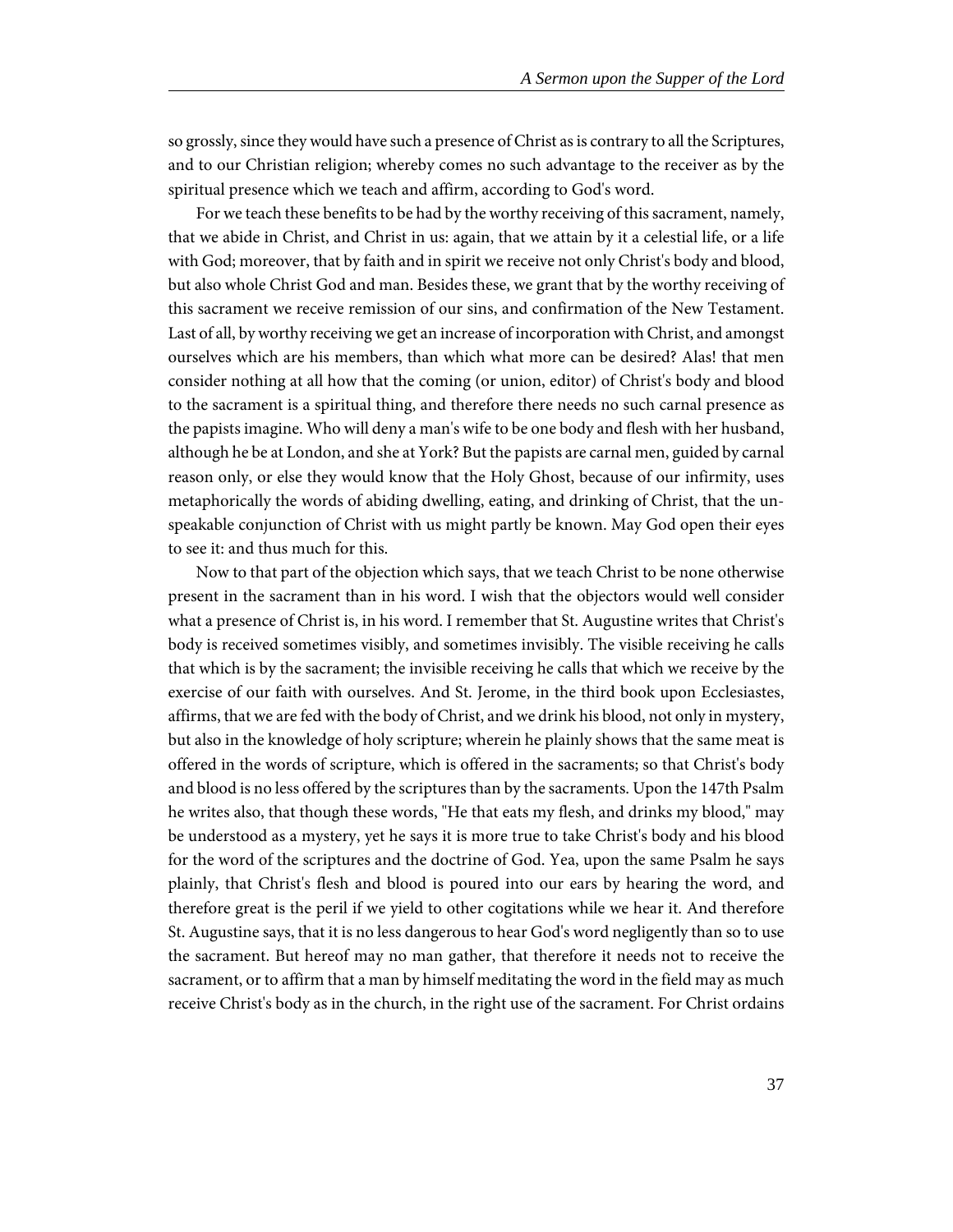so grossly, since they would have such a presence of Christ as is contrary to all the Scriptures, and to our Christian religion; whereby comes no such advantage to the receiver as by the spiritual presence which we teach and affirm, according to God's word.

For we teach these benefits to be had by the worthy receiving of this sacrament, namely, that we abide in Christ, and Christ in us: again, that we attain by it a celestial life, or a life with God; moreover, that by faith and in spirit we receive not only Christ's body and blood, but also whole Christ God and man. Besides these, we grant that by the worthy receiving of this sacrament we receive remission of our sins, and confirmation of the New Testament. Last of all, by worthy receiving we get an increase of incorporation with Christ, and amongst ourselves which are his members, than which what more can be desired? Alas! that men consider nothing at all how that the coming (or union, editor) of Christ's body and blood to the sacrament is a spiritual thing, and therefore there needs no such carnal presence as the papists imagine. Who will deny a man's wife to be one body and flesh with her husband, although he be at London, and she at York? But the papists are carnal men, guided by carnal reason only, or else they would know that the Holy Ghost, because of our infirmity, uses metaphorically the words of abiding dwelling, eating, and drinking of Christ, that the unspeakable conjunction of Christ with us might partly be known. May God open their eyes to see it: and thus much for this.

Now to that part of the objection which says, that we teach Christ to be none otherwise present in the sacrament than in his word. I wish that the objectors would well consider what a presence of Christ is, in his word. I remember that St. Augustine writes that Christ's body is received sometimes visibly, and sometimes invisibly. The visible receiving he calls that which is by the sacrament; the invisible receiving he calls that which we receive by the exercise of our faith with ourselves. And St. Jerome, in the third book upon Ecclesiastes, affirms, that we are fed with the body of Christ, and we drink his blood, not only in mystery, but also in the knowledge of holy scripture; wherein he plainly shows that the same meat is offered in the words of scripture, which is offered in the sacraments; so that Christ's body and blood is no less offered by the scriptures than by the sacraments. Upon the 147th Psalm he writes also, that though these words, "He that eats my flesh, and drinks my blood," may be understood as a mystery, yet he says it is more true to take Christ's body and his blood for the word of the scriptures and the doctrine of God. Yea, upon the same Psalm he says plainly, that Christ's flesh and blood is poured into our ears by hearing the word, and therefore great is the peril if we yield to other cogitations while we hear it. And therefore St. Augustine says, that it is no less dangerous to hear God's word negligently than so to use the sacrament. But hereof may no man gather, that therefore it needs not to receive the sacrament, or to affirm that a man by himself meditating the word in the field may as much receive Christ's body as in the church, in the right use of the sacrament. For Christ ordains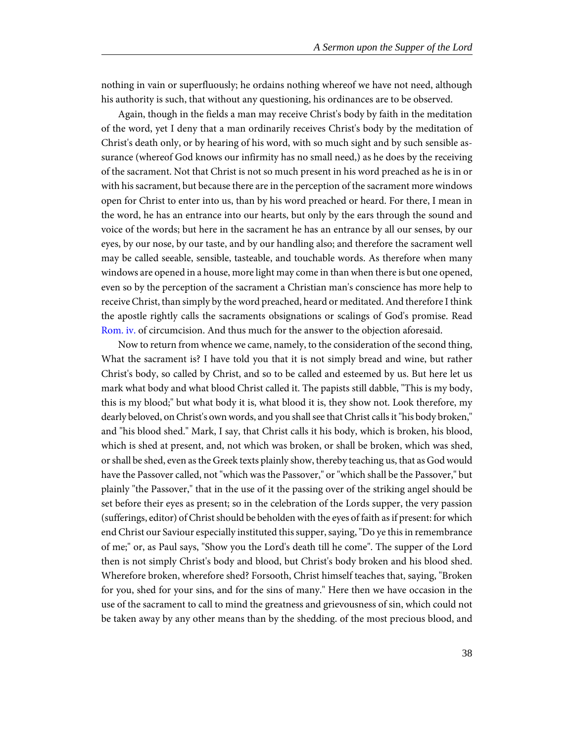nothing in vain or superfluously; he ordains nothing whereof we have not need, although his authority is such, that without any questioning, his ordinances are to be observed.

Again, though in the fields a man may receive Christ's body by faith in the meditation of the word, yet I deny that a man ordinarily receives Christ's body by the meditation of Christ's death only, or by hearing of his word, with so much sight and by such sensible assurance (whereof God knows our infirmity has no small need,) as he does by the receiving of the sacrament. Not that Christ is not so much present in his word preached as he is in or with his sacrament, but because there are in the perception of the sacrament more windows open for Christ to enter into us, than by his word preached or heard. For there, I mean in the word, he has an entrance into our hearts, but only by the ears through the sound and voice of the words; but here in the sacrament he has an entrance by all our senses, by our eyes, by our nose, by our taste, and by our handling also; and therefore the sacrament well may be called seeable, sensible, tasteable, and touchable words. As therefore when many windows are opened in a house, more light may come in than when there is but one opened, even so by the perception of the sacrament a Christian man's conscience has more help to receive Christ, than simply by the word preached, heard or meditated. And therefore I think the apostle rightly calls the sacraments obsignations or scalings of God's promise. Read Rom. iv. of circumcision. And thus much for the answer to the objection aforesaid.

Now to return from whence we came, namely, to the consideration of the second thing, What the sacrament is? I have told you that it is not simply bread and wine, but rather Christ's body, so called by Christ, and so to be called and esteemed by us. But here let us mark what body and what blood Christ called it. The papists still dabble, "This is my body, this is my blood;" but what body it is, what blood it is, they show not. Look therefore, my dearly beloved, on Christ's own words, and you shall see that Christ calls it "his body broken," and "his blood shed." Mark, I say, that Christ calls it his body, which is broken, his blood, which is shed at present, and, not which was broken, or shall be broken, which was shed, or shall be shed, even as the Greek texts plainly show, thereby teaching us, that as God would have the Passover called, not "which was the Passover," or "which shall be the Passover," but plainly "the Passover," that in the use of it the passing over of the striking angel should be set before their eyes as present; so in the celebration of the Lords supper, the very passion (sufferings, editor) of Christ should be beholden with the eyes of faith as if present: for which end Christ our Saviour especially instituted this supper, saying, "Do ye this in remembrance of me;" or, as Paul says, "Show you the Lord's death till he come". The supper of the Lord then is not simply Christ's body and blood, but Christ's body broken and his blood shed. Wherefore broken, wherefore shed? Forsooth, Christ himself teaches that, saying, "Broken for you, shed for your sins, and for the sins of many." Here then we have occasion in the use of the sacrament to call to mind the greatness and grievousness of sin, which could not be taken away by any other means than by the shedding. of the most precious blood, and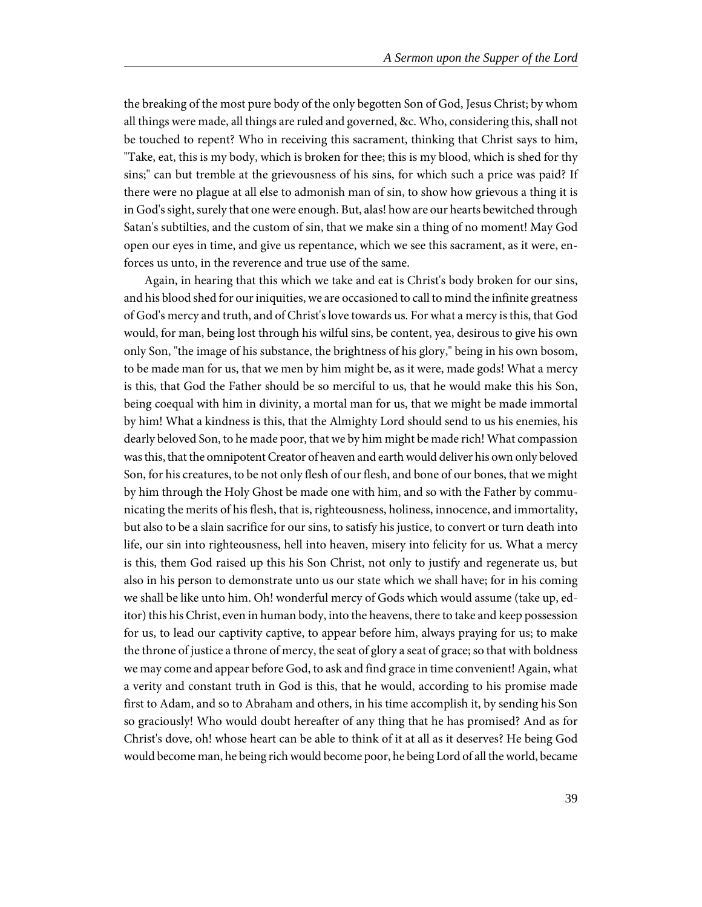the breaking of the most pure body of the only begotten Son of God, Jesus Christ; by whom all things were made, all things are ruled and governed, &c. Who, considering this, shall not be touched to repent? Who in receiving this sacrament, thinking that Christ says to him, "Take, eat, this is my body, which is broken for thee; this is my blood, which is shed for thy sins;" can but tremble at the grievousness of his sins, for which such a price was paid? If there were no plague at all else to admonish man of sin, to show how grievous a thing it is in God's sight, surely that one were enough. But, alas! how are our hearts bewitched through Satan's subtilties, and the custom of sin, that we make sin a thing of no moment! May God open our eyes in time, and give us repentance, which we see this sacrament, as it were, enforces us unto, in the reverence and true use of the same.

Again, in hearing that this which we take and eat is Christ's body broken for our sins, and his blood shed for our iniquities, we are occasioned to call to mind the infinite greatness of God's mercy and truth, and of Christ's love towards us. For what a mercy is this, that God would, for man, being lost through his wilful sins, be content, yea, desirous to give his own only Son, "the image of his substance, the brightness of his glory," being in his own bosom, to be made man for us, that we men by him might be, as it were, made gods! What a mercy is this, that God the Father should be so merciful to us, that he would make this his Son, being coequal with him in divinity, a mortal man for us, that we might be made immortal by him! What a kindness is this, that the Almighty Lord should send to us his enemies, his dearly beloved Son, to he made poor, that we by him might be made rich! What compassion was this, that the omnipotent Creator of heaven and earth would deliver his own only beloved Son, for his creatures, to be not only flesh of our flesh, and bone of our bones, that we might by him through the Holy Ghost be made one with him, and so with the Father by communicating the merits of his flesh, that is, righteousness, holiness, innocence, and immortality, but also to be a slain sacrifice for our sins, to satisfy his justice, to convert or turn death into life, our sin into righteousness, hell into heaven, misery into felicity for us. What a mercy is this, them God raised up this his Son Christ, not only to justify and regenerate us, but also in his person to demonstrate unto us our state which we shall have; for in his coming we shall be like unto him. Oh! wonderful mercy of Gods which would assume (take up, editor) this his Christ, even in human body, into the heavens, there to take and keep possession for us, to lead our captivity captive, to appear before him, always praying for us; to make the throne of justice a throne of mercy, the seat of glory a seat of grace; so that with boldness we may come and appear before God, to ask and find grace in time convenient! Again, what a verity and constant truth in God is this, that he would, according to his promise made first to Adam, and so to Abraham and others, in his time accomplish it, by sending his Son so graciously! Who would doubt hereafter of any thing that he has promised? And as for Christ's dove, oh! whose heart can be able to think of it at all as it deserves? He being God would become man, he being rich would become poor, he being Lord of all the world, became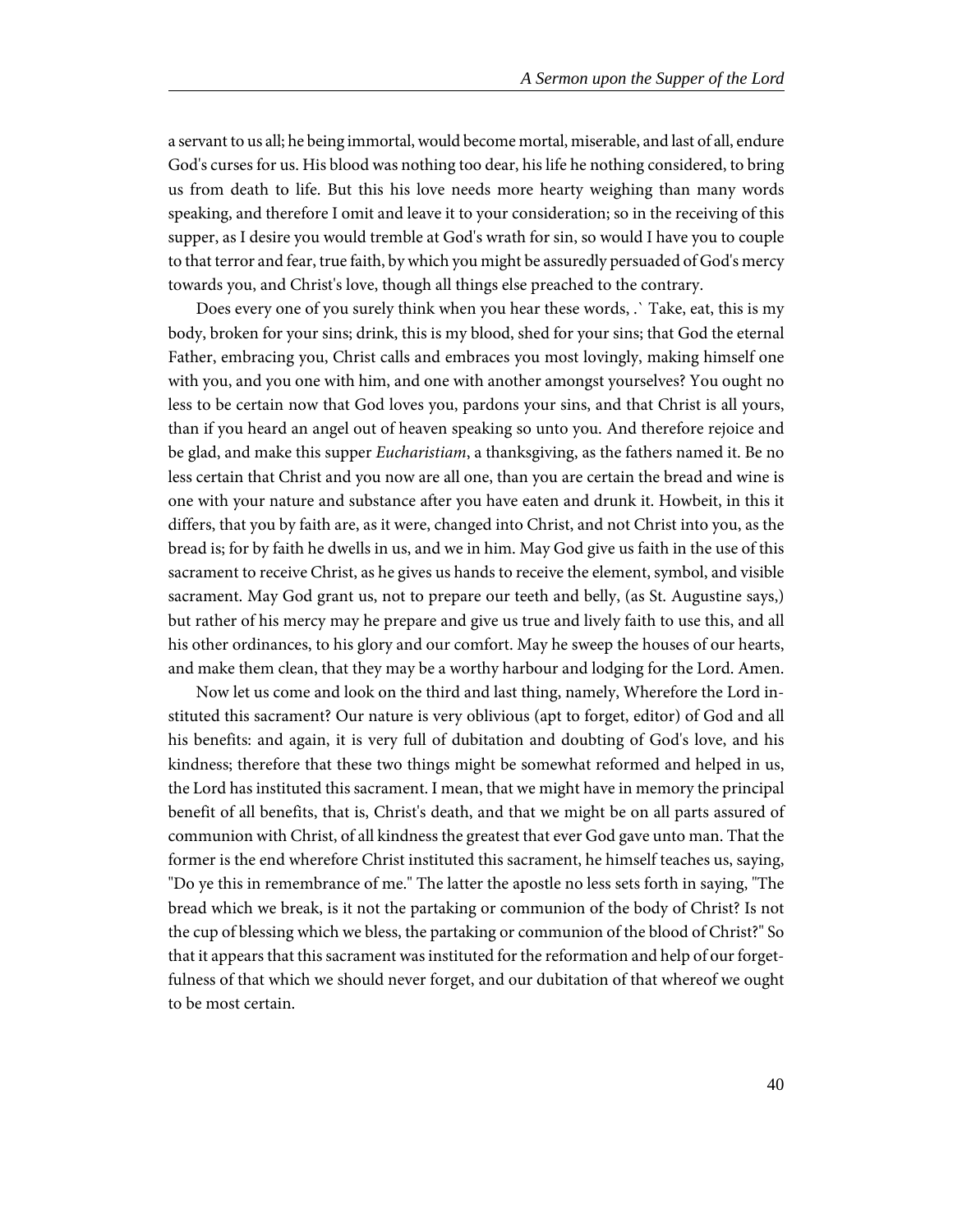a servant to us all; he being immortal, would become mortal, miserable, and last of all, endure God's curses for us. His blood was nothing too dear, his life he nothing considered, to bring us from death to life. But this his love needs more hearty weighing than many words speaking, and therefore I omit and leave it to your consideration; so in the receiving of this supper, as I desire you would tremble at God's wrath for sin, so would I have you to couple to that terror and fear, true faith, by which you might be assuredly persuaded of God's mercy towards you, and Christ's love, though all things else preached to the contrary.

Does every one of you surely think when you hear these words, .` Take, eat, this is my body, broken for your sins; drink, this is my blood, shed for your sins; that God the eternal Father, embracing you, Christ calls and embraces you most lovingly, making himself one with you, and you one with him, and one with another amongst yourselves? You ought no less to be certain now that God loves you, pardons your sins, and that Christ is all yours, than if you heard an angel out of heaven speaking so unto you. And therefore rejoice and be glad, and make this supper *Eucharistiam*, a thanksgiving, as the fathers named it. Be no less certain that Christ and you now are all one, than you are certain the bread and wine is one with your nature and substance after you have eaten and drunk it. Howbeit, in this it differs, that you by faith are, as it were, changed into Christ, and not Christ into you, as the bread is; for by faith he dwells in us, and we in him. May God give us faith in the use of this sacrament to receive Christ, as he gives us hands to receive the element, symbol, and visible sacrament. May God grant us, not to prepare our teeth and belly, (as St. Augustine says,) but rather of his mercy may he prepare and give us true and lively faith to use this, and all his other ordinances, to his glory and our comfort. May he sweep the houses of our hearts, and make them clean, that they may be a worthy harbour and lodging for the Lord. Amen.

Now let us come and look on the third and last thing, namely, Wherefore the Lord instituted this sacrament? Our nature is very oblivious (apt to forget, editor) of God and all his benefits: and again, it is very full of dubitation and doubting of God's love, and his kindness; therefore that these two things might be somewhat reformed and helped in us, the Lord has instituted this sacrament. I mean, that we might have in memory the principal benefit of all benefits, that is, Christ's death, and that we might be on all parts assured of communion with Christ, of all kindness the greatest that ever God gave unto man. That the former is the end wherefore Christ instituted this sacrament, he himself teaches us, saying, "Do ye this in remembrance of me." The latter the apostle no less sets forth in saying, "The bread which we break, is it not the partaking or communion of the body of Christ? Is not the cup of blessing which we bless, the partaking or communion of the blood of Christ?" So that it appears that this sacrament was instituted for the reformation and help of our forgetfulness of that which we should never forget, and our dubitation of that whereof we ought to be most certain.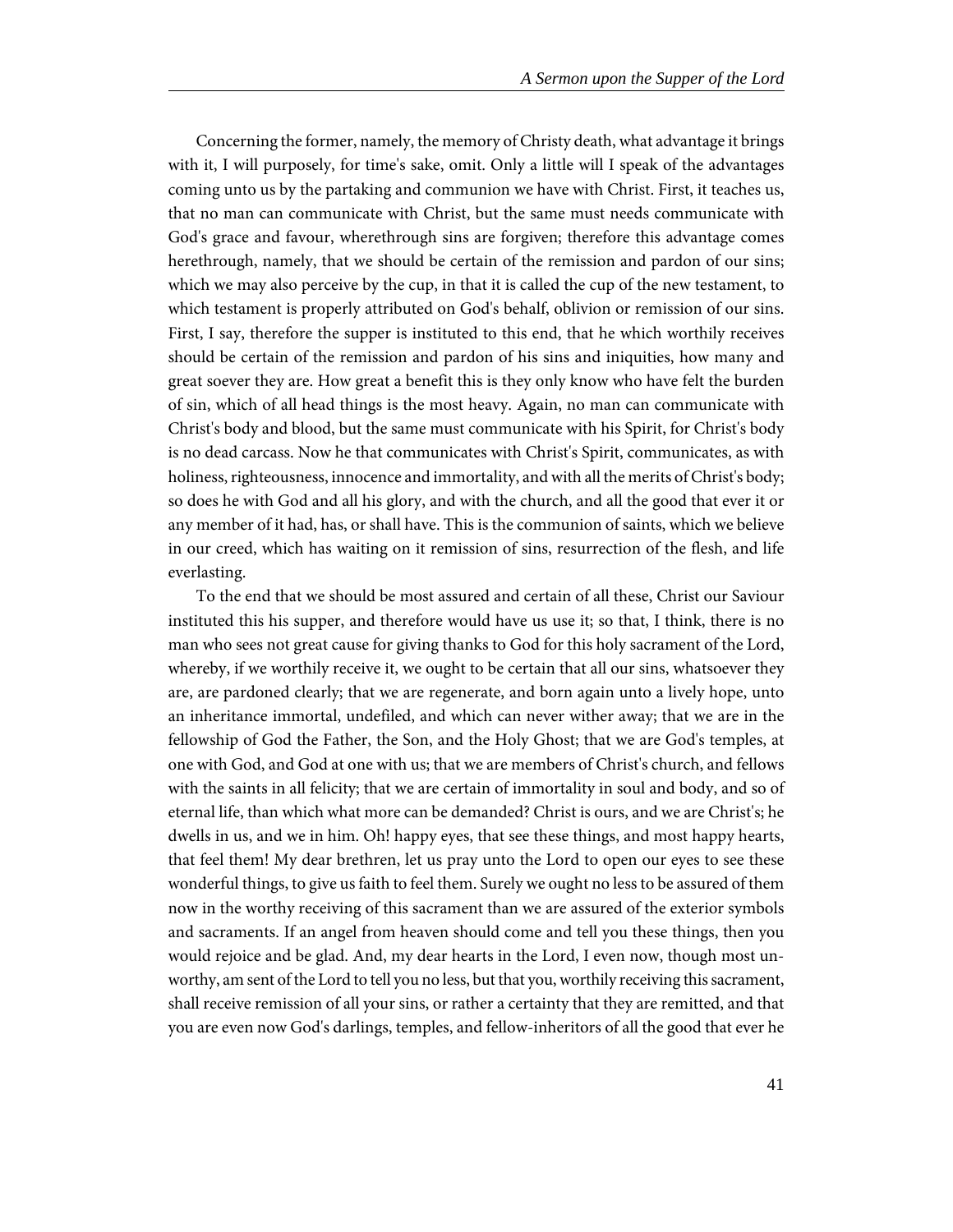Concerning the former, namely, the memory of Christy death, what advantage it brings with it, I will purposely, for time's sake, omit. Only a little will I speak of the advantages coming unto us by the partaking and communion we have with Christ. First, it teaches us, that no man can communicate with Christ, but the same must needs communicate with God's grace and favour, wherethrough sins are forgiven; therefore this advantage comes herethrough, namely, that we should be certain of the remission and pardon of our sins; which we may also perceive by the cup, in that it is called the cup of the new testament, to which testament is properly attributed on God's behalf, oblivion or remission of our sins. First, I say, therefore the supper is instituted to this end, that he which worthily receives should be certain of the remission and pardon of his sins and iniquities, how many and great soever they are. How great a benefit this is they only know who have felt the burden of sin, which of all head things is the most heavy. Again, no man can communicate with Christ's body and blood, but the same must communicate with his Spirit, for Christ's body is no dead carcass. Now he that communicates with Christ's Spirit, communicates, as with holiness, righteousness, innocence and immortality, and with all the merits of Christ's body; so does he with God and all his glory, and with the church, and all the good that ever it or any member of it had, has, or shall have. This is the communion of saints, which we believe in our creed, which has waiting on it remission of sins, resurrection of the flesh, and life everlasting.

To the end that we should be most assured and certain of all these, Christ our Saviour instituted this his supper, and therefore would have us use it; so that, I think, there is no man who sees not great cause for giving thanks to God for this holy sacrament of the Lord, whereby, if we worthily receive it, we ought to be certain that all our sins, whatsoever they are, are pardoned clearly; that we are regenerate, and born again unto a lively hope, unto an inheritance immortal, undefiled, and which can never wither away; that we are in the fellowship of God the Father, the Son, and the Holy Ghost; that we are God's temples, at one with God, and God at one with us; that we are members of Christ's church, and fellows with the saints in all felicity; that we are certain of immortality in soul and body, and so of eternal life, than which what more can be demanded? Christ is ours, and we are Christ's; he dwells in us, and we in him. Oh! happy eyes, that see these things, and most happy hearts, that feel them! My dear brethren, let us pray unto the Lord to open our eyes to see these wonderful things, to give us faith to feel them. Surely we ought no less to be assured of them now in the worthy receiving of this sacrament than we are assured of the exterior symbols and sacraments. If an angel from heaven should come and tell you these things, then you would rejoice and be glad. And, my dear hearts in the Lord, I even now, though most unworthy, am sent of the Lord to tell you no less, but that you, worthily receiving this sacrament, shall receive remission of all your sins, or rather a certainty that they are remitted, and that you are even now God's darlings, temples, and fellow-inheritors of all the good that ever he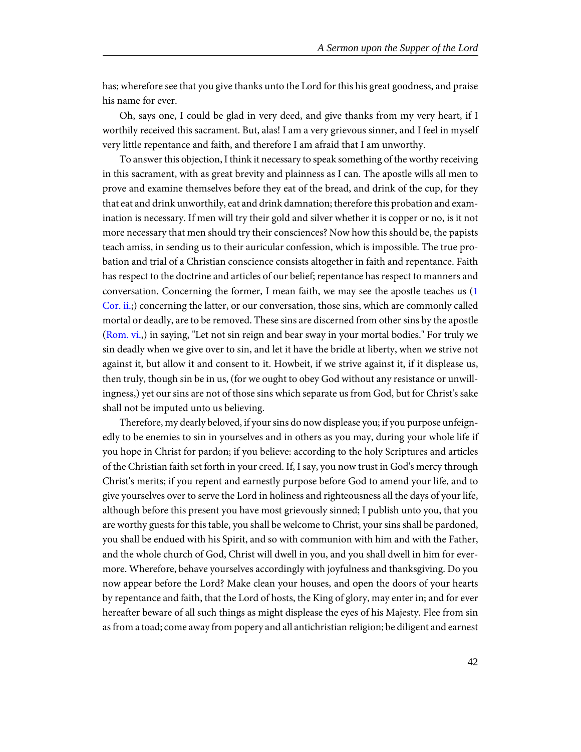has; wherefore see that you give thanks unto the Lord for this his great goodness, and praise his name for ever.

Oh, says one, I could be glad in very deed, and give thanks from my very heart, if I worthily received this sacrament. But, alas! I am a very grievous sinner, and I feel in myself very little repentance and faith, and therefore I am afraid that I am unworthy.

To answer this objection, I think it necessary to speak something of the worthy receiving in this sacrament, with as great brevity and plainness as I can. The apostle wills all men to prove and examine themselves before they eat of the bread, and drink of the cup, for they that eat and drink unworthily, eat and drink damnation; therefore this probation and examination is necessary. If men will try their gold and silver whether it is copper or no, is it not more necessary that men should try their consciences? Now how this should be, the papists teach amiss, in sending us to their auricular confession, which is impossible. The true probation and trial of a Christian conscience consists altogether in faith and repentance. Faith has respect to the doctrine and articles of our belief; repentance has respect to manners and conversation. Concerning the former, I mean faith, we may see the apostle teaches us (1 Cor. ii.;) concerning the latter, or our conversation, those sins, which are commonly called mortal or deadly, are to be removed. These sins are discerned from other sins by the apostle (Rom. vi.,) in saying, "Let not sin reign and bear sway in your mortal bodies." For truly we sin deadly when we give over to sin, and let it have the bridle at liberty, when we strive not against it, but allow it and consent to it. Howbeit, if we strive against it, if it displease us, then truly, though sin be in us, (for we ought to obey God without any resistance or unwillingness,) yet our sins are not of those sins which separate us from God, but for Christ's sake shall not be imputed unto us believing.

Therefore, my dearly beloved, if your sins do now displease you; if you purpose unfeignedly to be enemies to sin in yourselves and in others as you may, during your whole life if you hope in Christ for pardon; if you believe: according to the holy Scriptures and articles of the Christian faith set forth in your creed. If, I say, you now trust in God's mercy through Christ's merits; if you repent and earnestly purpose before God to amend your life, and to give yourselves over to serve the Lord in holiness and righteousness all the days of your life, although before this present you have most grievously sinned; I publish unto you, that you are worthy guests for this table, you shall be welcome to Christ, your sins shall be pardoned, you shall be endued with his Spirit, and so with communion with him and with the Father, and the whole church of God, Christ will dwell in you, and you shall dwell in him for evermore. Wherefore, behave yourselves accordingly with joyfulness and thanksgiving. Do you now appear before the Lord? Make clean your houses, and open the doors of your hearts by repentance and faith, that the Lord of hosts, the King of glory, may enter in; and for ever hereafter beware of all such things as might displease the eyes of his Majesty. Flee from sin as from a toad; come away from popery and all antichristian religion; be diligent and earnest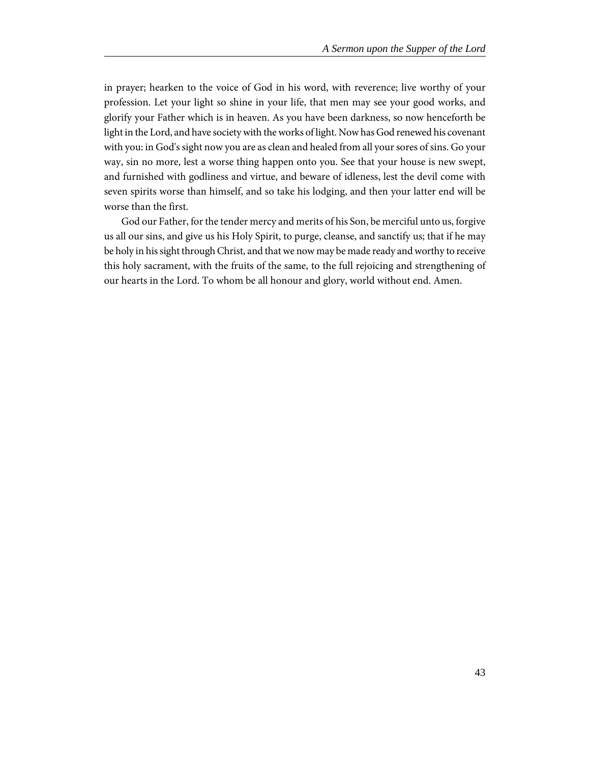in prayer; hearken to the voice of God in his word, with reverence; live worthy of your profession. Let your light so shine in your life, that men may see your good works, and glorify your Father which is in heaven. As you have been darkness, so now henceforth be light in the Lord, and have society with the works of light. Now has God renewed his covenant with you: in God's sight now you are as clean and healed from all your sores of sins. Go your way, sin no more, lest a worse thing happen onto you. See that your house is new swept, and furnished with godliness and virtue, and beware of idleness, lest the devil come with seven spirits worse than himself, and so take his lodging, and then your latter end will be worse than the first.

God our Father, for the tender mercy and merits of his Son, be merciful unto us, forgive us all our sins, and give us his Holy Spirit, to purge, cleanse, and sanctify us; that if he may be holy in his sight through Christ, and that we now may be made ready and worthy to receive this holy sacrament, with the fruits of the same, to the full rejoicing and strengthening of our hearts in the Lord. To whom be all honour and glory, world without end. Amen.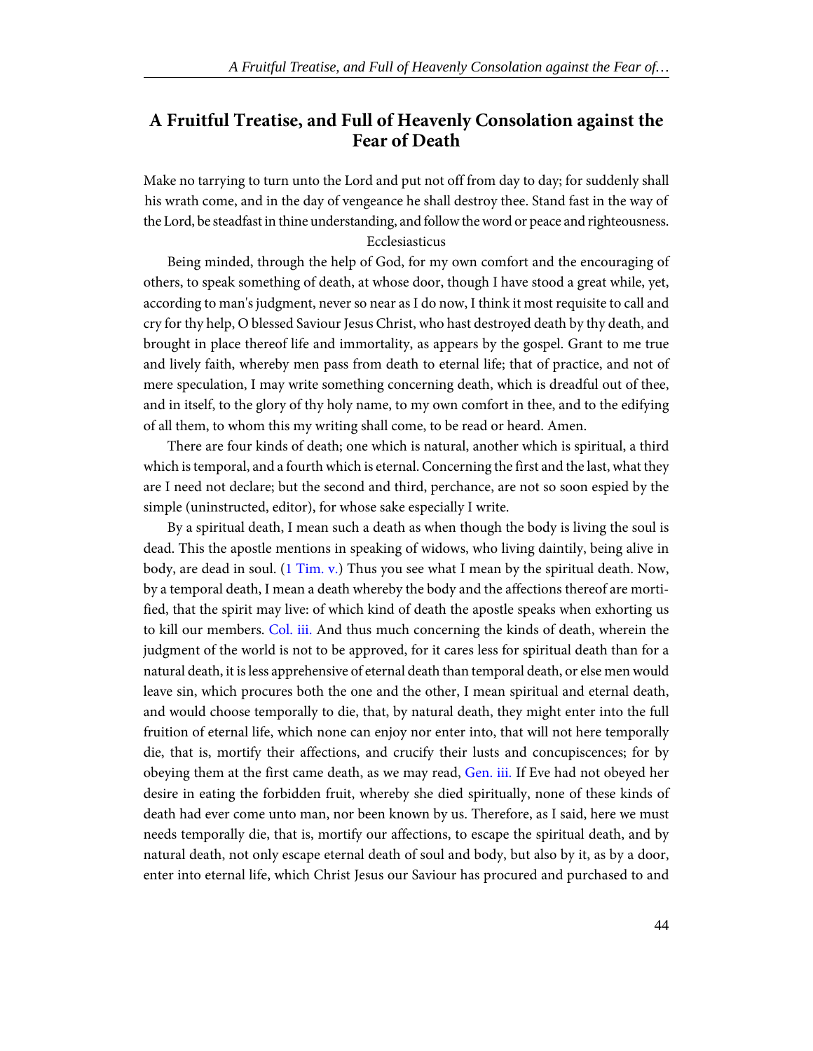## A Fruitful Treatise, and Full of Heavenly Consolation against the Fear of Death

Make no tarrying to turn unto the Lord and put not off from day to day; for suddenly shall his wrath come, and in the day of vengeance he shall destroy thee. Stand fast in the way of the Lord, be steadfast in thine understanding, and follow the word or peace and righteousness.

Ecclesiasticus

Being minded, through the help of God, for my own comfort and the encouraging of others, to speak something of death, at whose door, though I have stood a great while, yet, according to man's judgment, never so near as I do now, I think it most requisite to call and cry for thy help, O blessed Saviour Jesus Christ, who hast destroyed death by thy death, and brought in place thereof life and immortality, as appears by the gospel. Grant to me true and lively faith, whereby men pass from death to eternal life; that of practice, and not of mere speculation, I may write something concerning death, which is dreadful out of thee, and in itself, to the glory of thy holy name, to my own comfort in thee, and to the edifying of all them, to whom this my writing shall come, to be read or heard. Amen.

There are four kinds of death; one which is natural, another which is spiritual, a third which is temporal, and a fourth which is eternal. Concerning the first and the last, what they are I need not declare; but the second and third, perchance, are not so soon espied by the simple (uninstructed, editor), for whose sake especially I write.

By a spiritual death, I mean such a death as when though the body is living the soul is dead. This the apostle mentions in speaking of widows, who living daintily, being alive in body, are dead in soul. (1 Tim. v.) Thus you see what I mean by the spiritual death. Now, by a temporal death, I mean a death whereby the body and the affections thereof are mortified, that the spirit may live: of which kind of death the apostle speaks when exhorting us to kill our members. Col. iii. And thus much concerning the kinds of death, wherein the judgment of the world is not to be approved, for it cares less for spiritual death than for a natural death, it is less apprehensive of eternal death than temporal death, or else men would leave sin, which procures both the one and the other, I mean spiritual and eternal death, and would choose temporally to die, that, by natural death, they might enter into the full fruition of eternal life, which none can enjoy nor enter into, that will not here temporally die, that is, mortify their affections, and crucify their lusts and concupiscences; for by obeying them at the first came death, as we may read, Gen. iii. If Eve had not obeyed her desire in eating the forbidden fruit, whereby she died spiritually, none of these kinds of death had ever come unto man, nor been known by us. Therefore, as I said, here we must needs temporally die, that is, mortify our affections, to escape the spiritual death, and by natural death, not only escape eternal death of soul and body, but also by it, as by a door, enter into eternal life, which Christ Jesus our Saviour has procured and purchased to and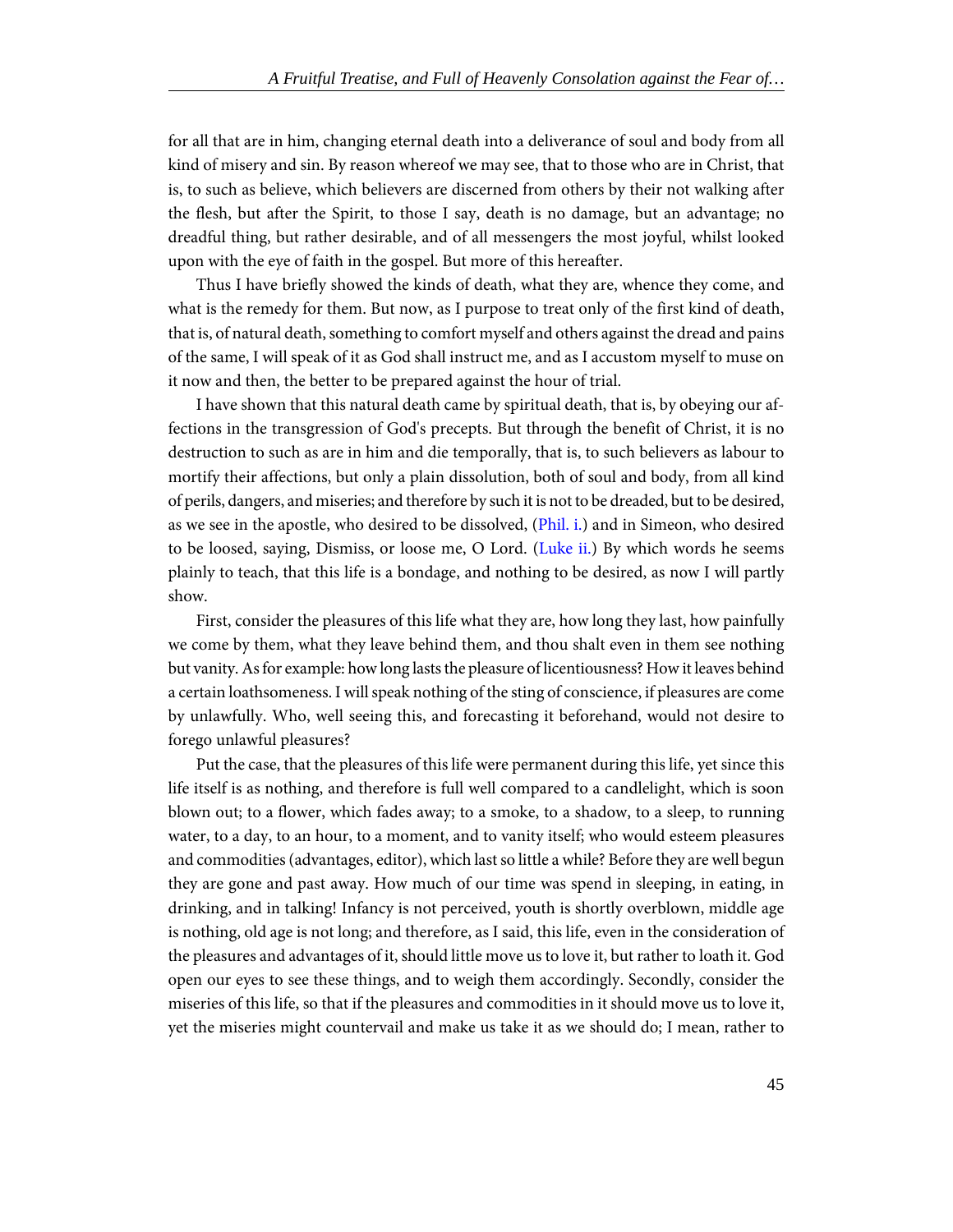for all that are in him, changing eternal death into a deliverance of soul and body from all kind of misery and sin. By reason whereof we may see, that to those who are in Christ, that is, to such as believe, which believers are discerned from others by their not walking after the flesh, but after the Spirit, to those I say, death is no damage, but an advantage; no dreadful thing, but rather desirable, and of all messengers the most joyful, whilst looked upon with the eye of faith in the gospel. But more of this hereafter.

Thus I have briefly showed the kinds of death, what they are, whence they come, and what is the remedy for them. But now, as I purpose to treat only of the first kind of death, that is, of natural death, something to comfort myself and others against the dread and pains of the same, I will speak of it as God shall instruct me, and as I accustom myself to muse on it now and then, the better to be prepared against the hour of trial.

I have shown that this natural death came by spiritual death, that is, by obeying our affections in the transgression of God's precepts. But through the benefit of Christ, it is no destruction to such as are in him and die temporally, that is, to such believers as labour to mortify their affections, but only a plain dissolution, both of soul and body, from all kind of perils, dangers, and miseries; and therefore by such it is not to be dreaded, but to be desired, as we see in the apostle, who desired to be dissolved, (Phil. i.) and in Simeon, who desired to be loosed, saying, Dismiss, or loose me, O Lord. (Luke ii.) By which words he seems plainly to teach, that this life is a bondage, and nothing to be desired, as now I will partly show.

First, consider the pleasures of this life what they are, how long they last, how painfully we come by them, what they leave behind them, and thou shalt even in them see nothing but vanity. As for example: how long lasts the pleasure of licentiousness? How it leaves behind a certain loathsomeness. I will speak nothing of the sting of conscience, if pleasures are come by unlawfully. Who, well seeing this, and forecasting it beforehand, would not desire to forego unlawful pleasures?

Put the case, that the pleasures of this life were permanent during this life, yet since this life itself is as nothing, and therefore is full well compared to a candlelight, which is soon blown out; to a flower, which fades away; to a smoke, to a shadow, to a sleep, to running water, to a day, to an hour, to a moment, and to vanity itself; who would esteem pleasures and commodities (advantages, editor), which last so little a while? Before they are well begun they are gone and past away. How much of our time was spend in sleeping, in eating, in drinking, and in talking! Infancy is not perceived, youth is shortly overblown, middle age is nothing, old age is not long; and therefore, as I said, this life, even in the consideration of the pleasures and advantages of it, should little move us to love it, but rather to loath it. God open our eyes to see these things, and to weigh them accordingly. Secondly, consider the miseries of this life, so that if the pleasures and commodities in it should move us to love it, yet the miseries might countervail and make us take it as we should do; I mean, rather to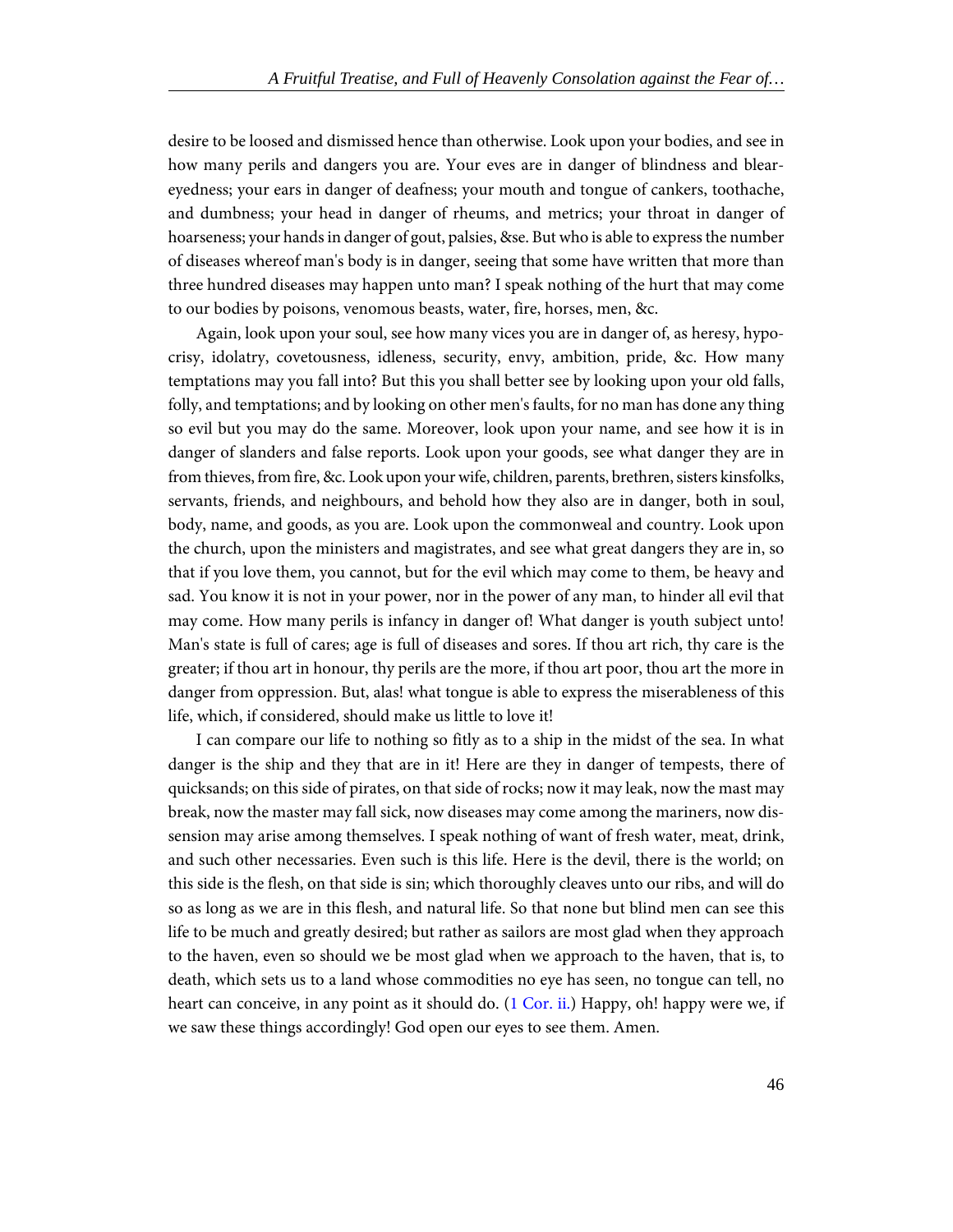desire to be loosed and dismissed hence than otherwise. Look upon your bodies, and see in how many perils and dangers you are. Your eves are in danger of blindness and blear-eyedness; your ears in danger of deafness; your mouth and tongue of cankers, toothache, and dumbness; your head in danger of rheums, and metrics; your throat in danger of hoarseness; your hands in danger of gout, palsies, &se. But who is able to express the number of diseases whereof man's body is in danger, seeing that some have written that more than three hundred diseases may happen unto man? I speak nothing of the hurt that may come to our bodies by poisons, venomous beasts, water, fire, horses, men, &c.

Again, look upon your soul, see how many vices you are in danger of, as heresy, hypocrisy, idolatry, covetousness, idleness, security, envy, ambition, pride, &c. How many temptations may you fall into? But this you shall better see by looking upon your old falls, folly, and temptations; and by looking on other men's faults, for no man has done any thing so evil but you may do the same. Moreover, look upon your name, and see how it is in danger of slanders and false reports. Look upon your goods, see what danger they are in from thieves, from fire, &c. Look upon your wife, children, parents, brethren, sisters kinsfolks, servants, friends, and neighbours, and behold how they also are in danger, both in soul, body, name, and goods, as you are. Look upon the commonweal and country. Look upon the church, upon the ministers and magistrates, and see what great dangers they are in, so that if you love them, you cannot, but for the evil which may come to them, be heavy and sad. You know it is not in your power, nor in the power of any man, to hinder all evil that may come. How many perils is infancy in danger of! What danger is youth subject unto! Man's state is full of cares; age is full of diseases and sores. If thou art rich, thy care is the greater; if thou art in honour, thy perils are the more, if thou art poor, thou art the more in danger from oppression. But, alas! what tongue is able to express the miserableness of this life, which, if considered, should make us little to love it!

I can compare our life to nothing so fitly as to a ship in the midst of the sea. In what danger is the ship and they that are in it! Here are they in danger of tempests, there of quicksands; on this side of pirates, on that side of rocks; now it may leak, now the mast may break, now the master may fall sick, now diseases may come among the mariners, now dissension may arise among themselves. I speak nothing of want of fresh water, meat, drink, and such other necessaries. Even such is this life. Here is the devil, there is the world; on this side is the flesh, on that side is sin; which thoroughly cleaves unto our ribs, and will do so as long as we are in this flesh, and natural life. So that none but blind men can see this life to be much and greatly desired; but rather as sailors are most glad when they approach to the haven, even so should we be most glad when we approach to the haven, that is, to death, which sets us to a land whose commodities no eye has seen, no tongue can tell, no heart can conceive, in any point as it should do. (1 Cor. ii.) Happy, oh! happy were we, if we saw these things accordingly! God open our eyes to see them. Amen.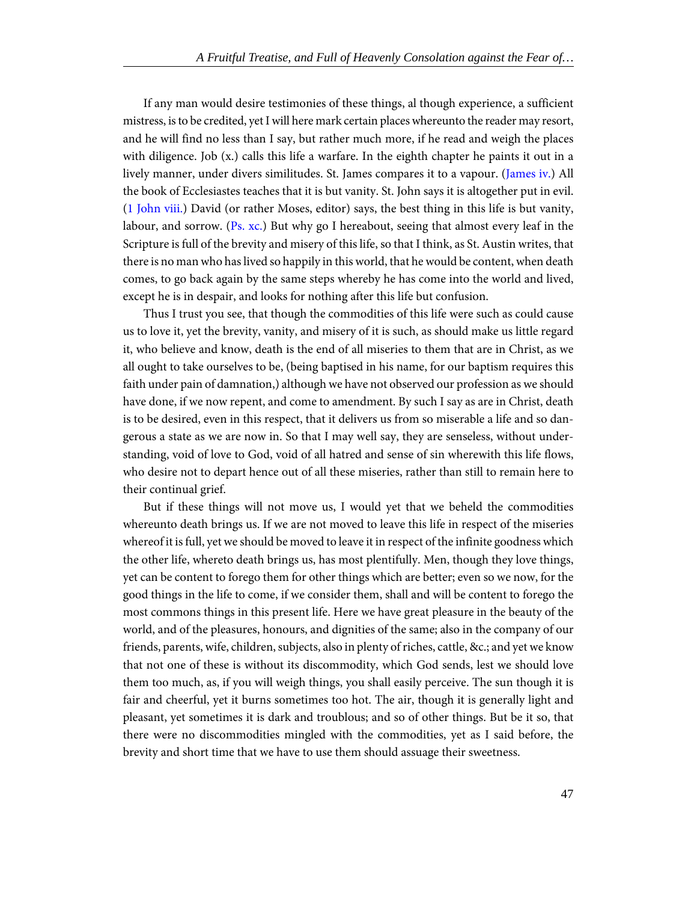If any man would desire testimonies of these things, al though experience, a sufficient mistress, is to be credited, yet I will here mark certain places whereunto the reader may resort, and he will find no less than I say, but rather much more, if he read and weigh the places with diligence. Job (x.) calls this life a warfare. In the eighth chapter he paints it out in a lively manner, under divers similitudes. St. James compares it to a vapour. (James iv.) All the book of Ecclesiastes teaches that it is but vanity. St. John says it is altogether put in evil. (1 John viii.) David (or rather Moses, editor) says, the best thing in this life is but vanity, labour, and sorrow. (Ps. xc.) But why go I hereabout, seeing that almost every leaf in the Scripture is full of the brevity and misery of this life, so that I think, as St. Austin writes, that there is no man who has lived so happily in this world, that he would be content, when death comes, to go back again by the same steps whereby he has come into the world and lived, except he is in despair, and looks for nothing after this life but confusion.

Thus I trust you see, that though the commodities of this life were such as could cause us to love it, yet the brevity, vanity, and misery of it is such, as should make us little regard it, who believe and know, death is the end of all miseries to them that are in Christ, as we all ought to take ourselves to be, (being baptised in his name, for our baptism requires this faith under pain of damnation,) although we have not observed our profession as we should have done, if we now repent, and come to amendment. By such I say as are in Christ, death is to be desired, even in this respect, that it delivers us from so miserable a life and so dangerous a state as we are now in. So that I may well say, they are senseless, without understanding, void of love to God, void of all hatred and sense of sin wherewith this life flows, who desire not to depart hence out of all these miseries, rather than still to remain here to their continual grief.

But if these things will not move us, I would yet that we beheld the commodities whereunto death brings us. If we are not moved to leave this life in respect of the miseries whereof it is full, yet we should be moved to leave it in respect of the infinite goodness which the other life, whereto death brings us, has most plentifully. Men, though they love things, yet can be content to forego them for other things which are better; even so we now, for the good things in the life to come, if we consider them, shall and will be content to forego the most commons things in this present life. Here we have great pleasure in the beauty of the world, and of the pleasures, honours, and dignities of the same; also in the company of our friends, parents, wife, children, subjects, also in plenty of riches, cattle, &c.; and yet we know that not one of these is without its discommodity, which God sends, lest we should love them too much, as, if you will weigh things, you shall easily perceive. The sun though it is fair and cheerful, yet it burns sometimes too hot. The air, though it is generally light and pleasant, yet sometimes it is dark and troublous; and so of other things. But be it so, that there were no discommodities mingled with the commodities, yet as I said before, the brevity and short time that we have to use them should assuage their sweetness.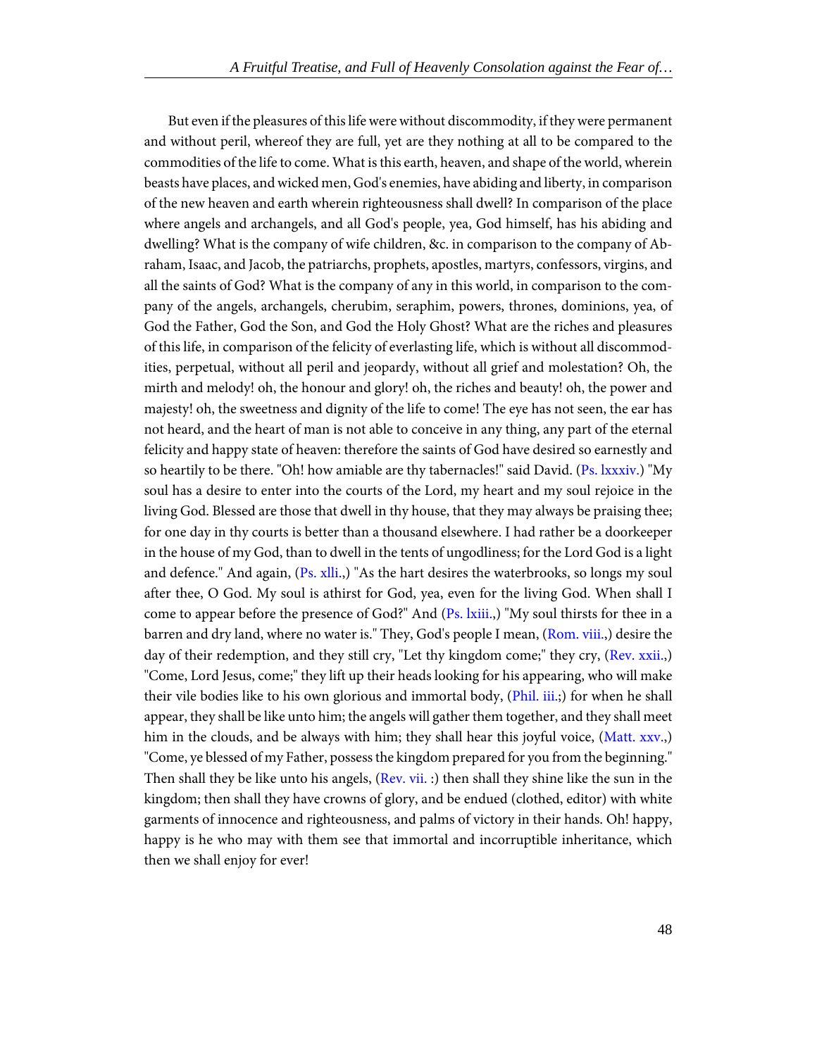But even if the pleasures of this life were without discommodity, if they were permanent and without peril, whereof they are full, yet are they nothing at all to be compared to the commodities of the life to come. What is this earth, heaven, and shape of the world, wherein beasts have places, and wicked men, God's enemies, have abiding and liberty, in comparison of the new heaven and earth wherein righteousness shall dwell? In comparison of the place where angels and archangels, and all God's people, yea, God himself, has his abiding and dwelling? What is the company of wife children, &c. in comparison to the company of Abraham, Isaac, and Jacob, the patriarchs, prophets, apostles, martyrs, confessors, virgins, and all the saints of God? What is the company of any in this world, in comparison to the company of the angels, archangels, cherubim, seraphim, powers, thrones, dominions, yea, of God the Father, God the Son, and God the Holy Ghost? What are the riches and pleasures of this life, in comparison of the felicity of everlasting life, which is without all discommodities, perpetual, without all peril and jeopardy, without all grief and molestation? Oh, the mirth and melody! oh, the honour and glory! oh, the riches and beauty! oh, the power and majesty! oh, the sweetness and dignity of the life to come! The eye has not seen, the ear has not heard, and the heart of man is not able to conceive in any thing, any part of the eternal felicity and happy state of heaven: therefore the saints of God have desired so earnestly and so heartily to be there. "Oh! how amiable are thy tabernacles!" said David. (Ps. lxxxiv.) "My soul has a desire to enter into the courts of the Lord, my heart and my soul rejoice in the living God. Blessed are those that dwell in thy house, that they may always be praising thee; for one day in thy courts is better than a thousand elsewhere. I had rather be a doorkeeper in the house of my God, than to dwell in the tents of ungodliness; for the Lord God is a light and defence." And again, (Ps. xlli.,) "As the hart desires the waterbrooks, so longs my soul after thee, O God. My soul is athirst for God, yea, even for the living God. When shall I come to appear before the presence of God?" And (Ps. lxiii.,) "My soul thirsts for thee in a barren and dry land, where no water is." They, God's people I mean, (Rom. viii.,) desire the day of their redemption, and they still cry, "Let thy kingdom come;" they cry, (Rev. xxii.,) "Come, Lord Jesus, come;" they lift up their heads looking for his appearing, who will make their vile bodies like to his own glorious and immortal body, (Phil. iii.;) for when he shall appear, they shall be like unto him; the angels will gather them together, and they shall meet him in the clouds, and be always with him; they shall hear this joyful voice, (Matt. xxv.,) "Come, ye blessed of my Father, possess the kingdom prepared for you from the beginning." Then shall they be like unto his angels, (Rev. vii. :) then shall they shine like the sun in the kingdom; then shall they have crowns of glory, and be endued (clothed, editor) with white garments of innocence and righteousness, and palms of victory in their hands. Oh! happy, happy is he who may with them see that immortal and incorruptible inheritance, which then we shall enjoy for ever!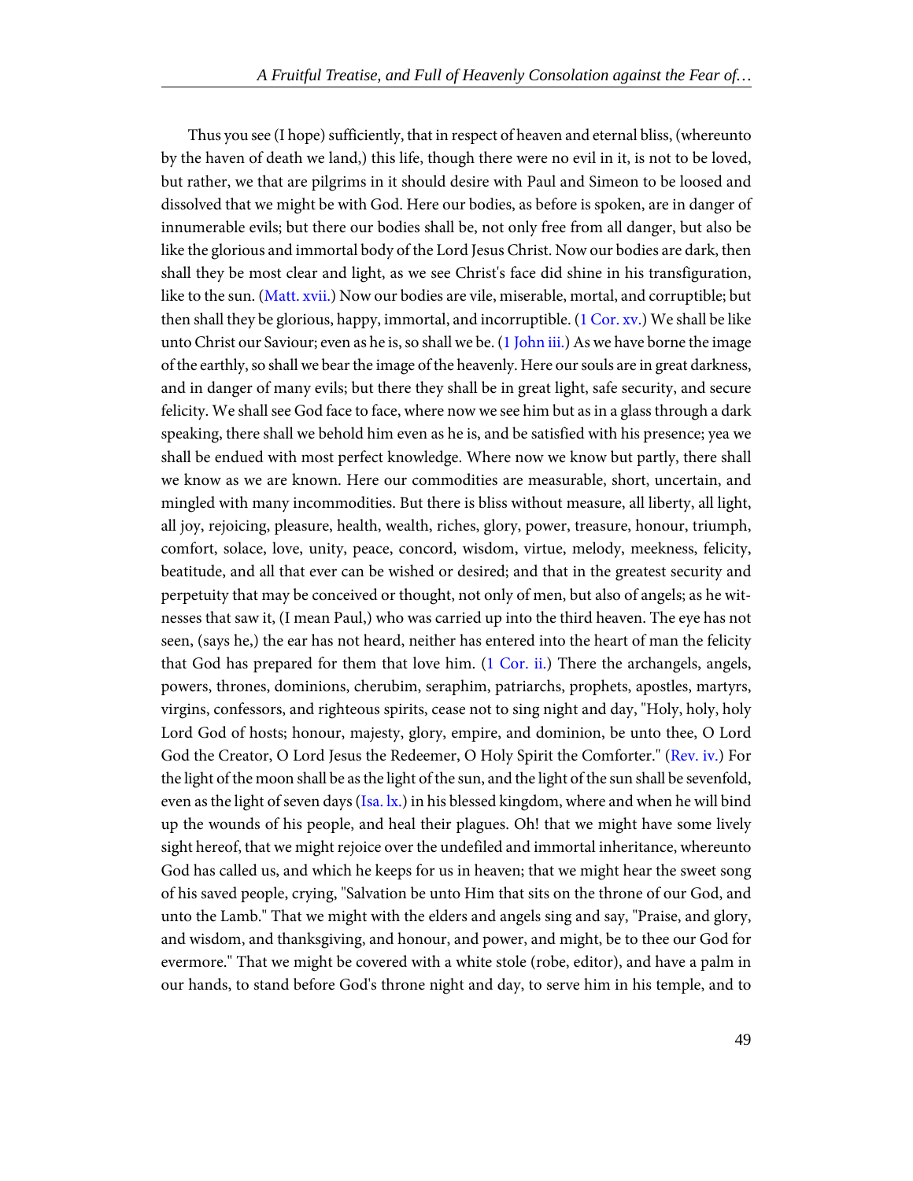Thus you see (I hope) sufficiently, that in respect of heaven and eternal bliss, (whereunto by the haven of death we land,) this life, though there were no evil in it, is not to be loved, but rather, we that are pilgrims in it should desire with Paul and Simeon to be loosed and dissolved that we might be with God. Here our bodies, as before is spoken, are in danger of innumerable evils; but there our bodies shall be, not only free from all danger, but also be like the glorious and immortal body of the Lord Jesus Christ. Now our bodies are dark, then shall they be most clear and light, as we see Christ's face did shine in his transfiguration, like to the sun. (Matt. xvii.) Now our bodies are vile, miserable, mortal, and corruptible; but then shall they be glorious, happy, immortal, and incorruptible. (1 Cor. xv.) We shall be like unto Christ our Saviour; even as he is, so shall we be. (1 John iii.) As we have borne the image of the earthly, so shall we bear the image of the heavenly. Here our souls are in great darkness, and in danger of many evils; but there they shall be in great light, safe security, and secure felicity. We shall see God face to face, where now we see him but as in a glass through a dark speaking, there shall we behold him even as he is, and be satisfied with his presence; yea we shall be endued with most perfect knowledge. Where now we know but partly, there shall we know as we are known. Here our commodities are measurable, short, uncertain, and mingled with many incommodities. But there is bliss without measure, all liberty, all light, all joy, rejoicing, pleasure, health, wealth, riches, glory, power, treasure, honour, triumph, comfort, solace, love, unity, peace, concord, wisdom, virtue, melody, meekness, felicity, beatitude, and all that ever can be wished or desired; and that in the greatest security and perpetuity that may be conceived or thought, not only of men, but also of angels; as he witnesses that saw it, (I mean Paul,) who was carried up into the third heaven. The eye has not seen, (says he,) the ear has not heard, neither has entered into the heart of man the felicity that God has prepared for them that love him. (1 Cor. ii.) There the archangels, angels, powers, thrones, dominions, cherubim, seraphim, patriarchs, prophets, apostles, martyrs, virgins, confessors, and righteous spirits, cease not to sing night and day, "Holy, holy, holy Lord God of hosts; honour, majesty, glory, empire, and dominion, be unto thee, O Lord God the Creator, O Lord Jesus the Redeemer, O Holy Spirit the Comforter." (Rev. iv.) For the light of the moon shall be as the light of the sun, and the light of the sun shall be sevenfold, even as the light of seven days (Isa. lx.) in his blessed kingdom, where and when he will bind up the wounds of his people, and heal their plagues. Oh! that we might have some lively sight hereof, that we might rejoice over the undefiled and immortal inheritance, whereunto God has called us, and which he keeps for us in heaven; that we might hear the sweet song of his saved people, crying, "Salvation be unto Him that sits on the throne of our God, and unto the Lamb." That we might with the elders and angels sing and say, "Praise, and glory, and wisdom, and thanksgiving, and honour, and power, and might, be to thee our God for evermore." That we might be covered with a white stole (robe, editor), and have a palm in our hands, to stand before God's throne night and day, to serve him in his temple, and to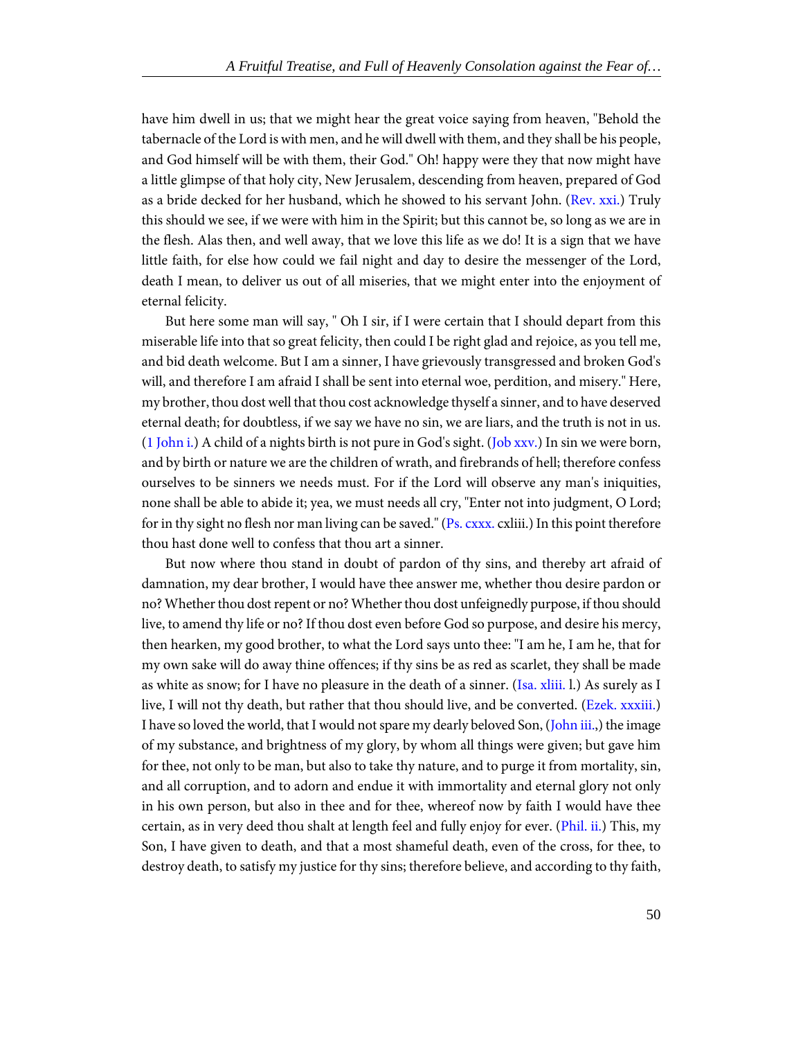have him dwell in us; that we might hear the great voice saying from heaven, "Behold the tabernacle of the Lord is with men, and he will dwell with them, and they shall be his people, and God himself will be with them, their God." Oh! happy were they that now might have a little glimpse of that holy city, New Jerusalem, descending from heaven, prepared of God as a bride decked for her husband, which he showed to his servant John. (Rev. xxi.) Truly this should we see, if we were with him in the Spirit; but this cannot be, so long as we are in the flesh. Alas then, and well away, that we love this life as we do! It is a sign that we have little faith, for else how could we fail night and day to desire the messenger of the Lord, death I mean, to deliver us out of all miseries, that we might enter into the enjoyment of eternal felicity.

But here some man will say, " Oh I sir, if I were certain that I should depart from this miserable life into that so great felicity, then could I be right glad and rejoice, as you tell me, and bid death welcome. But I am a sinner, I have grievously transgressed and broken God's will, and therefore I am afraid I shall be sent into eternal woe, perdition, and misery." Here, my brother, thou dost well that thou cost acknowledge thyself a sinner, and to have deserved eternal death; for doubtless, if we say we have no sin, we are liars, and the truth is not in us. (1 John i.) A child of a nights birth is not pure in God's sight. (Job xxv.) In sin we were born, and by birth or nature we are the children of wrath, and firebrands of hell; therefore confess ourselves to be sinners we needs must. For if the Lord will observe any man's iniquities, none shall be able to abide it; yea, we must needs all cry, "Enter not into judgment, O Lord; for in thy sight no flesh nor man living can be saved." (Ps. cxxx. cxliii.) In this point therefore thou hast done well to confess that thou art a sinner.

But now where thou stand in doubt of pardon of thy sins, and thereby art afraid of damnation, my dear brother, I would have thee answer me, whether thou desire pardon or no? Whether thou dost repent or no? Whether thou dost unfeignedly purpose, if thou should live, to amend thy life or no? If thou dost even before God so purpose, and desire his mercy, then hearken, my good brother, to what the Lord says unto thee: "I am he, I am he, that for my own sake will do away thine offences; if thy sins be as red as scarlet, they shall be made as white as snow; for I have no pleasure in the death of a sinner. (Isa. xliii. l.) As surely as I live, I will not thy death, but rather that thou should live, and be converted. (Ezek. xxxiii.) I have so loved the world, that I would not spare my dearly beloved Son, (John iii.,) the image of my substance, and brightness of my glory, by whom all things were given; but gave him for thee, not only to be man, but also to take thy nature, and to purge it from mortality, sin, and all corruption, and to adorn and endue it with immortality and eternal glory not only in his own person, but also in thee and for thee, whereof now by faith I would have thee certain, as in very deed thou shalt at length feel and fully enjoy for ever. (Phil. ii.) This, my Son, I have given to death, and that a most shameful death, even of the cross, for thee, to destroy death, to satisfy my justice for thy sins; therefore believe, and according to thy faith,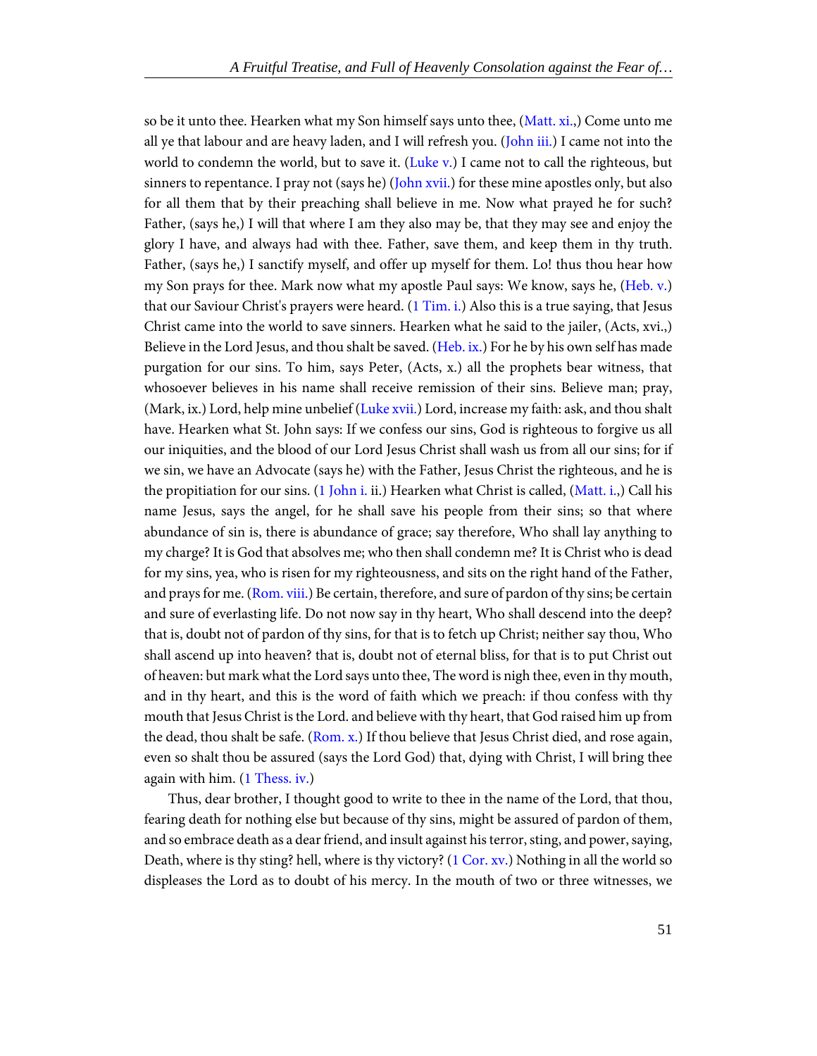so be it unto thee. Hearken what my Son himself says unto thee, (Matt. xi.,) Come unto me all ye that labour and are heavy laden, and I will refresh you. (John iii.) I came not into the world to condemn the world, but to save it. (Luke v.) I came not to call the righteous, but sinners to repentance. I pray not (says he) (John xvii.) for these mine apostles only, but also for all them that by their preaching shall believe in me. Now what prayed he for such? Father, (says he,) I will that where I am they also may be, that they may see and enjoy the glory I have, and always had with thee. Father, save them, and keep them in thy truth. Father, (says he,) I sanctify myself, and offer up myself for them. Lo! thus thou hear how my Son prays for thee. Mark now what my apostle Paul says: We know, says he, (Heb. v.) that our Saviour Christ's prayers were heard. (1 Tim. i.) Also this is a true saying, that Jesus Christ came into the world to save sinners. Hearken what he said to the jailer, (Acts, xvi.,) Believe in the Lord Jesus, and thou shalt be saved. (Heb. ix.) For he by his own self has made purgation for our sins. To him, says Peter, (Acts, x.) all the prophets bear witness, that whosoever believes in his name shall receive remission of their sins. Believe man; pray, (Mark, ix.) Lord, help mine unbelief (Luke xvii.) Lord, increase my faith: ask, and thou shalt have. Hearken what St. John says: If we confess our sins, God is righteous to forgive us all our iniquities, and the blood of our Lord Jesus Christ shall wash us from all our sins; for if we sin, we have an Advocate (says he) with the Father, Jesus Christ the righteous, and he is the propitiation for our sins. (1 John i. ii.) Hearken what Christ is called, (Matt. i.,) Call his name Jesus, says the angel, for he shall save his people from their sins; so that where abundance of sin is, there is abundance of grace; say therefore, Who shall lay anything to my charge? It is God that absolves me; who then shall condemn me? It is Christ who is dead for my sins, yea, who is risen for my righteousness, and sits on the right hand of the Father, and prays for me. (Rom. viii.) Be certain, therefore, and sure of pardon of thy sins; be certain and sure of everlasting life. Do not now say in thy heart, Who shall descend into the deep? that is, doubt not of pardon of thy sins, for that is to fetch up Christ; neither say thou, Who shall ascend up into heaven? that is, doubt not of eternal bliss, for that is to put Christ out of heaven: but mark what the Lord says unto thee, The word is nigh thee, even in thy mouth, and in thy heart, and this is the word of faith which we preach: if thou confess with thy mouth that Jesus Christ is the Lord. and believe with thy heart, that God raised him up from the dead, thou shalt be safe. (Rom. x.) If thou believe that Jesus Christ died, and rose again, even so shalt thou be assured (says the Lord God) that, dying with Christ, I will bring thee again with him. (1 Thess. iv.)

Thus, dear brother, I thought good to write to thee in the name of the Lord, that thou, fearing death for nothing else but because of thy sins, might be assured of pardon of them, and so embrace death as a dear friend, and insult against his terror, sting, and power, saying, Death, where is thy sting? hell, where is thy victory? (1 Cor. xv.) Nothing in all the world so displeases the Lord as to doubt of his mercy. In the mouth of two or three witnesses, we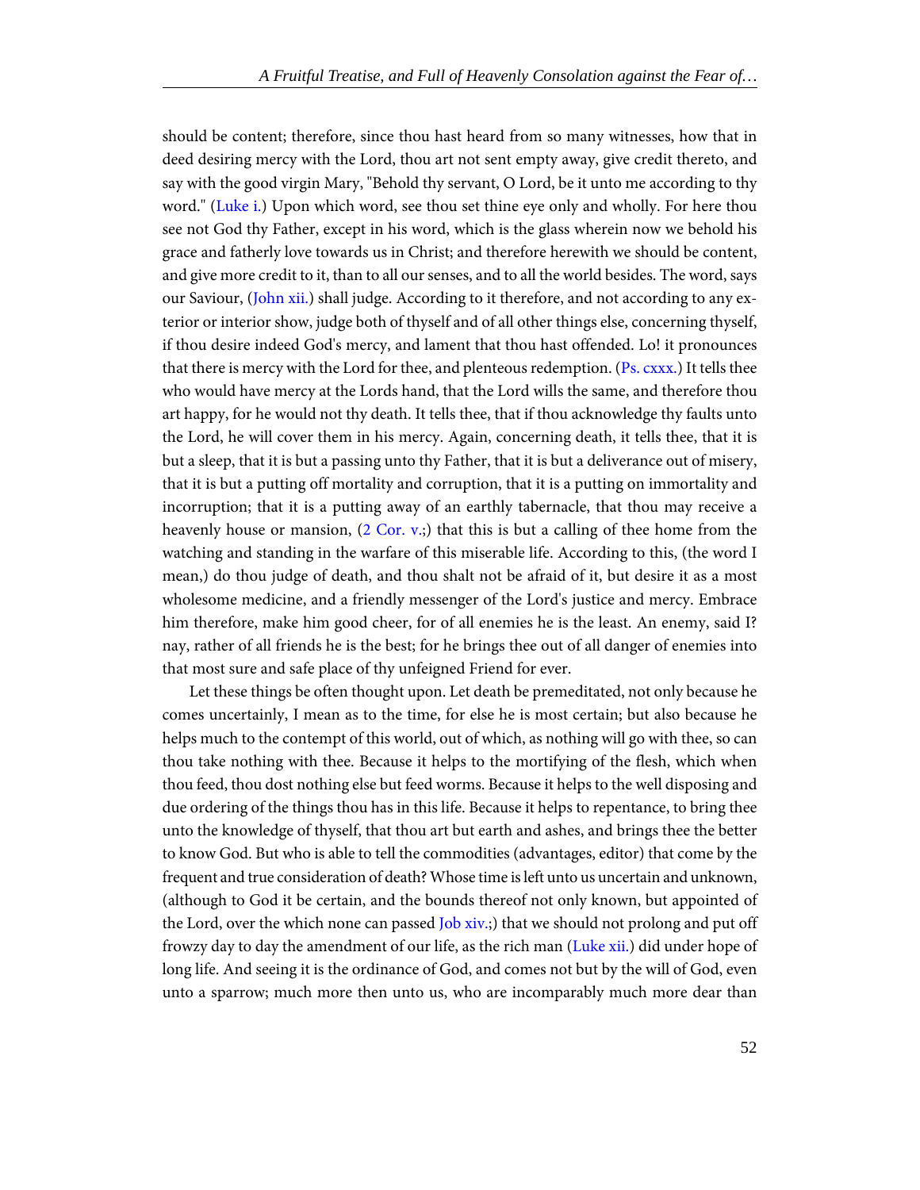should be content; therefore, since thou hast heard from so many witnesses, how that in deed desiring mercy with the Lord, thou art not sent empty away, give credit thereto, and say with the good virgin Mary, "Behold thy servant, O Lord, be it unto me according to thy word." (Luke i.) Upon which word, see thou set thine eye only and wholly. For here thou see not God thy Father, except in his word, which is the glass wherein now we behold his grace and fatherly love towards us in Christ; and therefore herewith we should be content, and give more credit to it, than to all our senses, and to all the world besides. The word, says our Saviour, (John xii.) shall judge. According to it therefore, and not according to any exterior or interior show, judge both of thyself and of all other things else, concerning thyself, if thou desire indeed God's mercy, and lament that thou hast offended. Lo! it pronounces that there is mercy with the Lord for thee, and plenteous redemption. (Ps. cxxx.) It tells thee who would have mercy at the Lords hand, that the Lord wills the same, and therefore thou art happy, for he would not thy death. It tells thee, that if thou acknowledge thy faults unto the Lord, he will cover them in his mercy. Again, concerning death, it tells thee, that it is but a sleep, that it is but a passing unto thy Father, that it is but a deliverance out of misery, that it is but a putting off mortality and corruption, that it is a putting on immortality and incorruption; that it is a putting away of an earthly tabernacle, that thou may receive a heavenly house or mansion, (2 Cor. v.;) that this is but a calling of thee home from the watching and standing in the warfare of this miserable life. According to this, (the word I mean,) do thou judge of death, and thou shalt not be afraid of it, but desire it as a most wholesome medicine, and a friendly messenger of the Lord's justice and mercy. Embrace him therefore, make him good cheer, for of all enemies he is the least. An enemy, said I? nay, rather of all friends he is the best; for he brings thee out of all danger of enemies into that most sure and safe place of thy unfeigned Friend for ever.

Let these things be often thought upon. Let death be premeditated, not only because he comes uncertainly, I mean as to the time, for else he is most certain; but also because he helps much to the contempt of this world, out of which, as nothing will go with thee, so can thou take nothing with thee. Because it helps to the mortifying of the flesh, which when thou feed, thou dost nothing else but feed worms. Because it helps to the well disposing and due ordering of the things thou has in this life. Because it helps to repentance, to bring thee unto the knowledge of thyself, that thou art but earth and ashes, and brings thee the better to know God. But who is able to tell the commodities (advantages, editor) that come by the frequent and true consideration of death? Whose time is left unto us uncertain and unknown, (although to God it be certain, and the bounds thereof not only known, but appointed of the Lord, over the which none can passed Job xiv.;) that we should not prolong and put off frowzy day to day the amendment of our life, as the rich man (Luke xii.) did under hope of long life. And seeing it is the ordinance of God, and comes not but by the will of God, even unto a sparrow; much more then unto us, who are incomparably much more dear than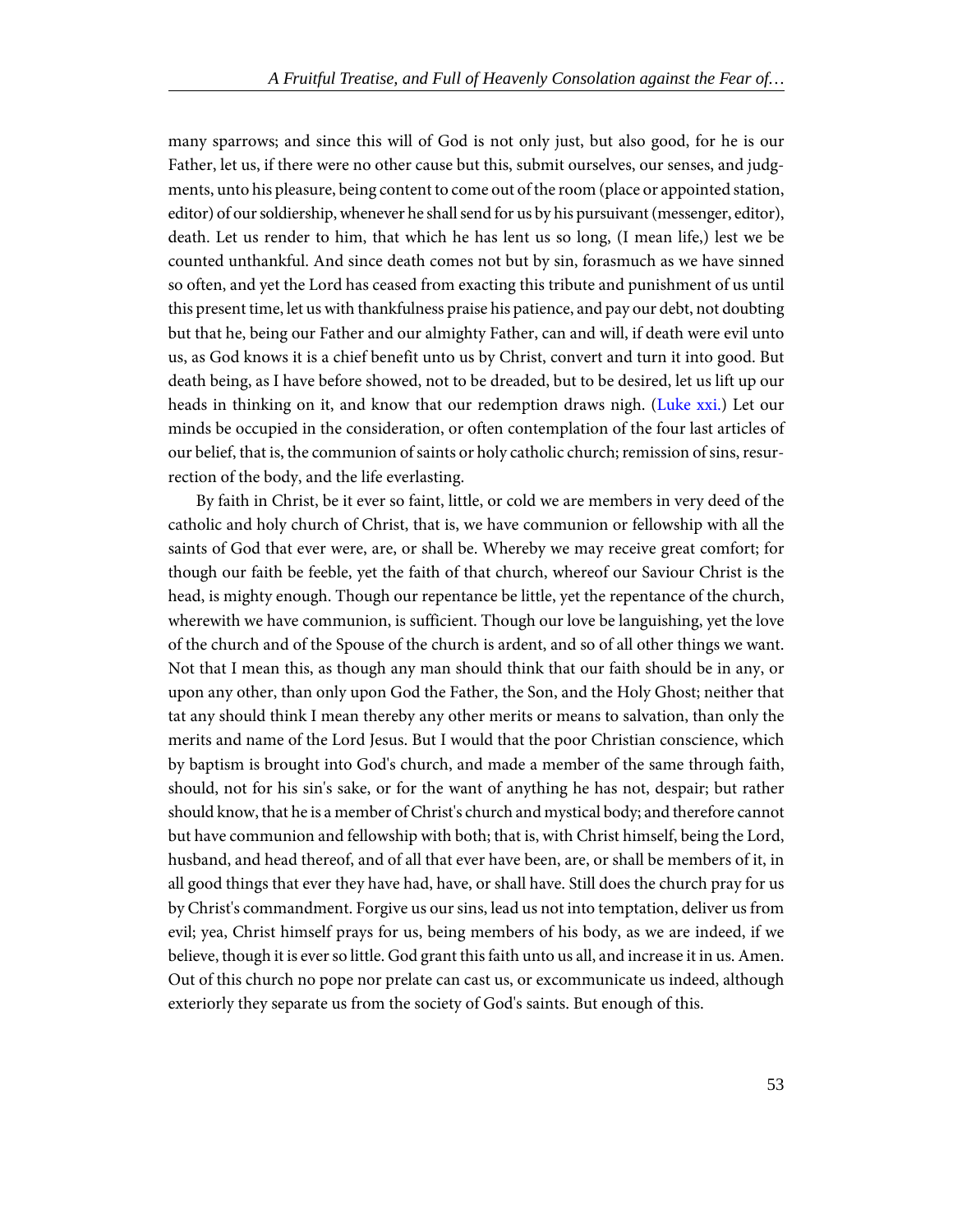many sparrows; and since this will of God is not only just, but also good, for he is our Father, let us, if there were no other cause but this, submit ourselves, our senses, and judgments, unto his pleasure, being content to come out of the room (place or appointed station, editor) of our soldiership, whenever he shall send for us by his pursuivant (messenger, editor), death. Let us render to him, that which he has lent us so long, (I mean life,) lest we be counted unthankful. And since death comes not but by sin, forasmuch as we have sinned so often, and yet the Lord has ceased from exacting this tribute and punishment of us until this present time, let us with thankfulness praise his patience, and pay our debt, not doubting but that he, being our Father and our almighty Father, can and will, if death were evil unto us, as God knows it is a chief benefit unto us by Christ, convert and turn it into good. But death being, as I have before showed, not to be dreaded, but to be desired, let us lift up our heads in thinking on it, and know that our redemption draws nigh. (Luke xxi.) Let our minds be occupied in the consideration, or often contemplation of the four last articles of our belief, that is, the communion of saints or holy catholic church; remission of sins, resurrection of the body, and the life everlasting.

By faith in Christ, be it ever so faint, little, or cold we are members in very deed of the catholic and holy church of Christ, that is, we have communion or fellowship with all the saints of God that ever were, are, or shall be. Whereby we may receive great comfort; for though our faith be feeble, yet the faith of that church, whereof our Saviour Christ is the head, is mighty enough. Though our repentance be little, yet the repentance of the church, wherewith we have communion, is sufficient. Though our love be languishing, yet the love of the church and of the Spouse of the church is ardent, and so of all other things we want. Not that I mean this, as though any man should think that our faith should be in any, or upon any other, than only upon God the Father, the Son, and the Holy Ghost; neither that tat any should think I mean thereby any other merits or means to salvation, than only the merits and name of the Lord Jesus. But I would that the poor Christian conscience, which by baptism is brought into God's church, and made a member of the same through faith, should, not for his sin's sake, or for the want of anything he has not, despair; but rather should know, that he is a member of Christ's church and mystical body; and therefore cannot but have communion and fellowship with both; that is, with Christ himself, being the Lord, husband, and head thereof, and of all that ever have been, are, or shall be members of it, in all good things that ever they have had, have, or shall have. Still does the church pray for us by Christ's commandment. Forgive us our sins, lead us not into temptation, deliver us from evil; yea, Christ himself prays for us, being members of his body, as we are indeed, if we believe, though it is ever so little. God grant this faith unto us all, and increase it in us. Amen. Out of this church no pope nor prelate can cast us, or excommunicate us indeed, although exteriorly they separate us from the society of God's saints. But enough of this.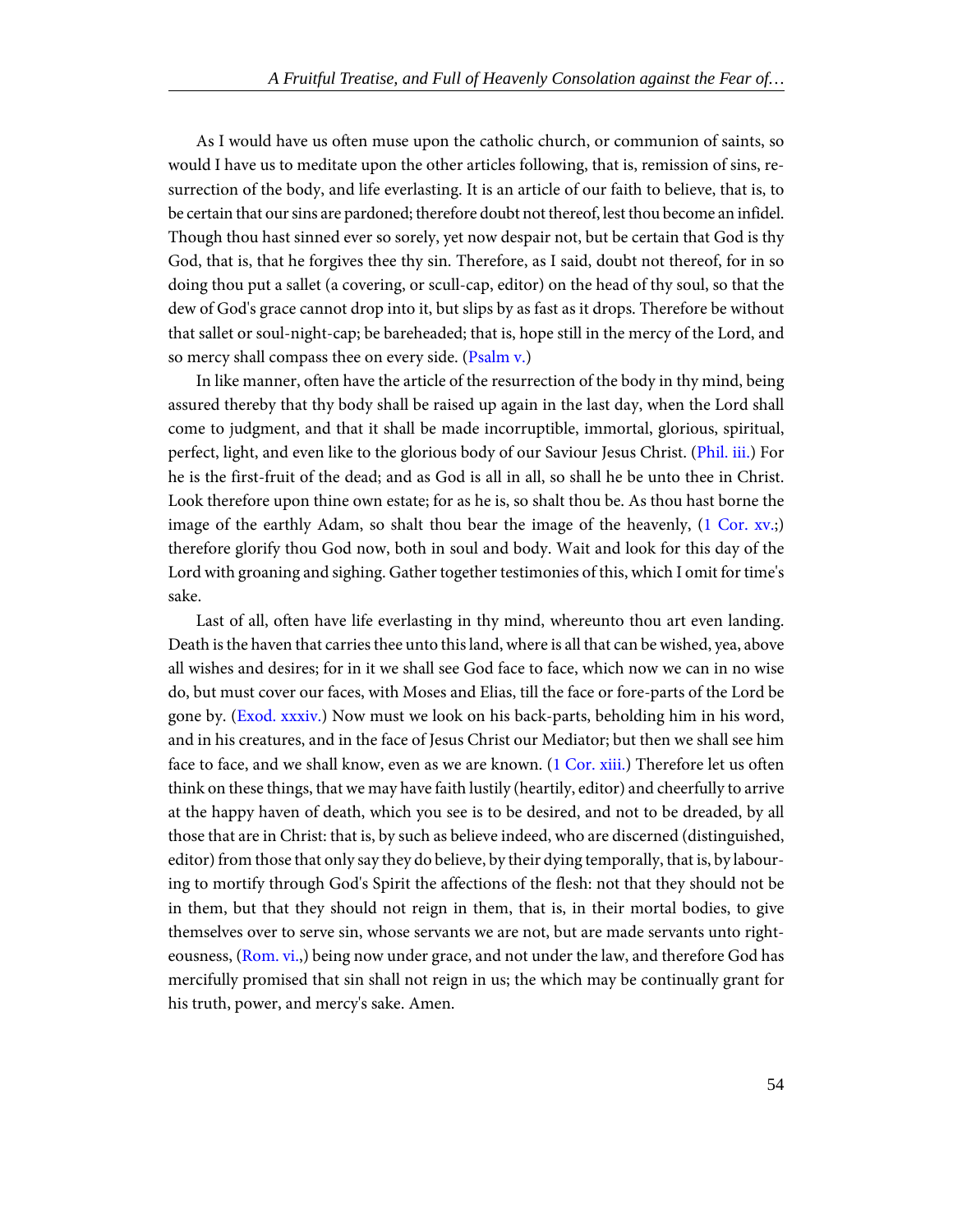As I would have us often muse upon the catholic church, or communion of saints, so would I have us to meditate upon the other articles following, that is, remission of sins, resurrection of the body, and life everlasting. It is an article of our faith to believe, that is, to be certain that our sins are pardoned; therefore doubt not thereof, lest thou become an infidel. Though thou hast sinned ever so sorely, yet now despair not, but be certain that God is thy God, that is, that he forgives thee thy sin. Therefore, as I said, doubt not thereof, for in so doing thou put a sallet (a covering, or scull-cap, editor) on the head of thy soul, so that the dew of God's grace cannot drop into it, but slips by as fast as it drops. Therefore be without that sallet or soul-night-cap; be bareheaded; that is, hope still in the mercy of the Lord, and so mercy shall compass thee on every side. (Psalm v.)

In like manner, often have the article of the resurrection of the body in thy mind, being assured thereby that thy body shall be raised up again in the last day, when the Lord shall come to judgment, and that it shall be made incorruptible, immortal, glorious, spiritual, perfect, light, and even like to the glorious body of our Saviour Jesus Christ. (Phil. iii.) For he is the first-fruit of the dead; and as God is all in all, so shall he be unto thee in Christ. Look therefore upon thine own estate; for as he is, so shalt thou be. As thou hast borne the image of the earthly Adam, so shalt thou bear the image of the heavenly, (1 Cor. xv.;) therefore glorify thou God now, both in soul and body. Wait and look for this day of the Lord with groaning and sighing. Gather together testimonies of this, which I omit for time's sake.

Last of all, often have life everlasting in thy mind, whereunto thou art even landing. Death is the haven that carries thee unto this land, where is all that can be wished, yea, above all wishes and desires; for in it we shall see God face to face, which now we can in no wise do, but must cover our faces, with Moses and Elias, till the face or fore-parts of the Lord be gone by. (Exod. xxxiv.) Now must we look on his back-parts, beholding him in his word, and in his creatures, and in the face of Jesus Christ our Mediator; but then we shall see him face to face, and we shall know, even as we are known. (1 Cor. xiii.) Therefore let us often think on these things, that we may have faith lustily (heartily, editor) and cheerfully to arrive at the happy haven of death, which you see is to be desired, and not to be dreaded, by all those that are in Christ: that is, by such as believe indeed, who are discerned (distinguished, editor) from those that only say they do believe, by their dying temporally, that is, by labouring to mortify through God's Spirit the affections of the flesh: not that they should not be in them, but that they should not reign in them, that is, in their mortal bodies, to give themselves over to serve sin, whose servants we are not, but are made servants unto righteousness, (Rom. vi.,) being now under grace, and not under the law, and therefore God has mercifully promised that sin shall not reign in us; the which may be continually grant for his truth, power, and mercy's sake. Amen.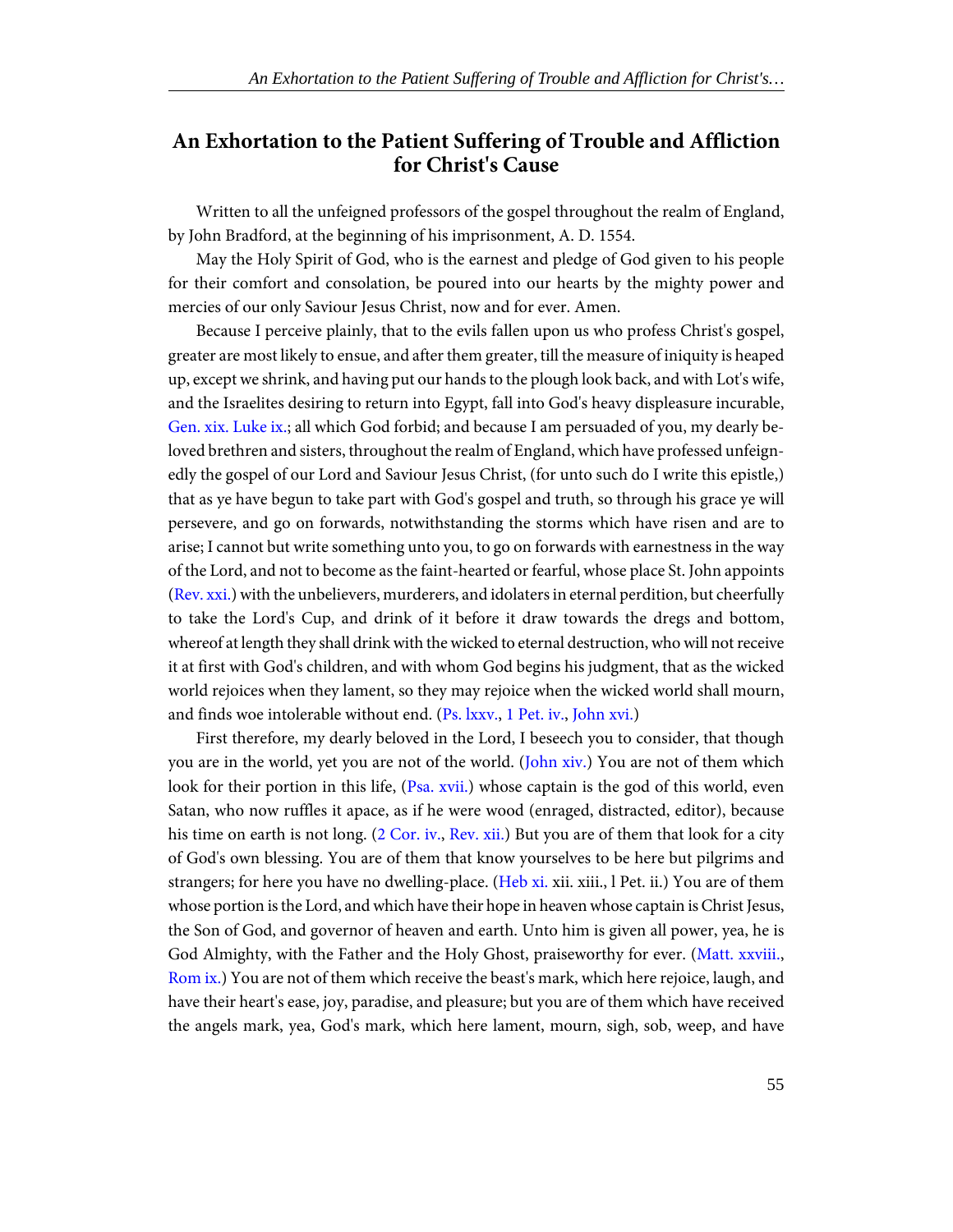## An Exhortation to the Patient Suffering of Trouble and Affliction for Christ's Cause

Written to all the unfeigned professors of the gospel throughout the realm of England, by John Bradford, at the beginning of his imprisonment, A. D. 1554.

May the Holy Spirit of God, who is the earnest and pledge of God given to his people for their comfort and consolation, be poured into our hearts by the mighty power and mercies of our only Saviour Jesus Christ, now and for ever. Amen.

Because I perceive plainly, that to the evils fallen upon us who profess Christ's gospel, greater are most likely to ensue, and after them greater, till the measure of iniquity is heaped up, except we shrink, and having put our hands to the plough look back, and with Lot's wife, and the Israelites desiring to return into Egypt, fall into God's heavy displeasure incurable, Gen. xix. Luke ix.; all which God forbid; and because I am persuaded of you, my dearly beloved brethren and sisters, throughout the realm of England, which have professed unfeignedly the gospel of our Lord and Saviour Jesus Christ, (for unto such do I write this epistle,) that as ye have begun to take part with God's gospel and truth, so through his grace ye will persevere, and go on forwards, notwithstanding the storms which have risen and are to arise; I cannot but write something unto you, to go on forwards with earnestness in the way of the Lord, and not to become as the faint-hearted or fearful, whose place St. John appoints (Rev. xxi.) with the unbelievers, murderers, and idolaters in eternal perdition, but cheerfully to take the Lord's Cup, and drink of it before it draw towards the dregs and bottom, whereof at length they shall drink with the wicked to eternal destruction, who will not receive it at first with God's children, and with whom God begins his judgment, that as the wicked world rejoices when they lament, so they may rejoice when the wicked world shall mourn, and finds woe intolerable without end. (Ps. lxxv., 1 Pet. iv., John xvi.)

First therefore, my dearly beloved in the Lord, I beseech you to consider, that though you are in the world, yet you are not of the world. (John xiv.) You are not of them which look for their portion in this life, (Psa. xvii.) whose captain is the god of this world, even Satan, who now ruffles it apace, as if he were wood (enraged, distracted, editor), because his time on earth is not long. (2 Cor. iv., Rev. xii.) But you are of them that look for a city of God's own blessing. You are of them that know yourselves to be here but pilgrims and strangers; for here you have no dwelling-place. (Heb xi. xii. xiii., l Pet. ii.) You are of them whose portion is the Lord, and which have their hope in heaven whose captain is Christ Jesus, the Son of God, and governor of heaven and earth. Unto him is given all power, yea, he is God Almighty, with the Father and the Holy Ghost, praiseworthy for ever. (Matt. xxviii., Rom ix.) You are not of them which receive the beast's mark, which here rejoice, laugh, and have their heart's ease, joy, paradise, and pleasure; but you are of them which have received the angels mark, yea, God's mark, which here lament, mourn, sigh, sob, weep, and have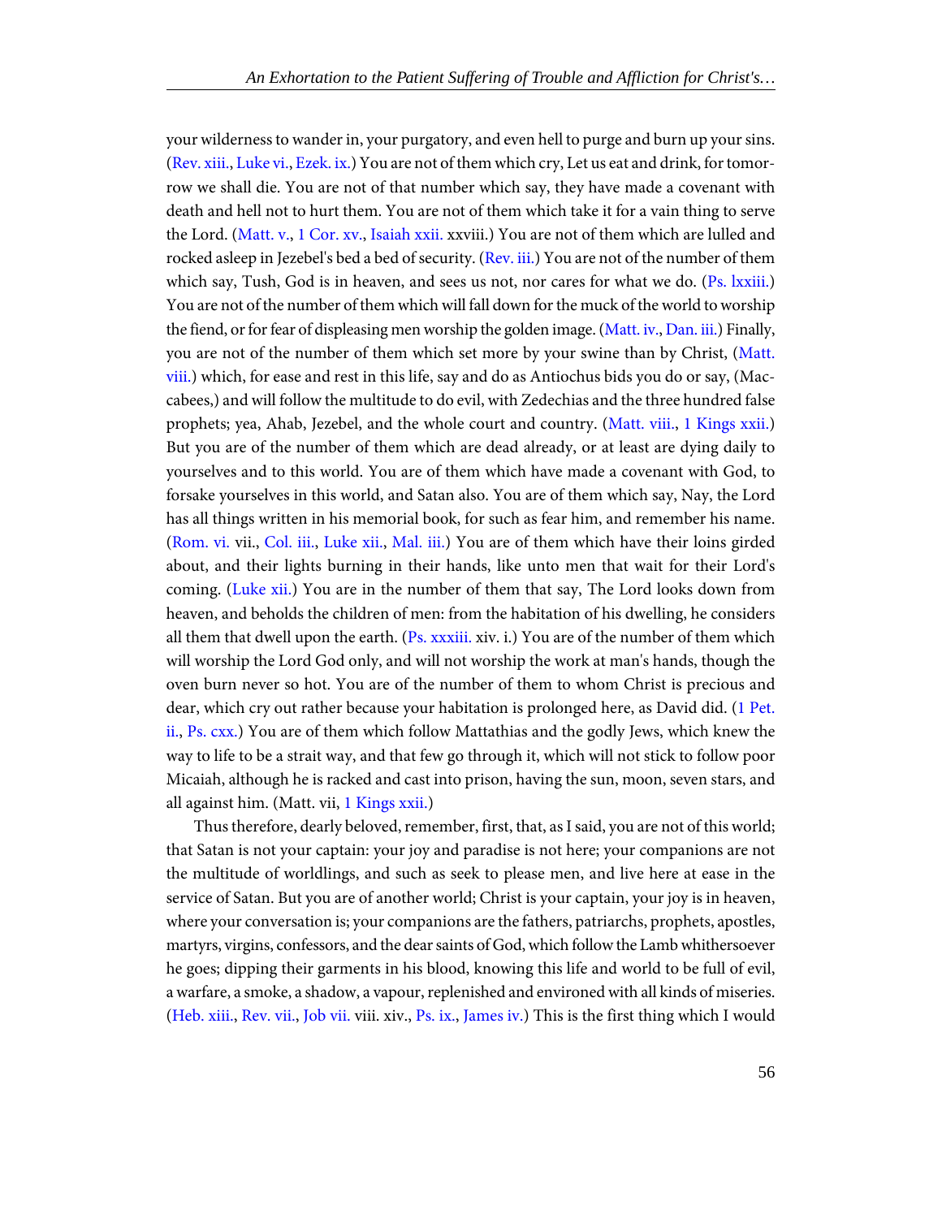your wilderness to wander in, your purgatory, and even hell to purge and burn up your sins. (Rev. xiii., Luke vi., Ezek. ix.) You are not of them which cry, Let us eat and drink, for tomorrow we shall die. You are not of that number which say, they have made a covenant with death and hell not to hurt them. You are not of them which take it for a vain thing to serve the Lord. (Matt. v., 1 Cor. xv., Isaiah xxii. xxviii.) You are not of them which are lulled and rocked asleep in Jezebel's bed a bed of security. (Rev. iii.) You are not of the number of them which say, Tush, God is in heaven, and sees us not, nor cares for what we do. (Ps. lxxiii.) You are not of the number of them which will fall down for the muck of the world to worship the fiend, or for fear of displeasing men worship the golden image. (Matt. iv., Dan. iii.) Finally, you are not of the number of them which set more by your swine than by Christ, (Matt. viii.) which, for ease and rest in this life, say and do as Antiochus bids you do or say, (Maccabees,) and will follow the multitude to do evil, with Zedechias and the three hundred false prophets; yea, Ahab, Jezebel, and the whole court and country. (Matt. viii., 1 Kings xxii.) But you are of the number of them which are dead already, or at least are dying daily to yourselves and to this world. You are of them which have made a covenant with God, to forsake yourselves in this world, and Satan also. You are of them which say, Nay, the Lord has all things written in his memorial book, for such as fear him, and remember his name. (Rom. vi. vii., Col. iii., Luke xii., Mal. iii.) You are of them which have their loins girded about, and their lights burning in their hands, like unto men that wait for their Lord's coming. (Luke xii.) You are in the number of them that say, The Lord looks down from heaven, and beholds the children of men: from the habitation of his dwelling, he considers all them that dwell upon the earth. (Ps. xxxiii. xiv. i.) You are of the number of them which will worship the Lord God only, and will not worship the work at man's hands, though the oven burn never so hot. You are of the number of them to whom Christ is precious and dear, which cry out rather because your habitation is prolonged here, as David did. (1 Pet. ii., Ps. cxx.) You are of them which follow Mattathias and the godly Jews, which knew the way to life to be a strait way, and that few go through it, which will not stick to follow poor Micaiah, although he is racked and cast into prison, having the sun, moon, seven stars, and all against him. (Matt. vii, 1 Kings xxii.)

Thus therefore, dearly beloved, remember, first, that, as I said, you are not of this world; that Satan is not your captain: your joy and paradise is not here; your companions are not the multitude of worldlings, and such as seek to please men, and live here at ease in the service of Satan. But you are of another world; Christ is your captain, your joy is in heaven, where your conversation is; your companions are the fathers, patriarchs, prophets, apostles, martyrs, virgins, confessors, and the dear saints of God, which follow the Lamb whithersoever he goes; dipping their garments in his blood, knowing this life and world to be full of evil, a warfare, a smoke, a shadow, a vapour, replenished and environed with all kinds of miseries. (Heb. xiii., Rev. vii., Job vii. viii. xiv., Ps. ix., James iv.) This is the first thing which I would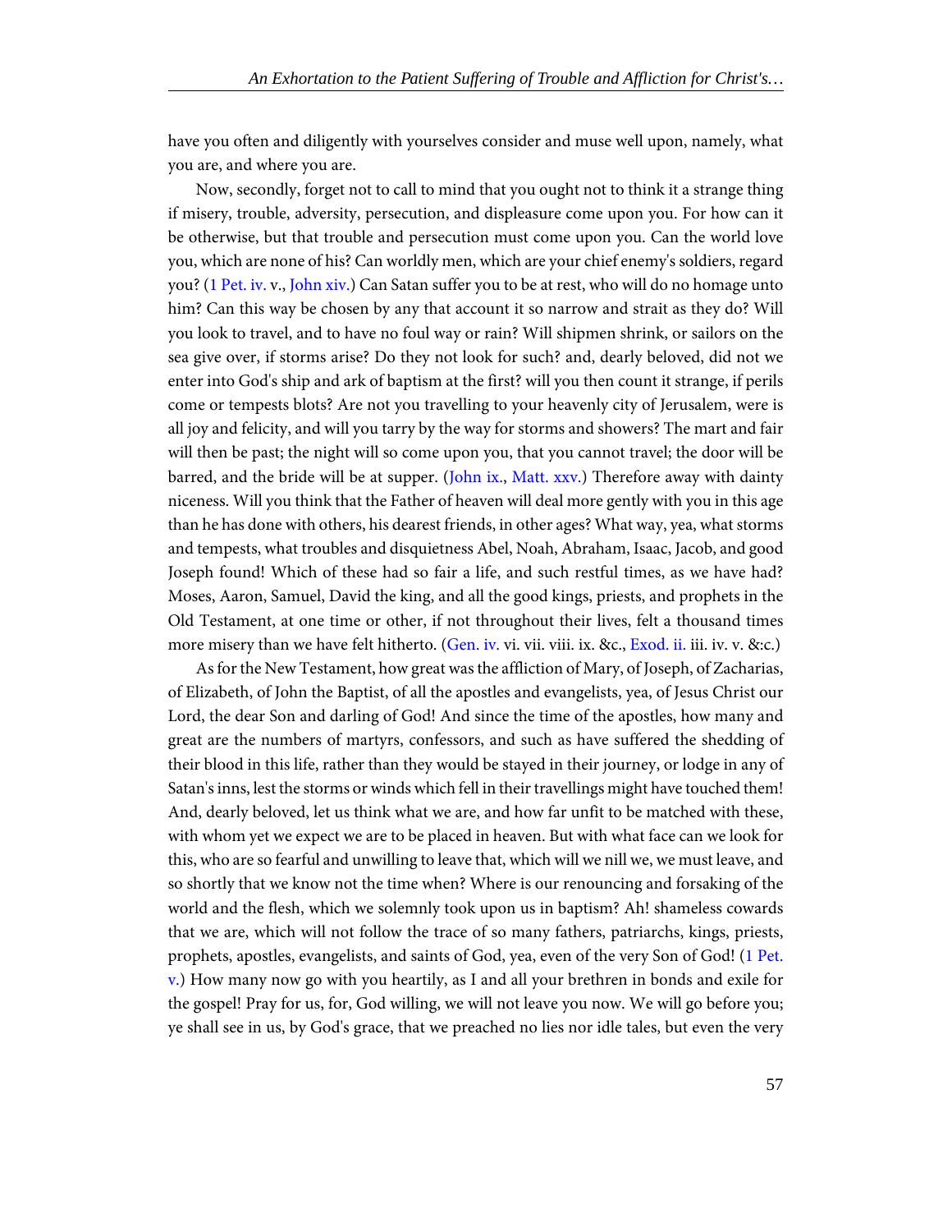have you often and diligently with yourselves consider and muse well upon, namely, what you are, and where you are.

Now, secondly, forget not to call to mind that you ought not to think it a strange thing if misery, trouble, adversity, persecution, and displeasure come upon you. For how can it be otherwise, but that trouble and persecution must come upon you. Can the world love you, which are none of his? Can worldly men, which are your chief enemy's soldiers, regard you? (1 Pet. iv. v., John xiv.) Can Satan suffer you to be at rest, who will do no homage unto him? Can this way be chosen by any that account it so narrow and strait as they do? Will you look to travel, and to have no foul way or rain? Will shipmen shrink, or sailors on the sea give over, if storms arise? Do they not look for such? and, dearly beloved, did not we enter into God's ship and ark of baptism at the first? will you then count it strange, if perils come or tempests blots? Are not you travelling to your heavenly city of Jerusalem, were is all joy and felicity, and will you tarry by the way for storms and showers? The mart and fair will then be past; the night will so come upon you, that you cannot travel; the door will be barred, and the bride will be at supper. (John ix., Matt. xxv.) Therefore away with dainty niceness. Will you think that the Father of heaven will deal more gently with you in this age than he has done with others, his dearest friends, in other ages? What way, yea, what storms and tempests, what troubles and disquietness Abel, Noah, Abraham, Isaac, Jacob, and good Joseph found! Which of these had so fair a life, and such restful times, as we have had? Moses, Aaron, Samuel, David the king, and all the good kings, priests, and prophets in the Old Testament, at one time or other, if not throughout their lives, felt a thousand times more misery than we have felt hitherto. (Gen. iv. vi. vii. viii. ix. &c., Exod. ii. iii. iv. v. &:c.)

As for the New Testament, how great was the affliction of Mary, of Joseph, of Zacharias, of Elizabeth, of John the Baptist, of all the apostles and evangelists, yea, of Jesus Christ our Lord, the dear Son and darling of God! And since the time of the apostles, how many and great are the numbers of martyrs, confessors, and such as have suffered the shedding of their blood in this life, rather than they would be stayed in their journey, or lodge in any of Satan's inns, lest the storms or winds which fell in their travellings might have touched them! And, dearly beloved, let us think what we are, and how far unfit to be matched with these, with whom yet we expect we are to be placed in heaven. But with what face can we look for this, who are so fearful and unwilling to leave that, which will we nill we, we must leave, and so shortly that we know not the time when? Where is our renouncing and forsaking of the world and the flesh, which we solemnly took upon us in baptism? Ah! shameless cowards that we are, which will not follow the trace of so many fathers, patriarchs, kings, priests, prophets, apostles, evangelists, and saints of God, yea, even of the very Son of God! (1 Pet. v.) How many now go with you heartily, as I and all your brethren in bonds and exile for the gospel! Pray for us, for, God willing, we will not leave you now. We will go before you; ye shall see in us, by God's grace, that we preached no lies nor idle tales, but even the very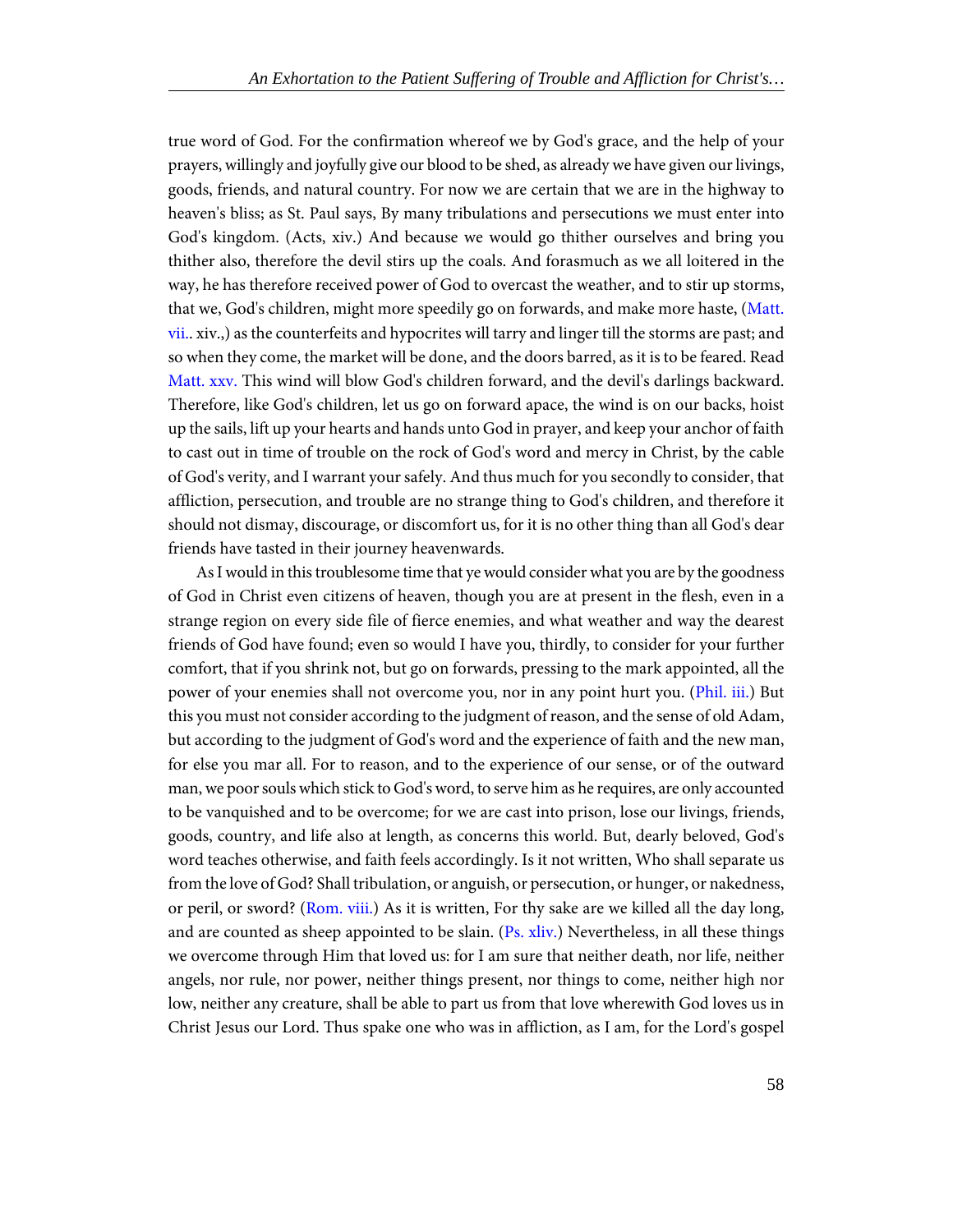true word of God. For the confirmation whereof we by God's grace, and the help of your prayers, willingly and joyfully give our blood to be shed, as already we have given our livings, goods, friends, and natural country. For now we are certain that we are in the highway to heaven's bliss; as St. Paul says, By many tribulations and persecutions we must enter into God's kingdom. (Acts, xiv.) And because we would go thither ourselves and bring you thither also, therefore the devil stirs up the coals. And forasmuch as we all loitered in the way, he has therefore received power of God to overcast the weather, and to stir up storms, that we, God's children, might more speedily go on forwards, and make more haste, (Matt. vii.. xiv.,) as the counterfeits and hypocrites will tarry and linger till the storms are past; and so when they come, the market will be done, and the doors barred, as it is to be feared. Read Matt. xxv. This wind will blow God's children forward, and the devil's darlings backward. Therefore, like God's children, let us go on forward apace, the wind is on our backs, hoist up the sails, lift up your hearts and hands unto God in prayer, and keep your anchor of faith to cast out in time of trouble on the rock of God's word and mercy in Christ, by the cable of God's verity, and I warrant your safely. And thus much for you secondly to consider, that affliction, persecution, and trouble are no strange thing to God's children, and therefore it should not dismay, discourage, or discomfort us, for it is no other thing than all God's dear friends have tasted in their journey heavenwards.

As I would in this troublesome time that ye would consider what you are by the goodness of God in Christ even citizens of heaven, though you are at present in the flesh, even in a strange region on every side file of fierce enemies, and what weather and way the dearest friends of God have found; even so would I have you, thirdly, to consider for your further comfort, that if you shrink not, but go on forwards, pressing to the mark appointed, all the power of your enemies shall not overcome you, nor in any point hurt you. (Phil. iii.) But this you must not consider according to the judgment of reason, and the sense of old Adam, but according to the judgment of God's word and the experience of faith and the new man, for else you mar all. For to reason, and to the experience of our sense, or of the outward man, we poor souls which stick to God's word, to serve him as he requires, are only accounted to be vanquished and to be overcome; for we are cast into prison, lose our livings, friends, goods, country, and life also at length, as concerns this world. But, dearly beloved, God's word teaches otherwise, and faith feels accordingly. Is it not written, Who shall separate us from the love of God? Shall tribulation, or anguish, or persecution, or hunger, or nakedness, or peril, or sword? (Rom. viii.) As it is written, For thy sake are we killed all the day long, and are counted as sheep appointed to be slain. (Ps. xliv.) Nevertheless, in all these things we overcome through Him that loved us: for I am sure that neither death, nor life, neither angels, nor rule, nor power, neither things present, nor things to come, neither high nor low, neither any creature, shall be able to part us from that love wherewith God loves us in Christ Jesus our Lord. Thus spake one who was in affliction, as I am, for the Lord's gospel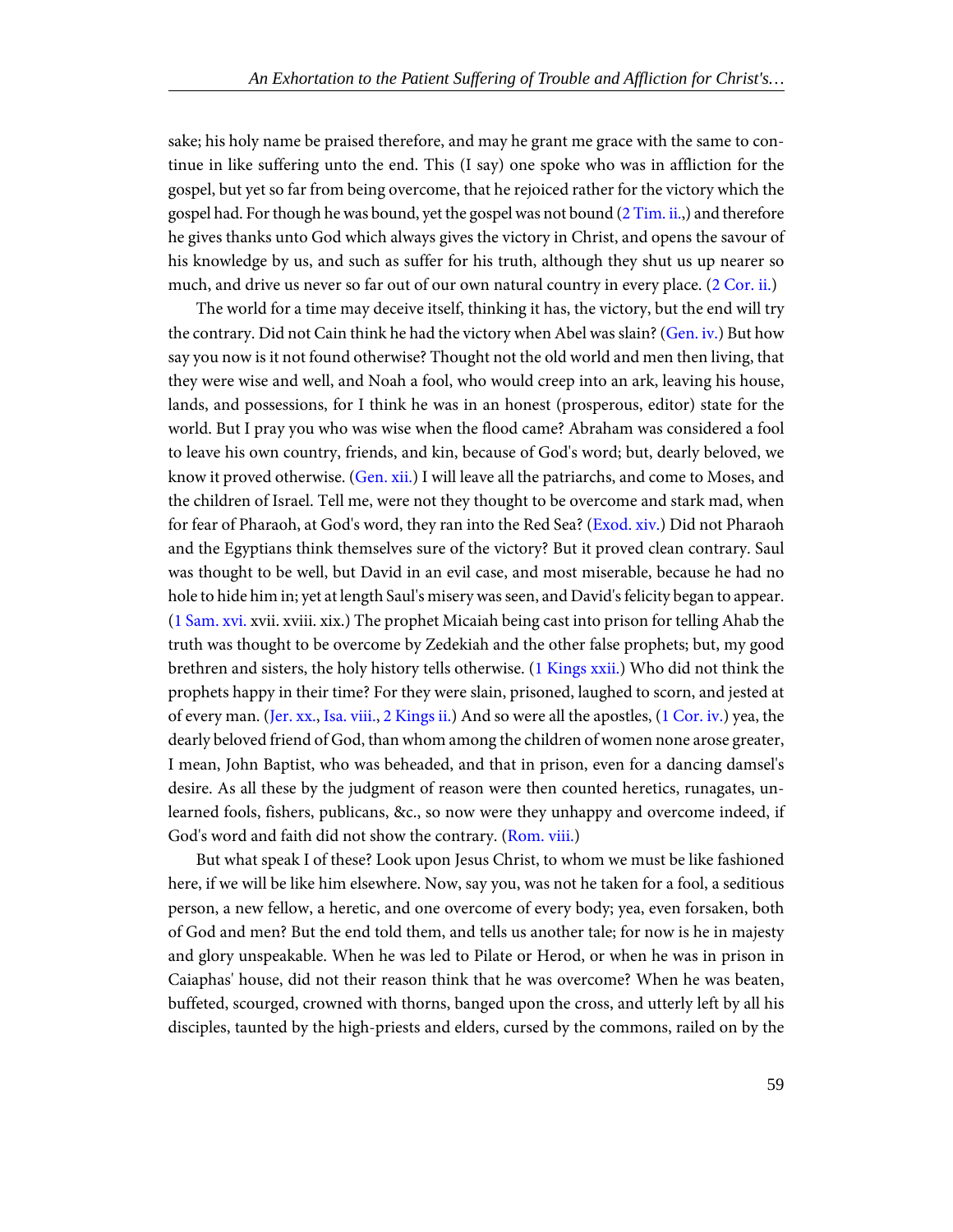sake; his holy name be praised therefore, and may he grant me grace with the same to continue in like suffering unto the end. This (I say) one spoke who was in affliction for the gospel, but yet so far from being overcome, that he rejoiced rather for the victory which the gospel had. For though he was bound, yet the gospel was not bound (2 Tim. ii.,) and therefore he gives thanks unto God which always gives the victory in Christ, and opens the savour of his knowledge by us, and such as suffer for his truth, although they shut us up nearer so much, and drive us never so far out of our own natural country in every place. (2 Cor. ii.)

The world for a time may deceive itself, thinking it has, the victory, but the end will try the contrary. Did not Cain think he had the victory when Abel was slain? (Gen. iv.) But how say you now is it not found otherwise? Thought not the old world and men then living, that they were wise and well, and Noah a fool, who would creep into an ark, leaving his house, lands, and possessions, for I think he was in an honest (prosperous, editor) state for the world. But I pray you who was wise when the flood came? Abraham was considered a fool to leave his own country, friends, and kin, because of God's word; but, dearly beloved, we know it proved otherwise. (Gen. xii.) I will leave all the patriarchs, and come to Moses, and the children of Israel. Tell me, were not they thought to be overcome and stark mad, when for fear of Pharaoh, at God's word, they ran into the Red Sea? (Exod. xiv.) Did not Pharaoh and the Egyptians think themselves sure of the victory? But it proved clean contrary. Saul was thought to be well, but David in an evil case, and most miserable, because he had no hole to hide him in; yet at length Saul's misery was seen, and David's felicity began to appear. (1 Sam. xvi. xvii. xviii. xix.) The prophet Micaiah being cast into prison for telling Ahab the truth was thought to be overcome by Zedekiah and the other false prophets; but, my good brethren and sisters, the holy history tells otherwise. (1 Kings xxii.) Who did not think the prophets happy in their time? For they were slain, prisoned, laughed to scorn, and jested at of every man. (Jer. xx., Isa. viii., 2 Kings ii.) And so were all the apostles, (1 Cor. iv.) yea, the dearly beloved friend of God, than whom among the children of women none arose greater, I mean, John Baptist, who was beheaded, and that in prison, even for a dancing damsel's desire. As all these by the judgment of reason were then counted heretics, runagates, unlearned fools, fishers, publicans, &c., so now were they unhappy and overcome indeed, if God's word and faith did not show the contrary. (Rom. viii.)

But what speak I of these? Look upon Jesus Christ, to whom we must be like fashioned here, if we will be like him elsewhere. Now, say you, was not he taken for a fool, a seditious person, a new fellow, a heretic, and one overcome of every body; yea, even forsaken, both of God and men? But the end told them, and tells us another tale; for now is he in majesty and glory unspeakable. When he was led to Pilate or Herod, or when he was in prison in Caiaphas' house, did not their reason think that he was overcome? When he was beaten, buffeted, scourged, crowned with thorns, banged upon the cross, and utterly left by all his disciples, taunted by the high-priests and elders, cursed by the commons, railed on by the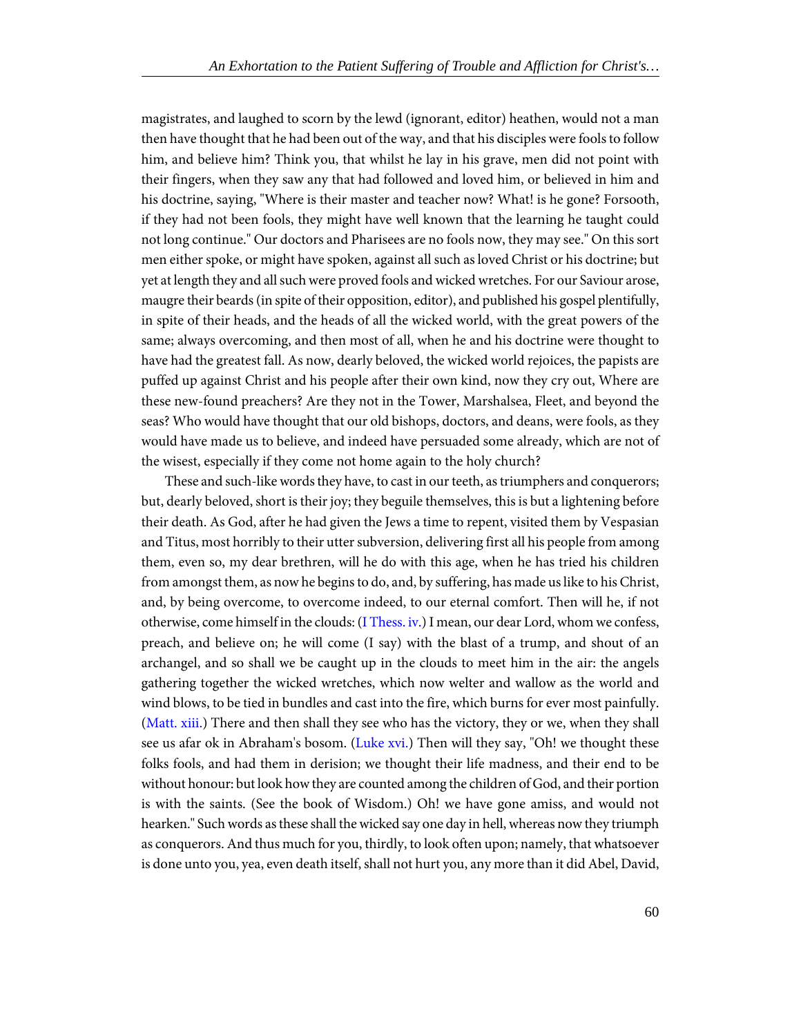magistrates, and laughed to scorn by the lewd (ignorant, editor) heathen, would not a man then have thought that he had been out of the way, and that his disciples were fools to follow him, and believe him? Think you, that whilst he lay in his grave, men did not point with their fingers, when they saw any that had followed and loved him, or believed in him and his doctrine, saying, "Where is their master and teacher now? What! is he gone? Forsooth, if they had not been fools, they might have well known that the learning he taught could not long continue." Our doctors and Pharisees are no fools now, they may see." On this sort men either spoke, or might have spoken, against all such as loved Christ or his doctrine; but yet at length they and all such were proved fools and wicked wretches. For our Saviour arose, maugre their beards (in spite of their opposition, editor), and published his gospel plentifully, in spite of their heads, and the heads of all the wicked world, with the great powers of the same; always overcoming, and then most of all, when he and his doctrine were thought to have had the greatest fall. As now, dearly beloved, the wicked world rejoices, the papists are puffed up against Christ and his people after their own kind, now they cry out, Where are these new-found preachers? Are they not in the Tower, Marshalsea, Fleet, and beyond the seas? Who would have thought that our old bishops, doctors, and deans, were fools, as they would have made us to believe, and indeed have persuaded some already, which are not of the wisest, especially if they come not home again to the holy church?

These and such-like words they have, to cast in our teeth, as triumphers and conquerors; but, dearly beloved, short is their joy; they beguile themselves, this is but a lightening before their death. As God, after he had given the Jews a time to repent, visited them by Vespasian and Titus, most horribly to their utter subversion, delivering first all his people from among them, even so, my dear brethren, will he do with this age, when he has tried his children from amongst them, as now he begins to do, and, by suffering, has made us like to his Christ, and, by being overcome, to overcome indeed, to our eternal comfort. Then will he, if not otherwise, come himself in the clouds: (I Thess. iv.) I mean, our dear Lord, whom we confess, preach, and believe on; he will come (I say) with the blast of a trump, and shout of an archangel, and so shall we be caught up in the clouds to meet him in the air: the angels gathering together the wicked wretches, which now welter and wallow as the world and wind blows, to be tied in bundles and cast into the fire, which burns for ever most painfully. (Matt. xiii.) There and then shall they see who has the victory, they or we, when they shall see us afar ok in Abraham's bosom. (Luke xvi.) Then will they say, "Oh! we thought these folks fools, and had them in derision; we thought their life madness, and their end to be without honour: but look how they are counted among the children of God, and their portion is with the saints. (See the book of Wisdom.) Oh! we have gone amiss, and would not hearken." Such words as these shall the wicked say one day in hell, whereas now they triumph as conquerors. And thus much for you, thirdly, to look often upon; namely, that whatsoever is done unto you, yea, even death itself, shall not hurt you, any more than it did Abel, David,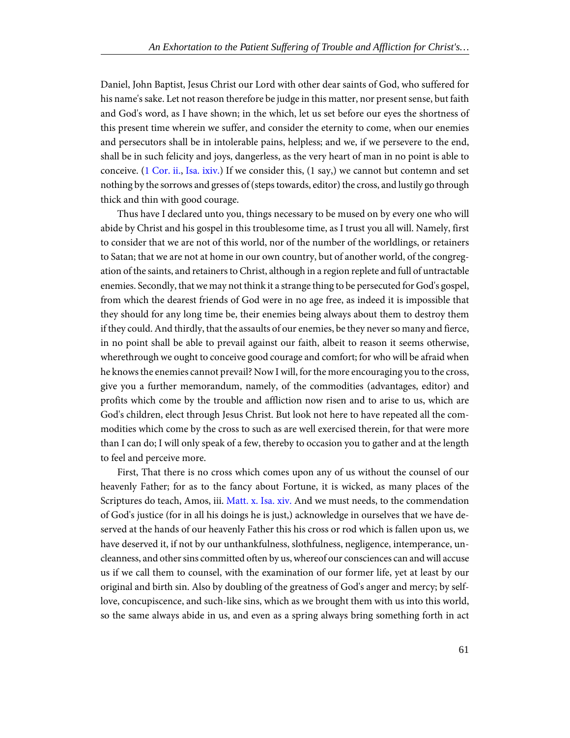Daniel, John Baptist, Jesus Christ our Lord with other dear saints of God, who suffered for his name's sake. Let not reason therefore be judge in this matter, nor present sense, but faith and God's word, as I have shown; in the which, let us set before our eyes the shortness of this present time wherein we suffer, and consider the eternity to come, when our enemies and persecutors shall be in intolerable pains, helpless; and we, if we persevere to the end, shall be in such felicity and joys, dangerless, as the very heart of man in no point is able to conceive. (1 Cor. ii., Isa. ixiv.) If we consider this, (1 say,) we cannot but contemn and set nothing by the sorrows and gresses of (steps towards, editor) the cross, and lustily go through thick and thin with good courage.

Thus have I declared unto you, things necessary to be mused on by every one who will abide by Christ and his gospel in this troublesome time, as I trust you all will. Namely, first to consider that we are not of this world, nor of the number of the worldlings, or retainers to Satan; that we are not at home in our own country, but of another world, of the congregation of the saints, and retainers to Christ, although in a region replete and full of untractable enemies. Secondly, that we may not think it a strange thing to be persecuted for God's gospel, from which the dearest friends of God were in no age free, as indeed it is impossible that they should for any long time be, their enemies being always about them to destroy them if they could. And thirdly, that the assaults of our enemies, be they never so many and fierce, in no point shall be able to prevail against our faith, albeit to reason it seems otherwise, wherethrough we ought to conceive good courage and comfort; for who will be afraid when he knows the enemies cannot prevail? Now I will, for the more encouraging you to the cross, give you a further memorandum, namely, of the commodities (advantages, editor) and profits which come by the trouble and affliction now risen and to arise to us, which are God's children, elect through Jesus Christ. But look not here to have repeated all the commodities which come by the cross to such as are well exercised therein, for that were more than I can do; I will only speak of a few, thereby to occasion you to gather and at the length to feel and perceive more.

First, That there is no cross which comes upon any of us without the counsel of our heavenly Father; for as to the fancy about Fortune, it is wicked, as many places of the Scriptures do teach, Amos, iii. Matt. x. Isa. xiv. And we must needs, to the commendation of God's justice (for in all his doings he is just,) acknowledge in ourselves that we have deserved at the hands of our heavenly Father this his cross or rod which is fallen upon us, we have deserved it, if not by our unthankfulness, slothfulness, negligence, intemperance, uncleanness, and other sins committed often by us, whereof our consciences can and will accuse us if we call them to counsel, with the examination of our former life, yet at least by our original and birth sin. Also by doubling of the greatness of God's anger and mercy; by self-love, concupiscence, and such-like sins, which as we brought them with us into this world, so the same always abide in us, and even as a spring always bring something forth in act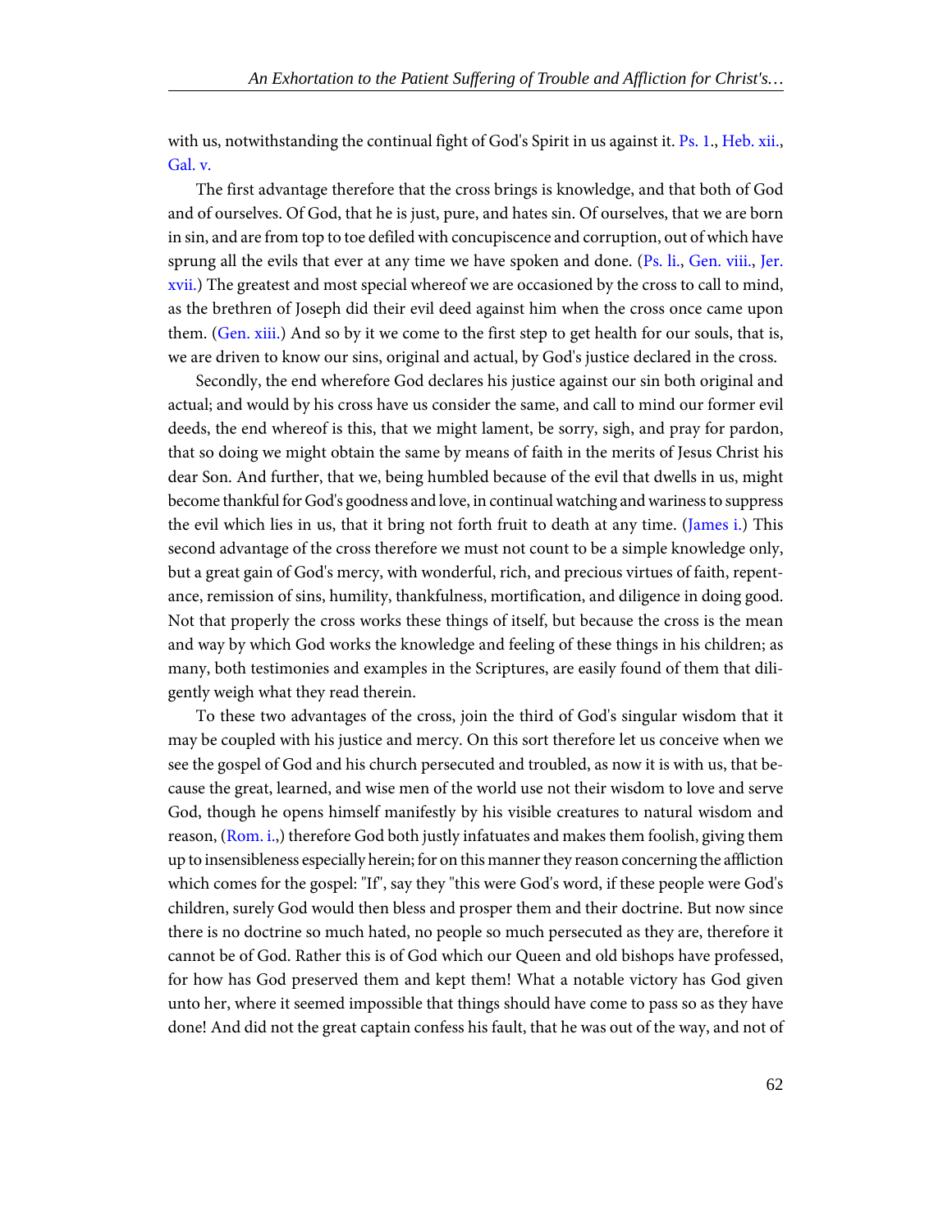with us, notwithstanding the continual fight of God's Spirit in us against it. Ps. 1., Heb. xii., Gal. v.

The first advantage therefore that the cross brings is knowledge, and that both of God and of ourselves. Of God, that he is just, pure, and hates sin. Of ourselves, that we are born in sin, and are from top to toe defiled with concupiscence and corruption, out of which have sprung all the evils that ever at any time we have spoken and done. (Ps. li., Gen. viii., Jer. xvii.) The greatest and most special whereof we are occasioned by the cross to call to mind, as the brethren of Joseph did their evil deed against him when the cross once came upon them. (Gen. xiii.) And so by it we come to the first step to get health for our souls, that is, we are driven to know our sins, original and actual, by God's justice declared in the cross.

Secondly, the end wherefore God declares his justice against our sin both original and actual; and would by his cross have us consider the same, and call to mind our former evil deeds, the end whereof is this, that we might lament, be sorry, sigh, and pray for pardon, that so doing we might obtain the same by means of faith in the merits of Jesus Christ his dear Son. And further, that we, being humbled because of the evil that dwells in us, might become thankful for God's goodness and love, in continual watching and wariness to suppress the evil which lies in us, that it bring not forth fruit to death at any time. (James i.) This second advantage of the cross therefore we must not count to be a simple knowledge only, but a great gain of God's mercy, with wonderful, rich, and precious virtues of faith, repentance, remission of sins, humility, thankfulness, mortification, and diligence in doing good. Not that properly the cross works these things of itself, but because the cross is the mean and way by which God works the knowledge and feeling of these things in his children; as many, both testimonies and examples in the Scriptures, are easily found of them that diligently weigh what they read therein.

To these two advantages of the cross, join the third of God's singular wisdom that it may be coupled with his justice and mercy. On this sort therefore let us conceive when we see the gospel of God and his church persecuted and troubled, as now it is with us, that because the great, learned, and wise men of the world use not their wisdom to love and serve God, though he opens himself manifestly by his visible creatures to natural wisdom and reason, (Rom. i.,) therefore God both justly infatuates and makes them foolish, giving them up to insensibleness especially herein; for on this manner they reason concerning the affliction which comes for the gospel: "If", say they "this were God's word, if these people were God's children, surely God would then bless and prosper them and their doctrine. But now since there is no doctrine so much hated, no people so much persecuted as they are, therefore it cannot be of God. Rather this is of God which our Queen and old bishops have professed, for how has God preserved them and kept them! What a notable victory has God given unto her, where it seemed impossible that things should have come to pass so as they have done! And did not the great captain confess his fault, that he was out of the way, and not of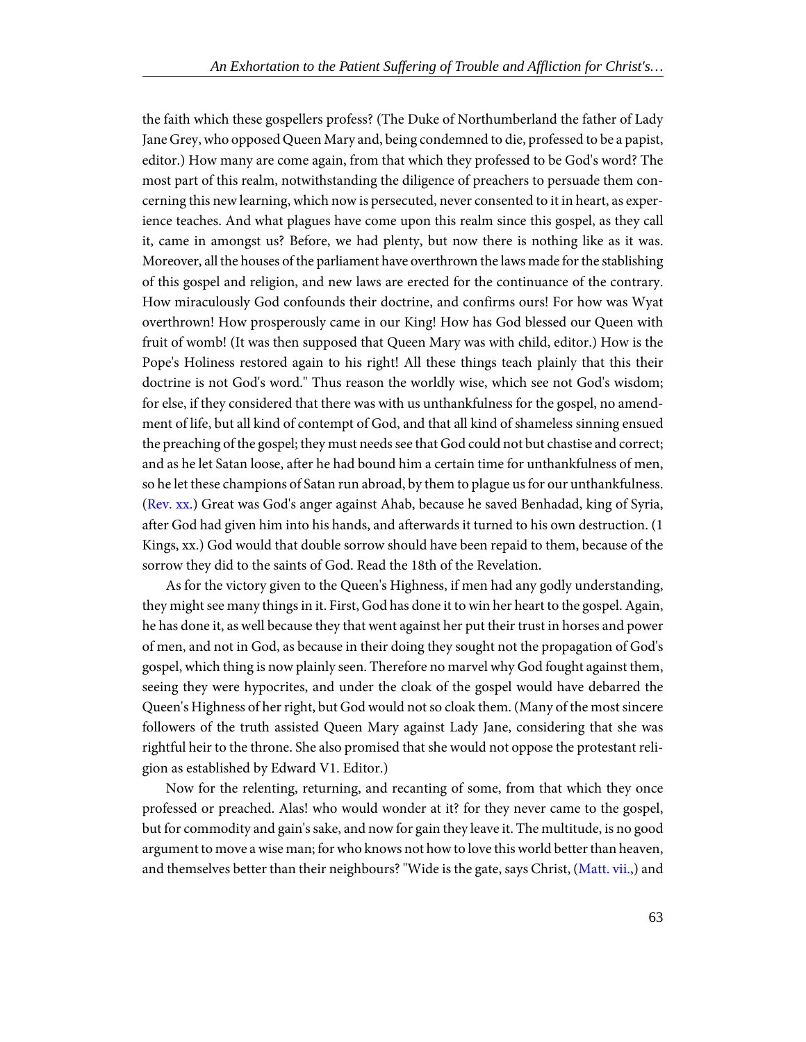the faith which these gospellers profess? (The Duke of Northumberland the father of Lady Jane Grey, who opposed Queen Mary and, being condemned to die, professed to be a papist, editor.) How many are come again, from that which they professed to be God's word? The most part of this realm, notwithstanding the diligence of preachers to persuade them concerning this new learning, which now is persecuted, never consented to it in heart, as experience teaches. And what plagues have come upon this realm since this gospel, as they call it, came in amongst us? Before, we had plenty, but now there is nothing like as it was. Moreover, all the houses of the parliament have overthrown the laws made for the stablishing of this gospel and religion, and new laws are erected for the continuance of the contrary. How miraculously God confounds their doctrine, and confirms ours! For how was Wyat overthrown! How prosperously came in our King! How has God blessed our Queen with fruit of womb! (It was then supposed that Queen Mary was with child, editor.) How is the Pope's Holiness restored again to his right! All these things teach plainly that this their doctrine is not God's word." Thus reason the worldly wise, which see not God's wisdom; for else, if they considered that there was with us unthankfulness for the gospel, no amendment of life, but all kind of contempt of God, and that all kind of shameless sinning ensued the preaching of the gospel; they must needs see that God could not but chastise and correct; and as he let Satan loose, after he had bound him a certain time for unthankfulness of men, so he let these champions of Satan run abroad, by them to plague us for our unthankfulness. (Rev. xx.) Great was God's anger against Ahab, because he saved Benhadad, king of Syria, after God had given him into his hands, and afterwards it turned to his own destruction. (1 Kings, xx.) God would that double sorrow should have been repaid to them, because of the sorrow they did to the saints of God. Read the 18th of the Revelation.

As for the victory given to the Queen's Highness, if men had any godly understanding, they might see many things in it. First, God has done it to win her heart to the gospel. Again, he has done it, as well because they that went against her put their trust in horses and power of men, and not in God, as because in their doing they sought not the propagation of God's gospel, which thing is now plainly seen. Therefore no marvel why God fought against them, seeing they were hypocrites, and under the cloak of the gospel would have debarred the Queen's Highness of her right, but God would not so cloak them. (Many of the most sincere followers of the truth assisted Queen Mary against Lady Jane, considering that she was rightful heir to the throne. She also promised that she would not oppose the protestant religion as established by Edward V1. Editor.)

Now for the relenting, returning, and recanting of some, from that which they once professed or preached. Alas! who would wonder at it? for they never came to the gospel, but for commodity and gain's sake, and now for gain they leave it. The multitude, is no good argument to move a wise man; for who knows not how to love this world better than heaven, and themselves better than their neighbours? "Wide is the gate, says Christ, (Matt. vii.,) and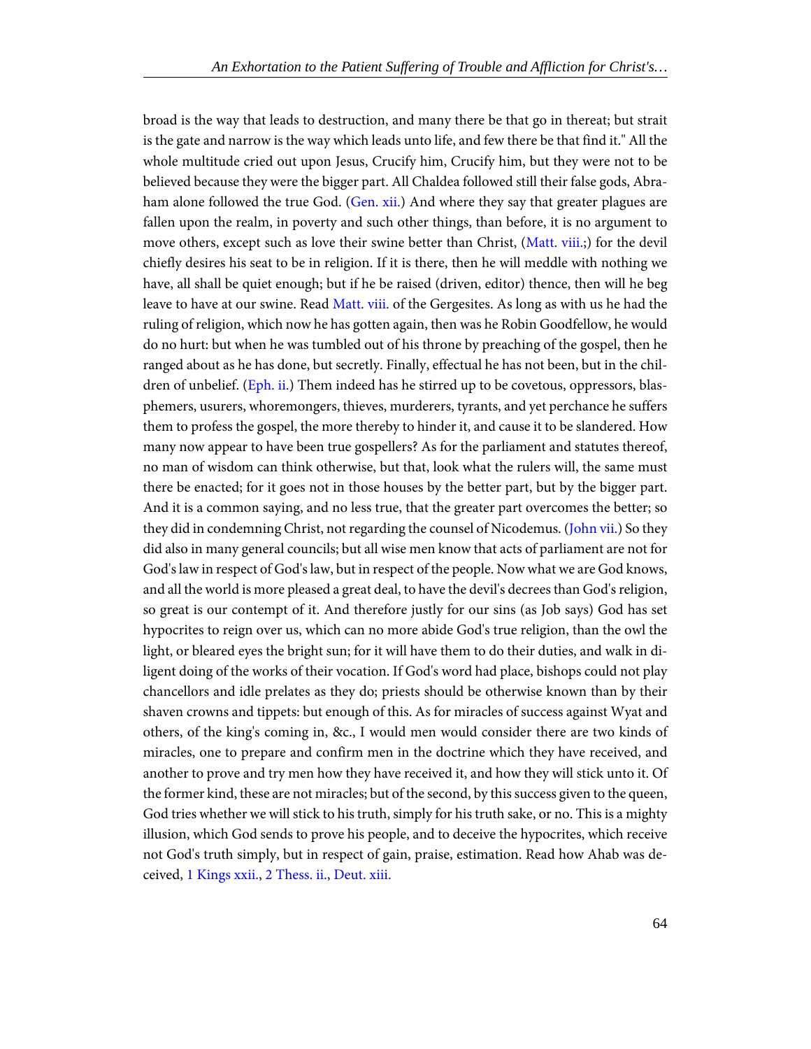broad is the way that leads to destruction, and many there be that go in thereat; but strait is the gate and narrow is the way which leads unto life, and few there be that find it." All the whole multitude cried out upon Jesus, Crucify him, Crucify him, but they were not to be believed because they were the bigger part. All Chaldea followed still their false gods, Abraham alone followed the true God. (Gen. xii.) And where they say that greater plagues are fallen upon the realm, in poverty and such other things, than before, it is no argument to move others, except such as love their swine better than Christ, (Matt. viii.;) for the devil chiefly desires his seat to be in religion. If it is there, then he will meddle with nothing we have, all shall be quiet enough; but if he be raised (driven, editor) thence, then will he beg leave to have at our swine. Read Matt. viii. of the Gergesites. As long as with us he had the ruling of religion, which now he has gotten again, then was he Robin Goodfellow, he would do no hurt: but when he was tumbled out of his throne by preaching of the gospel, then he ranged about as he has done, but secretly. Finally, effectual he has not been, but in the children of unbelief. (Eph. ii.) Them indeed has he stirred up to be covetous, oppressors, blasphemers, usurers, whoremongers, thieves, murderers, tyrants, and yet perchance he suffers them to profess the gospel, the more thereby to hinder it, and cause it to be slandered. How many now appear to have been true gospellers? As for the parliament and statutes thereof, no man of wisdom can think otherwise, but that, look what the rulers will, the same must there be enacted; for it goes not in those houses by the better part, but by the bigger part. And it is a common saying, and no less true, that the greater part overcomes the better; so they did in condemning Christ, not regarding the counsel of Nicodemus. (John vii.) So they did also in many general councils; but all wise men know that acts of parliament are not for God's law in respect of God's law, but in respect of the people. Now what we are God knows, and all the world is more pleased a great deal, to have the devil's decrees than God's religion, so great is our contempt of it. And therefore justly for our sins (as Job says) God has set hypocrites to reign over us, which can no more abide God's true religion, than the owl the light, or bleared eyes the bright sun; for it will have them to do their duties, and walk in diligent doing of the works of their vocation. If God's word had place, bishops could not play chancellors and idle prelates as they do; priests should be otherwise known than by their shaven crowns and tippets: but enough of this. As for miracles of success against Wyat and others, of the king's coming in, &c., I would men would consider there are two kinds of miracles, one to prepare and confirm men in the doctrine which they have received, and another to prove and try men how they have received it, and how they will stick unto it. Of the former kind, these are not miracles; but of the second, by this success given to the queen, God tries whether we will stick to his truth, simply for his truth sake, or no. This is a mighty illusion, which God sends to prove his people, and to deceive the hypocrites, which receive not God's truth simply, but in respect of gain, praise, estimation. Read how Ahab was deceived, 1 Kings xxii., 2 Thess. ii., Deut. xiii.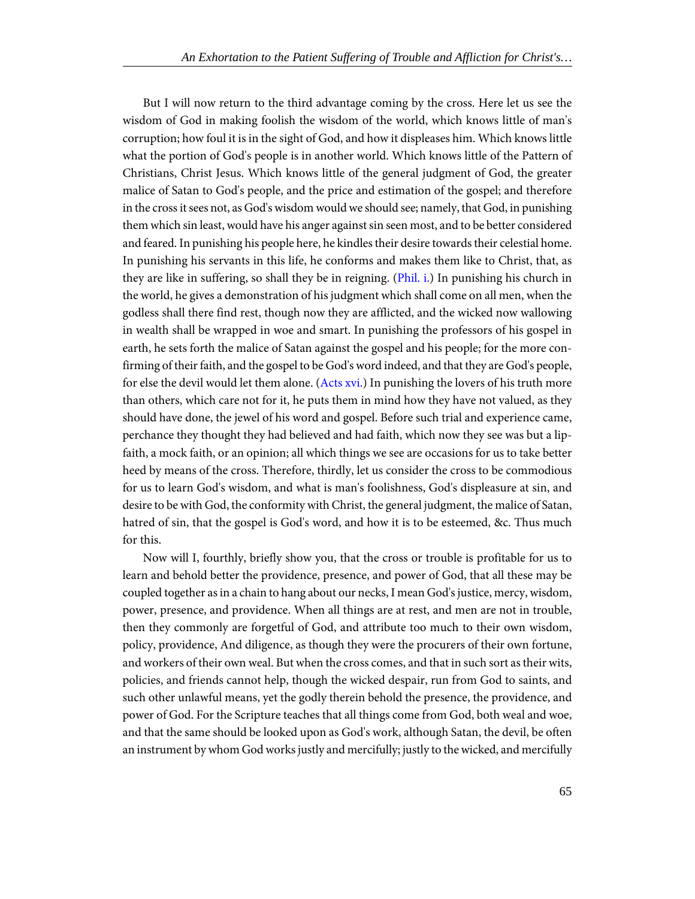But I will now return to the third advantage coming by the cross. Here let us see the wisdom of God in making foolish the wisdom of the world, which knows little of man's corruption; how foul it is in the sight of God, and how it displeases him. Which knows little what the portion of God's people is in another world. Which knows little of the Pattern of Christians, Christ Jesus. Which knows little of the general judgment of God, the greater malice of Satan to God's people, and the price and estimation of the gospel; and therefore in the cross it sees not, as God's wisdom would we should see; namely, that God, in punishing them which sin least, would have his anger against sin seen most, and to be better considered and feared. In punishing his people here, he kindles their desire towards their celestial home. In punishing his servants in this life, he conforms and makes them like to Christ, that, as they are like in suffering, so shall they be in reigning. (Phil. i.) In punishing his church in the world, he gives a demonstration of his judgment which shall come on all men, when the godless shall there find rest, though now they are afflicted, and the wicked now wallowing in wealth shall be wrapped in woe and smart. In punishing the professors of his gospel in earth, he sets forth the malice of Satan against the gospel and his people; for the more confirming of their faith, and the gospel to be God's word indeed, and that they are God's people, for else the devil would let them alone. (Acts xvi.) In punishing the lovers of his truth more than others, which care not for it, he puts them in mind how they have not valued, as they should have done, the jewel of his word and gospel. Before such trial and experience came, perchance they thought they had believed and had faith, which now they see was but a lip-faith, a mock faith, or an opinion; all which things we see are occasions for us to take better heed by means of the cross. Therefore, thirdly, let us consider the cross to be commodious for us to learn God's wisdom, and what is man's foolishness, God's displeasure at sin, and desire to be with God, the conformity with Christ, the general judgment, the malice of Satan, hatred of sin, that the gospel is God's word, and how it is to be esteemed, &c. Thus much for this.

Now will I, fourthly, briefly show you, that the cross or trouble is profitable for us to learn and behold better the providence, presence, and power of God, that all these may be coupled together as in a chain to hang about our necks, I mean God's justice, mercy, wisdom, power, presence, and providence. When all things are at rest, and men are not in trouble, then they commonly are forgetful of God, and attribute too much to their own wisdom, policy, providence, And diligence, as though they were the procurers of their own fortune, and workers of their own weal. But when the cross comes, and that in such sort as their wits, policies, and friends cannot help, though the wicked despair, run from God to saints, and such other unlawful means, yet the godly therein behold the presence, the providence, and power of God. For the Scripture teaches that all things come from God, both weal and woe, and that the same should be looked upon as God's work, although Satan, the devil, be often an instrument by whom God works justly and mercifully; justly to the wicked, and mercifully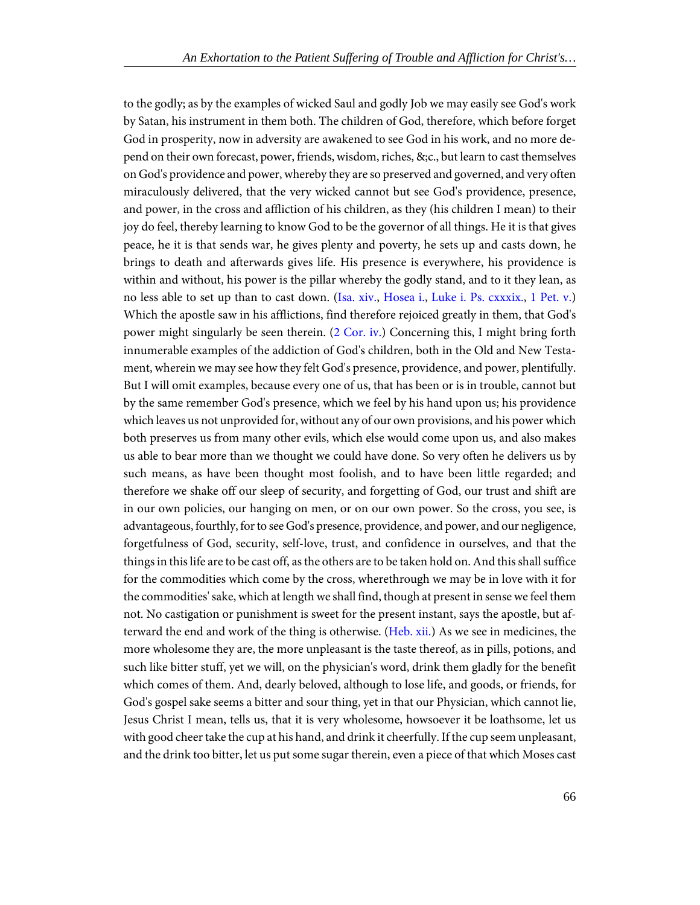to the godly; as by the examples of wicked Saul and godly Job we may easily see God's work by Satan, his instrument in them both. The children of God, therefore, which before forget God in prosperity, now in adversity are awakened to see God in his work, and no more depend on their own forecast, power, friends, wisdom, riches, &;c., but learn to cast themselves on God's providence and power, whereby they are so preserved and governed, and very often miraculously delivered, that the very wicked cannot but see God's providence, presence, and power, in the cross and affliction of his children, as they (his children I mean) to their joy do feel, thereby learning to know God to be the governor of all things. He it is that gives peace, he it is that sends war, he gives plenty and poverty, he sets up and casts down, he brings to death and afterwards gives life. His presence is everywhere, his providence is within and without, his power is the pillar whereby the godly stand, and to it they lean, as no less able to set up than to cast down. (Isa. xiv., Hosea i., Luke i. Ps. cxxxix., 1 Pet. v.) Which the apostle saw in his afflictions, find therefore rejoiced greatly in them, that God's power might singularly be seen therein. (2 Cor. iv.) Concerning this, I might bring forth innumerable examples of the addiction of God's children, both in the Old and New Testament, wherein we may see how they felt God's presence, providence, and power, plentifully. But I will omit examples, because every one of us, that has been or is in trouble, cannot but by the same remember God's presence, which we feel by his hand upon us; his providence which leaves us not unprovided for, without any of our own provisions, and his power which both preserves us from many other evils, which else would come upon us, and also makes us able to bear more than we thought we could have done. So very often he delivers us by such means, as have been thought most foolish, and to have been little regarded; and therefore we shake off our sleep of security, and forgetting of God, our trust and shift are in our own policies, our hanging on men, or on our own power. So the cross, you see, is advantageous, fourthly, for to see God's presence, providence, and power, and our negligence, forgetfulness of God, security, self-love, trust, and confidence in ourselves, and that the things in this life are to be cast off, as the others are to be taken hold on. And this shall suffice for the commodities which come by the cross, wherethrough we may be in love with it for the commodities' sake, which at length we shall find, though at present in sense we feel them not. No castigation or punishment is sweet for the present instant, says the apostle, but afterward the end and work of the thing is otherwise. (Heb. xii.) As we see in medicines, the more wholesome they are, the more unpleasant is the taste thereof, as in pills, potions, and such like bitter stuff, yet we will, on the physician's word, drink them gladly for the benefit which comes of them. And, dearly beloved, although to lose life, and goods, or friends, for God's gospel sake seems a bitter and sour thing, yet in that our Physician, which cannot lie, Jesus Christ I mean, tells us, that it is very wholesome, howsoever it be loathsome, let us with good cheer take the cup at his hand, and drink it cheerfully. If the cup seem unpleasant, and the drink too bitter, let us put some sugar therein, even a piece of that which Moses cast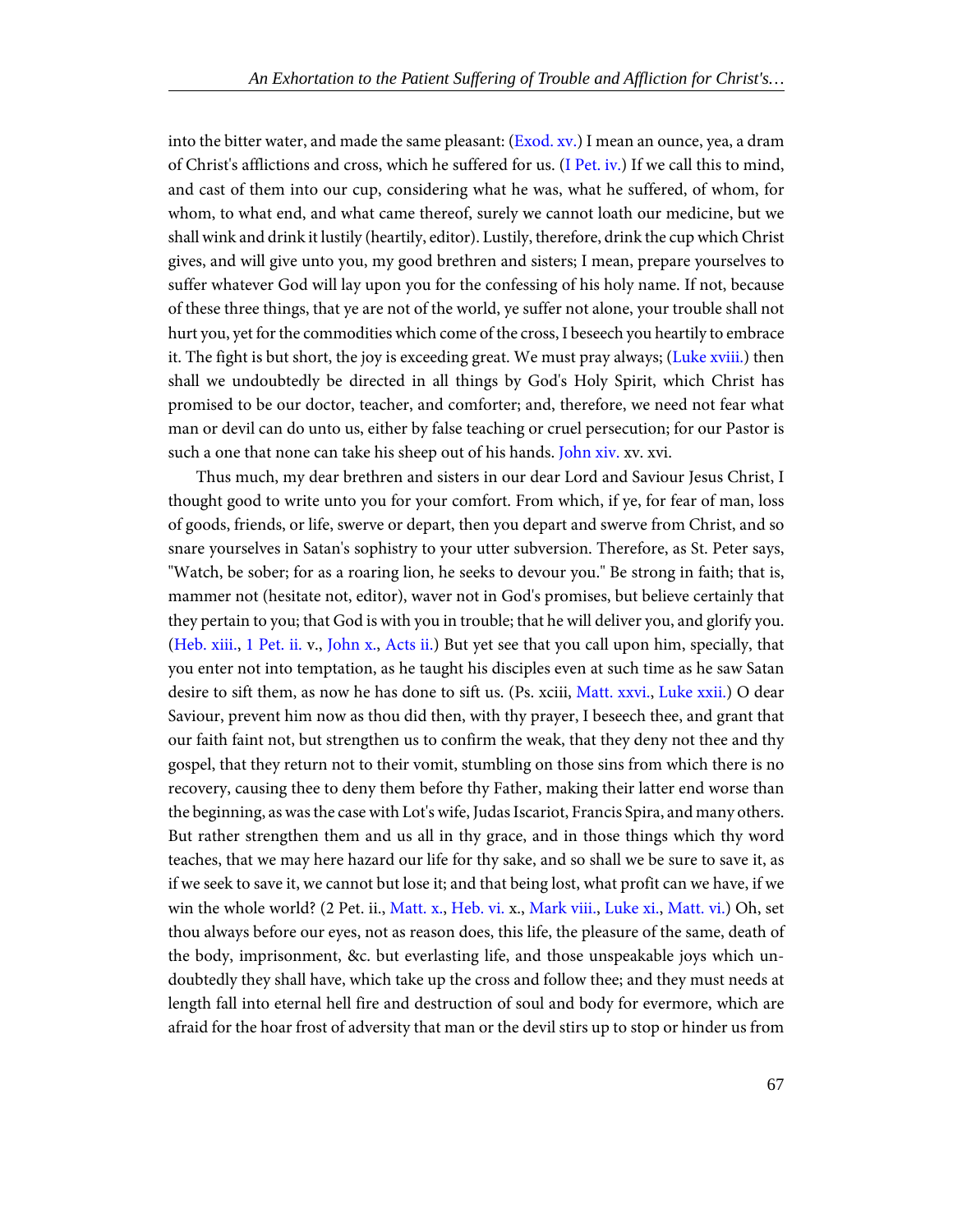into the bitter water, and made the same pleasant: (Exod. xv.) I mean an ounce, yea, a dram of Christ's afflictions and cross, which he suffered for us. (I Pet. iv.) If we call this to mind, and cast of them into our cup, considering what he was, what he suffered, of whom, for whom, to what end, and what came thereof, surely we cannot loath our medicine, but we shall wink and drink it lustily (heartily, editor). Lustily, therefore, drink the cup which Christ gives, and will give unto you, my good brethren and sisters; I mean, prepare yourselves to suffer whatever God will lay upon you for the confessing of his holy name. If not, because of these three things, that ye are not of the world, ye suffer not alone, your trouble shall not hurt you, yet for the commodities which come of the cross, I beseech you heartily to embrace it. The fight is but short, the joy is exceeding great. We must pray always; (Luke xviii.) then shall we undoubtedly be directed in all things by God's Holy Spirit, which Christ has promised to be our doctor, teacher, and comforter; and, therefore, we need not fear what man or devil can do unto us, either by false teaching or cruel persecution; for our Pastor is such a one that none can take his sheep out of his hands. John xiv. xv. xvi.

Thus much, my dear brethren and sisters in our dear Lord and Saviour Jesus Christ, I thought good to write unto you for your comfort. From which, if ye, for fear of man, loss of goods, friends, or life, swerve or depart, then you depart and swerve from Christ, and so snare yourselves in Satan's sophistry to your utter subversion. Therefore, as St. Peter says, "Watch, be sober; for as a roaring lion, he seeks to devour you." Be strong in faith; that is, mammer not (hesitate not, editor), waver not in God's promises, but believe certainly that they pertain to you; that God is with you in trouble; that he will deliver you, and glorify you. (Heb. xiii., 1 Pet. ii. v., John x., Acts ii.) But yet see that you call upon him, specially, that you enter not into temptation, as he taught his disciples even at such time as he saw Satan desire to sift them, as now he has done to sift us. (Ps. xciii, Matt. xxvi., Luke xxii.) O dear Saviour, prevent him now as thou did then, with thy prayer, I beseech thee, and grant that our faith faint not, but strengthen us to confirm the weak, that they deny not thee and thy gospel, that they return not to their vomit, stumbling on those sins from which there is no recovery, causing thee to deny them before thy Father, making their latter end worse than the beginning, as was the case with Lot's wife, Judas Iscariot, Francis Spira, and many others. But rather strengthen them and us all in thy grace, and in those things which thy word teaches, that we may here hazard our life for thy sake, and so shall we be sure to save it, as if we seek to save it, we cannot but lose it; and that being lost, what profit can we have, if we win the whole world? (2 Pet. ii., Matt. x., Heb. vi. x., Mark viii., Luke xi., Matt. vi.) Oh, set thou always before our eyes, not as reason does, this life, the pleasure of the same, death of the body, imprisonment, &c. but everlasting life, and those unspeakable joys which undoubtedly they shall have, which take up the cross and follow thee; and they must needs at length fall into eternal hell fire and destruction of soul and body for evermore, which are afraid for the hoar frost of adversity that man or the devil stirs up to stop or hinder us from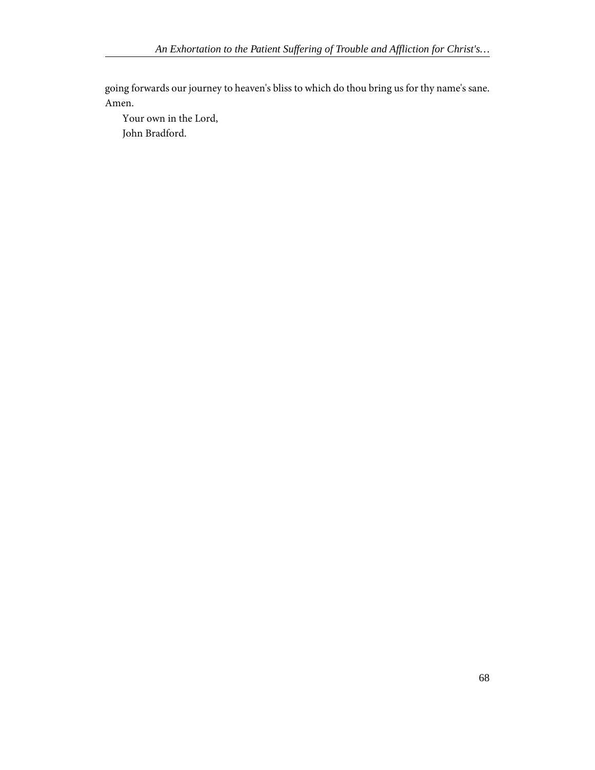going forwards our journey to heaven's bliss to which do thou bring us for thy name's sane. Amen.

Your own in the Lord,

John Bradford.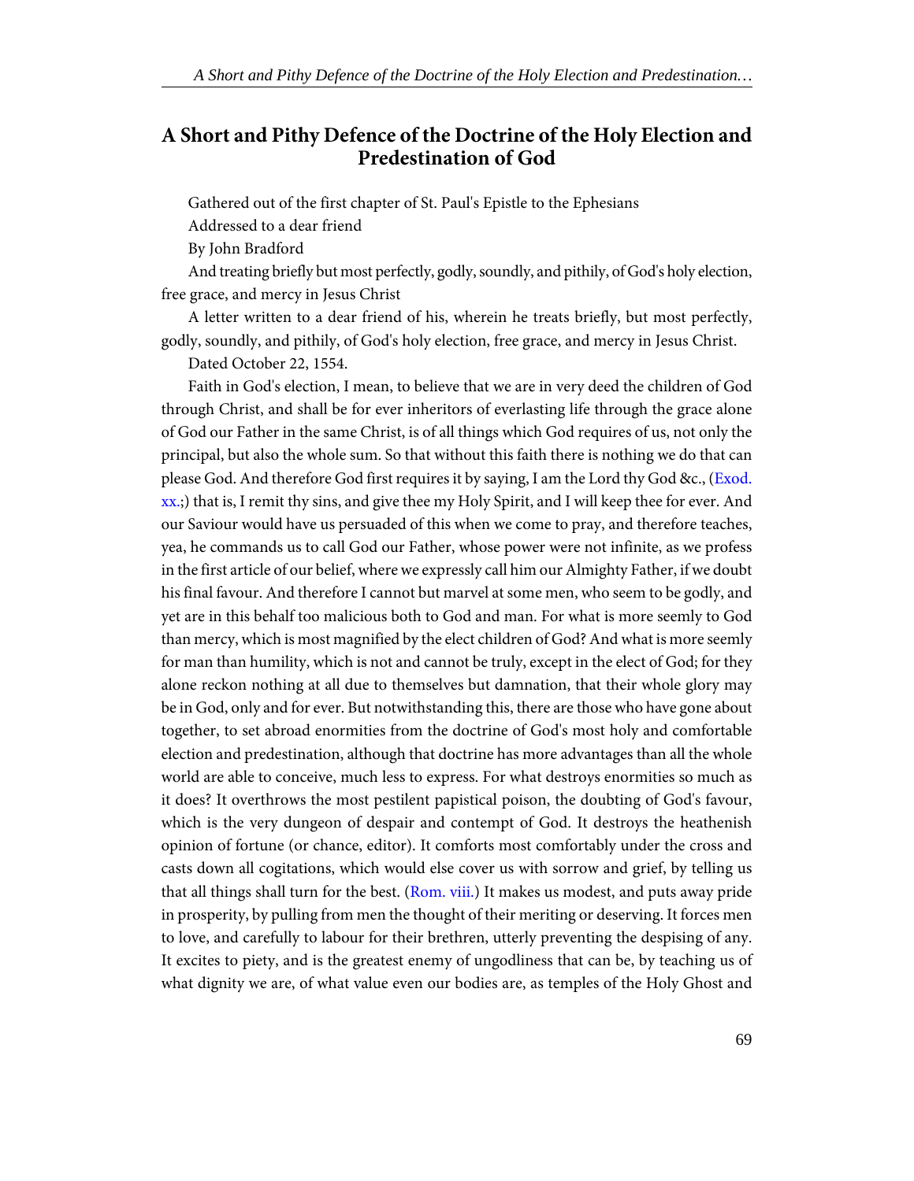## A Short and Pithy Defence of the Doctrine of the Holy Election and Predestination of God

Gathered out of the first chapter of St. Paul's Epistle to the Ephesians

Addressed to a dear friend

By John Bradford

And treating briefly but most perfectly, godly, soundly, and pithily, of God's holy election, free grace, and mercy in Jesus Christ

A letter written to a dear friend of his, wherein he treats briefly, but most perfectly, godly, soundly, and pithily, of God's holy election, free grace, and mercy in Jesus Christ.

Dated October 22, 1554.

Faith in God's election, I mean, to believe that we are in very deed the children of God through Christ, and shall be for ever inheritors of everlasting life through the grace alone of God our Father in the same Christ, is of all things which God requires of us, not only the principal, but also the whole sum. So that without this faith there is nothing we do that can please God. And therefore God first requires it by saying, I am the Lord thy God &c., (Exod. xx.;) that is, I remit thy sins, and give thee my Holy Spirit, and I will keep thee for ever. And our Saviour would have us persuaded of this when we come to pray, and therefore teaches, yea, he commands us to call God our Father, whose power were not infinite, as we profess in the first article of our belief, where we expressly call him our Almighty Father, if we doubt his final favour. And therefore I cannot but marvel at some men, who seem to be godly, and yet are in this behalf too malicious both to God and man. For what is more seemly to God than mercy, which is most magnified by the elect children of God? And what is more seemly for man than humility, which is not and cannot be truly, except in the elect of God; for they alone reckon nothing at all due to themselves but damnation, that their whole glory may be in God, only and for ever. But notwithstanding this, there are those who have gone about together, to set abroad enormities from the doctrine of God's most holy and comfortable election and predestination, although that doctrine has more advantages than all the whole world are able to conceive, much less to express. For what destroys enormities so much as it does? It overthrows the most pestilent papistical poison, the doubting of God's favour, which is the very dungeon of despair and contempt of God. It destroys the heathenish opinion of fortune (or chance, editor). It comforts most comfortably under the cross and casts down all cogitations, which would else cover us with sorrow and grief, by telling us that all things shall turn for the best. (Rom. viii.) It makes us modest, and puts away pride in prosperity, by pulling from men the thought of their meriting or deserving. It forces men to love, and carefully to labour for their brethren, utterly preventing the despising of any. It excites to piety, and is the greatest enemy of ungodliness that can be, by teaching us of what dignity we are, of what value even our bodies are, as temples of the Holy Ghost and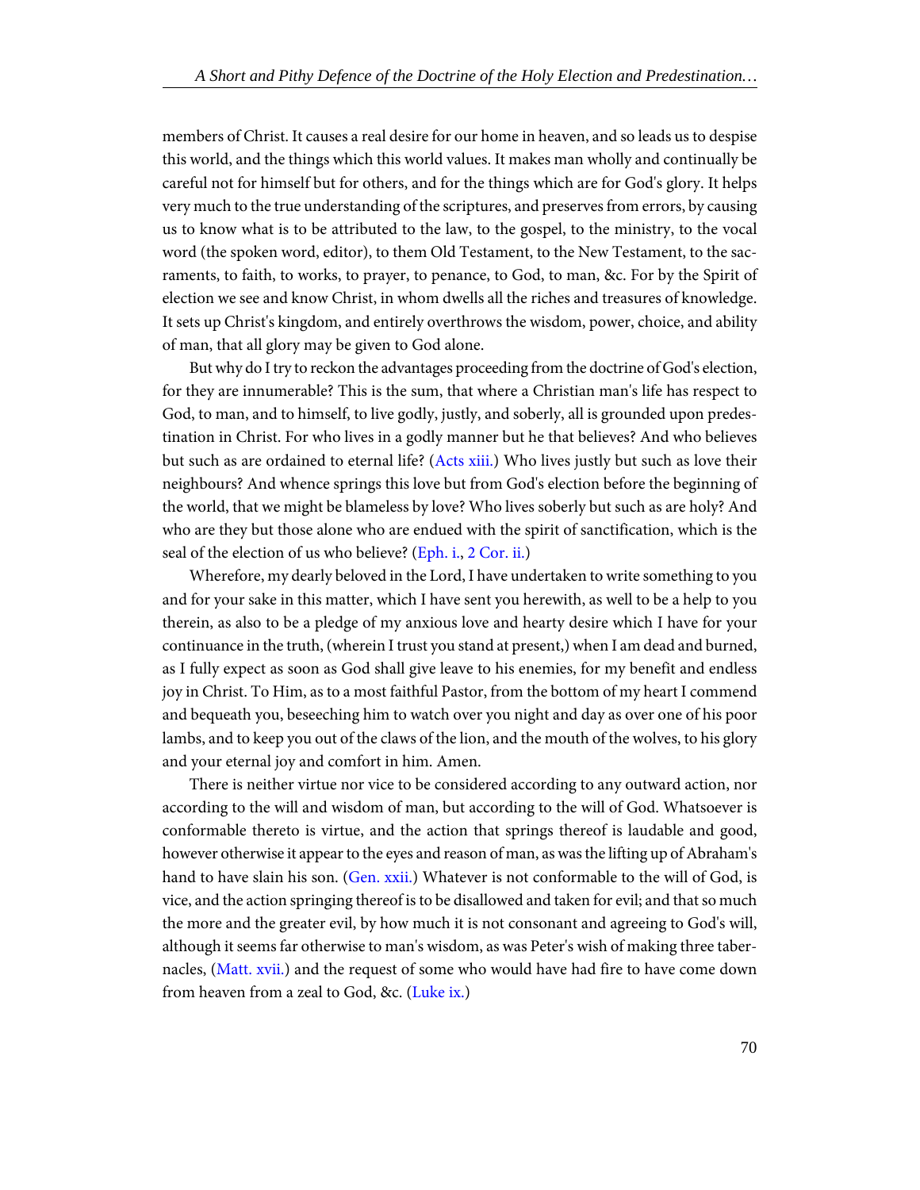members of Christ. It causes a real desire for our home in heaven, and so leads us to despise this world, and the things which this world values. It makes man wholly and continually be careful not for himself but for others, and for the things which are for God's glory. It helps very much to the true understanding of the scriptures, and preserves from errors, by causing us to know what is to be attributed to the law, to the gospel, to the ministry, to the vocal word (the spoken word, editor), to them Old Testament, to the New Testament, to the sacraments, to faith, to works, to prayer, to penance, to God, to man, &c. For by the Spirit of election we see and know Christ, in whom dwells all the riches and treasures of knowledge. It sets up Christ's kingdom, and entirely overthrows the wisdom, power, choice, and ability of man, that all glory may be given to God alone.

But why do I try to reckon the advantages proceeding from the doctrine of God's election, for they are innumerable? This is the sum, that where a Christian man's life has respect to God, to man, and to himself, to live godly, justly, and soberly, all is grounded upon predestination in Christ. For who lives in a godly manner but he that believes? And who believes but such as are ordained to eternal life? (Acts xiii.) Who lives justly but such as love their neighbours? And whence springs this love but from God's election before the beginning of the world, that we might be blameless by love? Who lives soberly but such as are holy? And who are they but those alone who are endued with the spirit of sanctification, which is the seal of the election of us who believe? (Eph. i., 2 Cor. ii.)

Wherefore, my dearly beloved in the Lord, I have undertaken to write something to you and for your sake in this matter, which I have sent you herewith, as well to be a help to you therein, as also to be a pledge of my anxious love and hearty desire which I have for your continuance in the truth, (wherein I trust you stand at present,) when I am dead and burned, as I fully expect as soon as God shall give leave to his enemies, for my benefit and endless joy in Christ. To Him, as to a most faithful Pastor, from the bottom of my heart I commend and bequeath you, beseeching him to watch over you night and day as over one of his poor lambs, and to keep you out of the claws of the lion, and the mouth of the wolves, to his glory and your eternal joy and comfort in him. Amen.

There is neither virtue nor vice to be considered according to any outward action, nor according to the will and wisdom of man, but according to the will of God. Whatsoever is conformable thereto is virtue, and the action that springs thereof is laudable and good, however otherwise it appear to the eyes and reason of man, as was the lifting up of Abraham's hand to have slain his son. (Gen. xxii.) Whatever is not conformable to the will of God, is vice, and the action springing thereof is to be disallowed and taken for evil; and that so much the more and the greater evil, by how much it is not consonant and agreeing to God's will, although it seems far otherwise to man's wisdom, as was Peter's wish of making three tabernacles, (Matt. xvii.) and the request of some who would have had fire to have come down from heaven from a zeal to God, &c. (Luke ix.)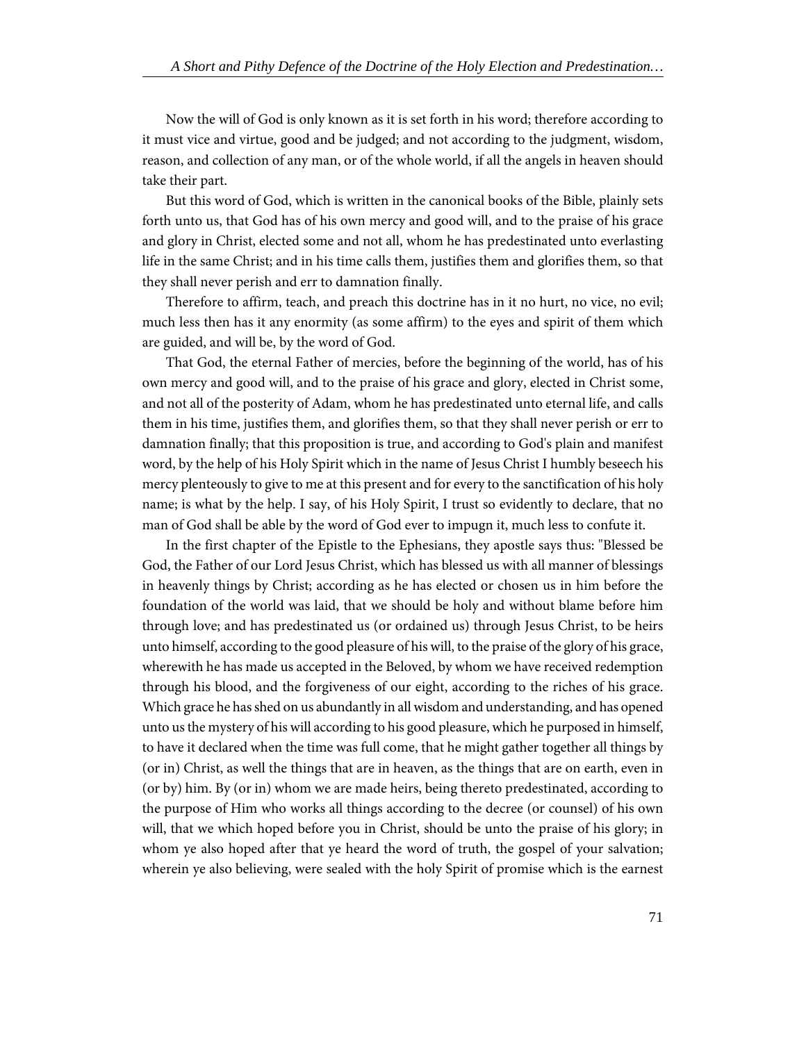Now the will of God is only known as it is set forth in his word; therefore according to it must vice and virtue, good and be judged; and not according to the judgment, wisdom, reason, and collection of any man, or of the whole world, if all the angels in heaven should take their part.

But this word of God, which is written in the canonical books of the Bible, plainly sets forth unto us, that God has of his own mercy and good will, and to the praise of his grace and glory in Christ, elected some and not all, whom he has predestinated unto everlasting life in the same Christ; and in his time calls them, justifies them and glorifies them, so that they shall never perish and err to damnation finally.

Therefore to affirm, teach, and preach this doctrine has in it no hurt, no vice, no evil; much less then has it any enormity (as some affirm) to the eyes and spirit of them which are guided, and will be, by the word of God.

That God, the eternal Father of mercies, before the beginning of the world, has of his own mercy and good will, and to the praise of his grace and glory, elected in Christ some, and not all of the posterity of Adam, whom he has predestinated unto eternal life, and calls them in his time, justifies them, and glorifies them, so that they shall never perish or err to damnation finally; that this proposition is true, and according to God's plain and manifest word, by the help of his Holy Spirit which in the name of Jesus Christ I humbly beseech his mercy plenteously to give to me at this present and for every to the sanctification of his holy name; is what by the help. I say, of his Holy Spirit, I trust so evidently to declare, that no man of God shall be able by the word of God ever to impugn it, much less to confute it.

In the first chapter of the Epistle to the Ephesians, they apostle says thus: "Blessed be God, the Father of our Lord Jesus Christ, which has blessed us with all manner of blessings in heavenly things by Christ; according as he has elected or chosen us in him before the foundation of the world was laid, that we should be holy and without blame before him through love; and has predestinated us (or ordained us) through Jesus Christ, to be heirs unto himself, according to the good pleasure of his will, to the praise of the glory of his grace, wherewith he has made us accepted in the Beloved, by whom we have received redemption through his blood, and the forgiveness of our eight, according to the riches of his grace. Which grace he has shed on us abundantly in all wisdom and understanding, and has opened unto us the mystery of his will according to his good pleasure, which he purposed in himself, to have it declared when the time was full come, that he might gather together all things by (or in) Christ, as well the things that are in heaven, as the things that are on earth, even in (or by) him. By (or in) whom we are made heirs, being thereto predestinated, according to the purpose of Him who works all things according to the decree (or counsel) of his own will, that we which hoped before you in Christ, should be unto the praise of his glory; in whom ye also hoped after that ye heard the word of truth, the gospel of your salvation; wherein ye also believing, were sealed with the holy Spirit of promise which is the earnest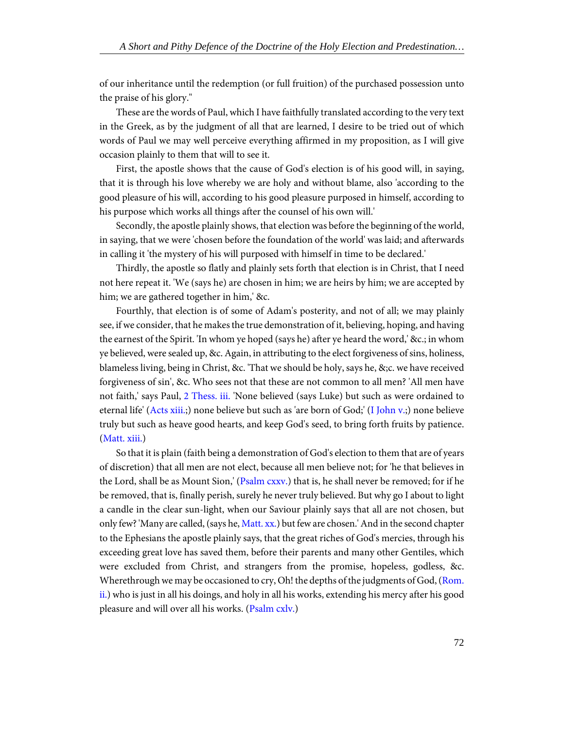of our inheritance until the redemption (or full fruition) of the purchased possession unto the praise of his glory."

These are the words of Paul, which I have faithfully translated according to the very text in the Greek, as by the judgment of all that are learned, I desire to be tried out of which words of Paul we may well perceive everything affirmed in my proposition, as I will give occasion plainly to them that will to see it.

First, the apostle shows that the cause of God's election is of his good will, in saying, that it is through his love whereby we are holy and without blame, also 'according to the good pleasure of his will, according to his good pleasure purposed in himself, according to his purpose which works all things after the counsel of his own will.'

Secondly, the apostle plainly shows, that election was before the beginning of the world, in saying, that we were 'chosen before the foundation of the world' was laid; and afterwards in calling it 'the mystery of his will purposed with himself in time to be declared.'

Thirdly, the apostle so flatly and plainly sets forth that election is in Christ, that I need not here repeat it. 'We (says he) are chosen in him; we are heirs by him; we are accepted by him; we are gathered together in him,' &c.

Fourthly, that election is of some of Adam's posterity, and not of all; we may plainly see, if we consider, that he makes the true demonstration of it, believing, hoping, and having the earnest of the Spirit. 'In whom ye hoped (says he) after ye heard the word,' &c.; in whom ye believed, were sealed up, &c. Again, in attributing to the elect forgiveness of sins, holiness, blameless living, being in Christ, &c. 'That we should be holy, says he, &;c. we have received forgiveness of sin', &c. Who sees not that these are not common to all men? 'All men have not faith,' says Paul, 2 Thess. iii. 'None believed (says Luke) but such as were ordained to eternal life' (Acts xiii.;) none believe but such as 'are born of God;' (I John v.;) none believe truly but such as heave good hearts, and keep God's seed, to bring forth fruits by patience. (Matt. xiii.)

So that it is plain (faith being a demonstration of God's election to them that are of years of discretion) that all men are not elect, because all men believe not; for 'he that believes in the Lord, shall be as Mount Sion,' (Psalm cxxv.) that is, he shall never be removed; for if he be removed, that is, finally perish, surely he never truly believed. But why go I about to light a candle in the clear sun-light, when our Saviour plainly says that all are not chosen, but only few? 'Many are called, (says he, Matt. xx.) but few are chosen.' And in the second chapter to the Ephesians the apostle plainly says, that the great riches of God's mercies, through his exceeding great love has saved them, before their parents and many other Gentiles, which were excluded from Christ, and strangers from the promise, hopeless, godless, &c. Wherethrough we may be occasioned to cry, Oh! the depths of the judgments of God, (Rom. ii.) who is just in all his doings, and holy in all his works, extending his mercy after his good pleasure and will over all his works. (Psalm cxlv.)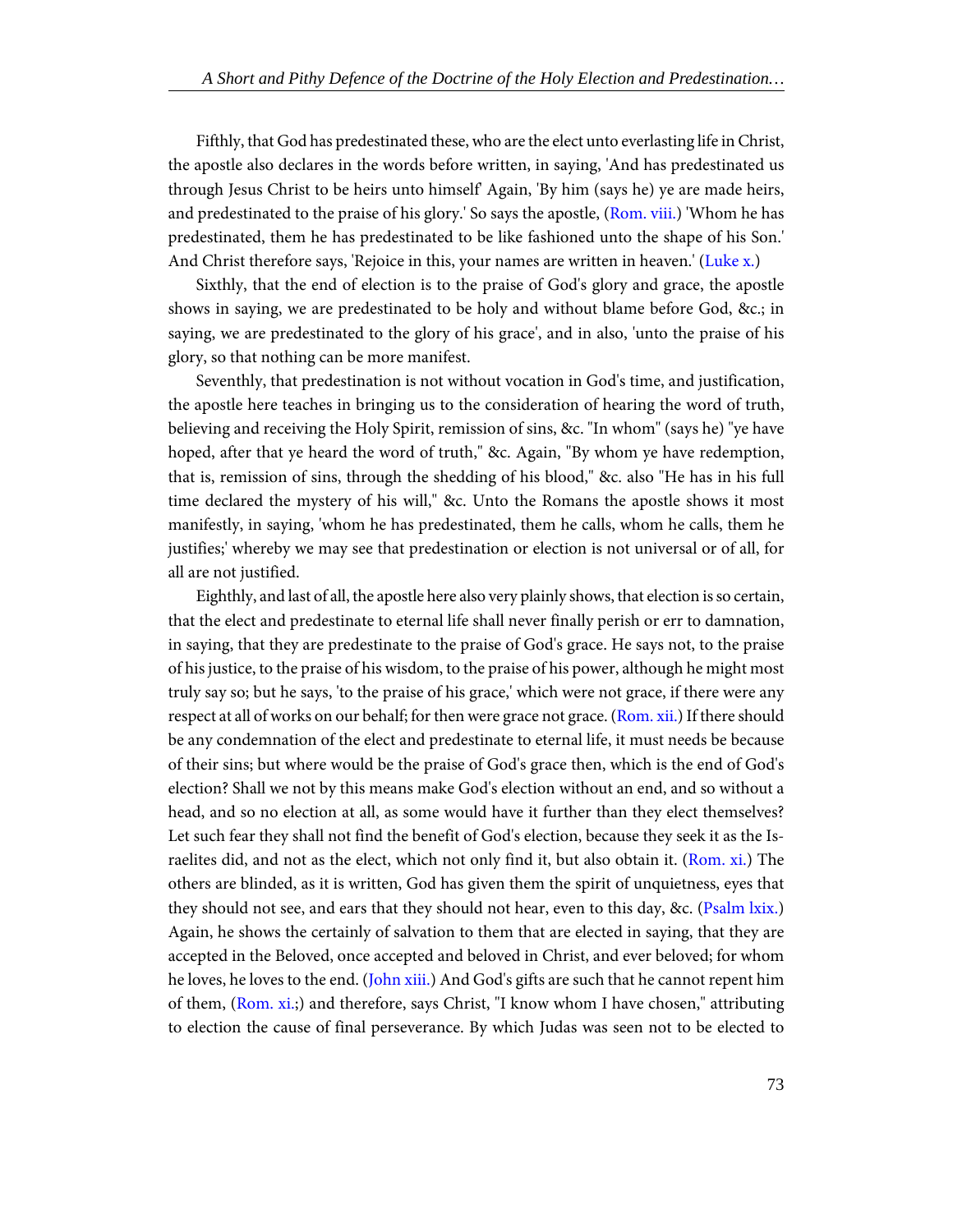Fifthly, that God has predestinated these, who are the elect unto everlasting life in Christ, the apostle also declares in the words before written, in saying, 'And has predestinated us through Jesus Christ to be heirs unto himself' Again, 'By him (says he) ye are made heirs, and predestinated to the praise of his glory.' So says the apostle, (Rom. viii.) 'Whom he has predestinated, them he has predestinated to be like fashioned unto the shape of his Son.' And Christ therefore says, 'Rejoice in this, your names are written in heaven.' (Luke x.)

Sixthly, that the end of election is to the praise of God's glory and grace, the apostle shows in saying, we are predestinated to be holy and without blame before God, &c.; in saying, we are predestinated to the glory of his grace', and in also, 'unto the praise of his glory, so that nothing can be more manifest.

Seventhly, that predestination is not without vocation in God's time, and justification, the apostle here teaches in bringing us to the consideration of hearing the word of truth, believing and receiving the Holy Spirit, remission of sins, &c. "In whom" (says he) "ye have hoped, after that ye heard the word of truth," &c. Again, "By whom ye have redemption, that is, remission of sins, through the shedding of his blood," &c. also "He has in his full time declared the mystery of his will," &c. Unto the Romans the apostle shows it most manifestly, in saying, 'whom he has predestinated, them he calls, whom he calls, them he justifies;' whereby we may see that predestination or election is not universal or of all, for all are not justified.

Eighthly, and last of all, the apostle here also very plainly shows, that election is so certain, that the elect and predestinate to eternal life shall never finally perish or err to damnation, in saying, that they are predestinate to the praise of God's grace. He says not, to the praise of his justice, to the praise of his wisdom, to the praise of his power, although he might most truly say so; but he says, 'to the praise of his grace,' which were not grace, if there were any respect at all of works on our behalf; for then were grace not grace. (Rom. xii.) If there should be any condemnation of the elect and predestinate to eternal life, it must needs be because of their sins; but where would be the praise of God's grace then, which is the end of God's election? Shall we not by this means make God's election without an end, and so without a head, and so no election at all, as some would have it further than they elect themselves? Let such fear they shall not find the benefit of God's election, because they seek it as the Israelites did, and not as the elect, which not only find it, but also obtain it. (Rom. xi.) The others are blinded, as it is written, God has given them the spirit of unquietness, eyes that they should not see, and ears that they should not hear, even to this day, &c. (Psalm lxix.) Again, he shows the certainly of salvation to them that are elected in saying, that they are accepted in the Beloved, once accepted and beloved in Christ, and ever beloved; for whom he loves, he loves to the end. (John xiii.) And God's gifts are such that he cannot repent him of them, (Rom. xi.;) and therefore, says Christ, "I know whom I have chosen," attributing to election the cause of final perseverance. By which Judas was seen not to be elected to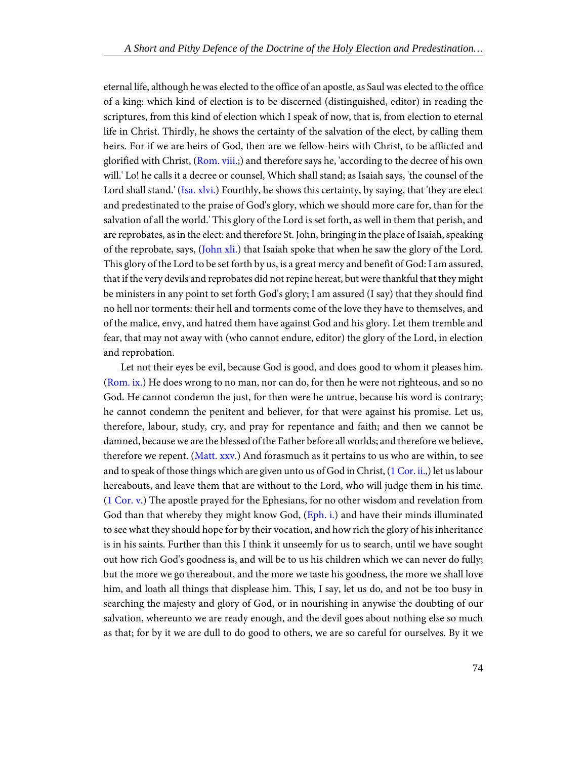eternal life, although he was elected to the office of an apostle, as Saul was elected to the office of a king: which kind of election is to be discerned (distinguished, editor) in reading the scriptures, from this kind of election which I speak of now, that is, from election to eternal life in Christ. Thirdly, he shows the certainty of the salvation of the elect, by calling them heirs. For if we are heirs of God, then are we fellow-heirs with Christ, to be afflicted and glorified with Christ, (Rom. viii.;) and therefore says he, 'according to the decree of his own will.' Lo! he calls it a decree or counsel, Which shall stand; as Isaiah says, 'the counsel of the Lord shall stand.' (Isa. xlvi.) Fourthly, he shows this certainty, by saying, that 'they are elect and predestinated to the praise of God's glory, which we should more care for, than for the salvation of all the world.' This glory of the Lord is set forth, as well in them that perish, and are reprobates, as in the elect: and therefore St. John, bringing in the place of Isaiah, speaking of the reprobate, says, (John xli.) that Isaiah spoke that when he saw the glory of the Lord. This glory of the Lord to be set forth by us, is a great mercy and benefit of God: I am assured, that if the very devils and reprobates did not repine hereat, but were thankful that they might be ministers in any point to set forth God's glory; I am assured (I say) that they should find no hell nor torments: their hell and torments come of the love they have to themselves, and of the malice, envy, and hatred them have against God and his glory. Let them tremble and fear, that may not away with (who cannot endure, editor) the glory of the Lord, in election and reprobation.

Let not their eyes be evil, because God is good, and does good to whom it pleases him. (Rom. ix.) He does wrong to no man, nor can do, for then he were not righteous, and so no God. He cannot condemn the just, for then were he untrue, because his word is contrary; he cannot condemn the penitent and believer, for that were against his promise. Let us, therefore, labour, study, cry, and pray for repentance and faith; and then we cannot be damned, because we are the blessed of the Father before all worlds; and therefore we believe, therefore we repent. (Matt. xxv.) And forasmuch as it pertains to us who are within, to see and to speak of those things which are given unto us of God in Christ, (1 Cor. ii.,) let us labour hereabouts, and leave them that are without to the Lord, who will judge them in his time. (1 Cor. v.) The apostle prayed for the Ephesians, for no other wisdom and revelation from God than that whereby they might know God, (Eph. i.) and have their minds illuminated to see what they should hope for by their vocation, and how rich the glory of his inheritance is in his saints. Further than this I think it unseemly for us to search, until we have sought out how rich God's goodness is, and will be to us his children which we can never do fully; but the more we go thereabout, and the more we taste his goodness, the more we shall love him, and loath all things that displease him. This, I say, let us do, and not be too busy in searching the majesty and glory of God, or in nourishing in anywise the doubting of our salvation, whereunto we are ready enough, and the devil goes about nothing else so much as that; for by it we are dull to do good to others, we are so careful for ourselves. By it we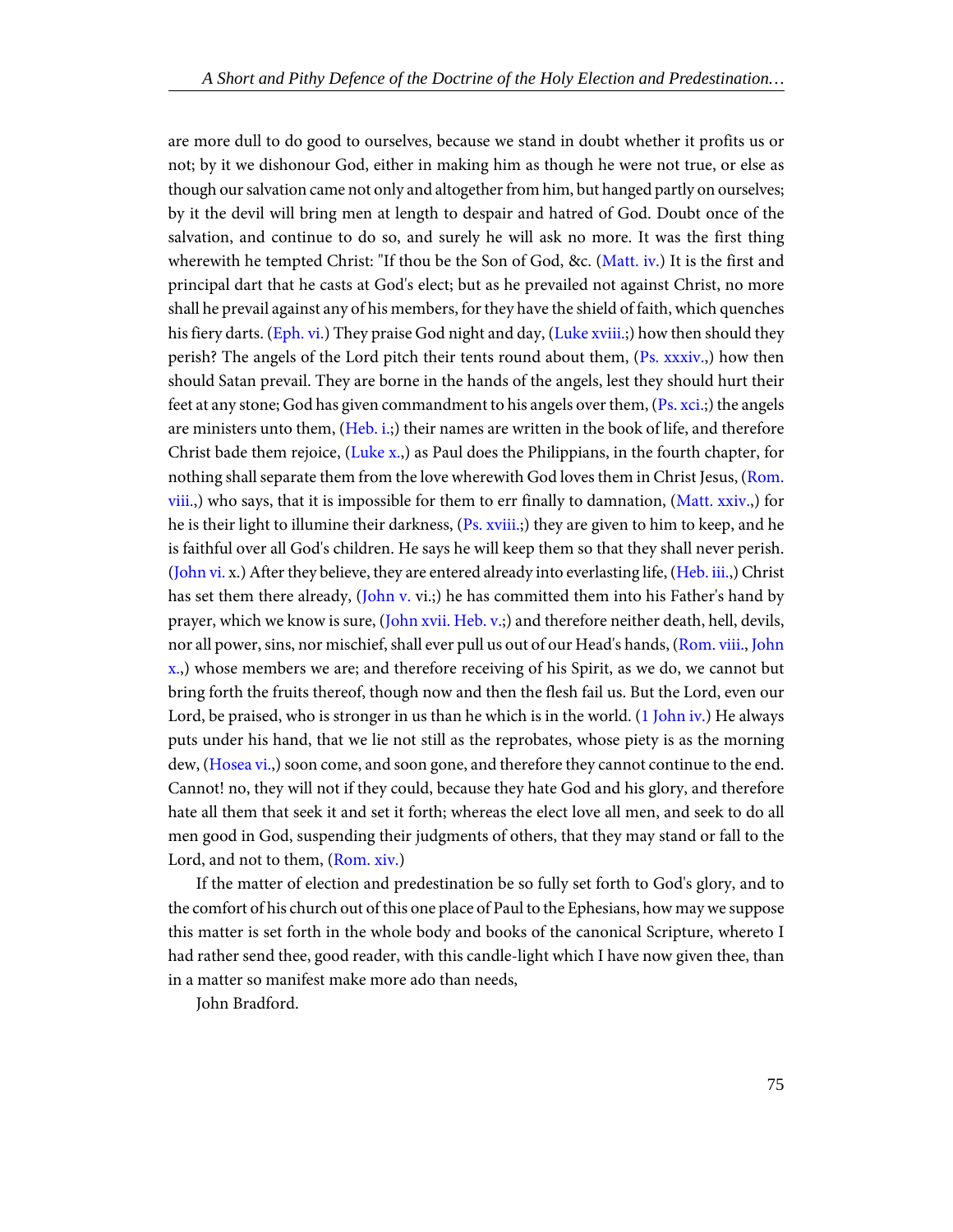are more dull to do good to ourselves, because we stand in doubt whether it profits us or not; by it we dishonour God, either in making him as though he were not true, or else as though our salvation came not only and altogether from him, but hanged partly on ourselves; by it the devil will bring men at length to despair and hatred of God. Doubt once of the salvation, and continue to do so, and surely he will ask no more. It was the first thing wherewith he tempted Christ: "If thou be the Son of God, &c. (Matt. iv.) It is the first and principal dart that he casts at God's elect; but as he prevailed not against Christ, no more shall he prevail against any of his members, for they have the shield of faith, which quenches his fiery darts. (Eph. vi.) They praise God night and day, (Luke xviii.;) how then should they perish? The angels of the Lord pitch their tents round about them, (Ps. xxxiv.,) how then should Satan prevail. They are borne in the hands of the angels, lest they should hurt their feet at any stone; God has given commandment to his angels over them, (Ps. xci.;) the angels are ministers unto them, (Heb. i.;) their names are written in the book of life, and therefore Christ bade them rejoice, (Luke x.,) as Paul does the Philippians, in the fourth chapter, for nothing shall separate them from the love wherewith God loves them in Christ Jesus, (Rom. viii.,) who says, that it is impossible for them to err finally to damnation, (Matt. xxiv.,) for he is their light to illumine their darkness, (Ps. xviii.;) they are given to him to keep, and he is faithful over all God's children. He says he will keep them so that they shall never perish. (John vi. x.) After they believe, they are entered already into everlasting life, (Heb. iii.,) Christ has set them there already, (John v. vi.;) he has committed them into his Father's hand by prayer, which we know is sure, (John xvii. Heb. v.;) and therefore neither death, hell, devils, nor all power, sins, nor mischief, shall ever pull us out of our Head's hands, (Rom. viii., John x.,) whose members we are; and therefore receiving of his Spirit, as we do, we cannot but bring forth the fruits thereof, though now and then the flesh fail us. But the Lord, even our Lord, be praised, who is stronger in us than he which is in the world. (1 John iv.) He always puts under his hand, that we lie not still as the reprobates, whose piety is as the morning dew, (Hosea vi.,) soon come, and soon gone, and therefore they cannot continue to the end. Cannot! no, they will not if they could, because they hate God and his glory, and therefore hate all them that seek it and set it forth; whereas the elect love all men, and seek to do all men good in God, suspending their judgments of others, that they may stand or fall to the Lord, and not to them, (Rom. xiv.)

If the matter of election and predestination be so fully set forth to God's glory, and to the comfort of his church out of this one place of Paul to the Ephesians, how may we suppose this matter is set forth in the whole body and books of the canonical Scripture, whereto I had rather send thee, good reader, with this candle-light which I have now given thee, than in a matter so manifest make more ado than needs,

John Bradford.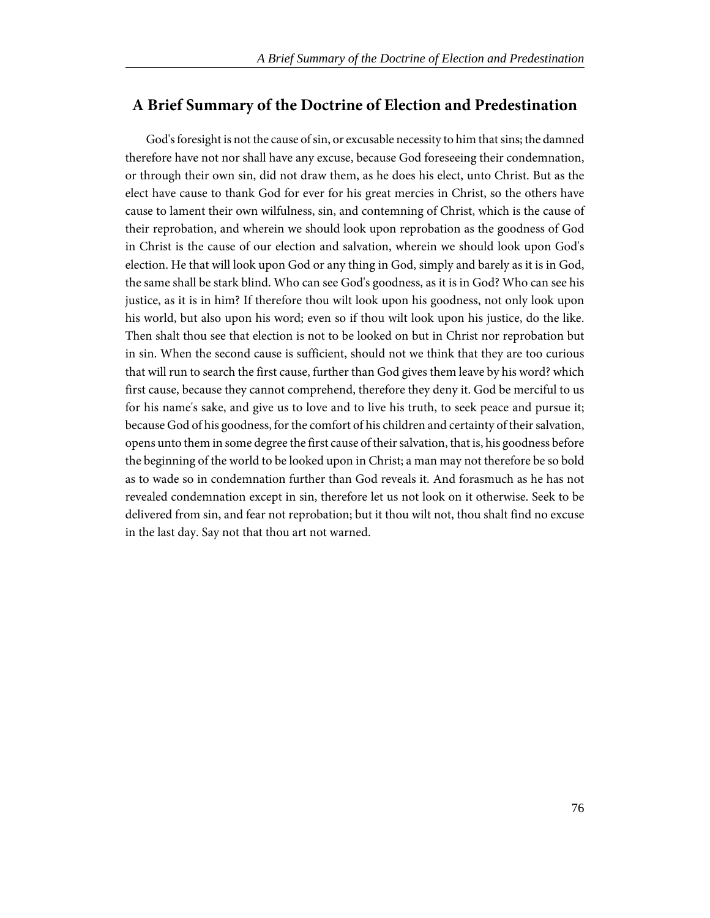## A Brief Summary of the Doctrine of Election and Predestination

God's foresight is not the cause of sin, or excusable necessity to him that sins; the damned therefore have not nor shall have any excuse, because God foreseeing their condemnation, or through their own sin, did not draw them, as he does his elect, unto Christ. But as the elect have cause to thank God for ever for his great mercies in Christ, so the others have cause to lament their own wilfulness, sin, and contemning of Christ, which is the cause of their reprobation, and wherein we should look upon reprobation as the goodness of God in Christ is the cause of our election and salvation, wherein we should look upon God's election. He that will look upon God or any thing in God, simply and barely as it is in God, the same shall be stark blind. Who can see God's goodness, as it is in God? Who can see his justice, as it is in him? If therefore thou wilt look upon his goodness, not only look upon his world, but also upon his word; even so if thou wilt look upon his justice, do the like. Then shalt thou see that election is not to be looked on but in Christ nor reprobation but in sin. When the second cause is sufficient, should not we think that they are too curious that will run to search the first cause, further than God gives them leave by his word? which first cause, because they cannot comprehend, therefore they deny it. God be merciful to us for his name's sake, and give us to love and to live his truth, to seek peace and pursue it; because God of his goodness, for the comfort of his children and certainty of their salvation, opens unto them in some degree the first cause of their salvation, that is, his goodness before the beginning of the world to be looked upon in Christ; a man may not therefore be so bold as to wade so in condemnation further than God reveals it. And forasmuch as he has not revealed condemnation except in sin, therefore let us not look on it otherwise. Seek to be delivered from sin, and fear not reprobation; but it thou wilt not, thou shalt find no excuse in the last day. Say not that thou art not warned.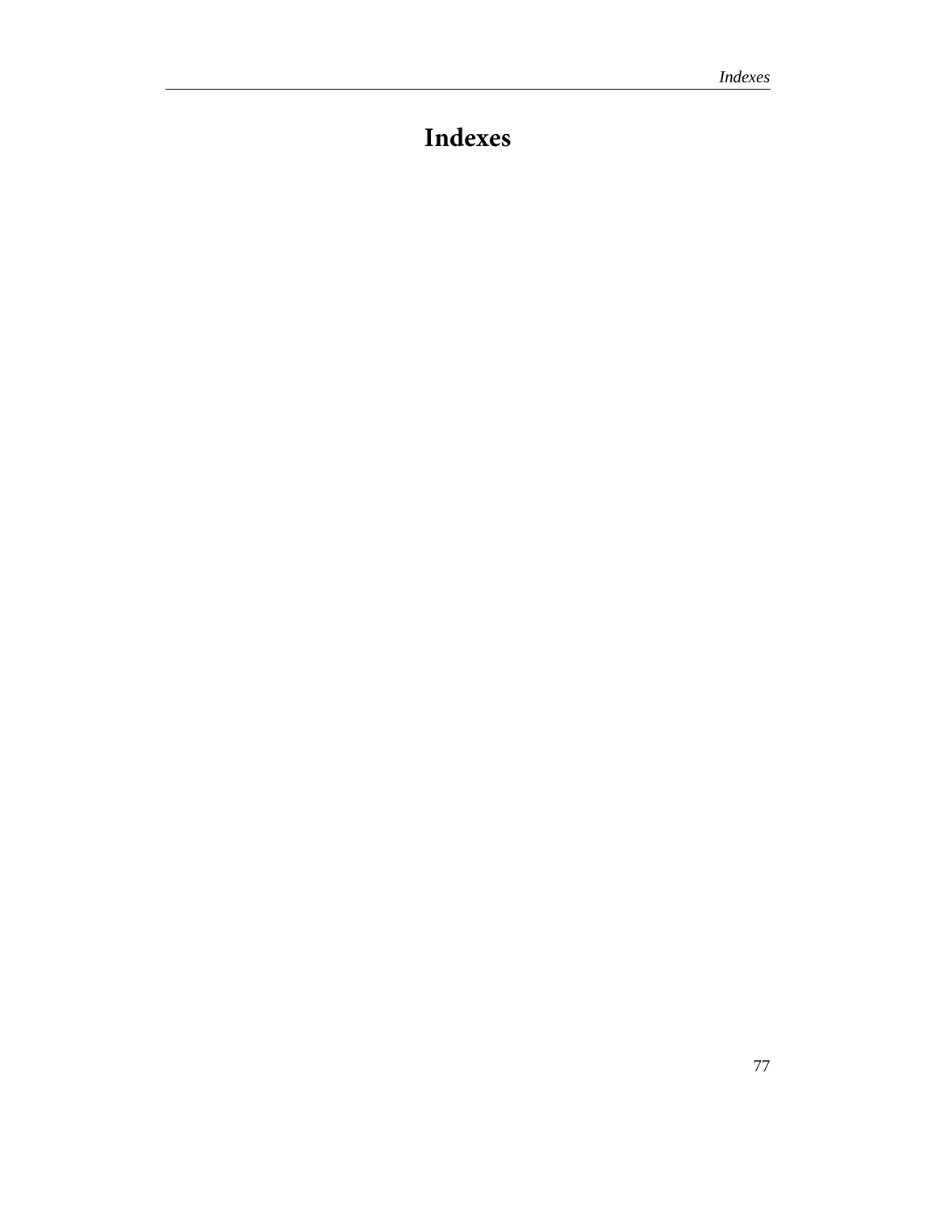# Indexes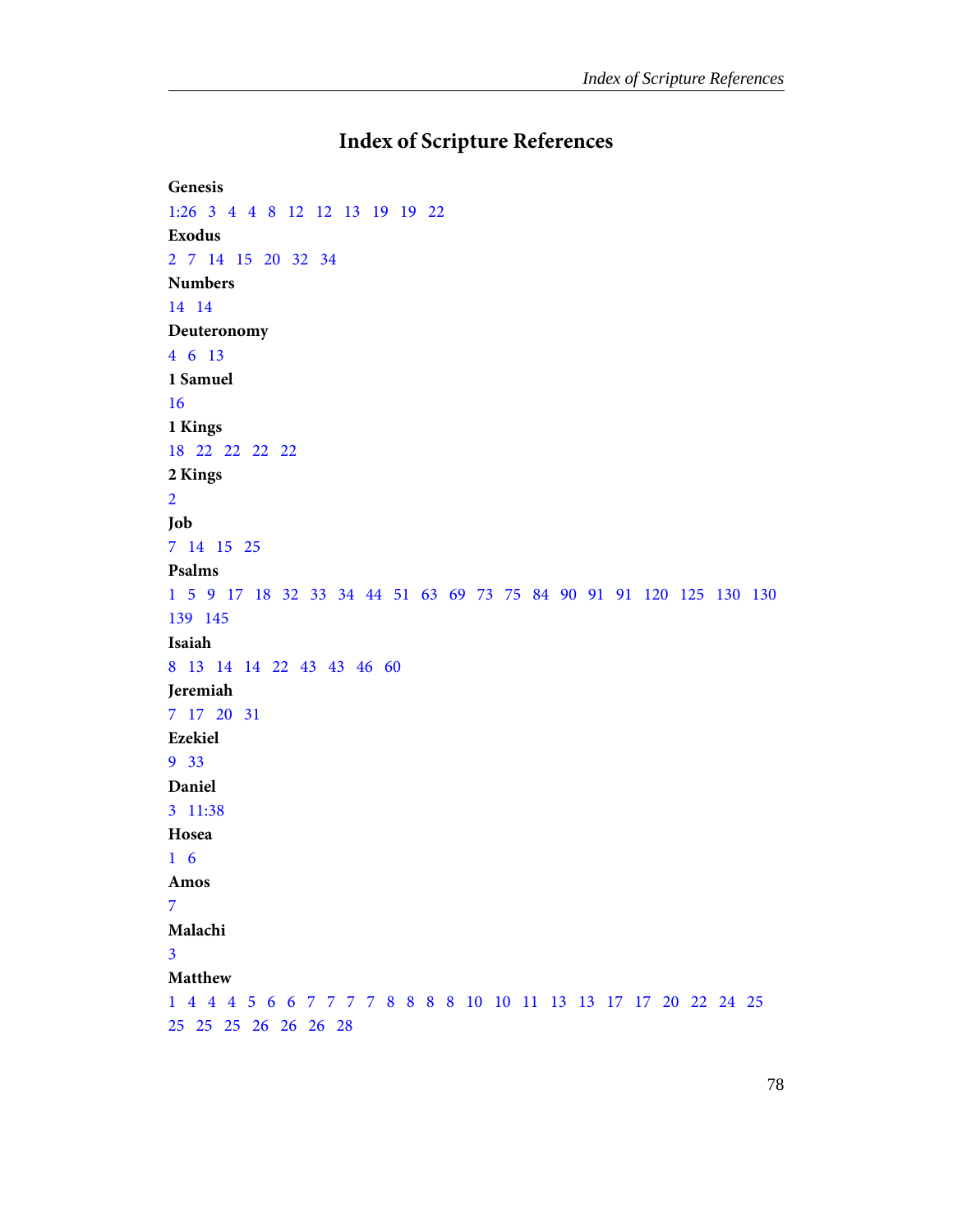# Index of Scripture References

**Genesis**

1:26 3 4 4 8 12 12 13 19 19 22

**Exodus**

2 7 14 15 20 32 34

**Numbers**

14 14

**Deuteronomy**

4 6 13

**1 Samuel**

16

**1 Kings**

18 22 22 22 22

**2 Kings**

2

**Job**

7 14 15 25

**Psalms**

1 5 9 17 18 32 33 34 44 51 63 69 73 75 84 90 91 91 120 125 130 130 139 145

**Isaiah**

8 13 14 14 22 43 43 46 60

**Jeremiah**

7 17 20 31

**Ezekiel**

9 33

**Daniel**

3 11:38

**Hosea**

1 6

**Amos**

7

**Malachi**

3

**Matthew**

1 4 4 4 5 6 6 7 7 7 7 8 8 8 8 10 10 11 13 13 17 17 20 22 24 25 25 25 25 26 26 26 28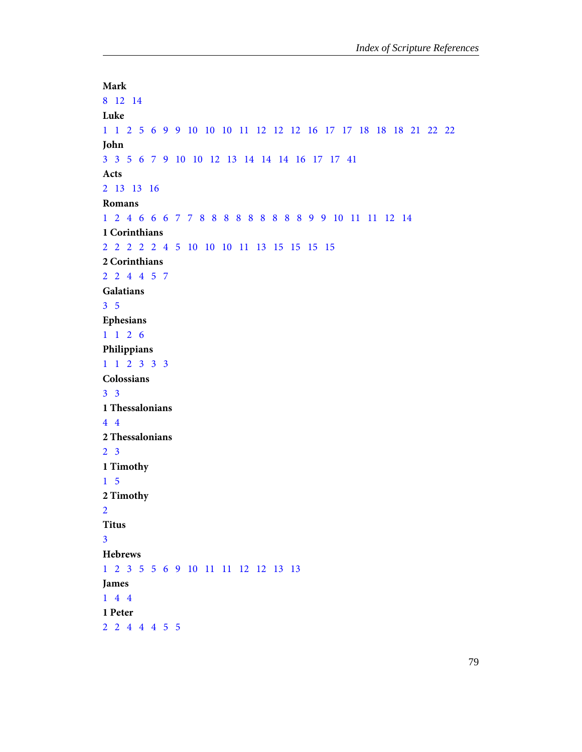**Mark**

8 12 14

**Luke**

1 1 2 5 6 9 9 10 10 10 11 12 12 12 16 17 17 18 18 18 21 22 22

**John**

3 3 5 6 7 9 10 10 12 13 14 14 14 16 17 17 41

**Acts**

2 13 13 16

**Romans**

1 2 4 6 6 6 7 7 8 8 8 8 8 8 8 8 8 9 9 10 11 11 12 14

**1 Corinthians**

2 2 2 2 2 4 5 10 10 10 11 13 15 15 15 15

**2 Corinthians**

2 2 4 4 5 7

**Galatians**

3 5

**Ephesians**

1 1 2 6

**Philippians**

1 1 2 3 3 3

**Colossians**

3 3

**1 Thessalonians**

4 4

**2 Thessalonians**

2 3

**1 Timothy**

1 5

**2 Timothy**

2

**Titus**

3

**Hebrews**

1 2 3 5 5 6 9 10 11 11 12 12 13 13

**James**

1 4 4

**1 Peter**

2 2 4 4 4 5 5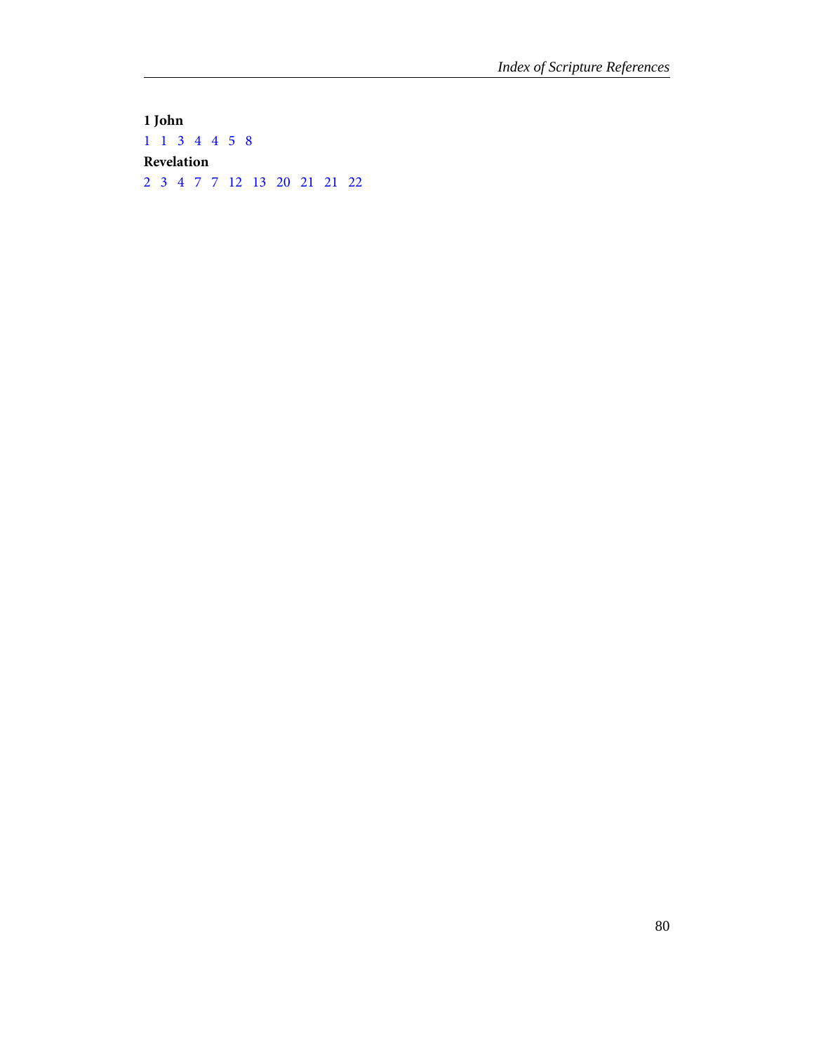**1 John**

1 1 3 4 4 5 8

**Revelation**

2 3 4 7 7 12 13 20 21 21 22